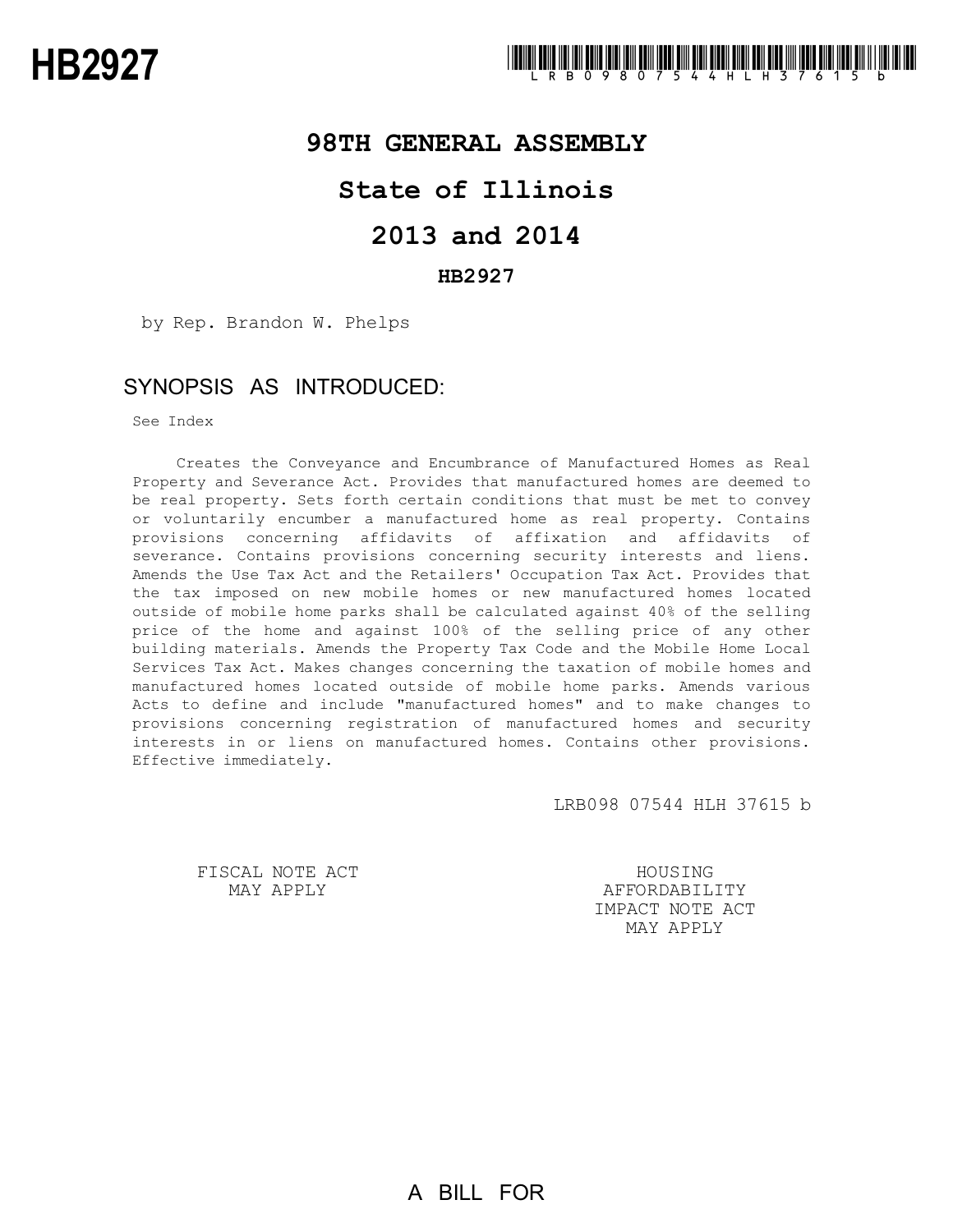# HB2927

LRB098 07544 HLH 37615 b

## 98TH GENERAL ASSEMBLY

## State of Illinois

## 2013 and 2014

### HB2927

by Rep. Brandon W. Phelps

### SYNOPSIS AS INTRODUCED:

See Index

Creates the Conveyance and Encumbrance of Manufactured Homes as Real Property and Severance Act. Provides that manufactured homes are deemed to be real property. Sets forth certain conditions that must be met to convey or voluntarily encumber a manufactured home as real property. Contains provisions concerning affidavits of affixation and affidavits of severance. Contains provisions concerning security interests and liens. Amends the Use Tax Act and the Retailers' Occupation Tax Act. Provides that the tax imposed on new mobile homes or new manufactured homes located outside of mobile home parks shall be calculated against 40% of the selling price of the home and against 100% of the selling price of any other building materials. Amends the Property Tax Code and the Mobile Home Local Services Tax Act. Makes changes concerning the taxation of mobile homes and manufactured homes located outside of mobile home parks. Amends various Acts to define and include "manufactured homes" and to make changes to provisions concerning registration of manufactured homes and security interests in or liens on manufactured homes. Contains other provisions. Effective immediately.

LRB098 07544 HLH 37615 b

FISCAL NOTE ACT MAY APPLY

HOUSING AFFORDABILITY IMPACT NOTE ACT MAY APPLY

A BILL FOR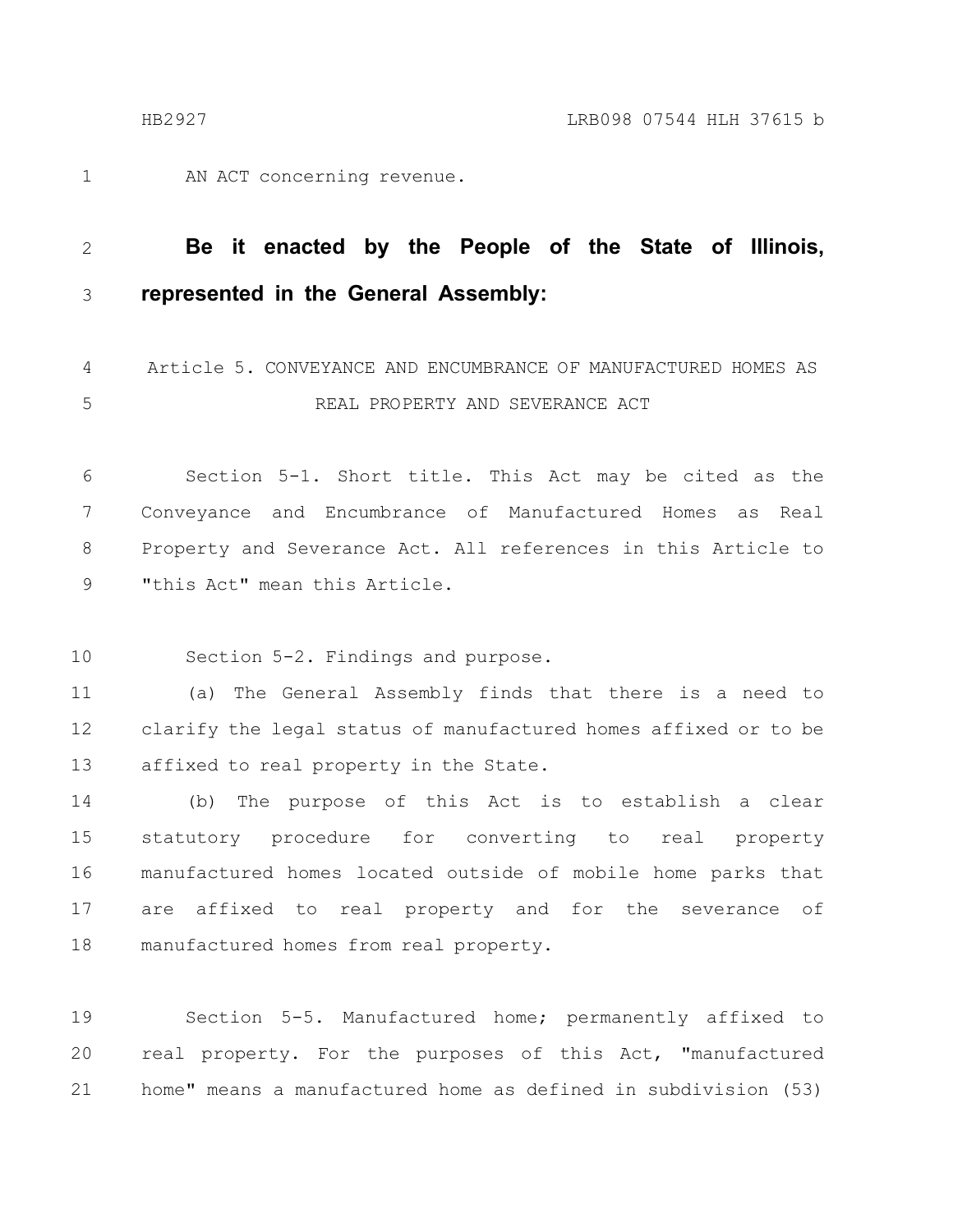AN ACT concerning revenue.

**Be it enacted by the People of the State of Illinois, represented in the General Assembly:**

Article 5. CONVEYANCE AND ENCUMBRANCE OF MANUFACTURED HOMES AS REAL PROPERTY AND SEVERANCE ACT

Section 5-1. Short title. This Act may be cited as the Conveyance and Encumbrance of Manufactured Homes as Real Property and Severance Act. All references in this Article to "this Act" mean this Article.

Section 5-2. Findings and purpose.

(a) The General Assembly finds that there is a need to clarify the legal status of manufactured homes affixed or to be affixed to real property in the State.

(b) The purpose of this Act is to establish a clear statutory procedure for converting to real property manufactured homes located outside of mobile home parks that are affixed to real property and for the severance of manufactured homes from real property.

Section 5-5. Manufactured home; permanently affixed to real property. For the purposes of this Act, "manufactured home" means a manufactured home as defined in subdivision (53)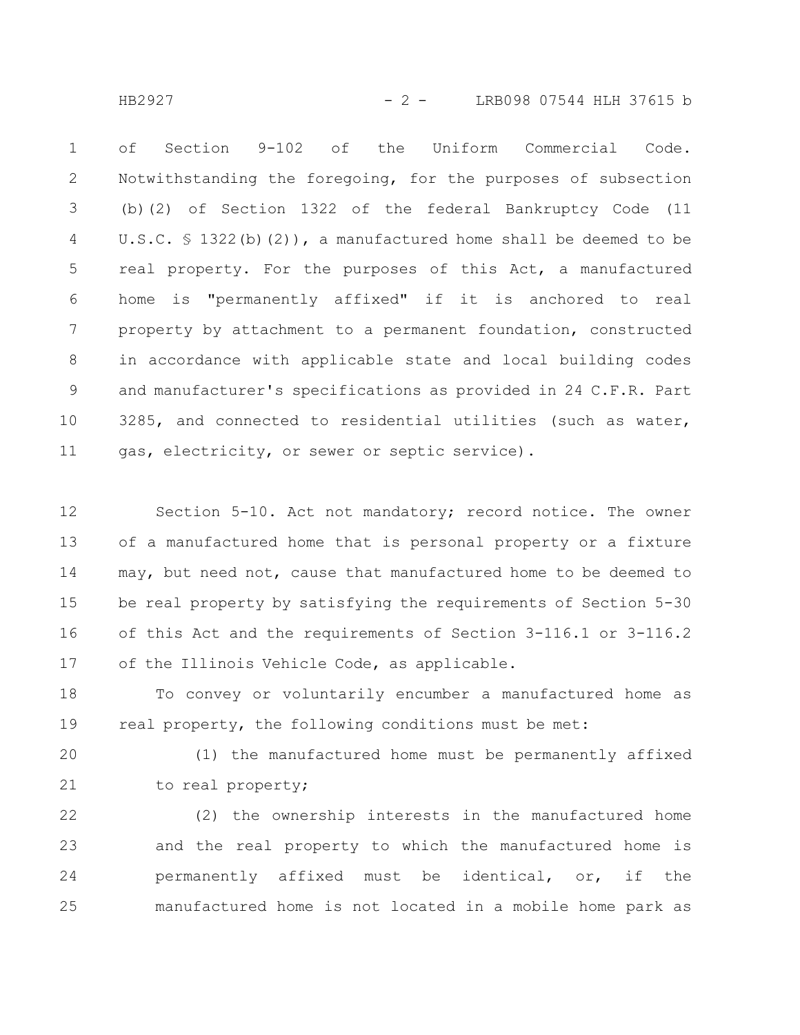of Section 9-102 of the Uniform Commercial Code. Notwithstanding the foregoing, for the purposes of subsection (b)(2) of Section 1322 of the federal Bankruptcy Code (11 U.S.C. § 1322(b)(2)), a manufactured home shall be deemed to be real property. For the purposes of this Act, a manufactured home is "permanently affixed" if it is anchored to real property by attachment to a permanent foundation, constructed in accordance with applicable state and local building codes and manufacturer's specifications as provided in 24 C.F.R. Part 3285, and connected to residential utilities (such as water, gas, electricity, or sewer or septic service).

Section 5-10. Act not mandatory; record notice. The owner of a manufactured home that is personal property or a fixture may, but need not, cause that manufactured home to be deemed to be real property by satisfying the requirements of Section 5-30 of this Act and the requirements of Section 3-116.1 or 3-116.2 of the Illinois Vehicle Code, as applicable.

To convey or voluntarily encumber a manufactured home as real property, the following conditions must be met:

(1) the manufactured home must be permanently affixed to real property;

(2) the ownership interests in the manufactured home and the real property to which the manufactured home is permanently affixed must be identical, or, if the manufactured home is not located in a mobile home park as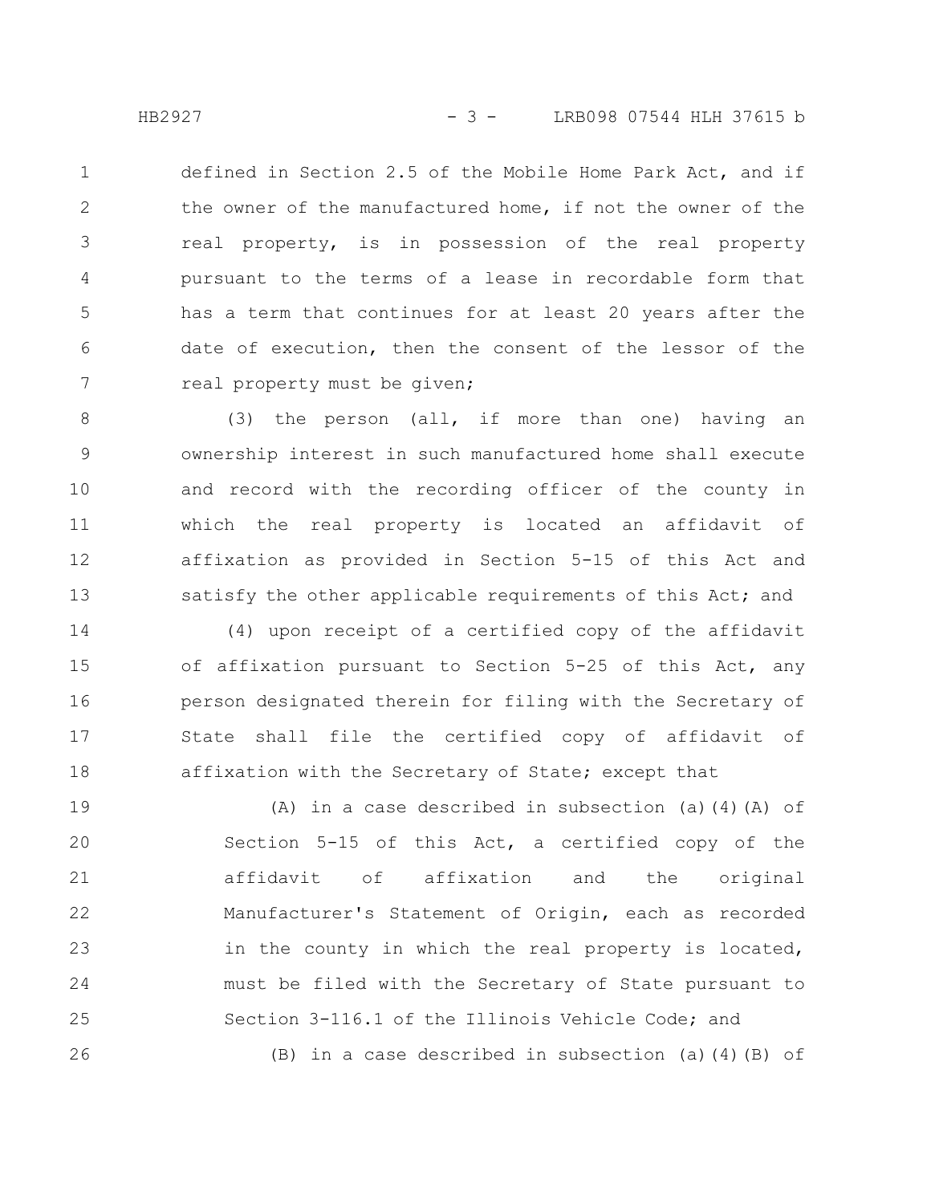defined in Section 2.5 of the Mobile Home Park Act, and if the owner of the manufactured home, if not the owner of the real property, is in possession of the real property pursuant to the terms of a lease in recordable form that has a term that continues for at least 20 years after the date of execution, then the consent of the lessor of the real property must be given;

(3) the person (all, if more than one) having an ownership interest in such manufactured home shall execute and record with the recording officer of the county in which the real property is located an affidavit of affixation as provided in Section 5-15 of this Act and satisfy the other applicable requirements of this Act; and

(4) upon receipt of a certified copy of the affidavit of affixation pursuant to Section 5-25 of this Act, any person designated therein for filing with the Secretary of State shall file the certified copy of affidavit of affixation with the Secretary of State; except that

(A) in a case described in subsection (a)(4)(A) of Section 5-15 of this Act, a certified copy of the affidavit of affixation and the original Manufacturer's Statement of Origin, each as recorded in the county in which the real property is located, must be filed with the Secretary of State pursuant to Section 3-116.1 of the Illinois Vehicle Code; and

(B) in a case described in subsection (a)(4)(B) of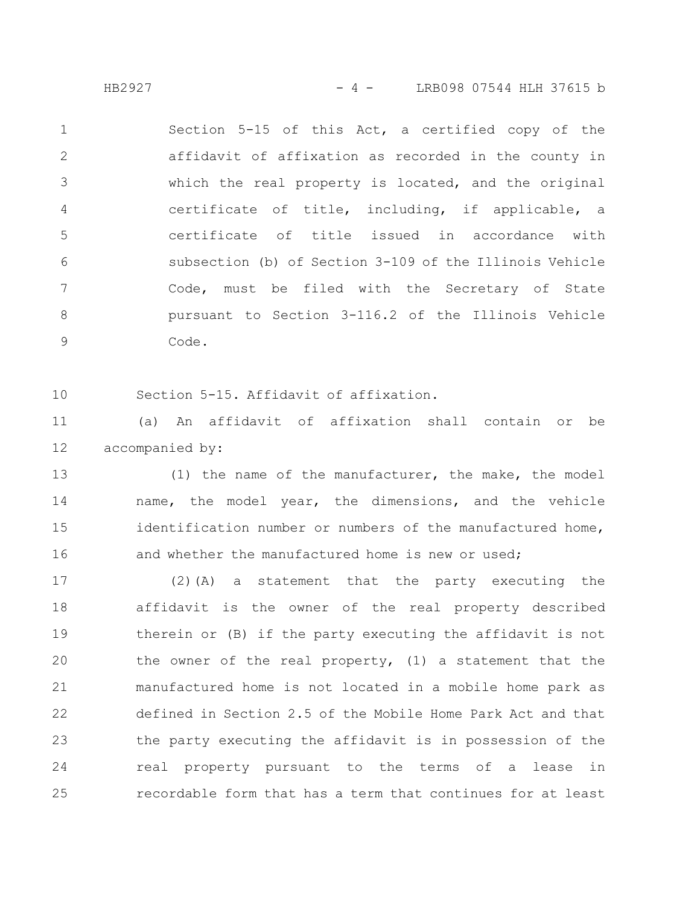Section 5-15 of this Act, a certified copy of the affidavit of affixation as recorded in the county in which the real property is located, and the original certificate of title, including, if applicable, a certificate of title issued in accordance with subsection (b) of Section 3-109 of the Illinois Vehicle Code, must be filed with the Secretary of State pursuant to Section 3-116.2 of the Illinois Vehicle Code.

Section 5-15. Affidavit of affixation.

(a) An affidavit of affixation shall contain or be accompanied by:

(1) the name of the manufacturer, the make, the model name, the model year, the dimensions, and the vehicle identification number or numbers of the manufactured home, and whether the manufactured home is new or used;

(2)(A) a statement that the party executing the affidavit is the owner of the real property described therein or (B) if the party executing the affidavit is not the owner of the real property, (1) a statement that the manufactured home is not located in a mobile home park as defined in Section 2.5 of the Mobile Home Park Act and that the party executing the affidavit is in possession of the real property pursuant to the terms of a lease in recordable form that has a term that continues for at least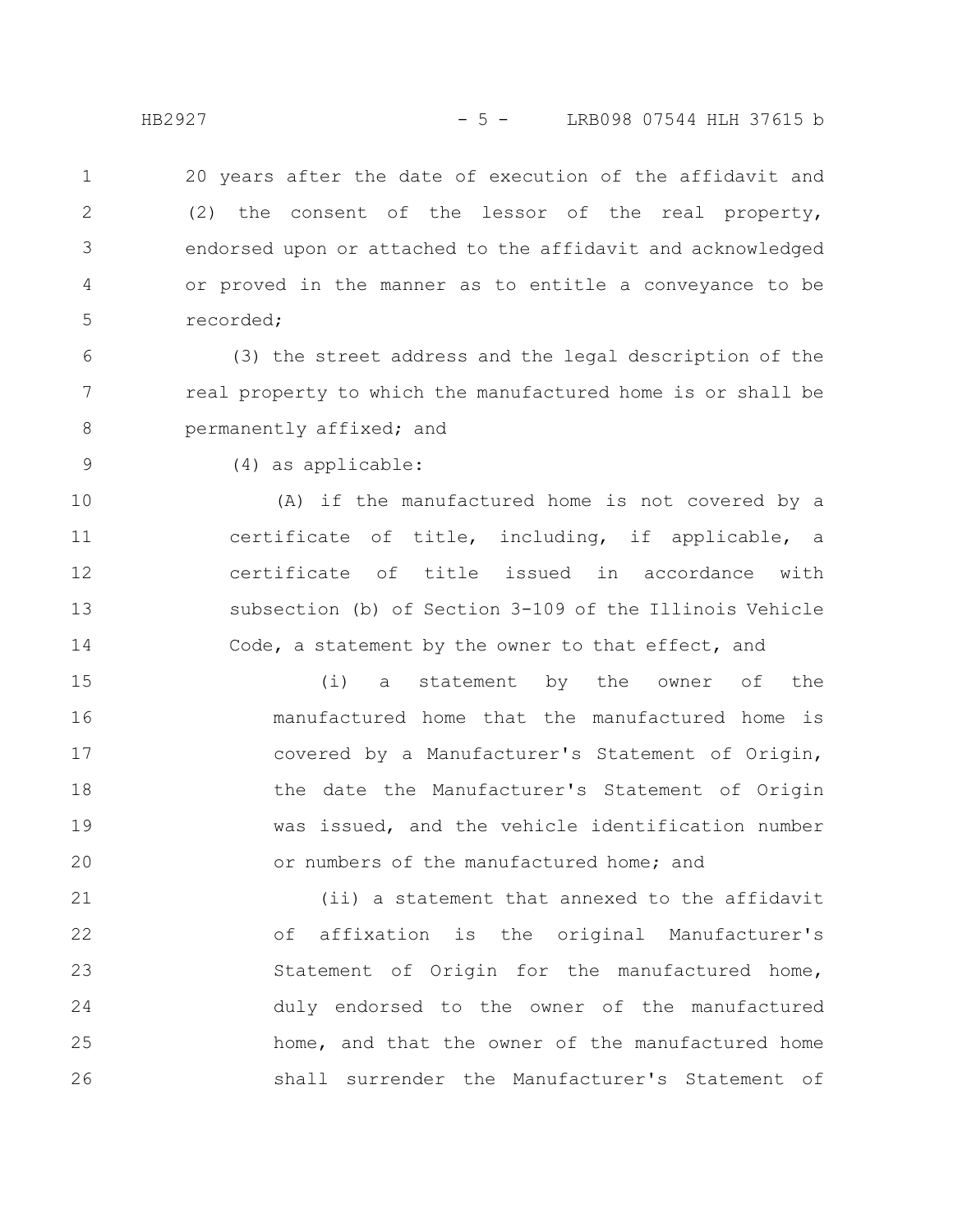20 years after the date of execution of the affidavit and (2) the consent of the lessor of the real property, endorsed upon or attached to the affidavit and acknowledged or proved in the manner as to entitle a conveyance to be recorded;

(3) the street address and the legal description of the real property to which the manufactured home is or shall be permanently affixed; and

(4) as applicable:

(A) if the manufactured home is not covered by a certificate of title, including, if applicable, a certificate of title issued in accordance with subsection (b) of Section 3-109 of the Illinois Vehicle Code, a statement by the owner to that effect, and

(i) a statement by the owner of the manufactured home that the manufactured home is covered by a Manufacturer's Statement of Origin, the date the Manufacturer's Statement of Origin was issued, and the vehicle identification number or numbers of the manufactured home; and

(ii) a statement that annexed to the affidavit of affixation is the original Manufacturer's Statement of Origin for the manufactured home, duly endorsed to the owner of the manufactured home, and that the owner of the manufactured home shall surrender the Manufacturer's Statement of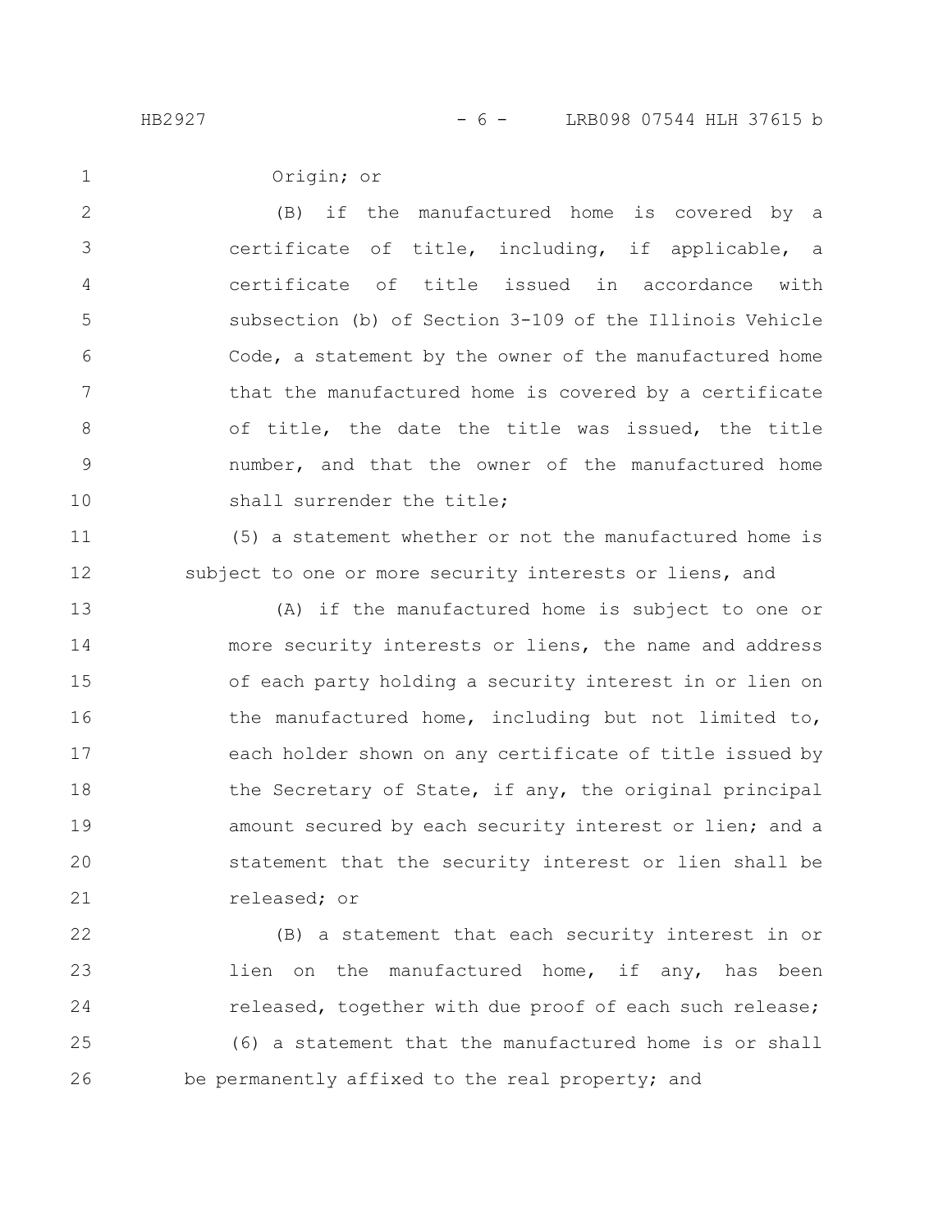Origin; or

(B) if the manufactured home is covered by a certificate of title, including, if applicable, a certificate of title issued in accordance with subsection (b) of Section 3-109 of the Illinois Vehicle Code, a statement by the owner of the manufactured home that the manufactured home is covered by a certificate of title, the date the title was issued, the title number, and that the owner of the manufactured home shall surrender the title;

(5) a statement whether or not the manufactured home is subject to one or more security interests or liens, and

(A) if the manufactured home is subject to one or more security interests or liens, the name and address of each party holding a security interest in or lien on the manufactured home, including but not limited to, each holder shown on any certificate of title issued by the Secretary of State, if any, the original principal amount secured by each security interest or lien; and a statement that the security interest or lien shall be released; or

(B) a statement that each security interest in or lien on the manufactured home, if any, has been released, together with due proof of each such release;

(6) a statement that the manufactured home is or shall be permanently affixed to the real property; and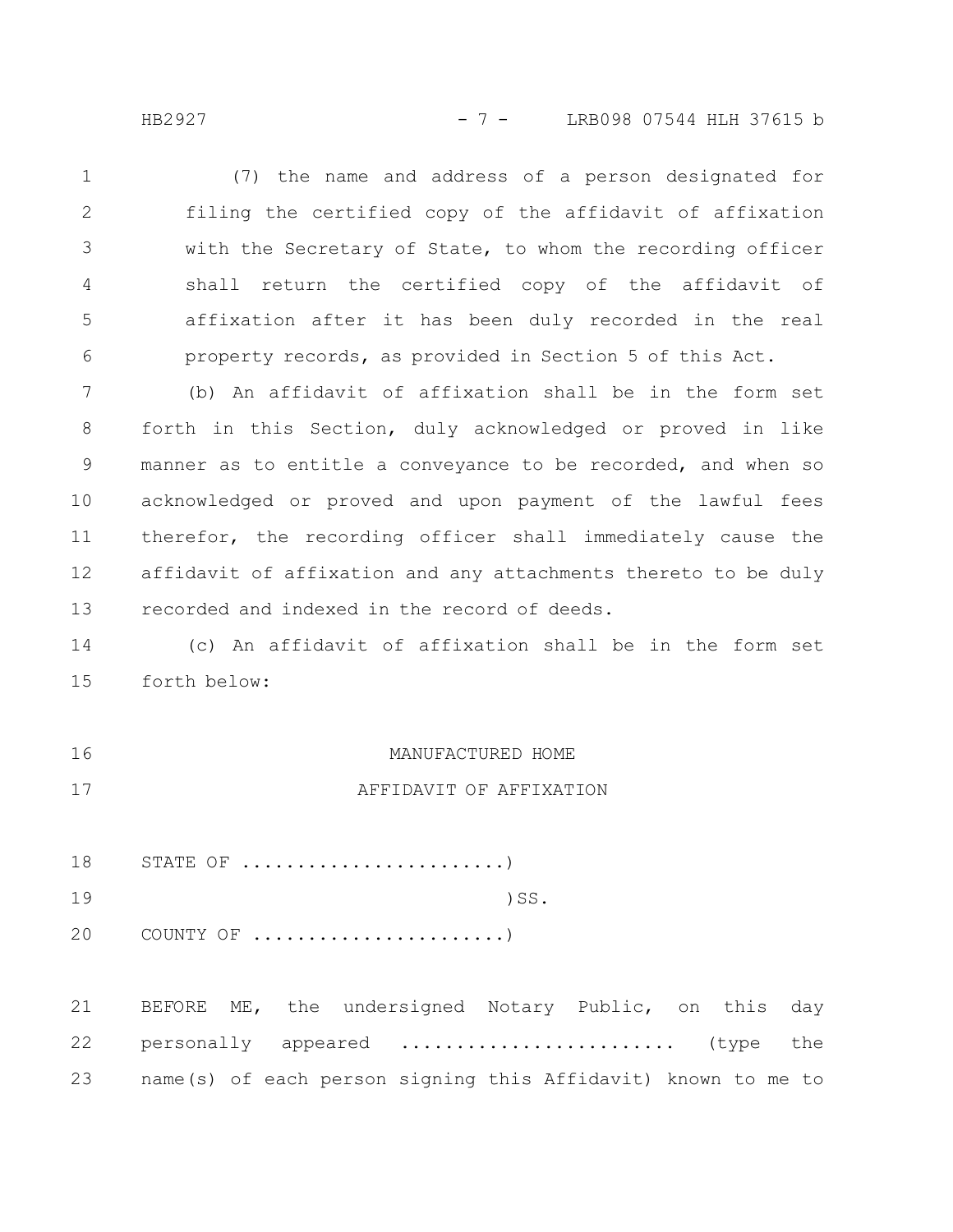(7) the name and address of a person designated for filing the certified copy of the affidavit of affixation with the Secretary of State, to whom the recording officer shall return the certified copy of the affidavit of affixation after it has been duly recorded in the real property records, as provided in Section 5 of this Act.

(b) An affidavit of affixation shall be in the form set forth in this Section, duly acknowledged or proved in like manner as to entitle a conveyance to be recorded, and when so acknowledged or proved and upon payment of the lawful fees therefor, the recording officer shall immediately cause the affidavit of affixation and any attachments thereto to be duly recorded and indexed in the record of deeds.

(c) An affidavit of affixation shall be in the form set forth below:

MANUFACTURED HOME

AFFIDAVIT OF AFFIXATION

STATE OF .......................)

)SS.

COUNTY OF ......................)

BEFORE ME, the undersigned Notary Public, on this day personally appeared ........................ (type the name(s) of each person signing this Affidavit) known to me to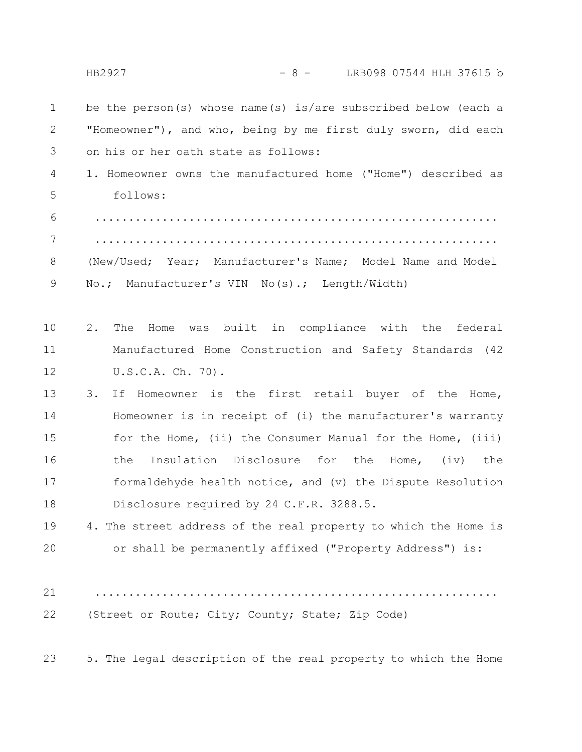be the person(s) whose name(s) is/are subscribed below (each a "Homeowner"), and who, being by me first duly sworn, did each on his or her oath state as follows:

1. Homeowner owns the manufactured home ("Home") described as follows:

   ............................................................

   ............................................................

   (New/Used; Year; Manufacturer's Name; Model Name and Model No.; Manufacturer's VIN No(s).; Length/Width)

2. The Home was built in compliance with the federal Manufactured Home Construction and Safety Standards (42 U.S.C.A. Ch. 70).

3. If Homeowner is the first retail buyer of the Home, Homeowner is in receipt of (i) the manufacturer's warranty for the Home, (ii) the Consumer Manual for the Home, (iii) the Insulation Disclosure for the Home, (iv) the formaldehyde health notice, and (v) the Dispute Resolution Disclosure required by 24 C.F.R. 3288.5.

4. The street address of the real property to which the Home is or shall be permanently affixed ("Property Address") is:

   ............................................................

   (Street or Route; City; County; State; Zip Code)

5. The legal description of the real property to which the Home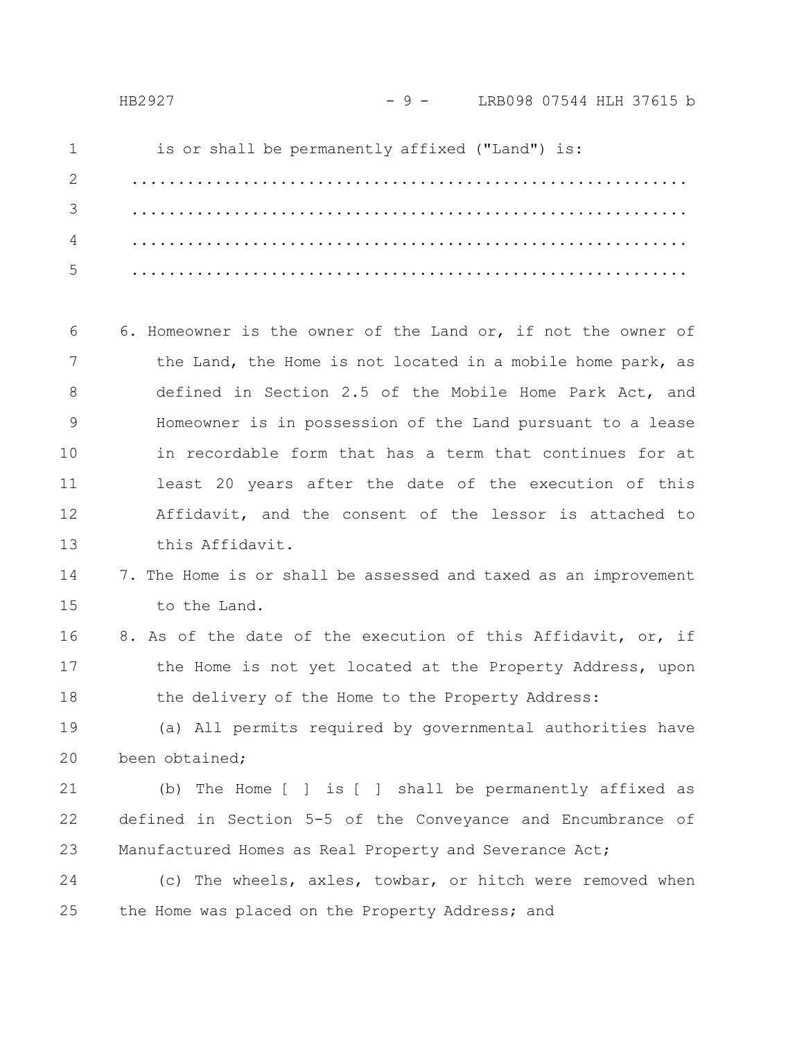is or shall be permanently affixed ("Land") is:

..............................................................
..............................................................
..............................................................
..............................................................

6. Homeowner is the owner of the Land or, if not the owner of the Land, the Home is not located in a mobile home park, as defined in Section 2.5 of the Mobile Home Park Act, and Homeowner is in possession of the Land pursuant to a lease in recordable form that has a term that continues for at least 20 years after the date of the execution of this Affidavit, and the consent of the lessor is attached to this Affidavit.
7. The Home is or shall be assessed and taxed as an improvement to the Land.
8. As of the date of the execution of this Affidavit, or, if the Home is not yet located at the Property Address, upon the delivery of the Home to the Property Address:

(a) All permits required by governmental authorities have been obtained;

(b) The Home [ ] is [ ] shall be permanently affixed as defined in Section 5-5 of the Conveyance and Encumbrance of Manufactured Homes as Real Property and Severance Act;

(c) The wheels, axles, towbar, or hitch were removed when the Home was placed on the Property Address; and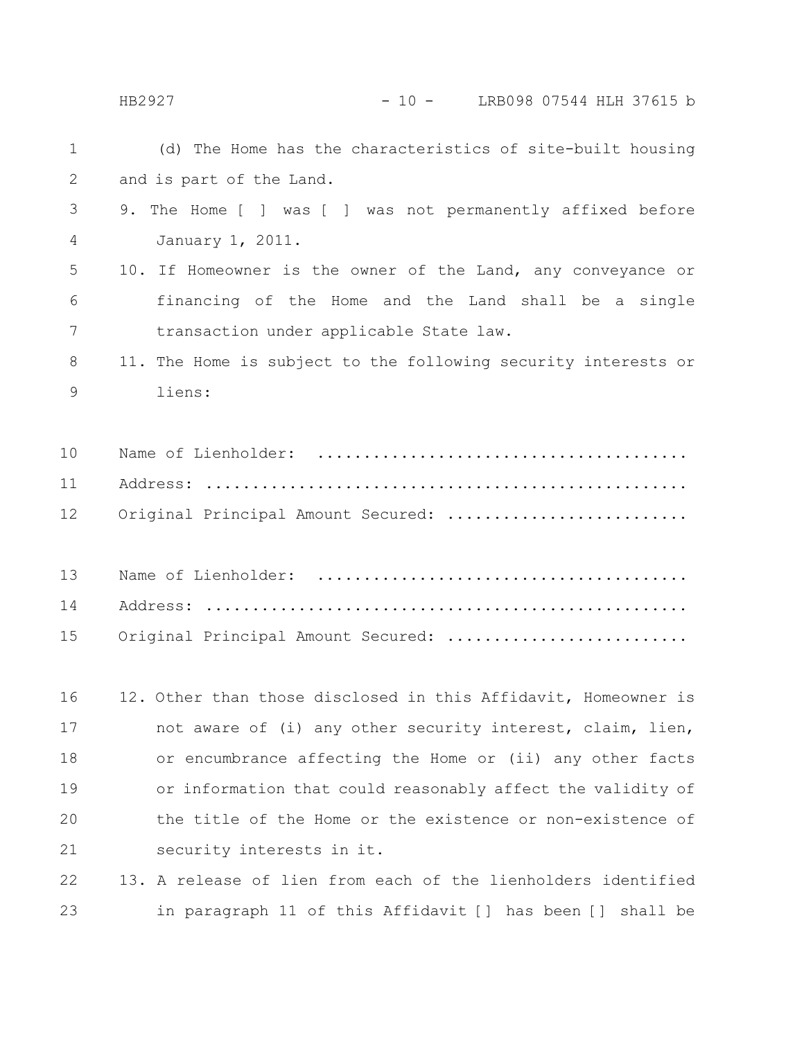(d) The Home has the characteristics of site-built housing and is part of the Land.

9. The Home [ ] was [ ] was not permanently affixed before January 1, 2011.

10. If Homeowner is the owner of the Land, any conveyance or financing of the Home and the Land shall be a single transaction under applicable State law.

11. The Home is subject to the following security interests or liens:

Name of Lienholder: .......................................
Address: ...................................................
Original Principal Amount Secured: .........................

Name of Lienholder: .......................................
Address: ...................................................
Original Principal Amount Secured: .........................

12. Other than those disclosed in this Affidavit, Homeowner is not aware of (i) any other security interest, claim, lien, or encumbrance affecting the Home or (ii) any other facts or information that could reasonably affect the validity of the title of the Home or the existence or non-existence of security interests in it.

13. A release of lien from each of the lienholders identified in paragraph 11 of this Affidavit [] has been [] shall be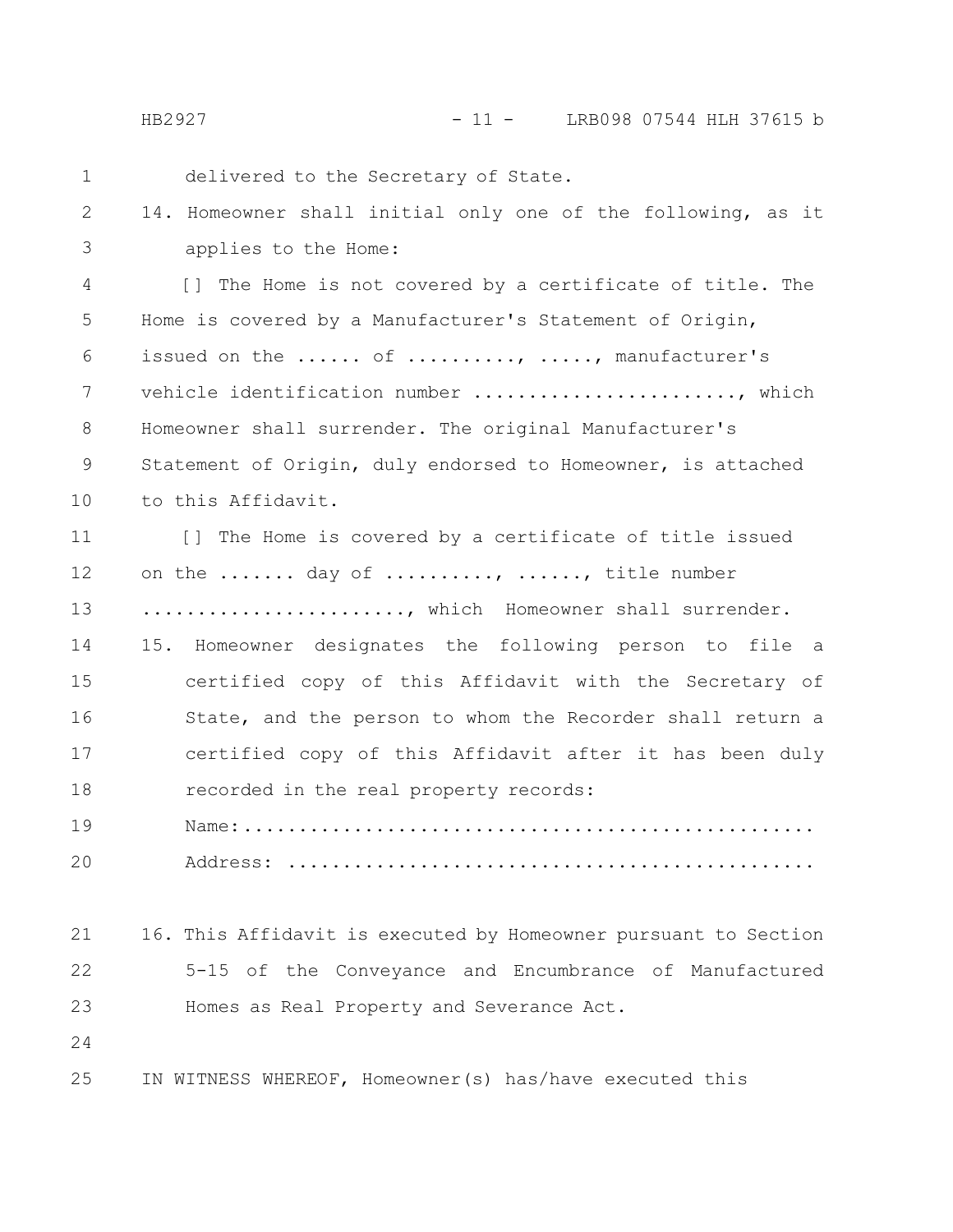delivered to the Secretary of State.

14. Homeowner shall initial only one of the following, as it applies to the Home:

[] The Home is not covered by a certificate of title. The Home is covered by a Manufacturer's Statement of Origin, issued on the ...... of ........., ....., manufacturer's vehicle identification number ......................., which Homeowner shall surrender. The original Manufacturer's Statement of Origin, duly endorsed to Homeowner, is attached to this Affidavit.

[] The Home is covered by a certificate of title issued on the ....... day of ........., ......, title number ......................., which Homeowner shall surrender.

15. Homeowner designates the following person to file a certified copy of this Affidavit with the Secretary of State, and the person to whom the Recorder shall return a certified copy of this Affidavit after it has been duly recorded in the real property records:

Name:..................................................

Address: ..............................................

16. This Affidavit is executed by Homeowner pursuant to Section 5-15 of the Conveyance and Encumbrance of Manufactured Homes as Real Property and Severance Act.

IN WITNESS WHEREOF, Homeowner(s) has/have executed this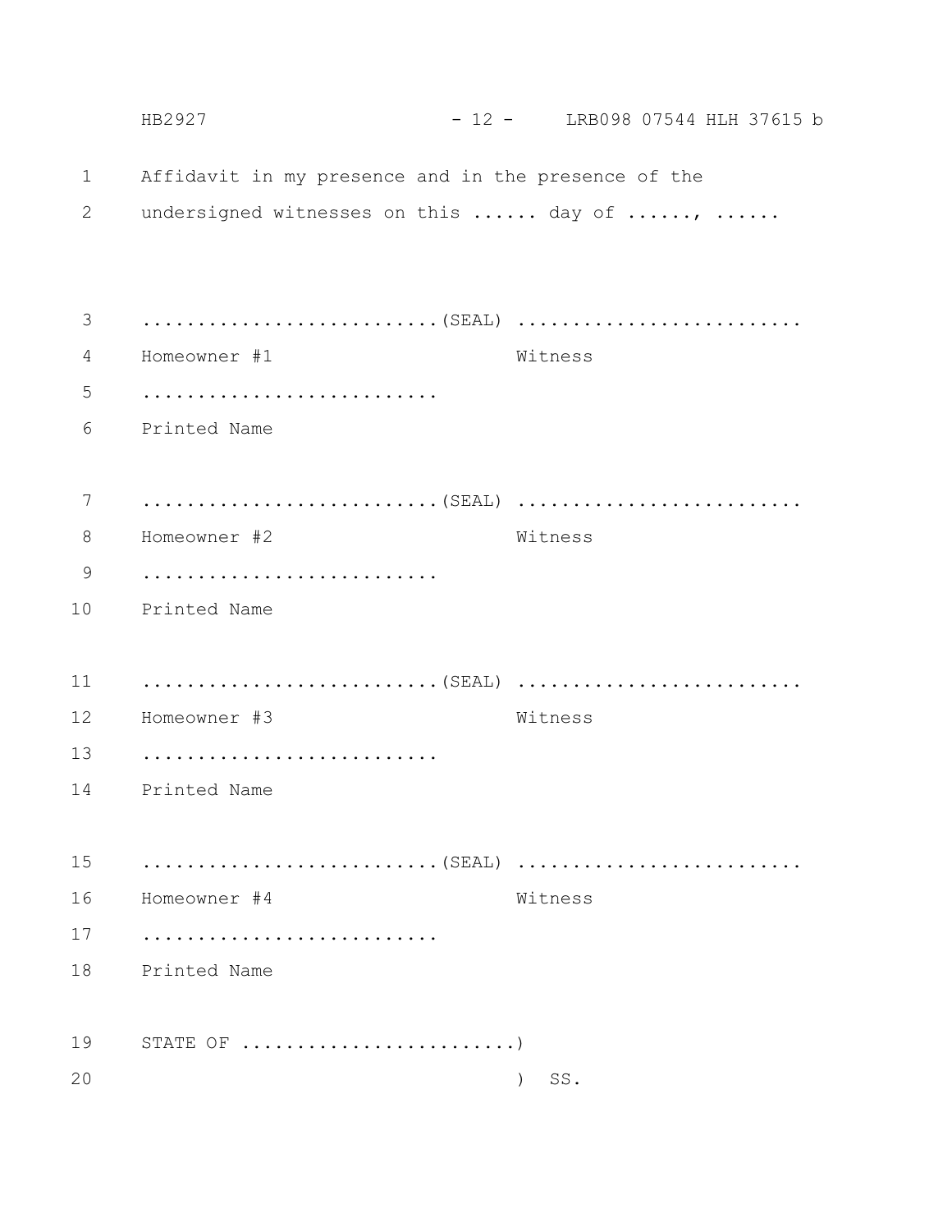Affidavit in my presence and in the presence of the undersigned witnesses on this ...... day of ......, ......

........................... (SEAL) ..........................
Homeowner #1 Witness
...........................
Printed Name

........................... (SEAL) ..........................
Homeowner #2 Witness
...........................
Printed Name

........................... (SEAL) ..........................
Homeowner #3 Witness
...........................
Printed Name

........................... (SEAL) ..........................
Homeowner #4 Witness
...........................
Printed Name

STATE OF ........................)
) SS.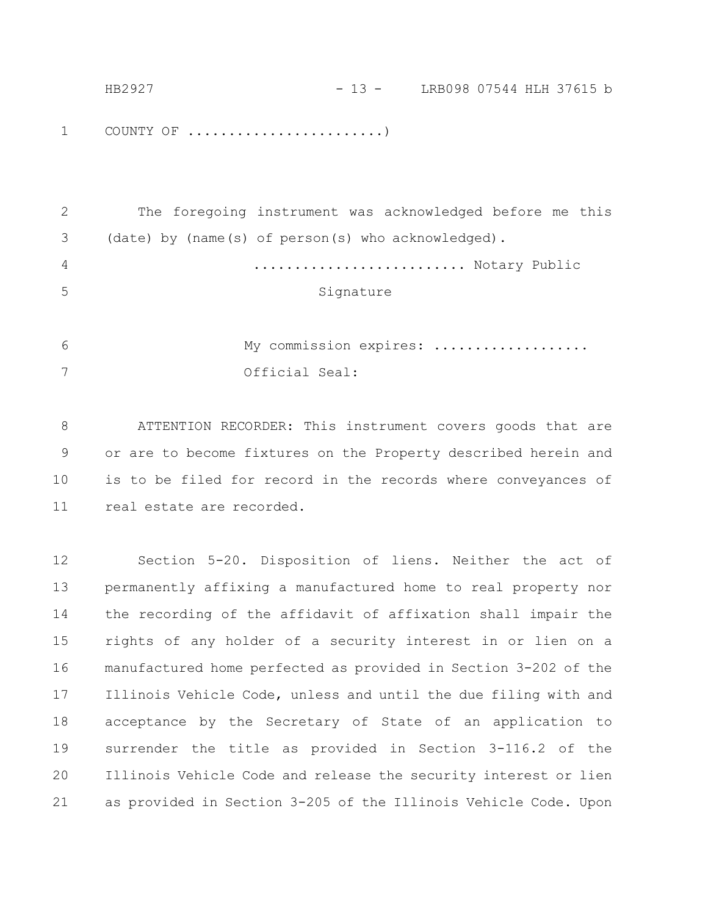COUNTY OF .......................)

The foregoing instrument was acknowledged before me this (date) by (name(s) of person(s) who acknowledged).

......................... Notary Public

Signature

My commission expires: ..................

Official Seal:

ATTENTION RECORDER: This instrument covers goods that are or are to become fixtures on the Property described herein and is to be filed for record in the records where conveyances of real estate are recorded.

Section 5-20. Disposition of liens. Neither the act of permanently affixing a manufactured home to real property nor the recording of the affidavit of affixation shall impair the rights of any holder of a security interest in or lien on a manufactured home perfected as provided in Section 3-202 of the Illinois Vehicle Code, unless and until the due filing with and acceptance by the Secretary of State of an application to surrender the title as provided in Section 3-116.2 of the Illinois Vehicle Code and release the security interest or lien as provided in Section 3-205 of the Illinois Vehicle Code. Upon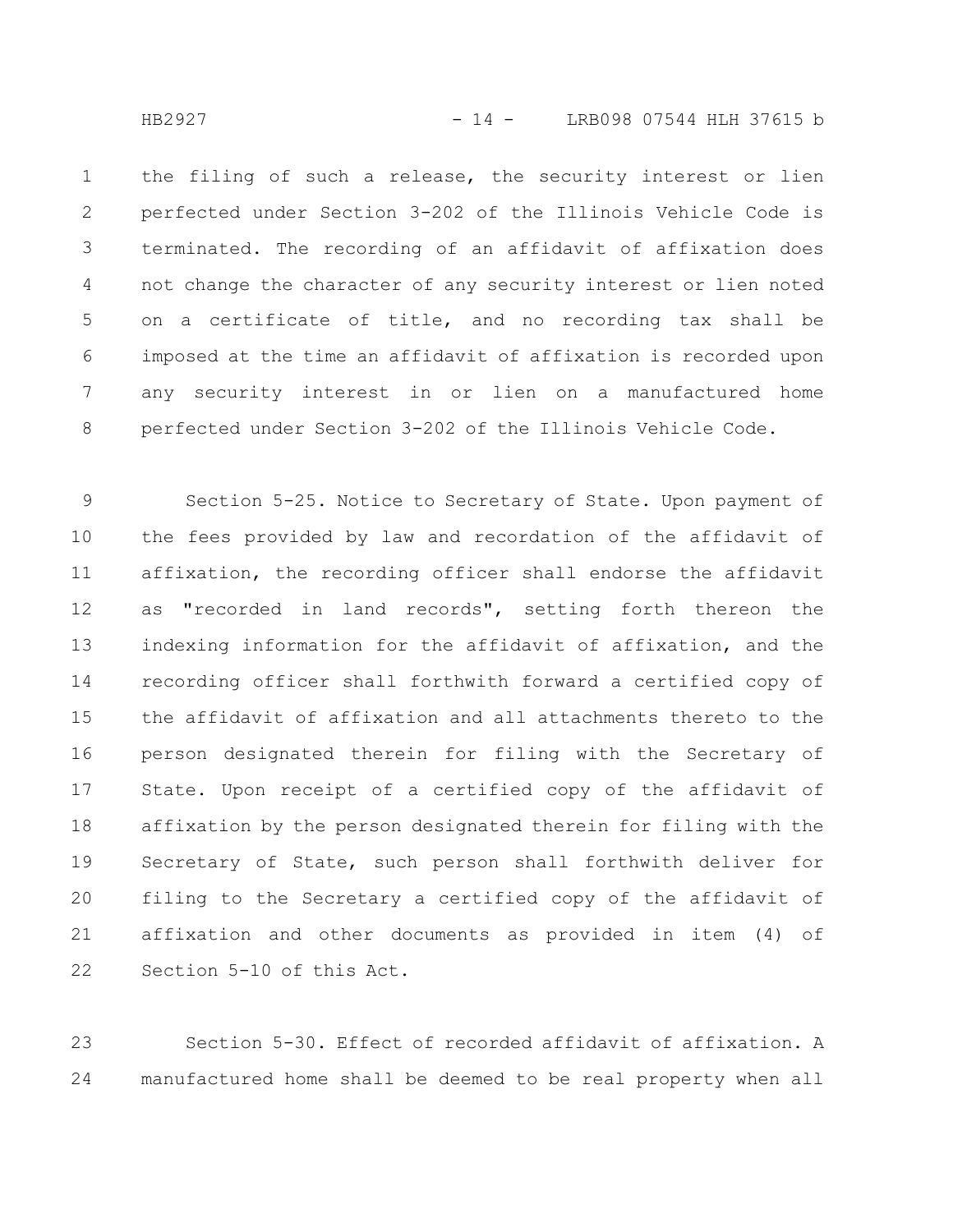the filing of such a release, the security interest or lien perfected under Section 3-202 of the Illinois Vehicle Code is terminated. The recording of an affidavit of affixation does not change the character of any security interest or lien noted on a certificate of title, and no recording tax shall be imposed at the time an affidavit of affixation is recorded upon any security interest in or lien on a manufactured home perfected under Section 3-202 of the Illinois Vehicle Code.

Section 5-25. Notice to Secretary of State. Upon payment of the fees provided by law and recordation of the affidavit of affixation, the recording officer shall endorse the affidavit as "recorded in land records", setting forth thereon the indexing information for the affidavit of affixation, and the recording officer shall forthwith forward a certified copy of the affidavit of affixation and all attachments thereto to the person designated therein for filing with the Secretary of State. Upon receipt of a certified copy of the affidavit of affixation by the person designated therein for filing with the Secretary of State, such person shall forthwith deliver for filing to the Secretary a certified copy of the affidavit of affixation and other documents as provided in item (4) of Section 5-10 of this Act.

Section 5-30. Effect of recorded affidavit of affixation. A manufactured home shall be deemed to be real property when all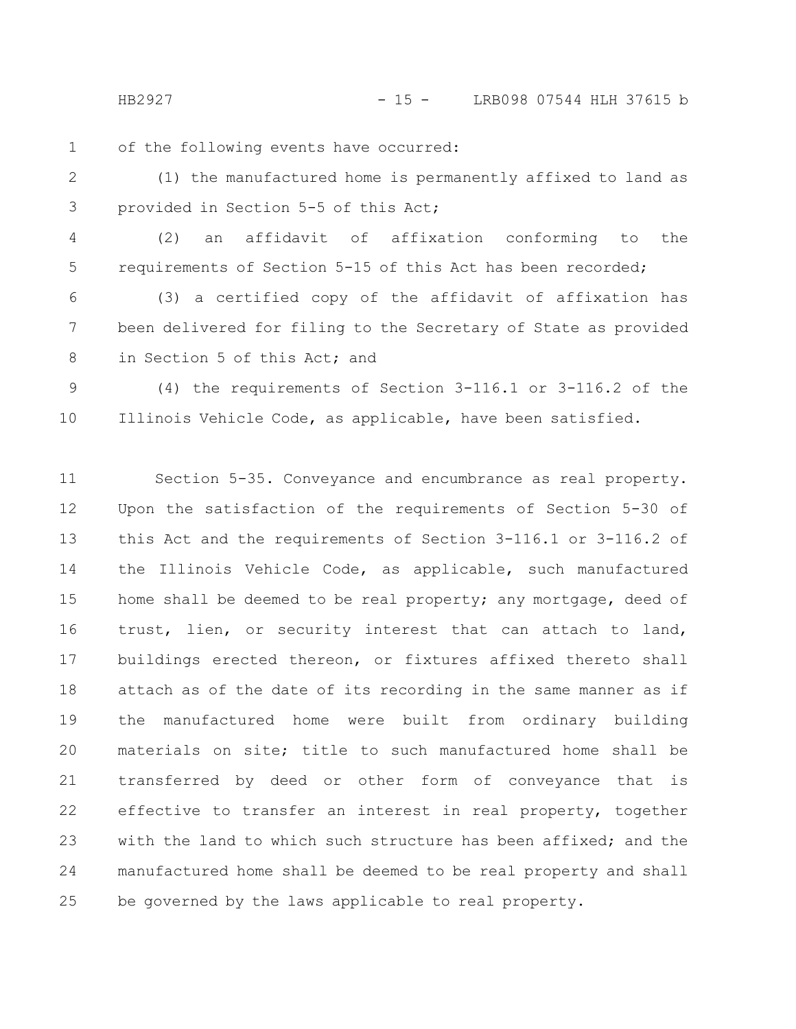of the following events have occurred:

(1) the manufactured home is permanently affixed to land as provided in Section 5-5 of this Act;

(2) an affidavit of affixation conforming to the requirements of Section 5-15 of this Act has been recorded;

(3) a certified copy of the affidavit of affixation has been delivered for filing to the Secretary of State as provided in Section 5 of this Act; and

(4) the requirements of Section 3-116.1 or 3-116.2 of the Illinois Vehicle Code, as applicable, have been satisfied.

Section 5-35. Conveyance and encumbrance as real property. Upon the satisfaction of the requirements of Section 5-30 of this Act and the requirements of Section 3-116.1 or 3-116.2 of the Illinois Vehicle Code, as applicable, such manufactured home shall be deemed to be real property; any mortgage, deed of trust, lien, or security interest that can attach to land, buildings erected thereon, or fixtures affixed thereto shall attach as of the date of its recording in the same manner as if the manufactured home were built from ordinary building materials on site; title to such manufactured home shall be transferred by deed or other form of conveyance that is effective to transfer an interest in real property, together with the land to which such structure has been affixed; and the manufactured home shall be deemed to be real property and shall be governed by the laws applicable to real property.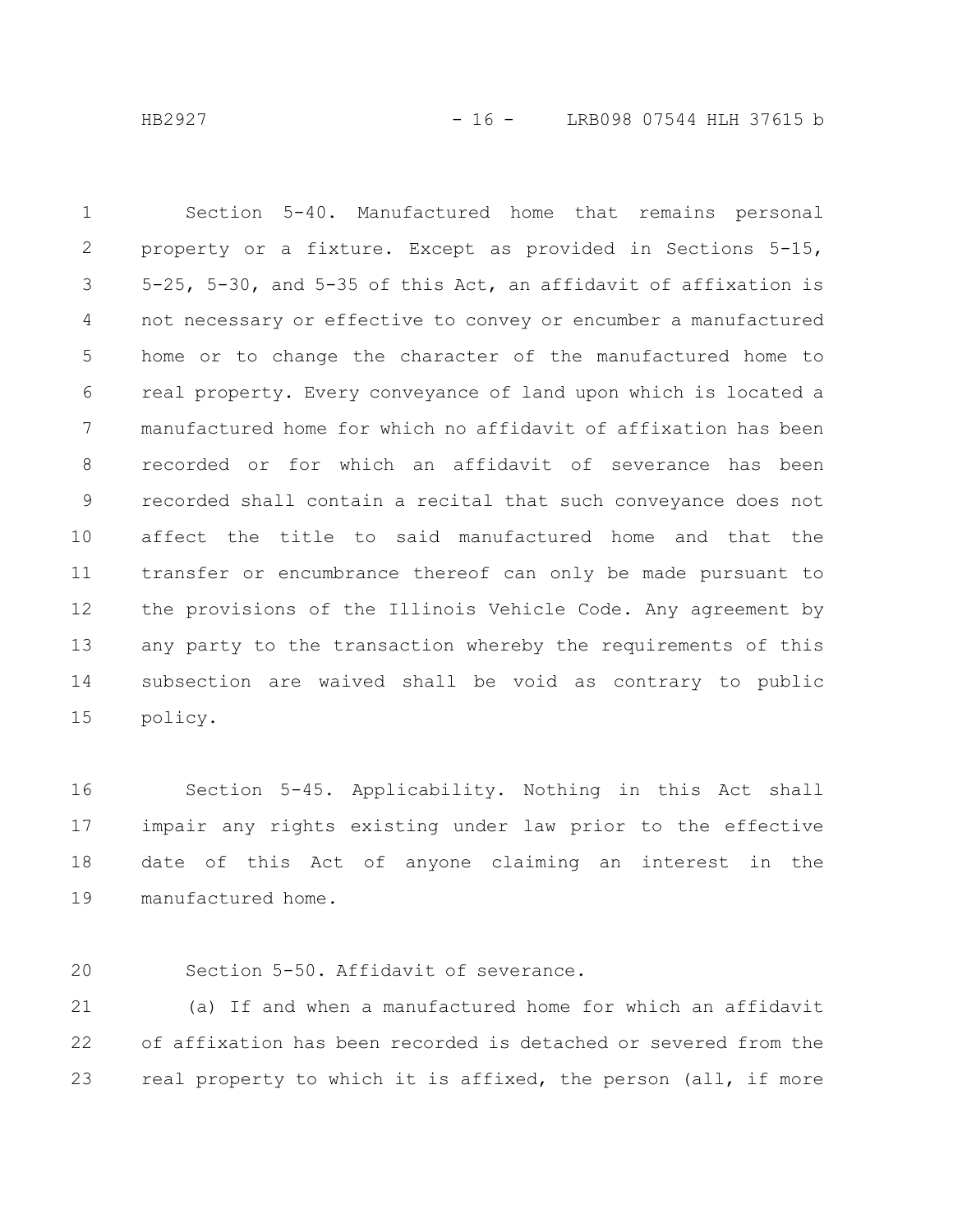Section 5-40. Manufactured home that remains personal property or a fixture. Except as provided in Sections 5-15, 5-25, 5-30, and 5-35 of this Act, an affidavit of affixation is not necessary or effective to convey or encumber a manufactured home or to change the character of the manufactured home to real property. Every conveyance of land upon which is located a manufactured home for which no affidavit of affixation has been recorded or for which an affidavit of severance has been recorded shall contain a recital that such conveyance does not affect the title to said manufactured home and that the transfer or encumbrance thereof can only be made pursuant to the provisions of the Illinois Vehicle Code. Any agreement by any party to the transaction whereby the requirements of this subsection are waived shall be void as contrary to public policy.

Section 5-45. Applicability. Nothing in this Act shall impair any rights existing under law prior to the effective date of this Act of anyone claiming an interest in the manufactured home.

Section 5-50. Affidavit of severance.

(a) If and when a manufactured home for which an affidavit of affixation has been recorded is detached or severed from the real property to which it is affixed, the person (all, if more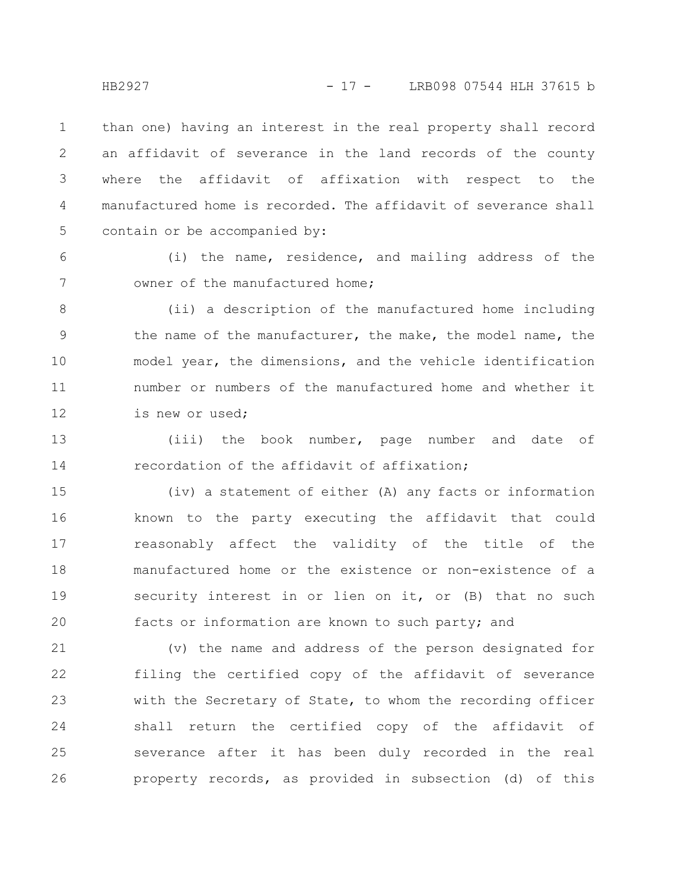than one) having an interest in the real property shall record an affidavit of severance in the land records of the county where the affidavit of affixation with respect to the manufactured home is recorded. The affidavit of severance shall contain or be accompanied by:

(i) the name, residence, and mailing address of the owner of the manufactured home;

(ii) a description of the manufactured home including the name of the manufacturer, the make, the model name, the model year, the dimensions, and the vehicle identification number or numbers of the manufactured home and whether it is new or used;

(iii) the book number, page number and date of recordation of the affidavit of affixation;

(iv) a statement of either (A) any facts or information known to the party executing the affidavit that could reasonably affect the validity of the title of the manufactured home or the existence or non-existence of a security interest in or lien on it, or (B) that no such facts or information are known to such party; and

(v) the name and address of the person designated for filing the certified copy of the affidavit of severance with the Secretary of State, to whom the recording officer shall return the certified copy of the affidavit of severance after it has been duly recorded in the real property records, as provided in subsection (d) of this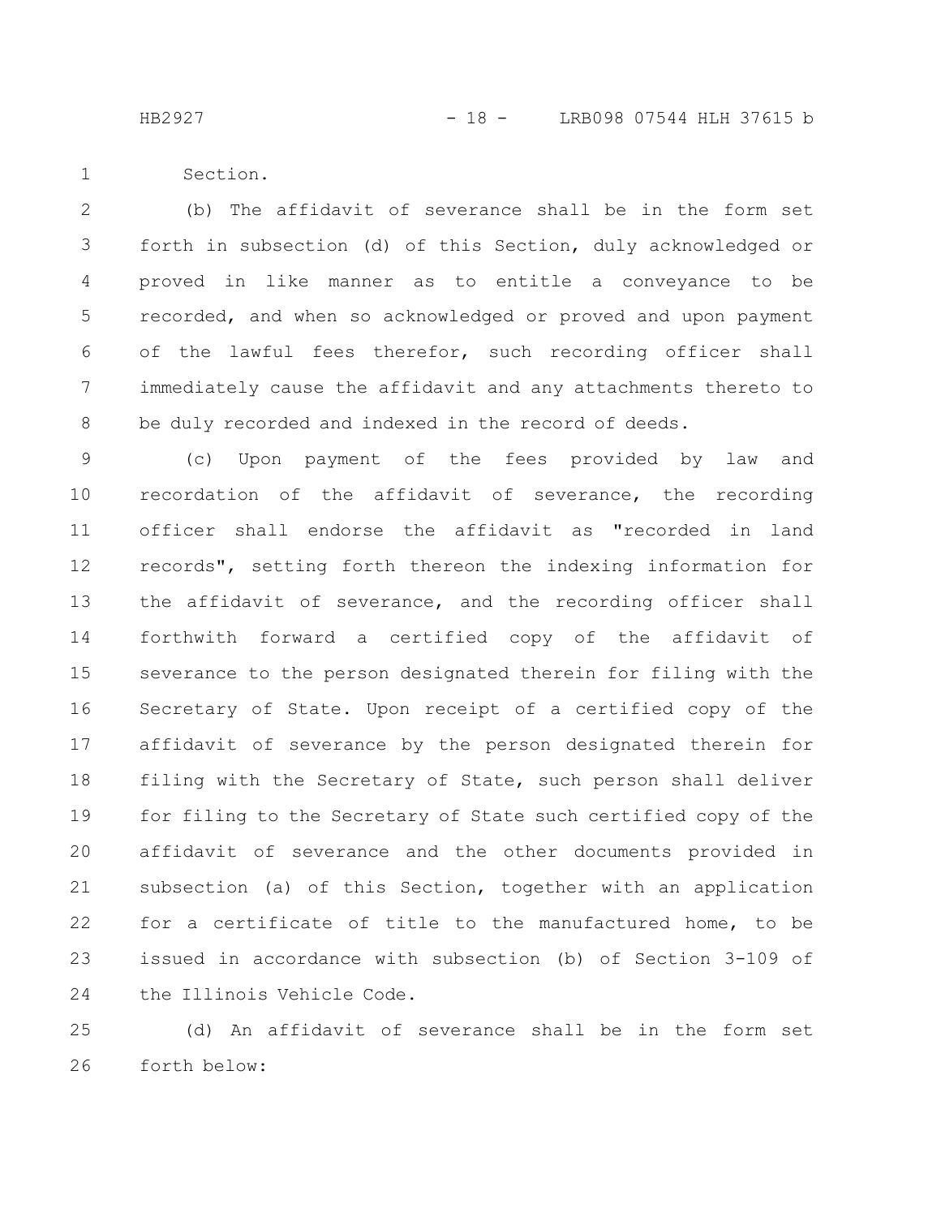Section.

(b) The affidavit of severance shall be in the form set forth in subsection (d) of this Section, duly acknowledged or proved in like manner as to entitle a conveyance to be recorded, and when so acknowledged or proved and upon payment of the lawful fees therefor, such recording officer shall immediately cause the affidavit and any attachments thereto to be duly recorded and indexed in the record of deeds.

(c) Upon payment of the fees provided by law and recordation of the affidavit of severance, the recording officer shall endorse the affidavit as "recorded in land records", setting forth thereon the indexing information for the affidavit of severance, and the recording officer shall forthwith forward a certified copy of the affidavit of severance to the person designated therein for filing with the Secretary of State. Upon receipt of a certified copy of the affidavit of severance by the person designated therein for filing with the Secretary of State, such person shall deliver for filing to the Secretary of State such certified copy of the affidavit of severance and the other documents provided in subsection (a) of this Section, together with an application for a certificate of title to the manufactured home, to be issued in accordance with subsection (b) of Section 3-109 of the Illinois Vehicle Code.

(d) An affidavit of severance shall be in the form set forth below: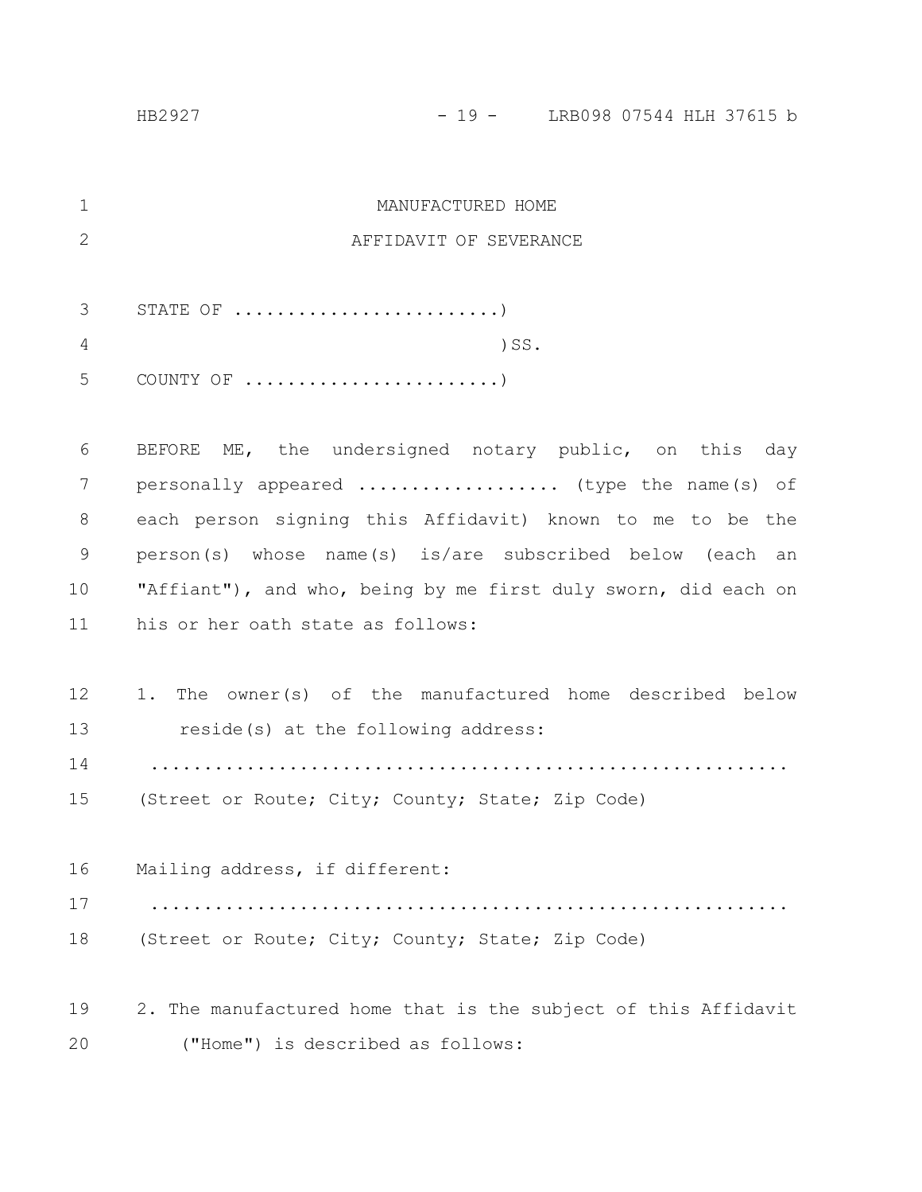MANUFACTURED HOME

AFFIDAVIT OF SEVERANCE

STATE OF .........................)

)SS.

COUNTY OF ........................)

BEFORE ME, the undersigned notary public, on this day personally appeared ................... (type the name(s) of each person signing this Affidavit) known to me to be the person(s) whose name(s) is/are subscribed below (each an "Affiant"), and who, being by me first duly sworn, did each on his or her oath state as follows:

1. The owner(s) of the manufactured home described below reside(s) at the following address:

..........................................................

(Street or Route; City; County; State; Zip Code)

Mailing address, if different:

..........................................................

(Street or Route; City; County; State; Zip Code)

2. The manufactured home that is the subject of this Affidavit ("Home") is described as follows: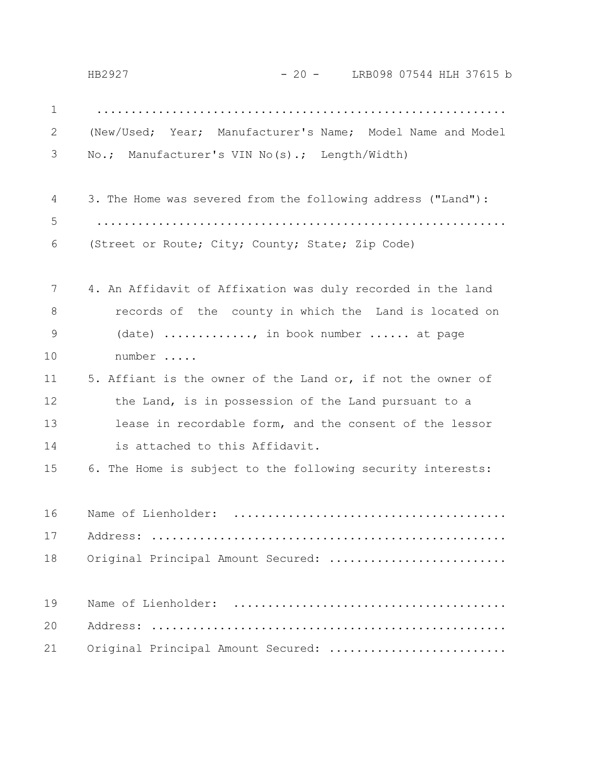.........................................................
(New/Used; Year; Manufacturer's Name; Model Name and Model No.; Manufacturer's VIN No(s).; Length/Width)

3. The Home was severed from the following address ("Land"):
.........................................................
(Street or Route; City; County; State; Zip Code)

4. An Affidavit of Affixation was duly recorded in the land records of the county in which the Land is located on (date) ............., in book number ...... at page number .....
5. Affiant is the owner of the Land or, if not the owner of the Land, is in possession of the Land pursuant to a lease in recordable form, and the consent of the lessor is attached to this Affidavit.
6. The Home is subject to the following security interests:

Name of Lienholder: .......................................
Address: ..................................................
Original Principal Amount Secured: ........................

Name of Lienholder: .......................................
Address: ..................................................
Original Principal Amount Secured: ........................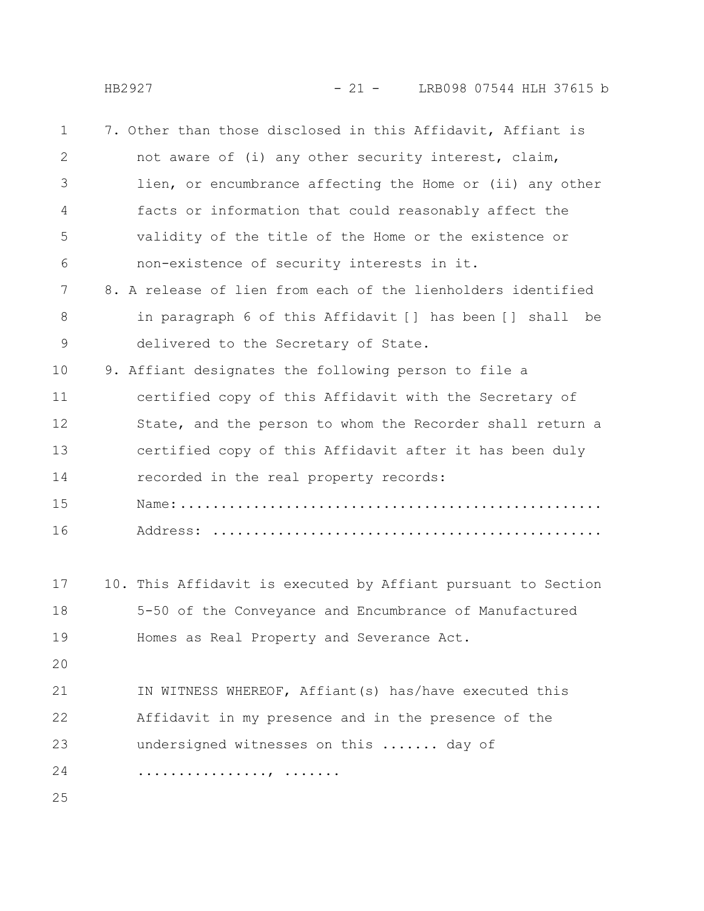7. Other than those disclosed in this Affidavit, Affiant is not aware of (i) any other security interest, claim, lien, or encumbrance affecting the Home or (ii) any other facts or information that could reasonably affect the validity of the title of the Home or the existence or non-existence of security interests in it.

8. A release of lien from each of the lienholders identified in paragraph 6 of this Affidavit [] has been [] shall be delivered to the Secretary of State.

9. Affiant designates the following person to file a certified copy of this Affidavit with the Secretary of State, and the person to whom the Recorder shall return a certified copy of this Affidavit after it has been duly recorded in the real property records:

   Name:..................................................

   Address: ..............................................

10. This Affidavit is executed by Affiant pursuant to Section 5-50 of the Conveyance and Encumbrance of Manufactured Homes as Real Property and Severance Act.

IN WITNESS WHEREOF, Affiant(s) has/have executed this Affidavit in my presence and in the presence of the undersigned witnesses on this ....... day of ................, .......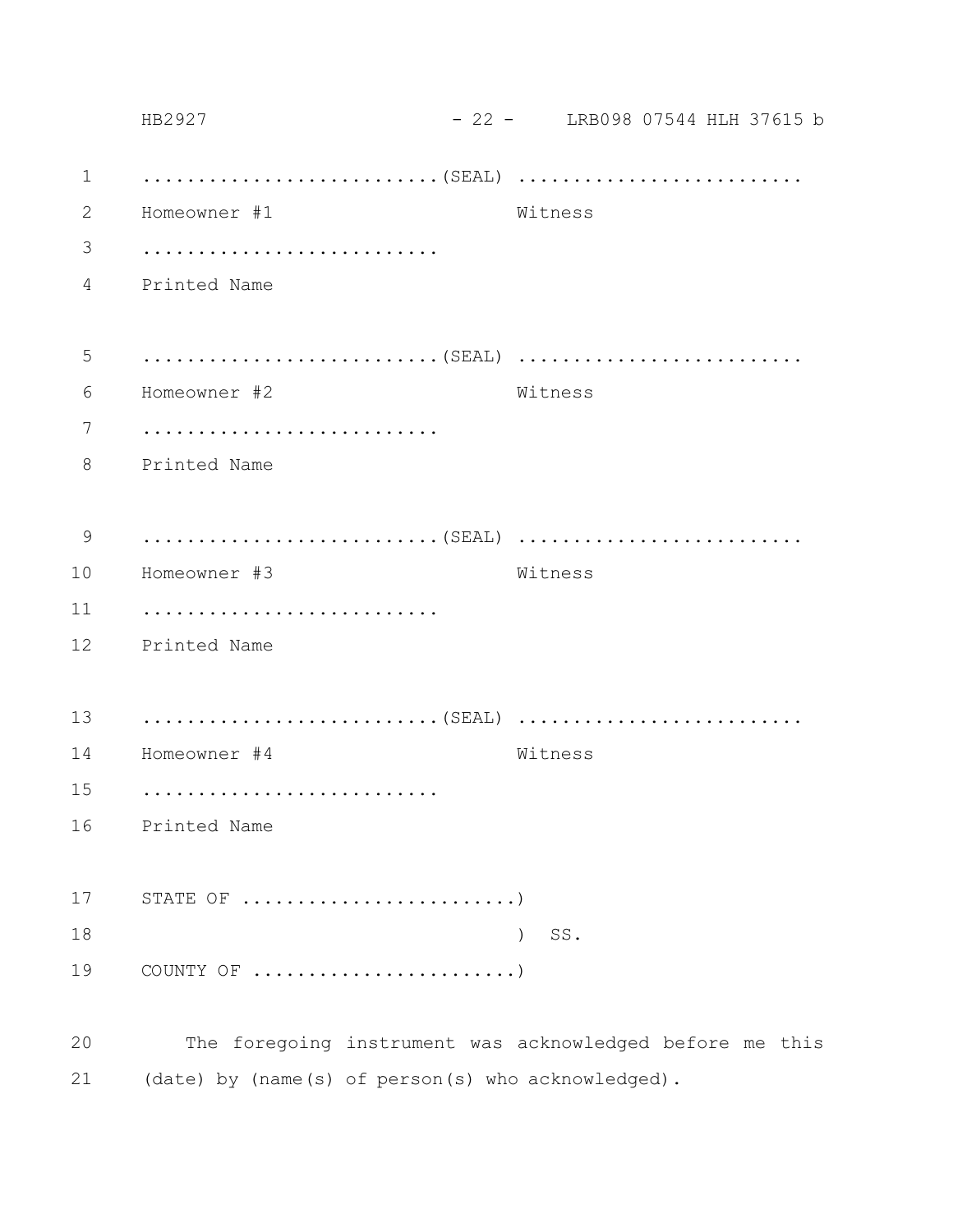..........................(SEAL) ..........................

Homeowner #1 Witness

..........................

Printed Name

..........................(SEAL) ..........................

Homeowner #2 Witness

..........................

Printed Name

..........................(SEAL) ..........................

Homeowner #3 Witness

..........................

Printed Name

..........................(SEAL) ..........................

Homeowner #4 Witness

..........................

Printed Name

STATE OF ........................)

) SS.

COUNTY OF .......................)

The foregoing instrument was acknowledged before me this (date) by (name(s) of person(s) who acknowledged).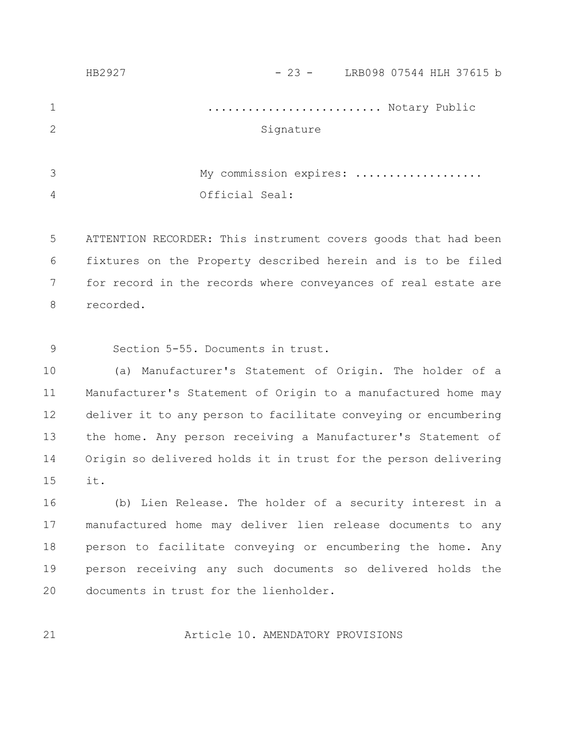......................... Notary Public
Signature

My commission expires: ..................
Official Seal:

ATTENTION RECORDER: This instrument covers goods that had been fixtures on the Property described herein and is to be filed for record in the records where conveyances of real estate are recorded.

Section 5-55. Documents in trust.

(a) Manufacturer's Statement of Origin. The holder of a Manufacturer's Statement of Origin to a manufactured home may deliver it to any person to facilitate conveying or encumbering the home. Any person receiving a Manufacturer's Statement of Origin so delivered holds it in trust for the person delivering it.

(b) Lien Release. The holder of a security interest in a manufactured home may deliver lien release documents to any person to facilitate conveying or encumbering the home. Any person receiving any such documents so delivered holds the documents in trust for the lienholder.

## Article 10. AMENDATORY PROVISIONS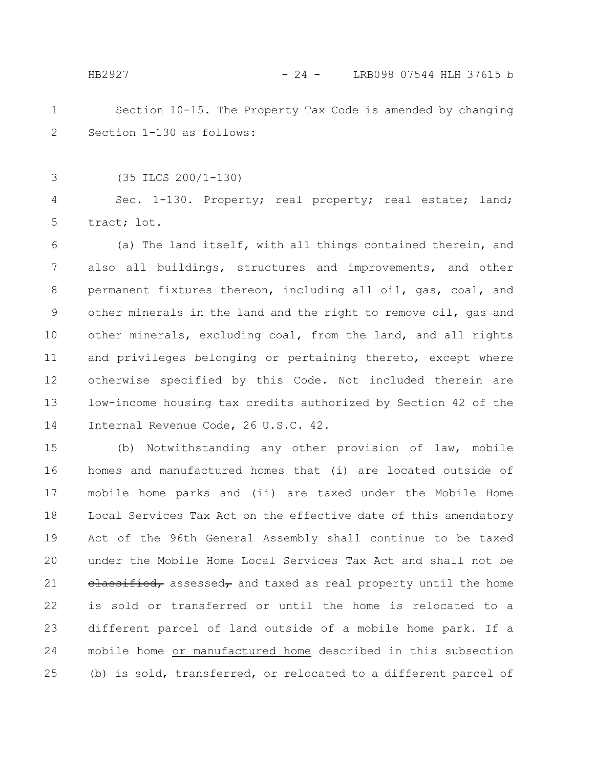Section 10-15. The Property Tax Code is amended by changing Section 1-130 as follows:

(35 ILCS 200/1-130)

Sec. 1-130. Property; real property; real estate; land; tract; lot.

(a) The land itself, with all things contained therein, and also all buildings, structures and improvements, and other permanent fixtures thereon, including all oil, gas, coal, and other minerals in the land and the right to remove oil, gas and other minerals, excluding coal, from the land, and all rights and privileges belonging or pertaining thereto, except where otherwise specified by this Code. Not included therein are low-income housing tax credits authorized by Section 42 of the Internal Revenue Code, 26 U.S.C. 42.

(b) Notwithstanding any other provision of law, mobile homes and manufactured homes that (i) are located outside of mobile home parks and (ii) are taxed under the Mobile Home Local Services Tax Act on the effective date of this amendatory Act of the 96th General Assembly shall continue to be taxed under the Mobile Home Local Services Tax Act and shall not be ~~classified,~~ assessed~~,~~ and taxed as real property until the home is sold or transferred or until the home is relocated to a different parcel of land outside of a mobile home park. If a mobile home <u>or manufactured home</u> described in this subsection (b) is sold, transferred, or relocated to a different parcel of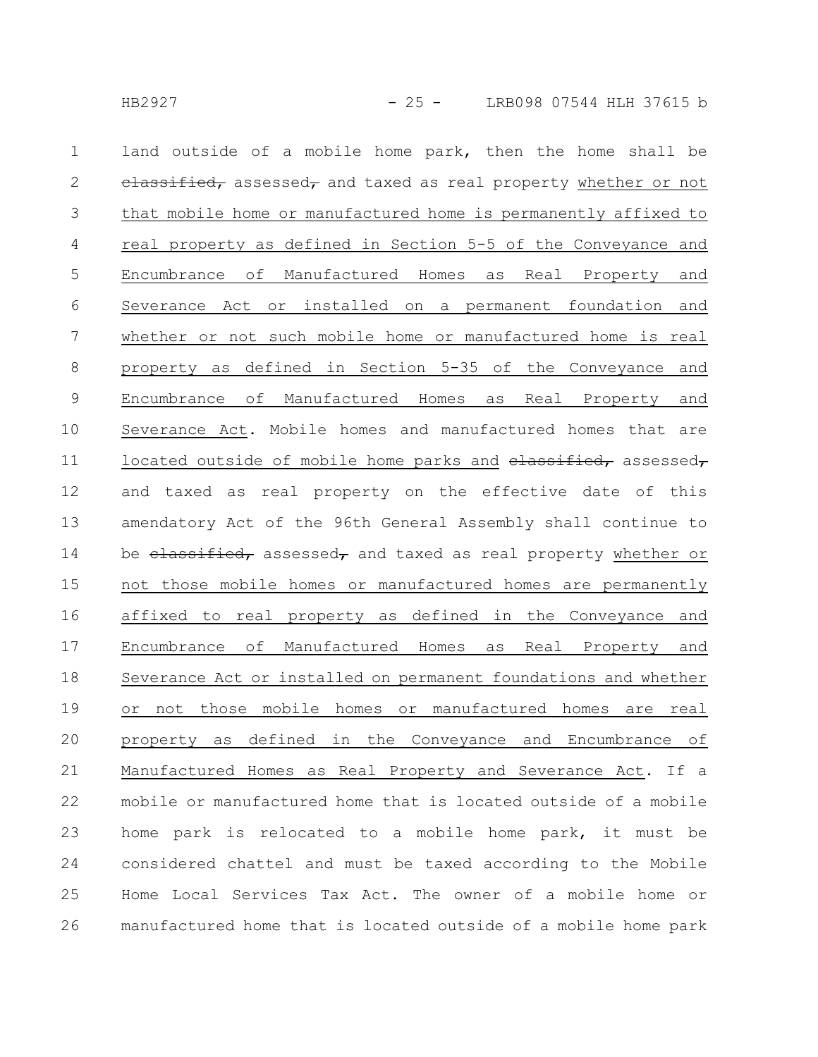land outside of a mobile home park, then the home shall be ~~classified,~~ assessed~~,~~ and taxed as real property whether or not that mobile home or manufactured home is permanently affixed to real property as defined in Section 5-5 of the Conveyance and Encumbrance of Manufactured Homes as Real Property and Severance Act or installed on a permanent foundation and whether or not such mobile home or manufactured home is real property as defined in Section 5-35 of the Conveyance and Encumbrance of Manufactured Homes as Real Property and Severance Act. Mobile homes and manufactured homes that are located outside of mobile home parks and ~~classified,~~ assessed~~,~~ and taxed as real property on the effective date of this amendatory Act of the 96th General Assembly shall continue to be ~~classified,~~ assessed~~,~~ and taxed as real property whether or not those mobile homes or manufactured homes are permanently affixed to real property as defined in the Conveyance and Encumbrance of Manufactured Homes as Real Property and Severance Act or installed on permanent foundations and whether or not those mobile homes or manufactured homes are real property as defined in the Conveyance and Encumbrance of Manufactured Homes as Real Property and Severance Act. If a mobile or manufactured home that is located outside of a mobile home park is relocated to a mobile home park, it must be considered chattel and must be taxed according to the Mobile Home Local Services Tax Act. The owner of a mobile home or manufactured home that is located outside of a mobile home park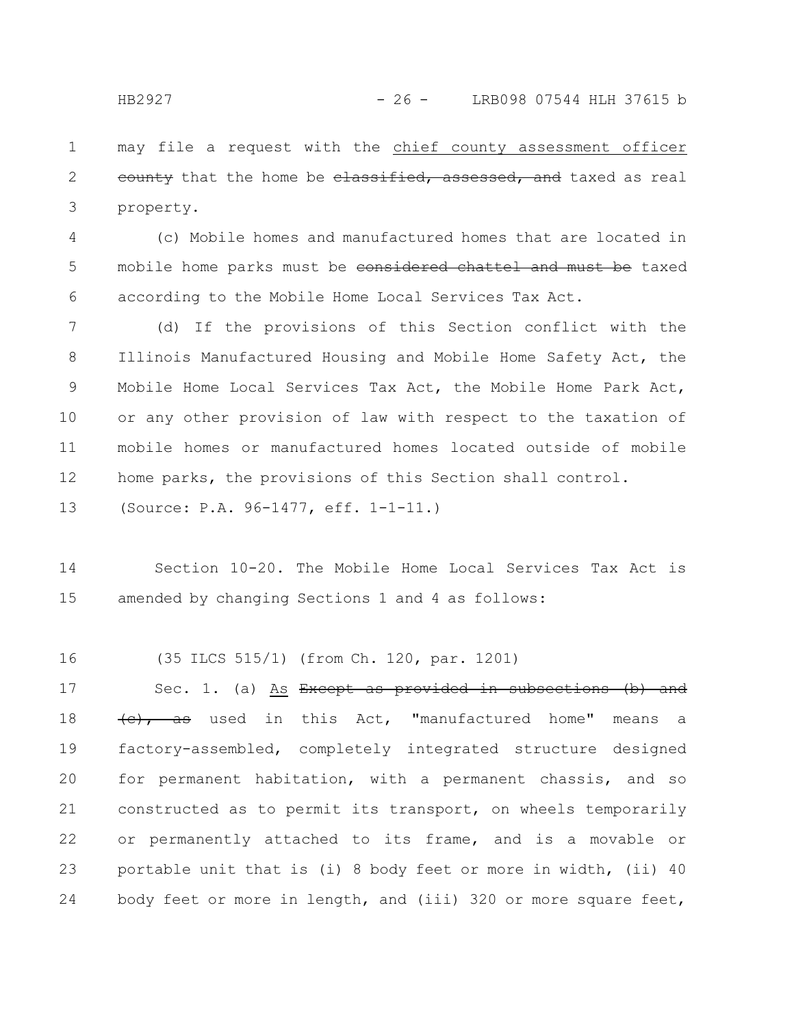may file a request with the chief county assessment officer ~~county~~ that the home be ~~classified, assessed, and~~ taxed as real property.

(c) Mobile homes and manufactured homes that are located in mobile home parks must be ~~considered chattel and must be~~ taxed according to the Mobile Home Local Services Tax Act.

(d) If the provisions of this Section conflict with the Illinois Manufactured Housing and Mobile Home Safety Act, the Mobile Home Local Services Tax Act, the Mobile Home Park Act, or any other provision of law with respect to the taxation of mobile homes or manufactured homes located outside of mobile home parks, the provisions of this Section shall control.

(Source: P.A. 96-1477, eff. 1-1-11.)

Section 10-20. The Mobile Home Local Services Tax Act is amended by changing Sections 1 and 4 as follows:

(35 ILCS 515/1) (from Ch. 120, par. 1201)

Sec. 1. (a) As ~~Except as provided in subsections (b) and (c), as~~ used in this Act, "manufactured home" means a factory-assembled, completely integrated structure designed for permanent habitation, with a permanent chassis, and so constructed as to permit its transport, on wheels temporarily or permanently attached to its frame, and is a movable or portable unit that is (i) 8 body feet or more in width, (ii) 40 body feet or more in length, and (iii) 320 or more square feet,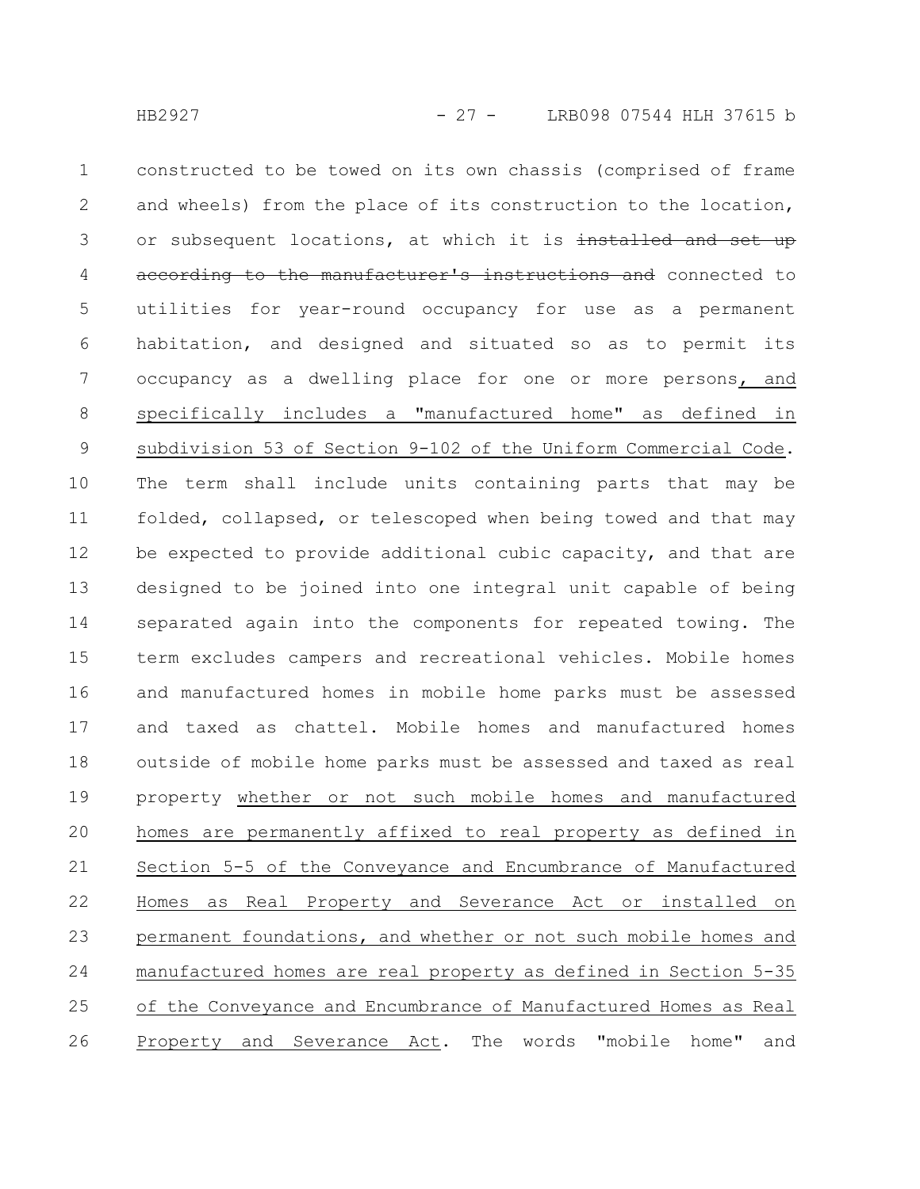constructed to be towed on its own chassis (comprised of frame and wheels) from the place of its construction to the location, or subsequent locations, at which it is ~~installed and set up according to the manufacturer's instructions and~~ connected to utilities for year-round occupancy for use as a permanent habitation, and designed and situated so as to permit its occupancy as a dwelling place for one or more persons, and specifically includes a "manufactured home" as defined in subdivision 53 of Section 9-102 of the Uniform Commercial Code. The term shall include units containing parts that may be folded, collapsed, or telescoped when being towed and that may be expected to provide additional cubic capacity, and that are designed to be joined into one integral unit capable of being separated again into the components for repeated towing. The term excludes campers and recreational vehicles. Mobile homes and manufactured homes in mobile home parks must be assessed and taxed as chattel. Mobile homes and manufactured homes outside of mobile home parks must be assessed and taxed as real property whether or not such mobile homes and manufactured homes are permanently affixed to real property as defined in Section 5-5 of the Conveyance and Encumbrance of Manufactured Homes as Real Property and Severance Act or installed on permanent foundations, and whether or not such mobile homes and manufactured homes are real property as defined in Section 5-35 of the Conveyance and Encumbrance of Manufactured Homes as Real Property and Severance Act. The words "mobile home" and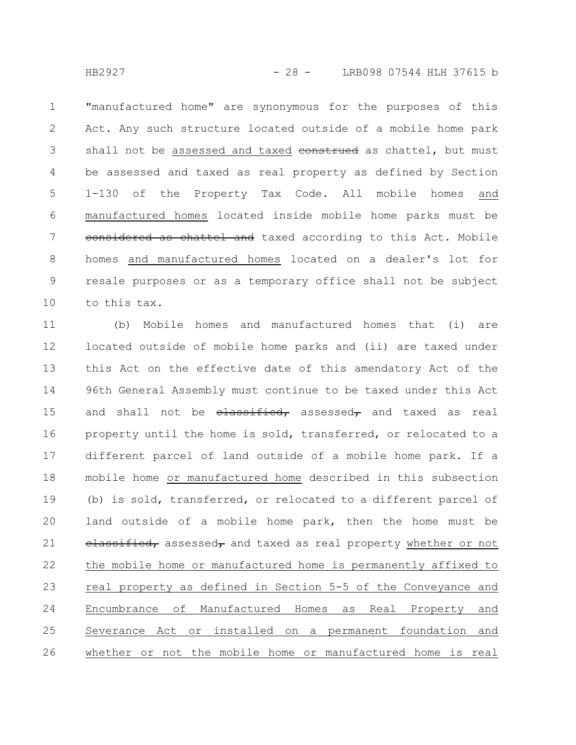"manufactured home" are synonymous for the purposes of this Act. Any such structure located outside of a mobile home park shall not be assessed and taxed ~~construed~~ as chattel, but must be assessed and taxed as real property as defined by Section 1-130 of the Property Tax Code. All mobile homes and manufactured homes located inside mobile home parks must be ~~considered as chattel and~~ taxed according to this Act. Mobile homes and manufactured homes located on a dealer's lot for resale purposes or as a temporary office shall not be subject to this tax.

(b) Mobile homes and manufactured homes that (i) are located outside of mobile home parks and (ii) are taxed under this Act on the effective date of this amendatory Act of the 96th General Assembly must continue to be taxed under this Act and shall not be ~~classified,~~ assessed~~,~~ and taxed as real property until the home is sold, transferred, or relocated to a different parcel of land outside of a mobile home park. If a mobile home or manufactured home described in this subsection (b) is sold, transferred, or relocated to a different parcel of land outside of a mobile home park, then the home must be ~~classified,~~ assessed~~,~~ and taxed as real property whether or not the mobile home or manufactured home is permanently affixed to real property as defined in Section 5-5 of the Conveyance and Encumbrance of Manufactured Homes as Real Property and Severance Act or installed on a permanent foundation and whether or not the mobile home or manufactured home is real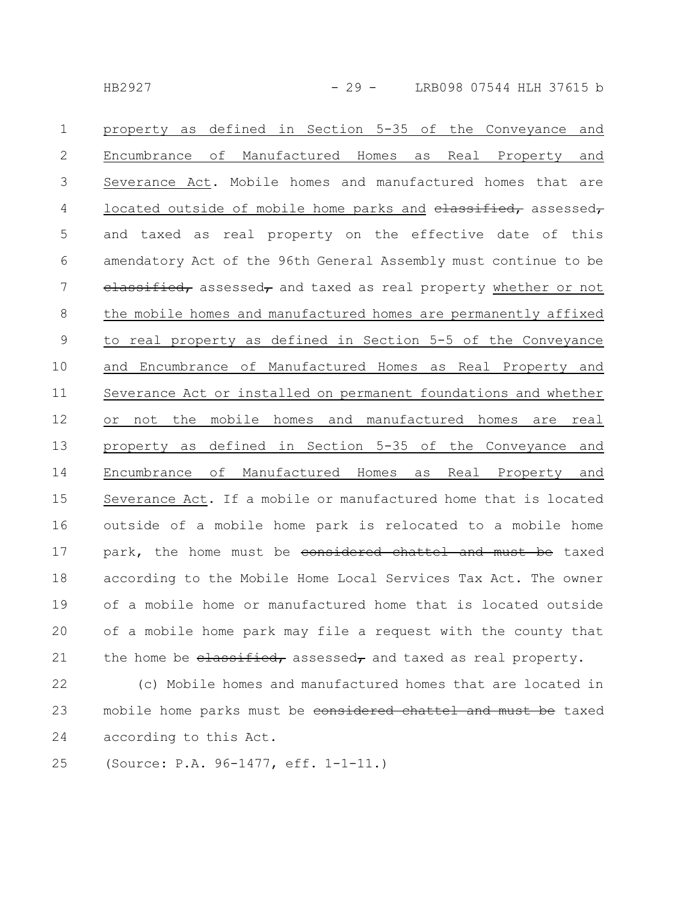property as defined in Section 5-35 of the Conveyance and Encumbrance of Manufactured Homes as Real Property and Severance Act. Mobile homes and manufactured homes that are located outside of mobile home parks and ~~classified,~~ assessed~~,~~ and taxed as real property on the effective date of this amendatory Act of the 96th General Assembly must continue to be ~~classified,~~ assessed~~,~~ and taxed as real property whether or not the mobile homes and manufactured homes are permanently affixed to real property as defined in Section 5-5 of the Conveyance and Encumbrance of Manufactured Homes as Real Property and Severance Act or installed on permanent foundations and whether or not the mobile homes and manufactured homes are real property as defined in Section 5-35 of the Conveyance and Encumbrance of Manufactured Homes as Real Property and Severance Act. If a mobile or manufactured home that is located outside of a mobile home park is relocated to a mobile home park, the home must be ~~considered chattel and must be~~ taxed according to the Mobile Home Local Services Tax Act. The owner of a mobile home or manufactured home that is located outside of a mobile home park may file a request with the county that the home be ~~classified,~~ assessed~~,~~ and taxed as real property.

(c) Mobile homes and manufactured homes that are located in mobile home parks must be ~~considered chattel and must be~~ taxed according to this Act.

(Source: P.A. 96-1477, eff. 1-1-11.)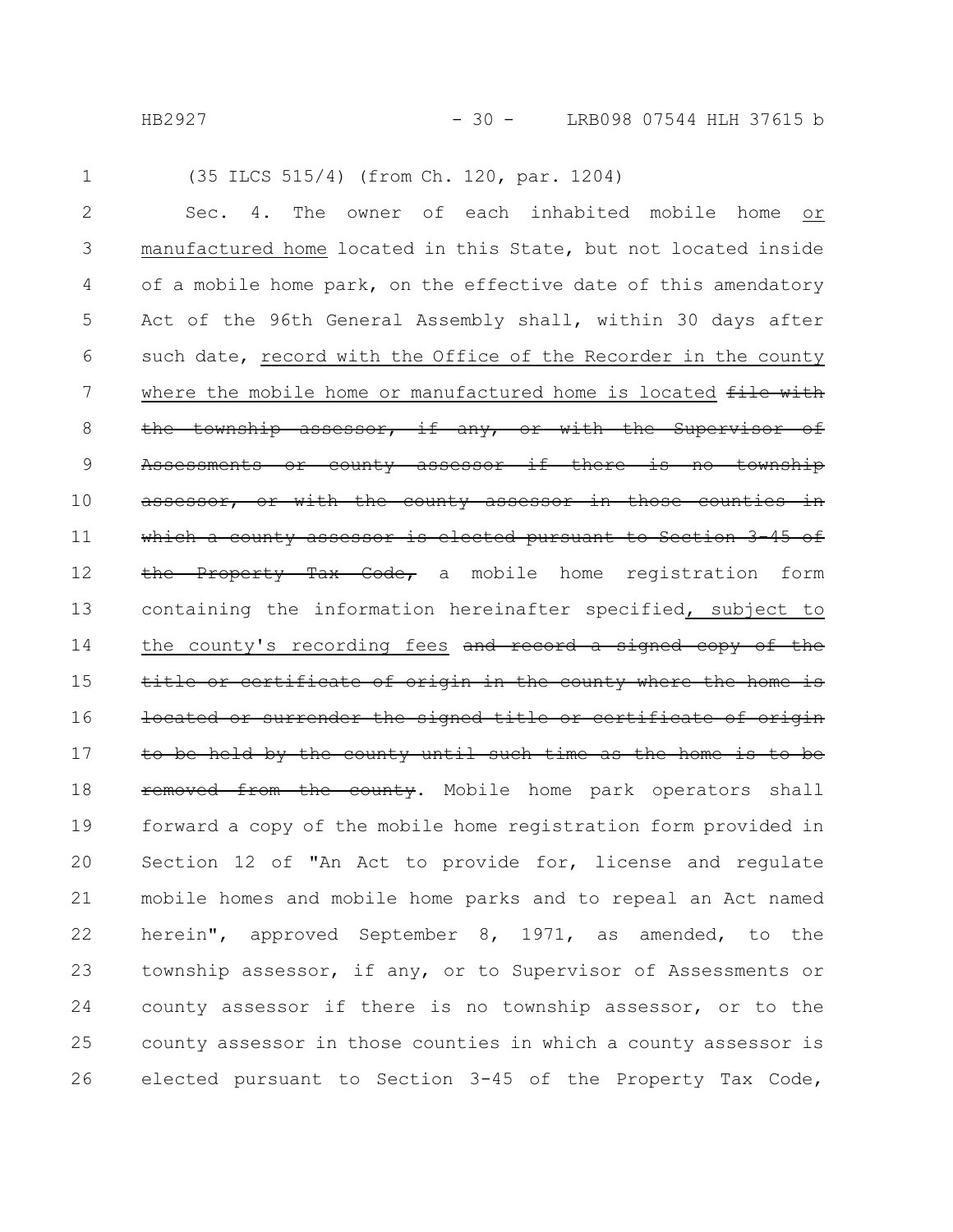(35 ILCS 515/4) (from Ch. 120, par. 1204)

Sec. 4. The owner of each inhabited mobile home <u>or manufactured home</u> located in this State, but not located inside of a mobile home park, on the effective date of this amendatory Act of the 96th General Assembly shall, within 30 days after such date, <u>record with the Office of the Recorder in the county where the mobile home or manufactured home is located</u> ~~file with the township assessor, if any, or with the Supervisor of Assessments or county assessor if there is no township assessor, or with the county assessor in those counties in which a county assessor is elected pursuant to Section 3-45 of the Property Tax Code,~~ a mobile home registration form containing the information hereinafter specified<u>, subject to the county's recording fees</u> ~~and record a signed copy of the title or certificate of origin in the county where the home is located or surrender the signed title or certificate of origin to be held by the county until such time as the home is to be removed from the county~~. Mobile home park operators shall forward a copy of the mobile home registration form provided in Section 12 of "An Act to provide for, license and regulate mobile homes and mobile home parks and to repeal an Act named herein", approved September 8, 1971, as amended, to the township assessor, if any, or to Supervisor of Assessments or county assessor if there is no township assessor, or to the county assessor in those counties in which a county assessor is elected pursuant to Section 3-45 of the Property Tax Code,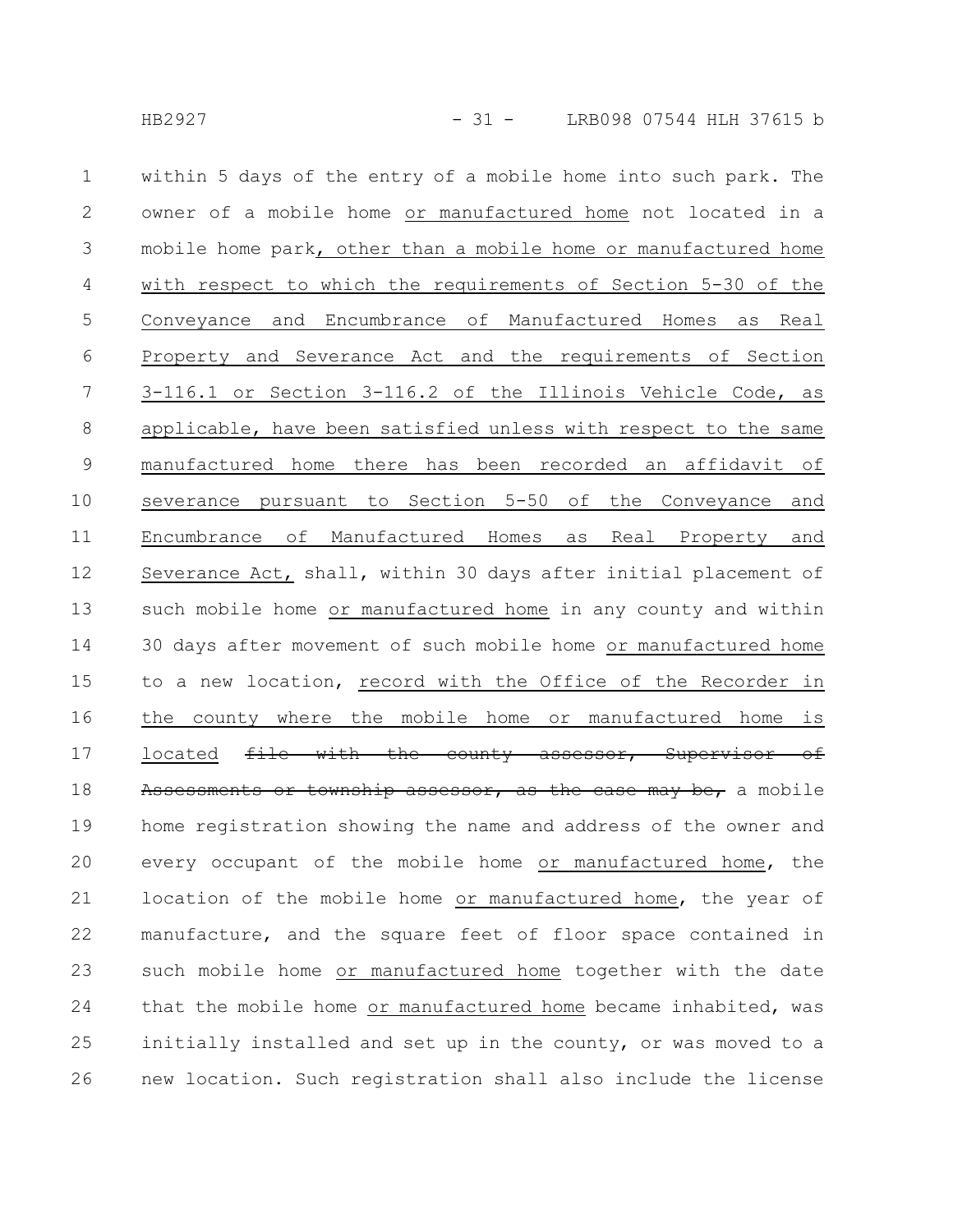within 5 days of the entry of a mobile home into such park. The owner of a mobile home or manufactured home not located in a mobile home park, other than a mobile home or manufactured home with respect to which the requirements of Section 5-30 of the Conveyance and Encumbrance of Manufactured Homes as Real Property and Severance Act and the requirements of Section 3-116.1 or Section 3-116.2 of the Illinois Vehicle Code, as applicable, have been satisfied unless with respect to the same manufactured home there has been recorded an affidavit of severance pursuant to Section 5-50 of the Conveyance and Encumbrance of Manufactured Homes as Real Property and Severance Act, shall, within 30 days after initial placement of such mobile home or manufactured home in any county and within 30 days after movement of such mobile home or manufactured home to a new location, record with the Office of the Recorder in the county where the mobile home or manufactured home is located ~~file with the county assessor, Supervisor of Assessments or township assessor, as the case may be,~~ a mobile home registration showing the name and address of the owner and every occupant of the mobile home or manufactured home, the location of the mobile home or manufactured home, the year of manufacture, and the square feet of floor space contained in such mobile home or manufactured home together with the date that the mobile home or manufactured home became inhabited, was initially installed and set up in the county, or was moved to a new location. Such registration shall also include the license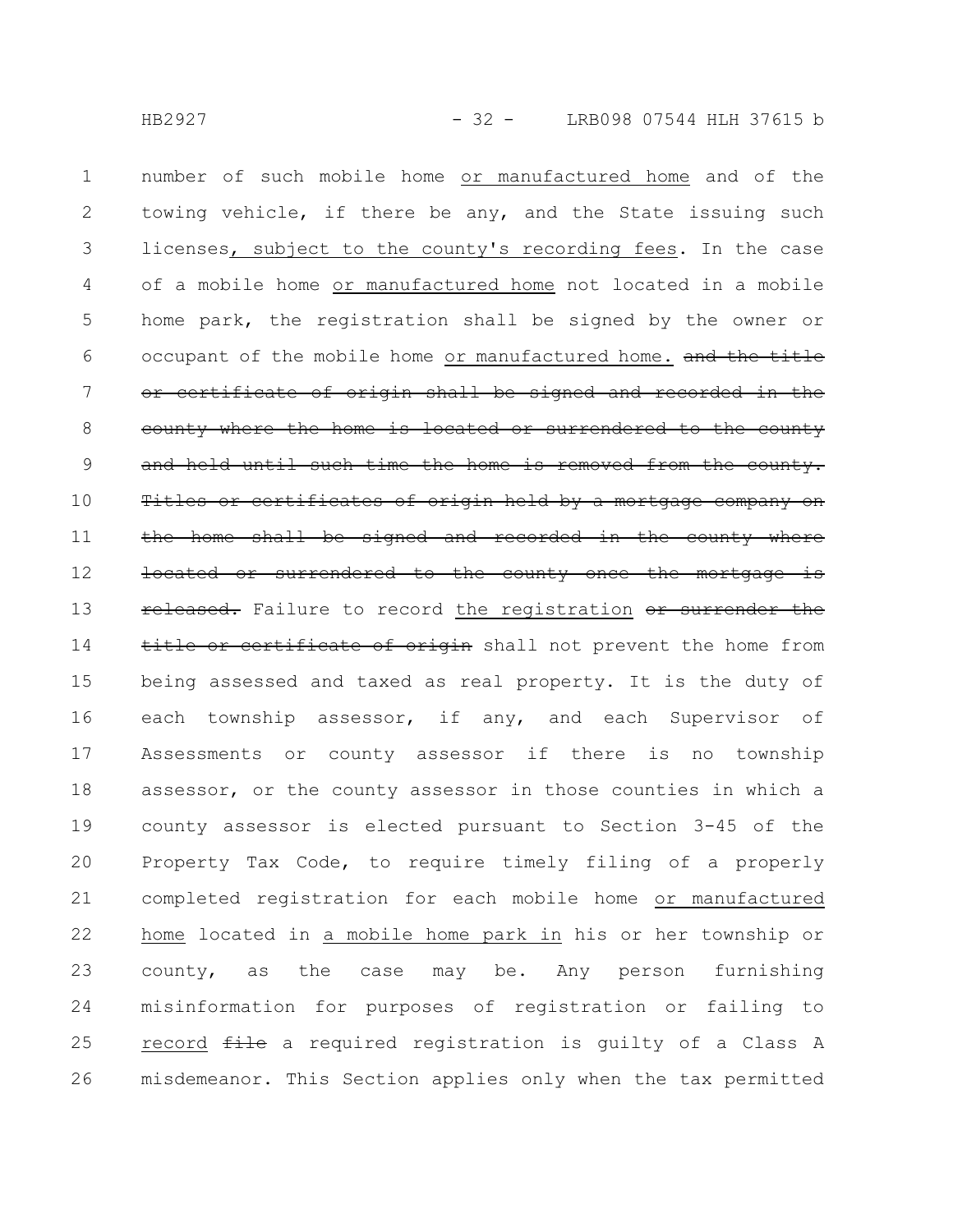number of such mobile home or manufactured home and of the towing vehicle, if there be any, and the State issuing such licenses, subject to the county's recording fees. In the case of a mobile home or manufactured home not located in a mobile home park, the registration shall be signed by the owner or occupant of the mobile home or manufactured home. ~~and the title or certificate of origin shall be signed and recorded in the county where the home is located or surrendered to the county and held until such time the home is removed from the county. Titles or certificates of origin held by a mortgage company on the home shall be signed and recorded in the county where located or surrendered to the county once the mortgage is released.~~ Failure to record the registration ~~or surrender the title or certificate of origin~~ shall not prevent the home from being assessed and taxed as real property. It is the duty of each township assessor, if any, and each Supervisor of Assessments or county assessor if there is no township assessor, or the county assessor in those counties in which a county assessor is elected pursuant to Section 3-45 of the Property Tax Code, to require timely filing of a properly completed registration for each mobile home or manufactured home located in a mobile home park in his or her township or county, as the case may be. Any person furnishing misinformation for purposes of registration or failing to record ~~file~~ a required registration is guilty of a Class A misdemeanor. This Section applies only when the tax permitted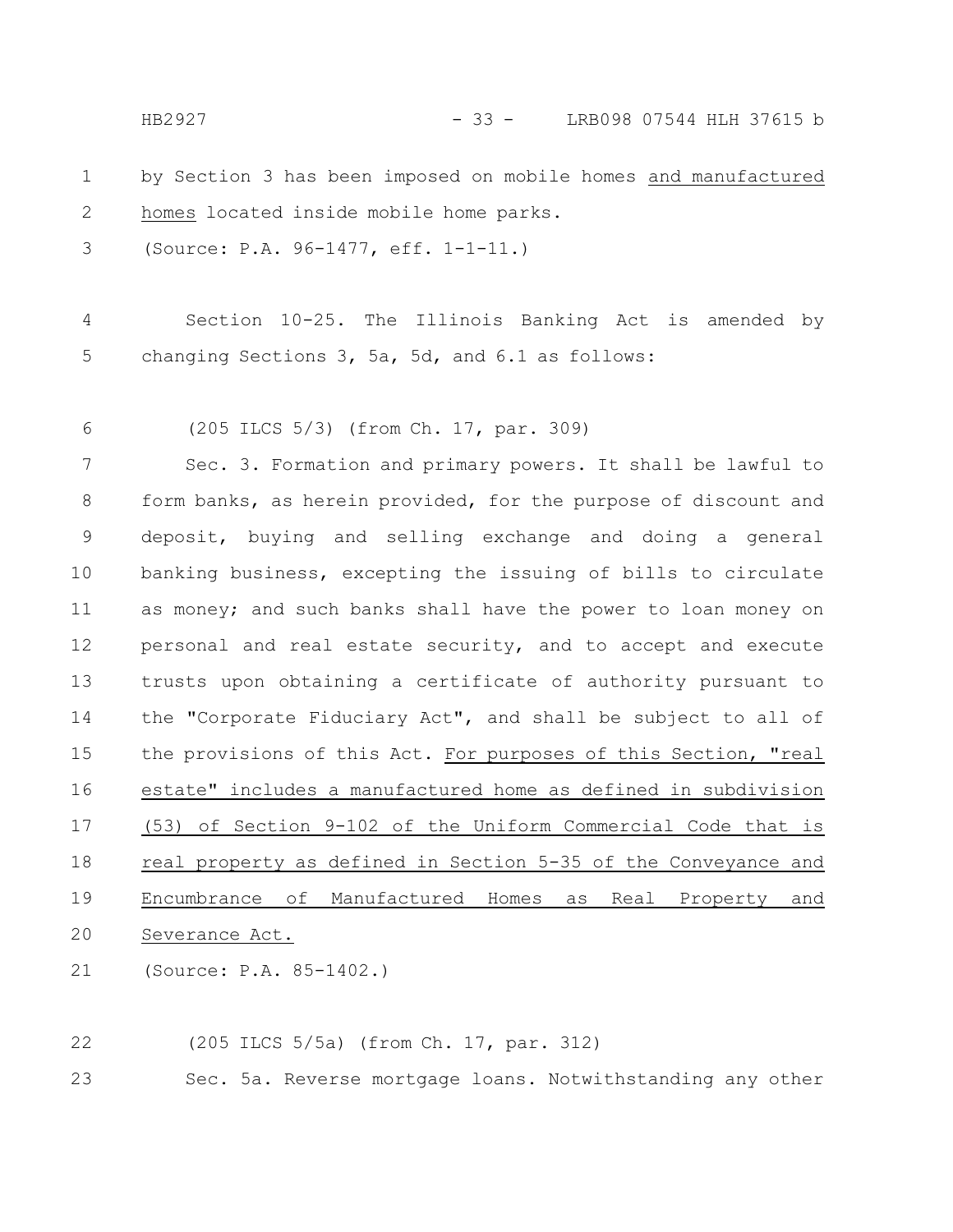by Section 3 has been imposed on mobile homes and manufactured homes located inside mobile home parks.

(Source: P.A. 96-1477, eff. 1-1-11.)

Section 10-25. The Illinois Banking Act is amended by changing Sections 3, 5a, 5d, and 6.1 as follows:

(205 ILCS 5/3) (from Ch. 17, par. 309)

Sec. 3. Formation and primary powers. It shall be lawful to form banks, as herein provided, for the purpose of discount and deposit, buying and selling exchange and doing a general banking business, excepting the issuing of bills to circulate as money; and such banks shall have the power to loan money on personal and real estate security, and to accept and execute trusts upon obtaining a certificate of authority pursuant to the "Corporate Fiduciary Act", and shall be subject to all of the provisions of this Act. For purposes of this Section, "real estate" includes a manufactured home as defined in subdivision (53) of Section 9-102 of the Uniform Commercial Code that is real property as defined in Section 5-35 of the Conveyance and Encumbrance of Manufactured Homes as Real Property and Severance Act.

(Source: P.A. 85-1402.)

(205 ILCS 5/5a) (from Ch. 17, par. 312)

Sec. 5a. Reverse mortgage loans. Notwithstanding any other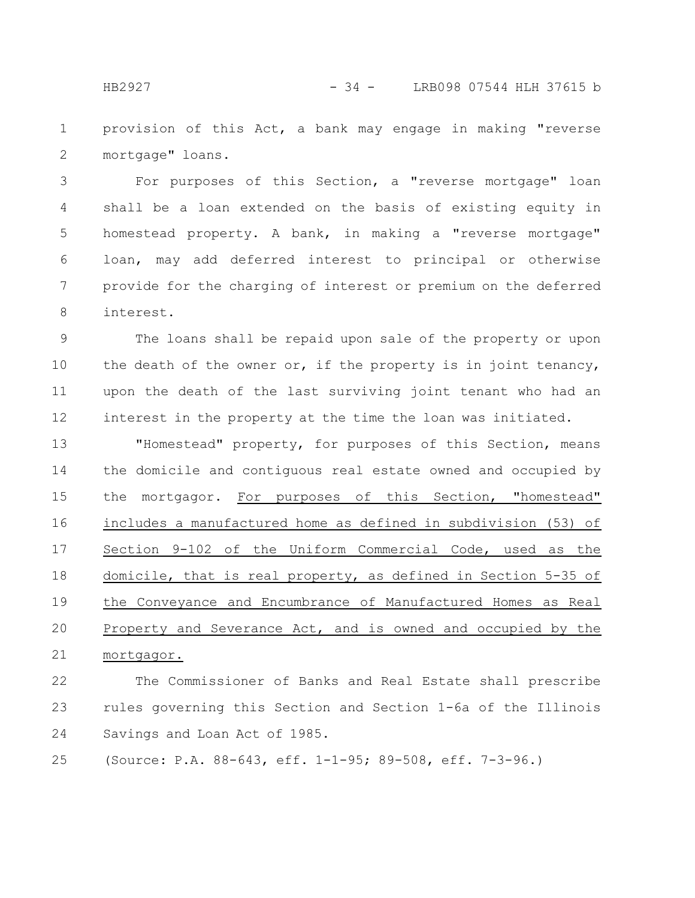provision of this Act, a bank may engage in making "reverse mortgage" loans.

For purposes of this Section, a "reverse mortgage" loan shall be a loan extended on the basis of existing equity in homestead property. A bank, in making a "reverse mortgage" loan, may add deferred interest to principal or otherwise provide for the charging of interest or premium on the deferred interest.

The loans shall be repaid upon sale of the property or upon the death of the owner or, if the property is in joint tenancy, upon the death of the last surviving joint tenant who had an interest in the property at the time the loan was initiated.

"Homestead" property, for purposes of this Section, means the domicile and contiguous real estate owned and occupied by the mortgagor. For purposes of this Section, "homestead" includes a manufactured home as defined in subdivision (53) of Section 9-102 of the Uniform Commercial Code, used as the domicile, that is real property, as defined in Section 5-35 of the Conveyance and Encumbrance of Manufactured Homes as Real Property and Severance Act, and is owned and occupied by the mortgagor.

The Commissioner of Banks and Real Estate shall prescribe rules governing this Section and Section 1-6a of the Illinois Savings and Loan Act of 1985.

(Source: P.A. 88-643, eff. 1-1-95; 89-508, eff. 7-3-96.)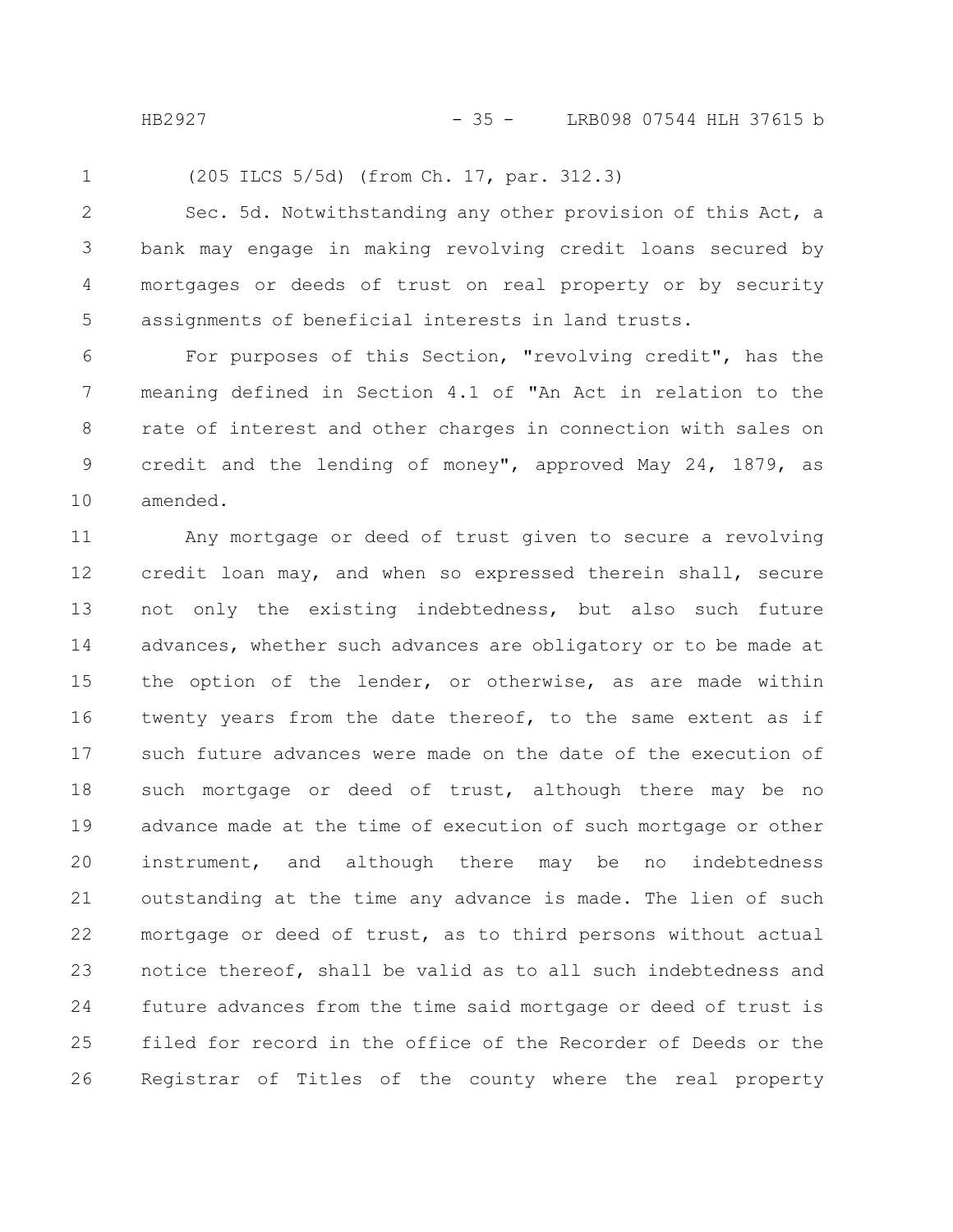(205 ILCS 5/5d) (from Ch. 17, par. 312.3)

Sec. 5d. Notwithstanding any other provision of this Act, a bank may engage in making revolving credit loans secured by mortgages or deeds of trust on real property or by security assignments of beneficial interests in land trusts.

For purposes of this Section, "revolving credit", has the meaning defined in Section 4.1 of "An Act in relation to the rate of interest and other charges in connection with sales on credit and the lending of money", approved May 24, 1879, as amended.

Any mortgage or deed of trust given to secure a revolving credit loan may, and when so expressed therein shall, secure not only the existing indebtedness, but also such future advances, whether such advances are obligatory or to be made at the option of the lender, or otherwise, as are made within twenty years from the date thereof, to the same extent as if such future advances were made on the date of the execution of such mortgage or deed of trust, although there may be no advance made at the time of execution of such mortgage or other instrument, and although there may be no indebtedness outstanding at the time any advance is made. The lien of such mortgage or deed of trust, as to third persons without actual notice thereof, shall be valid as to all such indebtedness and future advances from the time said mortgage or deed of trust is filed for record in the office of the Recorder of Deeds or the Registrar of Titles of the county where the real property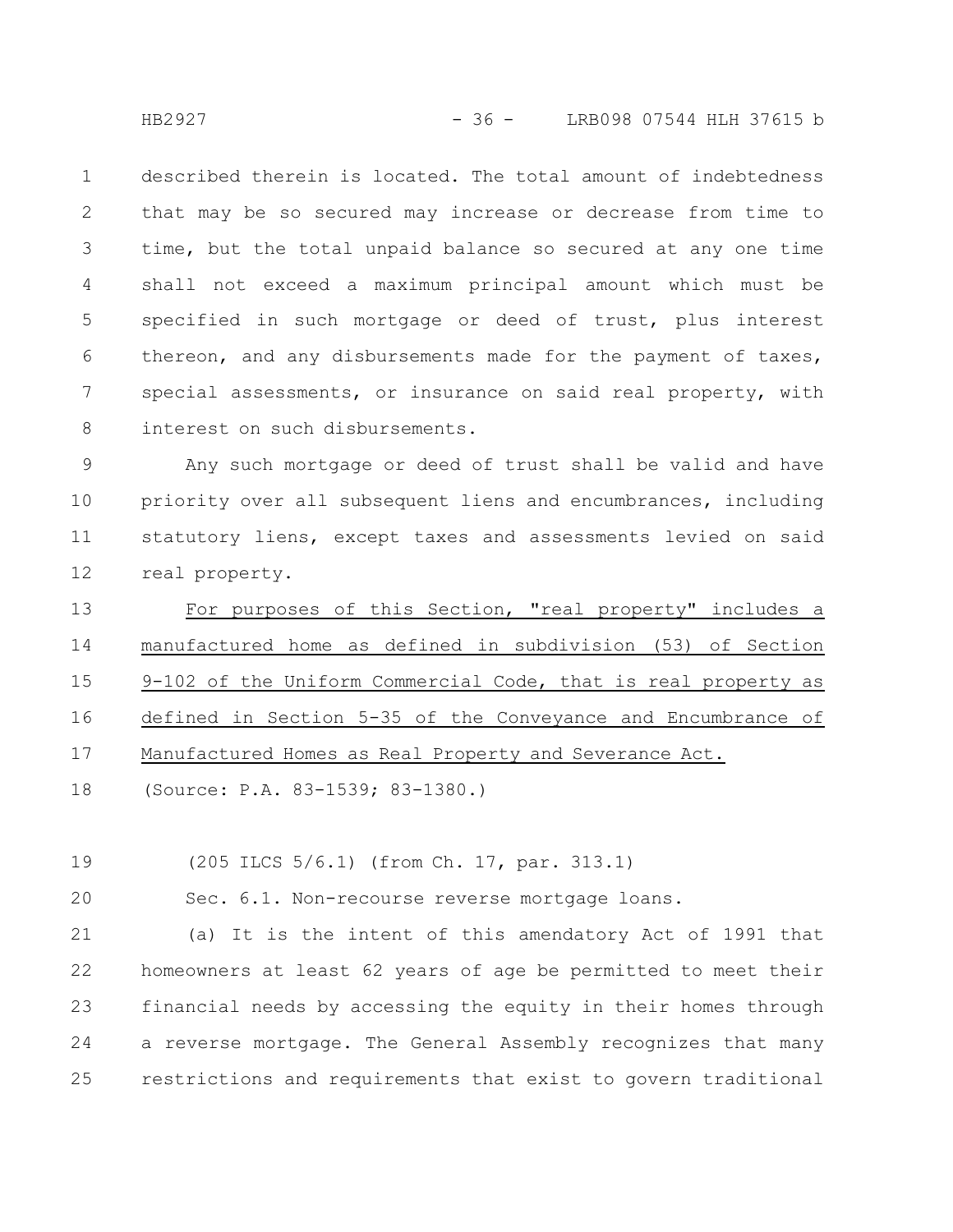described therein is located. The total amount of indebtedness that may be so secured may increase or decrease from time to time, but the total unpaid balance so secured at any one time shall not exceed a maximum principal amount which must be specified in such mortgage or deed of trust, plus interest thereon, and any disbursements made for the payment of taxes, special assessments, or insurance on said real property, with interest on such disbursements.

Any such mortgage or deed of trust shall be valid and have priority over all subsequent liens and encumbrances, including statutory liens, except taxes and assessments levied on said real property.

<u>For purposes of this Section, "real property" includes a manufactured home as defined in subdivision (53) of Section 9-102 of the Uniform Commercial Code, that is real property as defined in Section 5-35 of the Conveyance and Encumbrance of Manufactured Homes as Real Property and Severance Act.</u>

(Source: P.A. 83-1539; 83-1380.)

(205 ILCS 5/6.1) (from Ch. 17, par. 313.1)

Sec. 6.1. Non-recourse reverse mortgage loans.

(a) It is the intent of this amendatory Act of 1991 that homeowners at least 62 years of age be permitted to meet their financial needs by accessing the equity in their homes through a reverse mortgage. The General Assembly recognizes that many restrictions and requirements that exist to govern traditional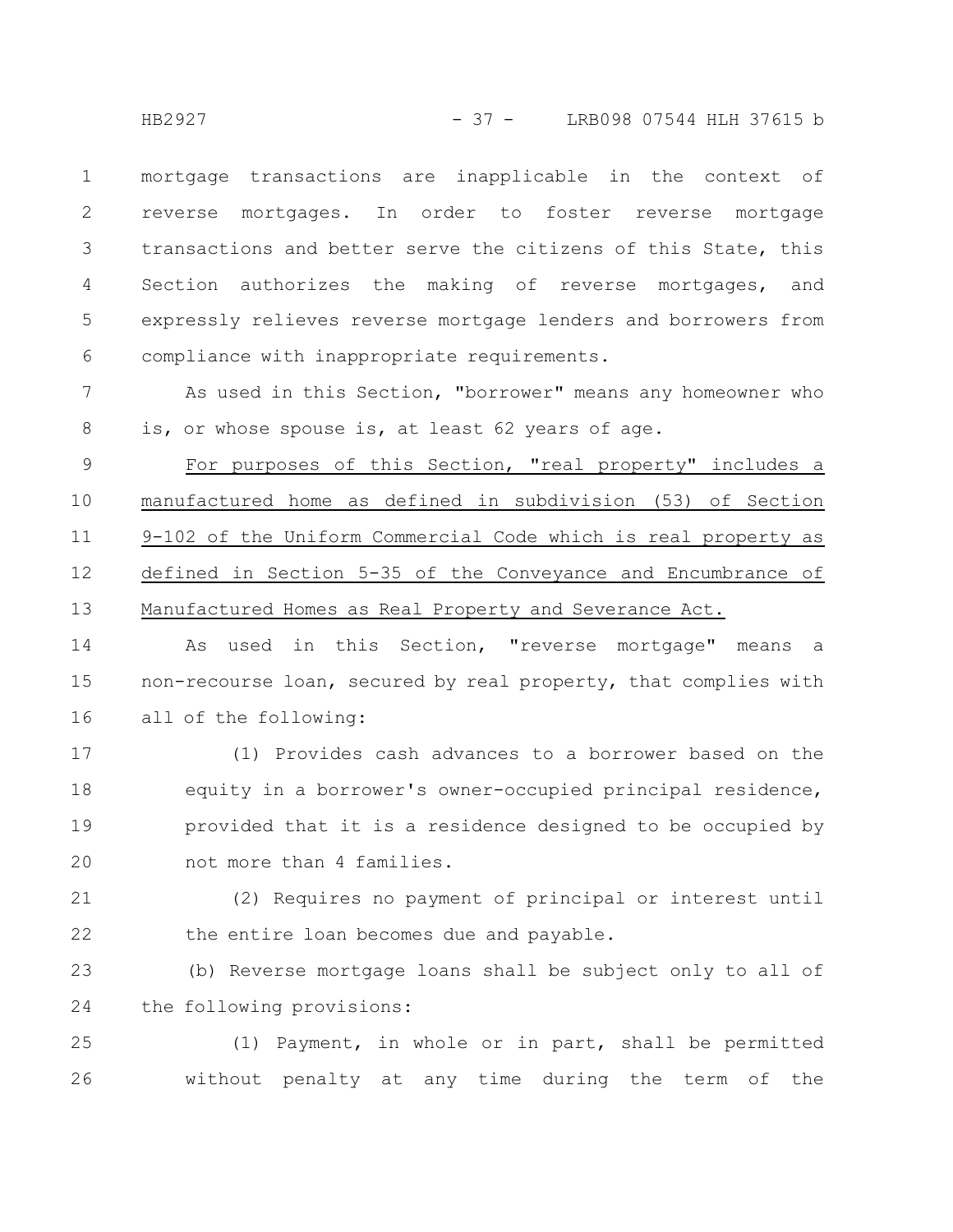mortgage transactions are inapplicable in the context of reverse mortgages. In order to foster reverse mortgage transactions and better serve the citizens of this State, this Section authorizes the making of reverse mortgages, and expressly relieves reverse mortgage lenders and borrowers from compliance with inappropriate requirements.

As used in this Section, "borrower" means any homeowner who is, or whose spouse is, at least 62 years of age.

For purposes of this Section, "real property" includes a manufactured home as defined in subdivision (53) of Section 9-102 of the Uniform Commercial Code which is real property as defined in Section 5-35 of the Conveyance and Encumbrance of Manufactured Homes as Real Property and Severance Act.

As used in this Section, "reverse mortgage" means a non-recourse loan, secured by real property, that complies with all of the following:

(1) Provides cash advances to a borrower based on the equity in a borrower's owner-occupied principal residence, provided that it is a residence designed to be occupied by not more than 4 families.

(2) Requires no payment of principal or interest until the entire loan becomes due and payable.

(b) Reverse mortgage loans shall be subject only to all of the following provisions:

(1) Payment, in whole or in part, shall be permitted without penalty at any time during the term of the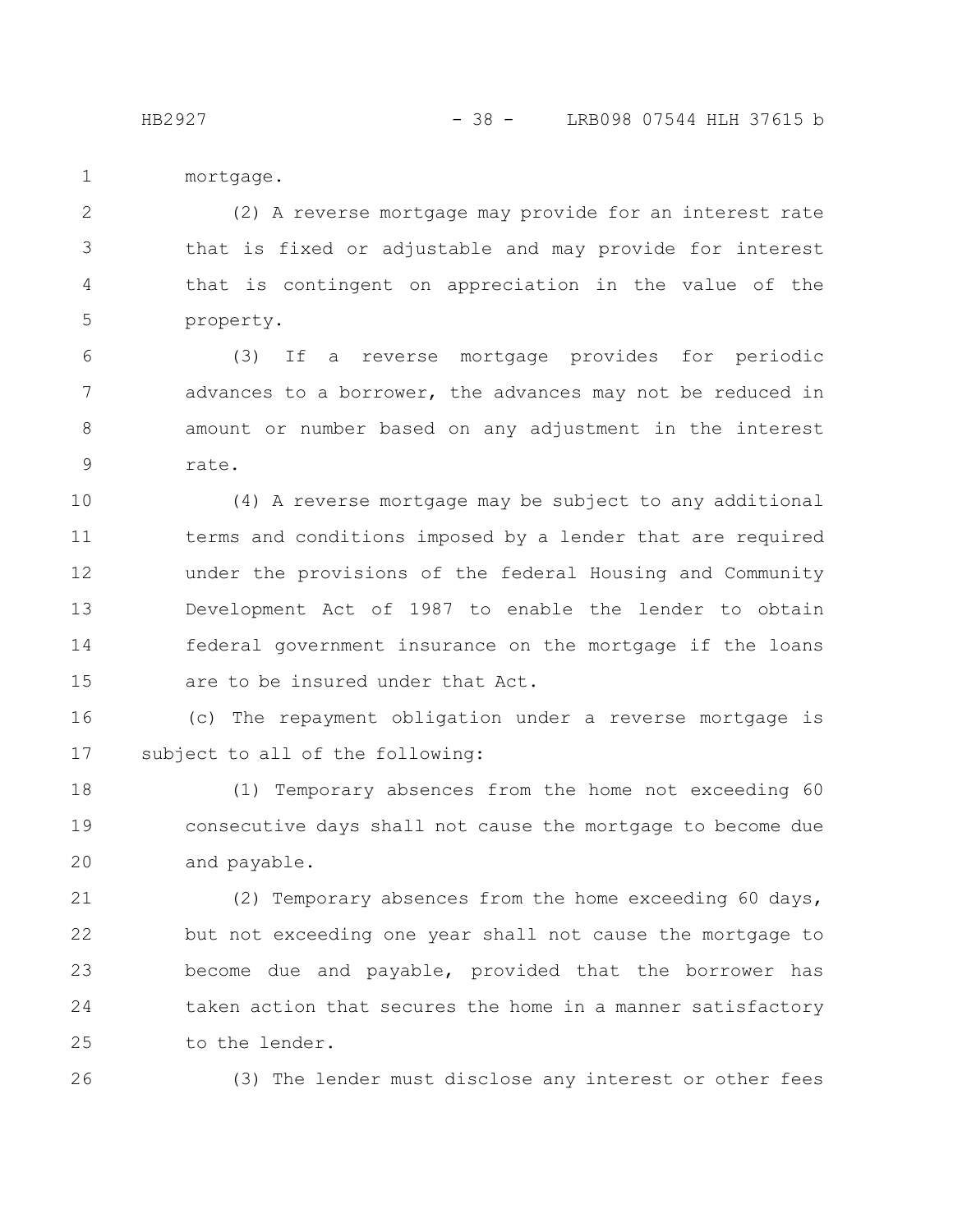mortgage.

(2) A reverse mortgage may provide for an interest rate that is fixed or adjustable and may provide for interest that is contingent on appreciation in the value of the property.

(3) If a reverse mortgage provides for periodic advances to a borrower, the advances may not be reduced in amount or number based on any adjustment in the interest rate.

(4) A reverse mortgage may be subject to any additional terms and conditions imposed by a lender that are required under the provisions of the federal Housing and Community Development Act of 1987 to enable the lender to obtain federal government insurance on the mortgage if the loans are to be insured under that Act.

(c) The repayment obligation under a reverse mortgage is subject to all of the following:

(1) Temporary absences from the home not exceeding 60 consecutive days shall not cause the mortgage to become due and payable.

(2) Temporary absences from the home exceeding 60 days, but not exceeding one year shall not cause the mortgage to become due and payable, provided that the borrower has taken action that secures the home in a manner satisfactory to the lender.

(3) The lender must disclose any interest or other fees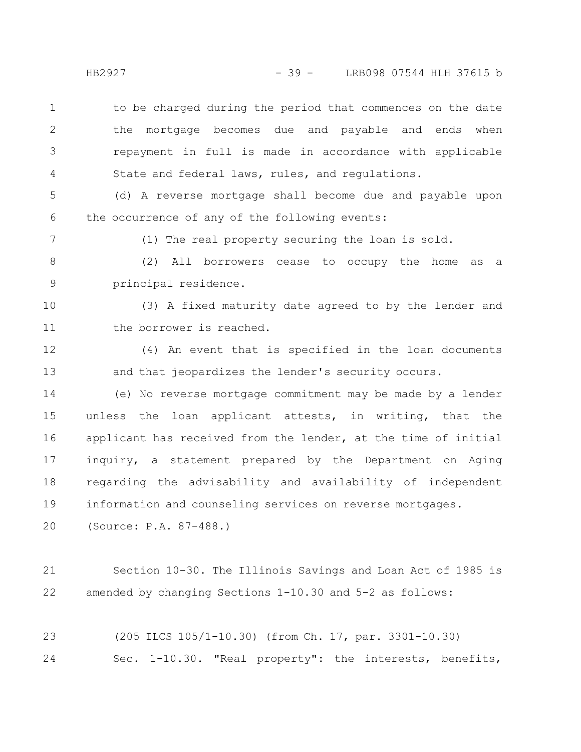to be charged during the period that commences on the date the mortgage becomes due and payable and ends when repayment in full is made in accordance with applicable State and federal laws, rules, and regulations.

(d) A reverse mortgage shall become due and payable upon the occurrence of any of the following events:

(1) The real property securing the loan is sold.

(2) All borrowers cease to occupy the home as a principal residence.

(3) A fixed maturity date agreed to by the lender and the borrower is reached.

(4) An event that is specified in the loan documents and that jeopardizes the lender's security occurs.

(e) No reverse mortgage commitment may be made by a lender unless the loan applicant attests, in writing, that the applicant has received from the lender, at the time of initial inquiry, a statement prepared by the Department on Aging regarding the advisability and availability of independent information and counseling services on reverse mortgages.

(Source: P.A. 87-488.)

Section 10-30. The Illinois Savings and Loan Act of 1985 is amended by changing Sections 1-10.30 and 5-2 as follows:

(205 ILCS 105/1-10.30) (from Ch. 17, par. 3301-10.30)

Sec. 1-10.30. "Real property": the interests, benefits,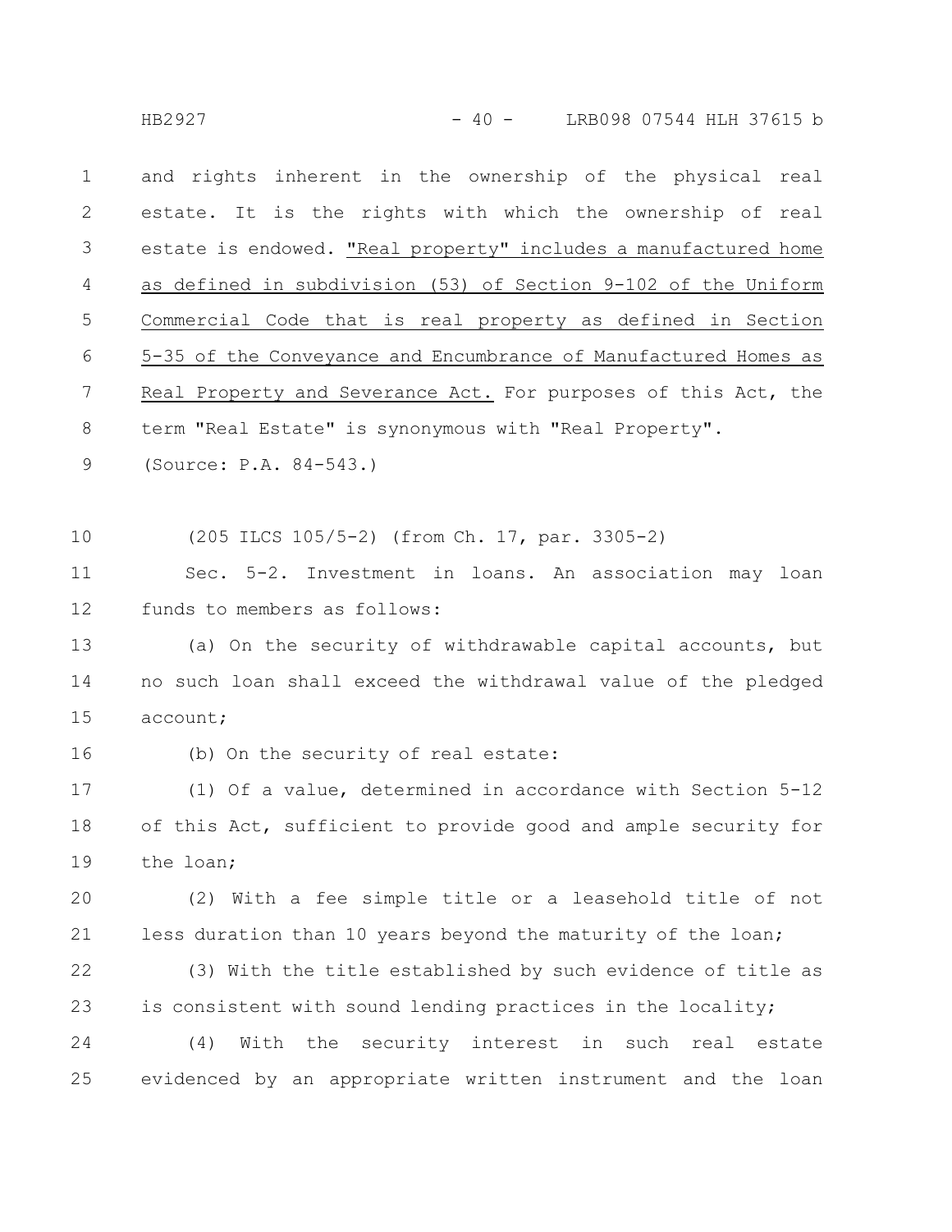and rights inherent in the ownership of the physical real estate. It is the rights with which the ownership of real estate is endowed. "Real property" includes a manufactured home as defined in subdivision (53) of Section 9-102 of the Uniform Commercial Code that is real property as defined in Section 5-35 of the Conveyance and Encumbrance of Manufactured Homes as Real Property and Severance Act. For purposes of this Act, the term "Real Estate" is synonymous with "Real Property".

(Source: P.A. 84-543.)

(205 ILCS 105/5-2) (from Ch. 17, par. 3305-2)

Sec. 5-2. Investment in loans. An association may loan funds to members as follows:

(a) On the security of withdrawable capital accounts, but no such loan shall exceed the withdrawal value of the pledged account;

(b) On the security of real estate:

(1) Of a value, determined in accordance with Section 5-12 of this Act, sufficient to provide good and ample security for the loan;

(2) With a fee simple title or a leasehold title of not less duration than 10 years beyond the maturity of the loan;

(3) With the title established by such evidence of title as is consistent with sound lending practices in the locality;

(4) With the security interest in such real estate evidenced by an appropriate written instrument and the loan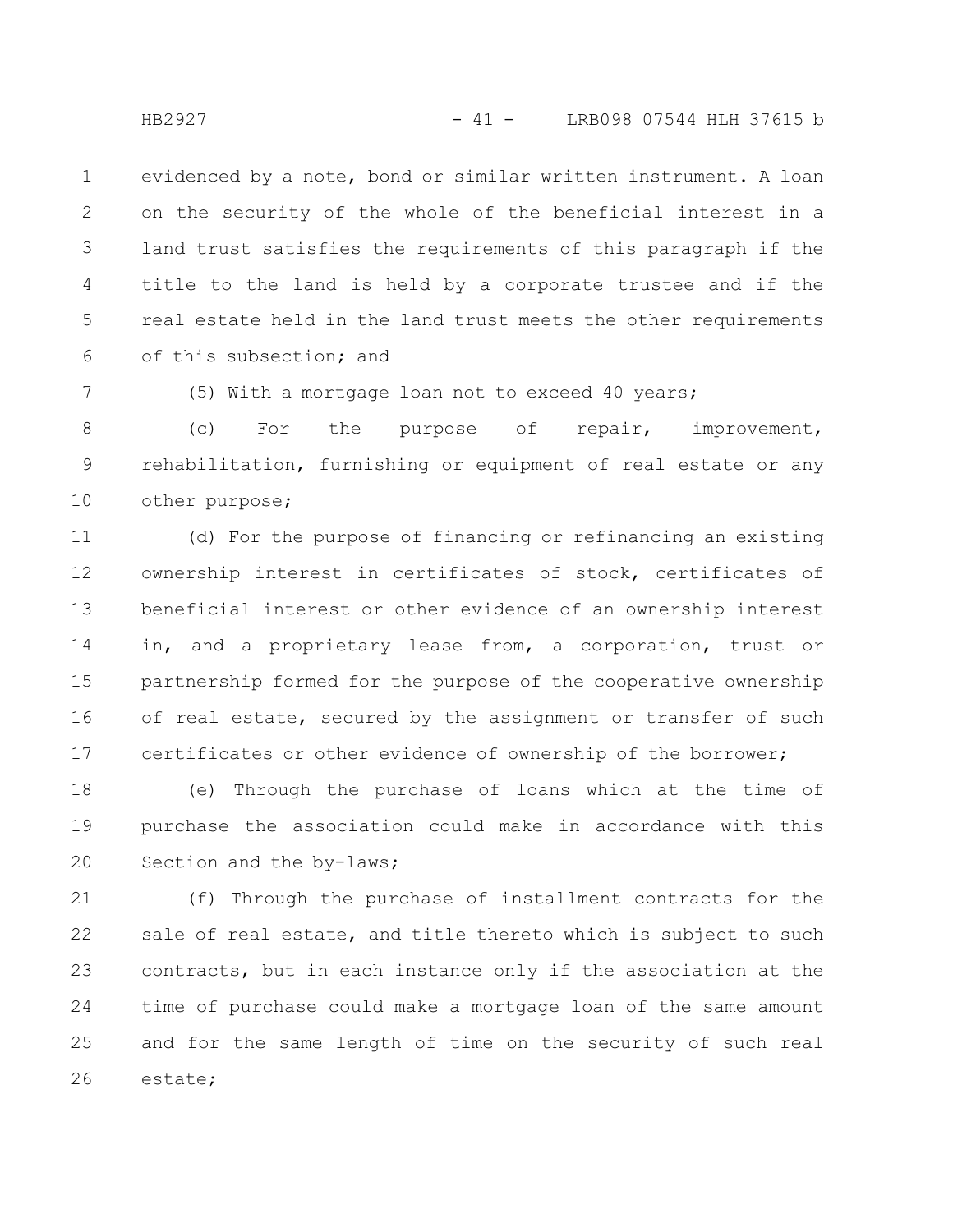evidenced by a note, bond or similar written instrument. A loan on the security of the whole of the beneficial interest in a land trust satisfies the requirements of this paragraph if the title to the land is held by a corporate trustee and if the real estate held in the land trust meets the other requirements of this subsection; and

(5) With a mortgage loan not to exceed 40 years;

(c) For the purpose of repair, improvement, rehabilitation, furnishing or equipment of real estate or any other purpose;

(d) For the purpose of financing or refinancing an existing ownership interest in certificates of stock, certificates of beneficial interest or other evidence of an ownership interest in, and a proprietary lease from, a corporation, trust or partnership formed for the purpose of the cooperative ownership of real estate, secured by the assignment or transfer of such certificates or other evidence of ownership of the borrower;

(e) Through the purchase of loans which at the time of purchase the association could make in accordance with this Section and the by-laws;

(f) Through the purchase of installment contracts for the sale of real estate, and title thereto which is subject to such contracts, but in each instance only if the association at the time of purchase could make a mortgage loan of the same amount and for the same length of time on the security of such real estate;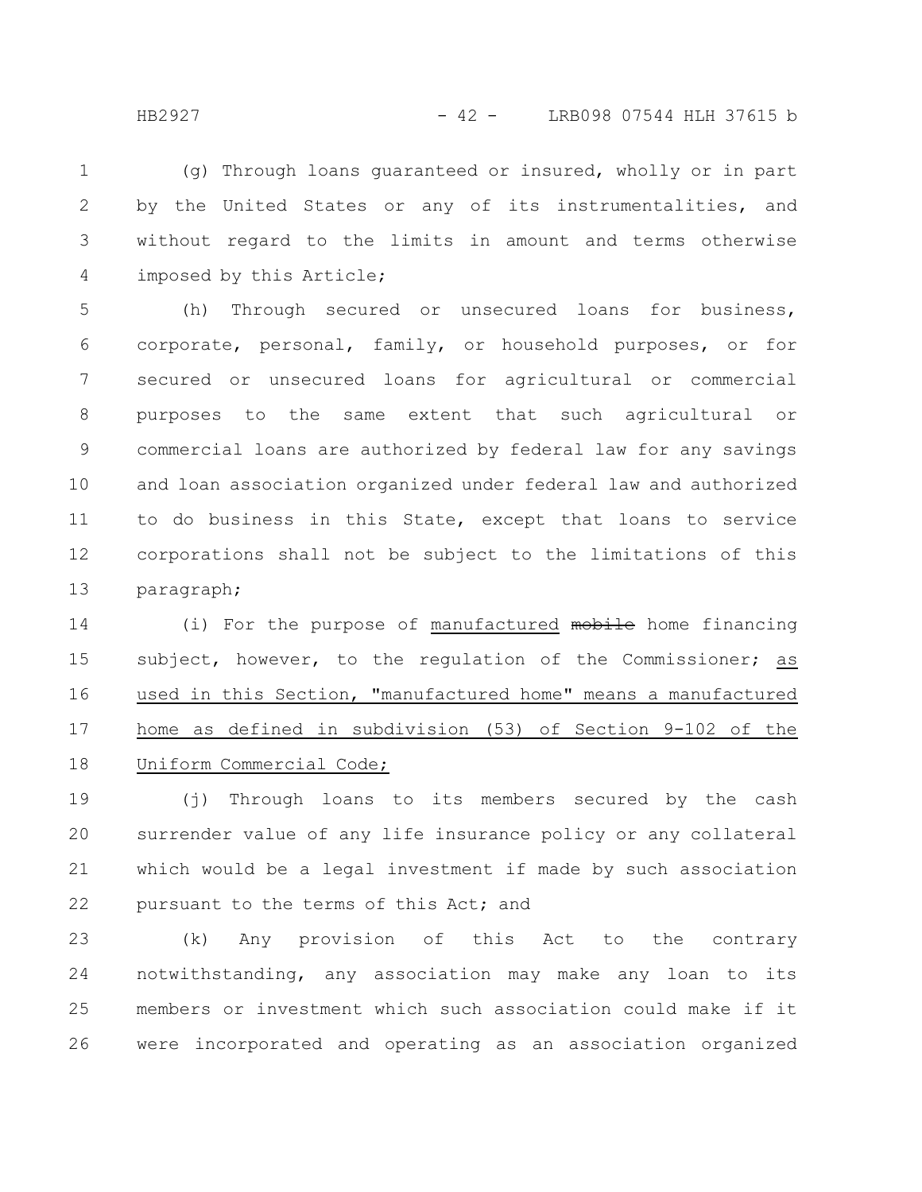(g) Through loans guaranteed or insured, wholly or in part by the United States or any of its instrumentalities, and without regard to the limits in amount and terms otherwise imposed by this Article;

(h) Through secured or unsecured loans for business, corporate, personal, family, or household purposes, or for secured or unsecured loans for agricultural or commercial purposes to the same extent that such agricultural or commercial loans are authorized by federal law for any savings and loan association organized under federal law and authorized to do business in this State, except that loans to service corporations shall not be subject to the limitations of this paragraph;

(i) For the purpose of manufactured ~~mobile~~ home financing subject, however, to the regulation of the Commissioner; as used in this Section, "manufactured home" means a manufactured home as defined in subdivision (53) of Section 9-102 of the Uniform Commercial Code;

(j) Through loans to its members secured by the cash surrender value of any life insurance policy or any collateral which would be a legal investment if made by such association pursuant to the terms of this Act; and

(k) Any provision of this Act to the contrary notwithstanding, any association may make any loan to its members or investment which such association could make if it were incorporated and operating as an association organized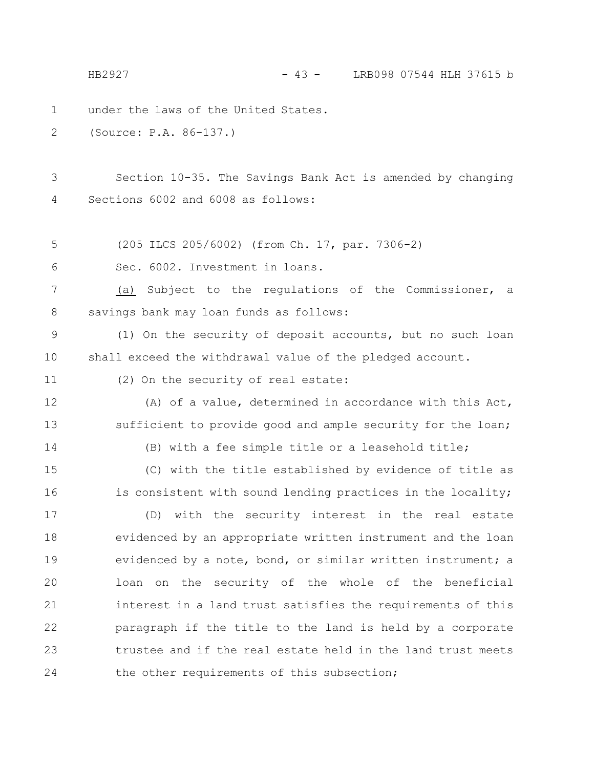under the laws of the United States.

(Source: P.A. 86-137.)

Section 10-35. The Savings Bank Act is amended by changing Sections 6002 and 6008 as follows:

(205 ILCS 205/6002) (from Ch. 17, par. 7306-2)

Sec. 6002. Investment in loans.

(a) Subject to the regulations of the Commissioner, a savings bank may loan funds as follows:

(1) On the security of deposit accounts, but no such loan shall exceed the withdrawal value of the pledged account.

(2) On the security of real estate:

(A) of a value, determined in accordance with this Act, sufficient to provide good and ample security for the loan;

(B) with a fee simple title or a leasehold title;

(C) with the title established by evidence of title as is consistent with sound lending practices in the locality;

(D) with the security interest in the real estate evidenced by an appropriate written instrument and the loan evidenced by a note, bond, or similar written instrument; a loan on the security of the whole of the beneficial interest in a land trust satisfies the requirements of this paragraph if the title to the land is held by a corporate trustee and if the real estate held in the land trust meets the other requirements of this subsection;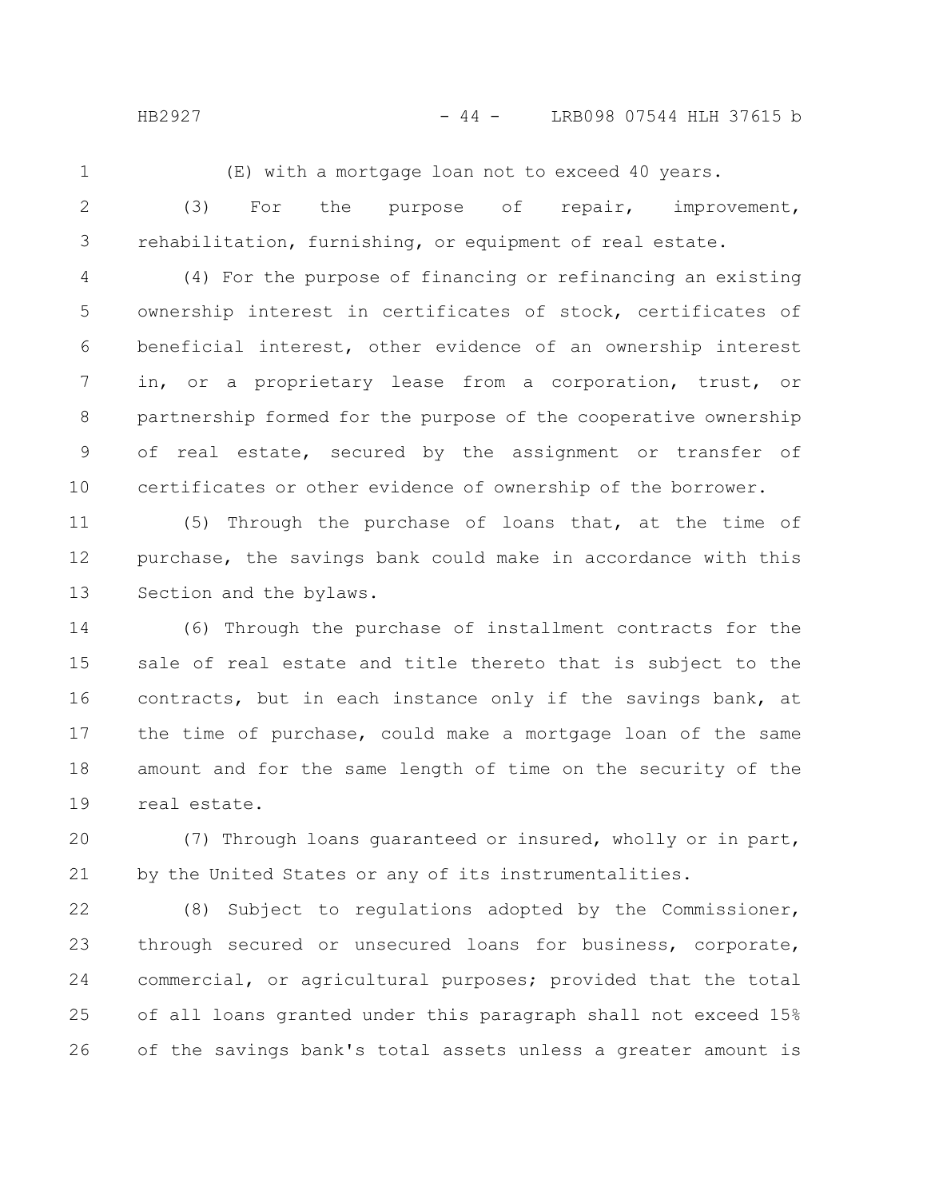(E) with a mortgage loan not to exceed 40 years.

(3) For the purpose of repair, improvement, rehabilitation, furnishing, or equipment of real estate.

(4) For the purpose of financing or refinancing an existing ownership interest in certificates of stock, certificates of beneficial interest, other evidence of an ownership interest in, or a proprietary lease from a corporation, trust, or partnership formed for the purpose of the cooperative ownership of real estate, secured by the assignment or transfer of certificates or other evidence of ownership of the borrower.

(5) Through the purchase of loans that, at the time of purchase, the savings bank could make in accordance with this Section and the bylaws.

(6) Through the purchase of installment contracts for the sale of real estate and title thereto that is subject to the contracts, but in each instance only if the savings bank, at the time of purchase, could make a mortgage loan of the same amount and for the same length of time on the security of the real estate.

(7) Through loans guaranteed or insured, wholly or in part, by the United States or any of its instrumentalities.

(8) Subject to regulations adopted by the Commissioner, through secured or unsecured loans for business, corporate, commercial, or agricultural purposes; provided that the total of all loans granted under this paragraph shall not exceed 15% of the savings bank's total assets unless a greater amount is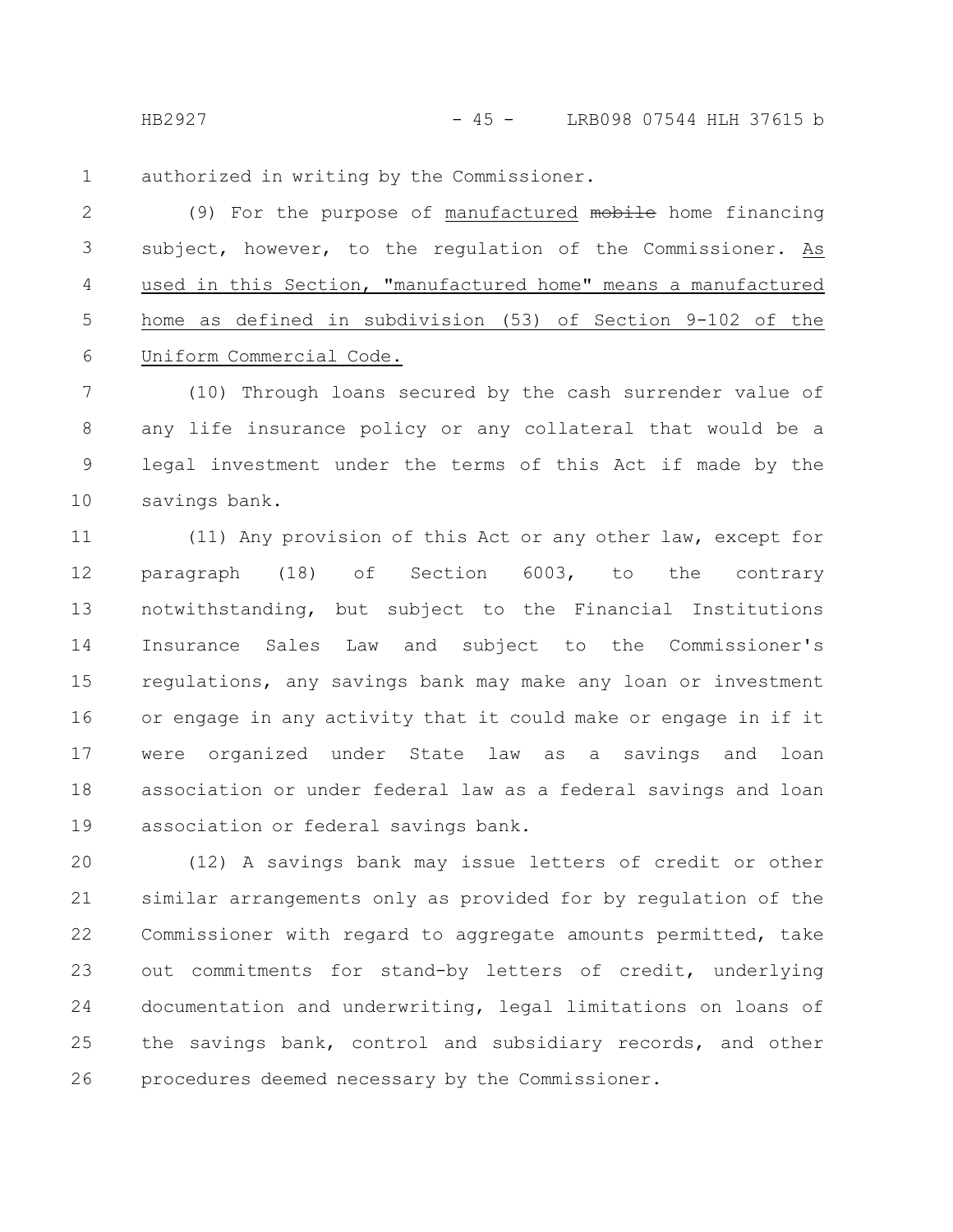authorized in writing by the Commissioner.

(9) For the purpose of manufactured ~~mobile~~ home financing subject, however, to the regulation of the Commissioner. As used in this Section, "manufactured home" means a manufactured home as defined in subdivision (53) of Section 9-102 of the Uniform Commercial Code.

(10) Through loans secured by the cash surrender value of any life insurance policy or any collateral that would be a legal investment under the terms of this Act if made by the savings bank.

(11) Any provision of this Act or any other law, except for paragraph (18) of Section 6003, to the contrary notwithstanding, but subject to the Financial Institutions Insurance Sales Law and subject to the Commissioner's regulations, any savings bank may make any loan or investment or engage in any activity that it could make or engage in if it were organized under State law as a savings and loan association or under federal law as a federal savings and loan association or federal savings bank.

(12) A savings bank may issue letters of credit or other similar arrangements only as provided for by regulation of the Commissioner with regard to aggregate amounts permitted, take out commitments for stand-by letters of credit, underlying documentation and underwriting, legal limitations on loans of the savings bank, control and subsidiary records, and other procedures deemed necessary by the Commissioner.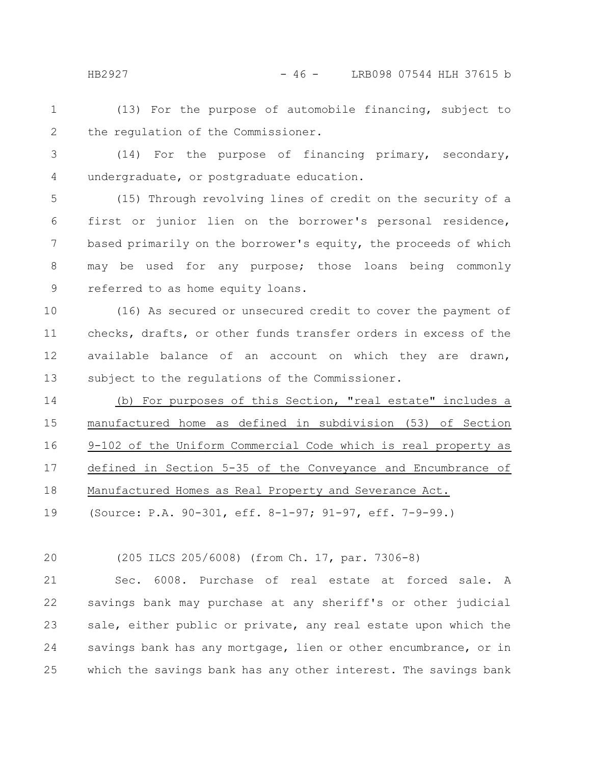(13) For the purpose of automobile financing, subject to the regulation of the Commissioner.

(14) For the purpose of financing primary, secondary, undergraduate, or postgraduate education.

(15) Through revolving lines of credit on the security of a first or junior lien on the borrower's personal residence, based primarily on the borrower's equity, the proceeds of which may be used for any purpose; those loans being commonly referred to as home equity loans.

(16) As secured or unsecured credit to cover the payment of checks, drafts, or other funds transfer orders in excess of the available balance of an account on which they are drawn, subject to the regulations of the Commissioner.

<u>(b) For purposes of this Section, "real estate" includes a manufactured home as defined in subdivision (53) of Section 9-102 of the Uniform Commercial Code which is real property as defined in Section 5-35 of the Conveyance and Encumbrance of Manufactured Homes as Real Property and Severance Act.</u>

(Source: P.A. 90-301, eff. 8-1-97; 91-97, eff. 7-9-99.)

(205 ILCS 205/6008) (from Ch. 17, par. 7306-8)

Sec. 6008. Purchase of real estate at forced sale. A savings bank may purchase at any sheriff's or other judicial sale, either public or private, any real estate upon which the savings bank has any mortgage, lien or other encumbrance, or in which the savings bank has any other interest. The savings bank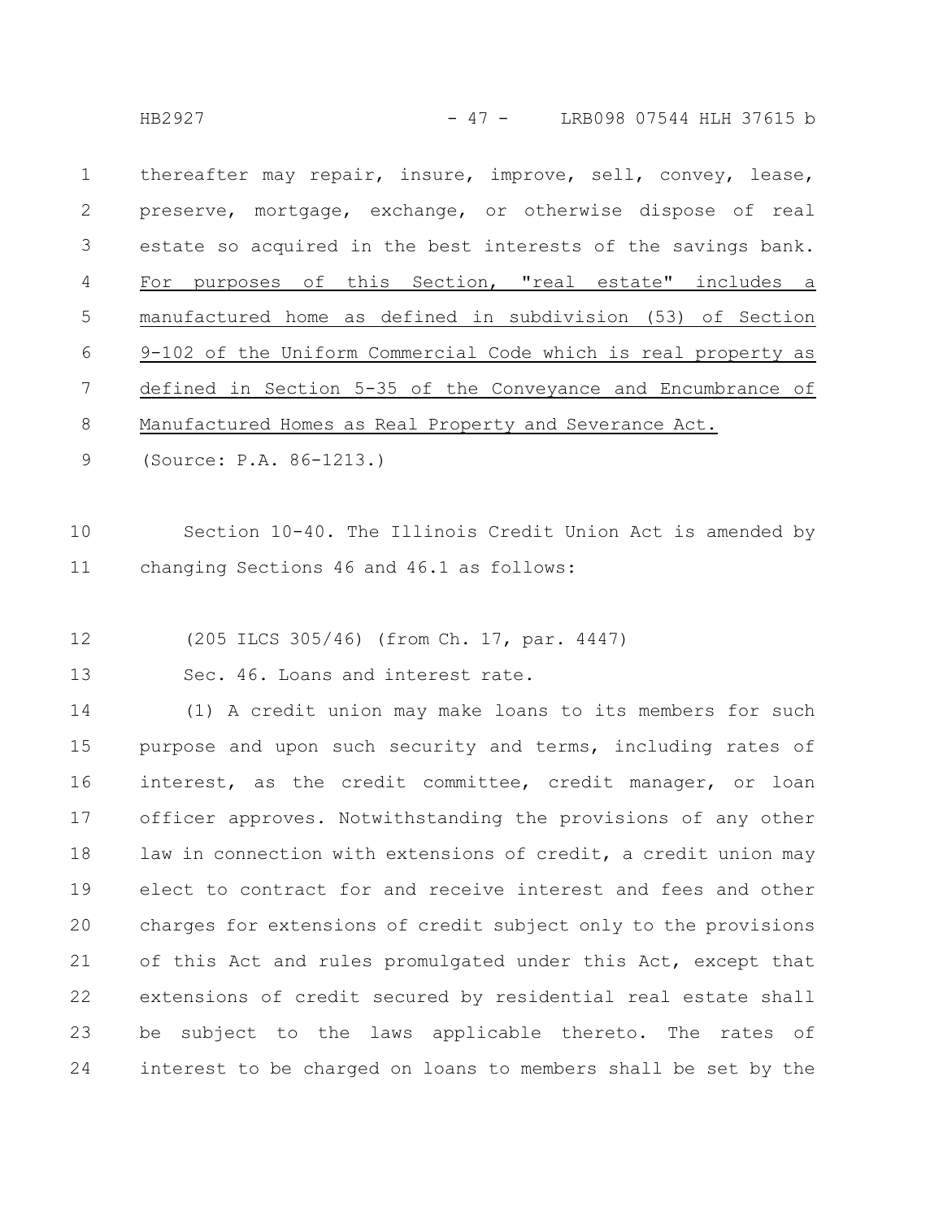thereafter may repair, insure, improve, sell, convey, lease, preserve, mortgage, exchange, or otherwise dispose of real estate so acquired in the best interests of the savings bank. For purposes of this Section, "real estate" includes a manufactured home as defined in subdivision (53) of Section 9-102 of the Uniform Commercial Code which is real property as defined in Section 5-35 of the Conveyance and Encumbrance of Manufactured Homes as Real Property and Severance Act.

(Source: P.A. 86-1213.)

Section 10-40. The Illinois Credit Union Act is amended by changing Sections 46 and 46.1 as follows:

(205 ILCS 305/46) (from Ch. 17, par. 4447)

Sec. 46. Loans and interest rate.

(1) A credit union may make loans to its members for such purpose and upon such security and terms, including rates of interest, as the credit committee, credit manager, or loan officer approves. Notwithstanding the provisions of any other law in connection with extensions of credit, a credit union may elect to contract for and receive interest and fees and other charges for extensions of credit subject only to the provisions of this Act and rules promulgated under this Act, except that extensions of credit secured by residential real estate shall be subject to the laws applicable thereto. The rates of interest to be charged on loans to members shall be set by the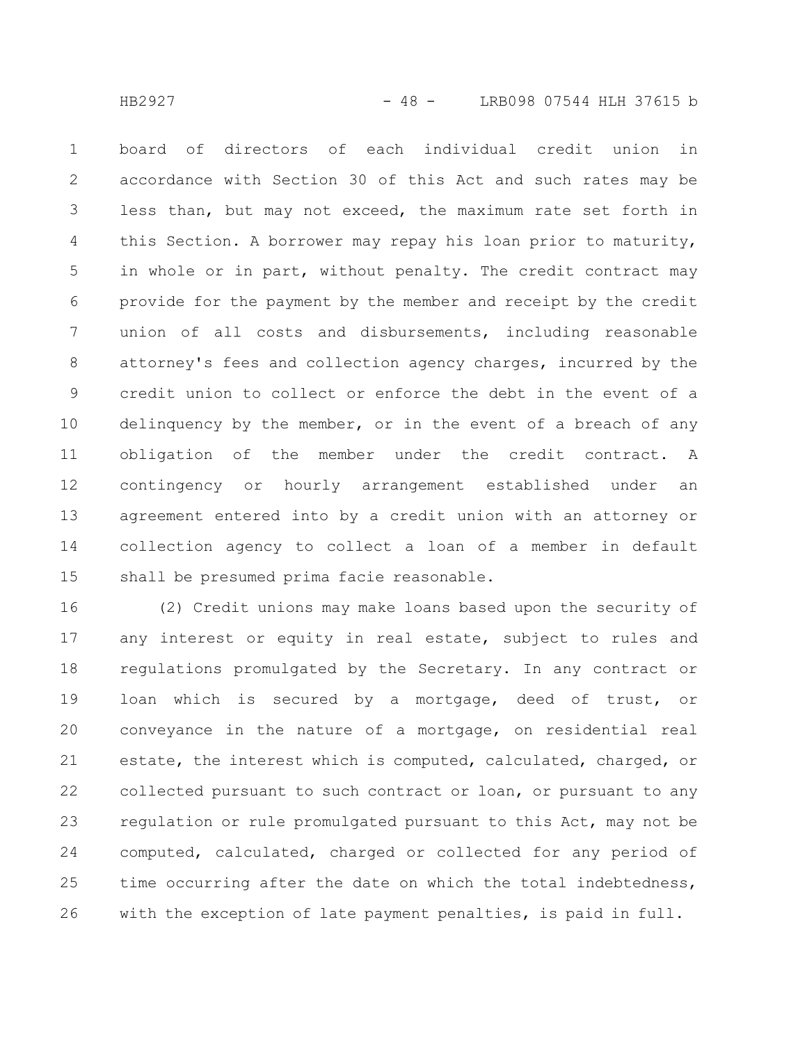board of directors of each individual credit union in accordance with Section 30 of this Act and such rates may be less than, but may not exceed, the maximum rate set forth in this Section. A borrower may repay his loan prior to maturity, in whole or in part, without penalty. The credit contract may provide for the payment by the member and receipt by the credit union of all costs and disbursements, including reasonable attorney's fees and collection agency charges, incurred by the credit union to collect or enforce the debt in the event of a delinquency by the member, or in the event of a breach of any obligation of the member under the credit contract. A contingency or hourly arrangement established under an agreement entered into by a credit union with an attorney or collection agency to collect a loan of a member in default shall be presumed prima facie reasonable.

(2) Credit unions may make loans based upon the security of any interest or equity in real estate, subject to rules and regulations promulgated by the Secretary. In any contract or loan which is secured by a mortgage, deed of trust, or conveyance in the nature of a mortgage, on residential real estate, the interest which is computed, calculated, charged, or collected pursuant to such contract or loan, or pursuant to any regulation or rule promulgated pursuant to this Act, may not be computed, calculated, charged or collected for any period of time occurring after the date on which the total indebtedness, with the exception of late payment penalties, is paid in full.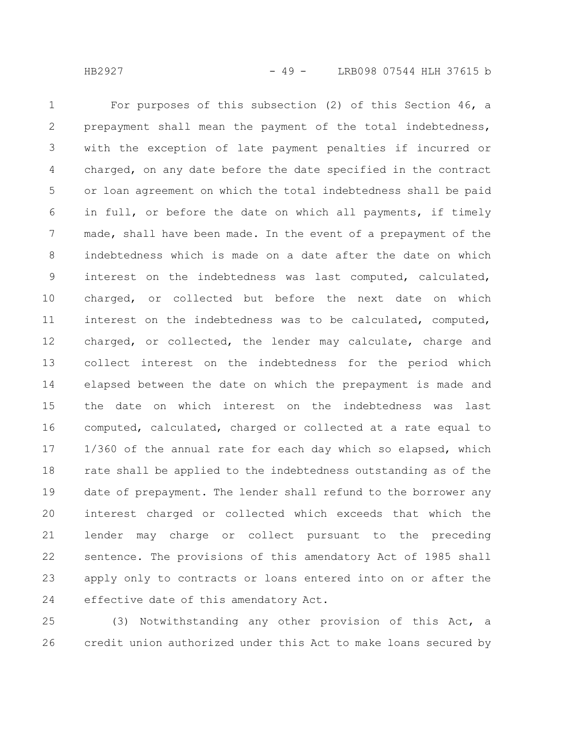For purposes of this subsection (2) of this Section 46, a prepayment shall mean the payment of the total indebtedness, with the exception of late payment penalties if incurred or charged, on any date before the date specified in the contract or loan agreement on which the total indebtedness shall be paid in full, or before the date on which all payments, if timely made, shall have been made. In the event of a prepayment of the indebtedness which is made on a date after the date on which interest on the indebtedness was last computed, calculated, charged, or collected but before the next date on which interest on the indebtedness was to be calculated, computed, charged, or collected, the lender may calculate, charge and collect interest on the indebtedness for the period which elapsed between the date on which the prepayment is made and the date on which interest on the indebtedness was last computed, calculated, charged or collected at a rate equal to 1/360 of the annual rate for each day which so elapsed, which rate shall be applied to the indebtedness outstanding as of the date of prepayment. The lender shall refund to the borrower any interest charged or collected which exceeds that which the lender may charge or collect pursuant to the preceding sentence. The provisions of this amendatory Act of 1985 shall apply only to contracts or loans entered into on or after the effective date of this amendatory Act.

(3) Notwithstanding any other provision of this Act, a credit union authorized under this Act to make loans secured by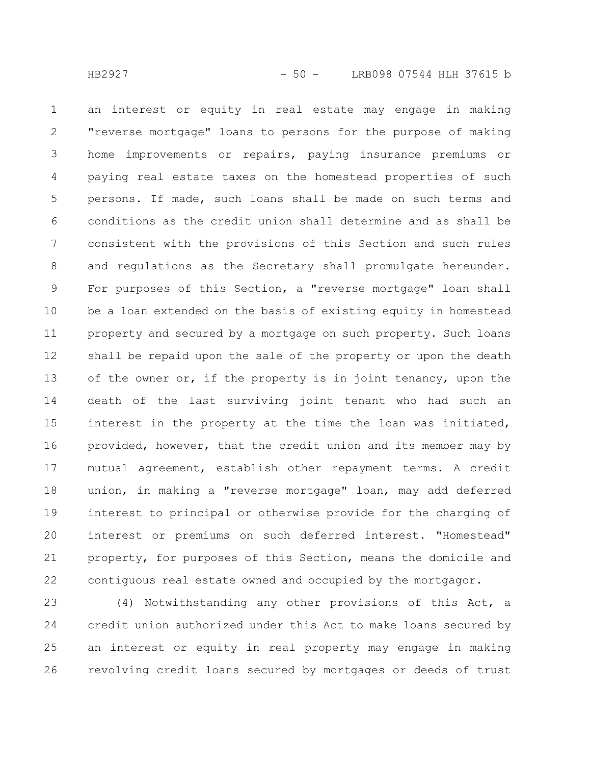an interest or equity in real estate may engage in making "reverse mortgage" loans to persons for the purpose of making home improvements or repairs, paying insurance premiums or paying real estate taxes on the homestead properties of such persons. If made, such loans shall be made on such terms and conditions as the credit union shall determine and as shall be consistent with the provisions of this Section and such rules and regulations as the Secretary shall promulgate hereunder. For purposes of this Section, a "reverse mortgage" loan shall be a loan extended on the basis of existing equity in homestead property and secured by a mortgage on such property. Such loans shall be repaid upon the sale of the property or upon the death of the owner or, if the property is in joint tenancy, upon the death of the last surviving joint tenant who had such an interest in the property at the time the loan was initiated, provided, however, that the credit union and its member may by mutual agreement, establish other repayment terms. A credit union, in making a "reverse mortgage" loan, may add deferred interest to principal or otherwise provide for the charging of interest or premiums on such deferred interest. "Homestead" property, for purposes of this Section, means the domicile and contiguous real estate owned and occupied by the mortgagor.

(4) Notwithstanding any other provisions of this Act, a credit union authorized under this Act to make loans secured by an interest or equity in real property may engage in making revolving credit loans secured by mortgages or deeds of trust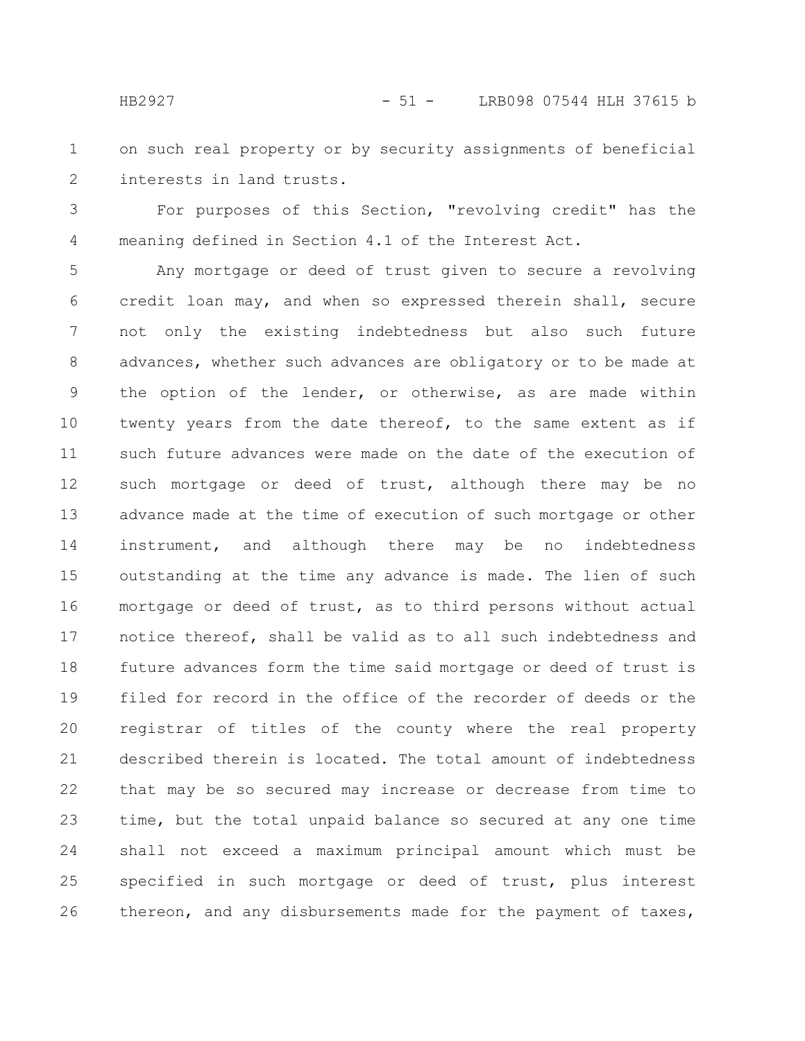on such real property or by security assignments of beneficial interests in land trusts.

For purposes of this Section, "revolving credit" has the meaning defined in Section 4.1 of the Interest Act.

Any mortgage or deed of trust given to secure a revolving credit loan may, and when so expressed therein shall, secure not only the existing indebtedness but also such future advances, whether such advances are obligatory or to be made at the option of the lender, or otherwise, as are made within twenty years from the date thereof, to the same extent as if such future advances were made on the date of the execution of such mortgage or deed of trust, although there may be no advance made at the time of execution of such mortgage or other instrument, and although there may be no indebtedness outstanding at the time any advance is made. The lien of such mortgage or deed of trust, as to third persons without actual notice thereof, shall be valid as to all such indebtedness and future advances form the time said mortgage or deed of trust is filed for record in the office of the recorder of deeds or the registrar of titles of the county where the real property described therein is located. The total amount of indebtedness that may be so secured may increase or decrease from time to time, but the total unpaid balance so secured at any one time shall not exceed a maximum principal amount which must be specified in such mortgage or deed of trust, plus interest thereon, and any disbursements made for the payment of taxes,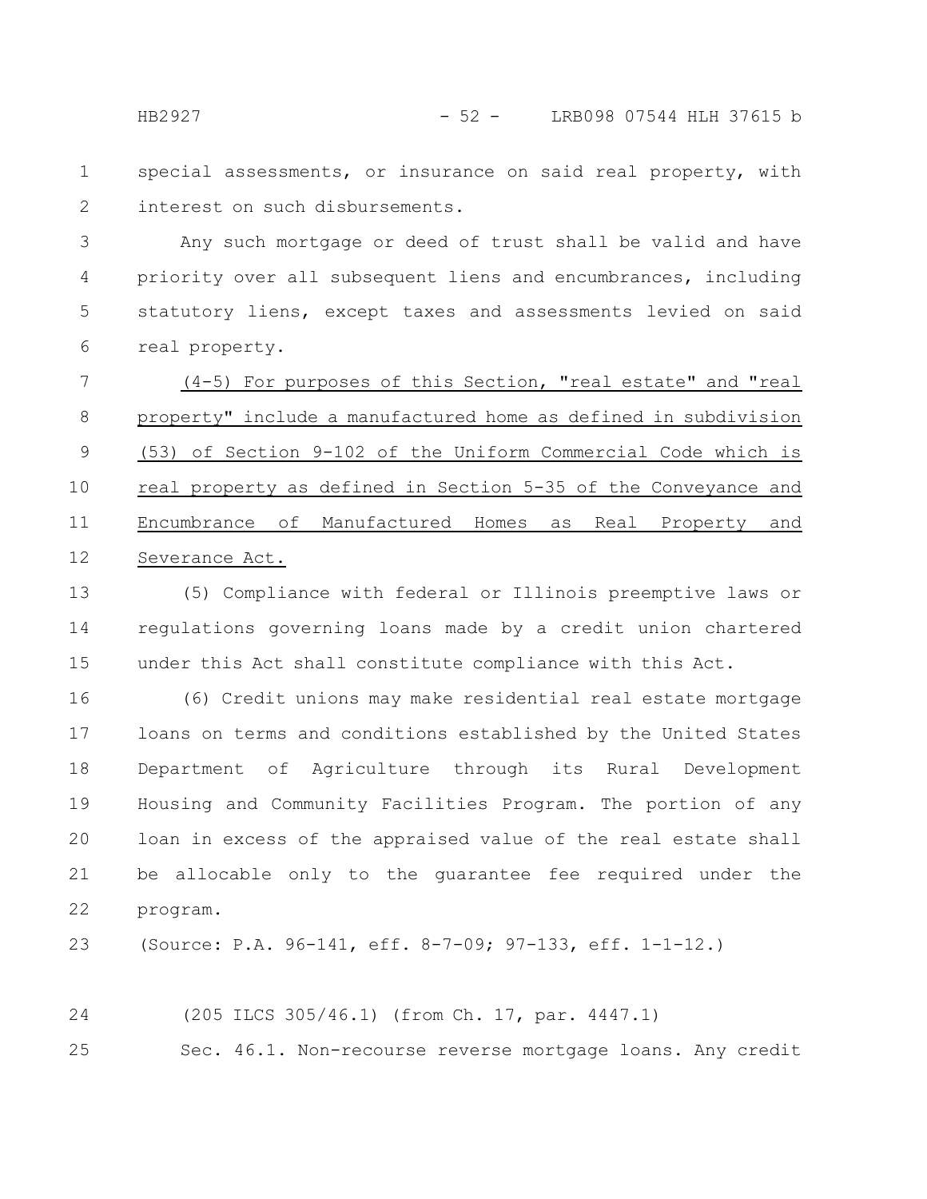special assessments, or insurance on said real property, with interest on such disbursements.

Any such mortgage or deed of trust shall be valid and have priority over all subsequent liens and encumbrances, including statutory liens, except taxes and assessments levied on said real property.

<u>(4-5) For purposes of this Section, "real estate" and "real property" include a manufactured home as defined in subdivision (53) of Section 9-102 of the Uniform Commercial Code which is real property as defined in Section 5-35 of the Conveyance and Encumbrance of Manufactured Homes as Real Property and Severance Act.</u>

(5) Compliance with federal or Illinois preemptive laws or regulations governing loans made by a credit union chartered under this Act shall constitute compliance with this Act.

(6) Credit unions may make residential real estate mortgage loans on terms and conditions established by the United States Department of Agriculture through its Rural Development Housing and Community Facilities Program. The portion of any loan in excess of the appraised value of the real estate shall be allocable only to the guarantee fee required under the program.

(Source: P.A. 96-141, eff. 8-7-09; 97-133, eff. 1-1-12.)

(205 ILCS 305/46.1) (from Ch. 17, par. 4447.1)

Sec. 46.1. Non-recourse reverse mortgage loans. Any credit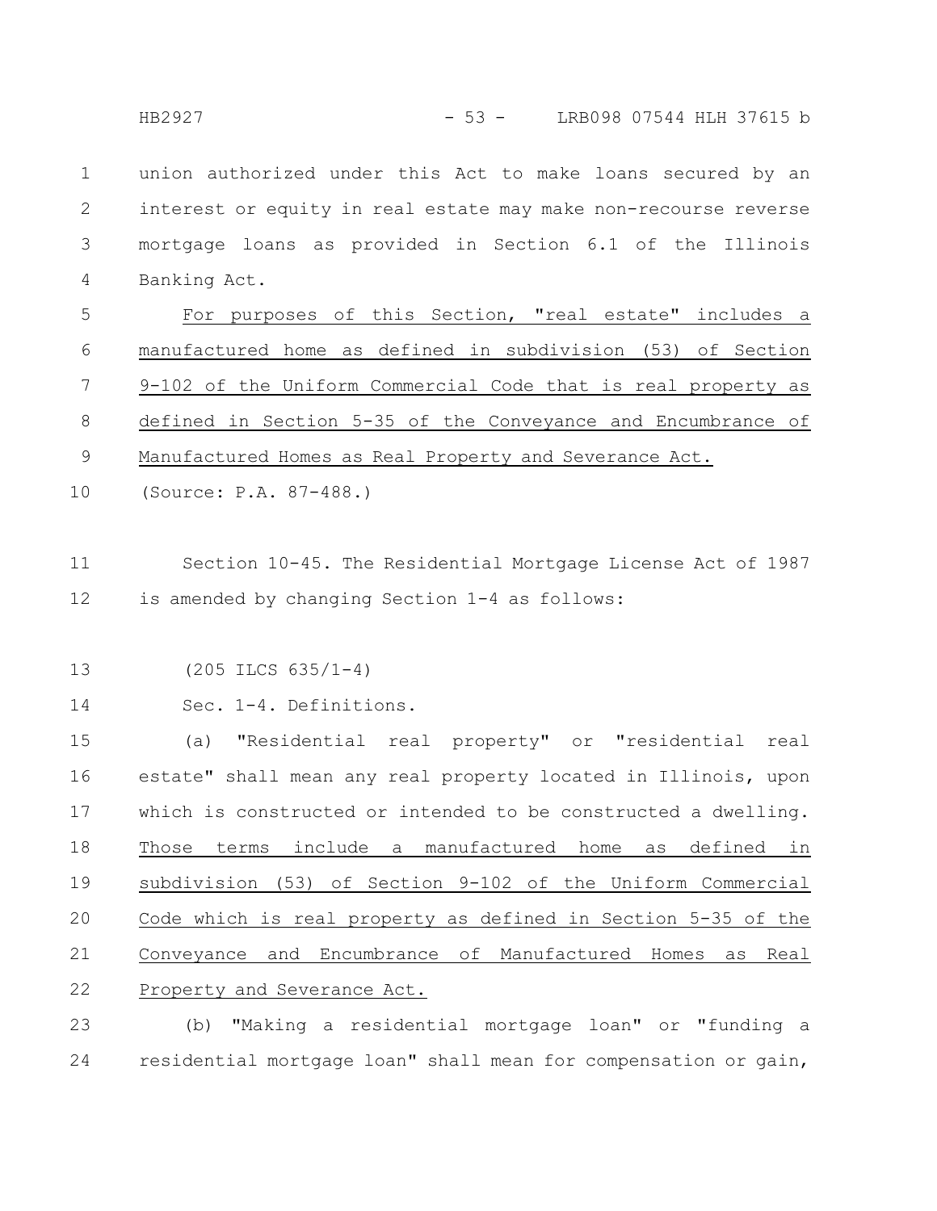union authorized under this Act to make loans secured by an interest or equity in real estate may make non-recourse reverse mortgage loans as provided in Section 6.1 of the Illinois Banking Act.

<u>For purposes of this Section, "real estate" includes a manufactured home as defined in subdivision (53) of Section 9-102 of the Uniform Commercial Code that is real property as defined in Section 5-35 of the Conveyance and Encumbrance of Manufactured Homes as Real Property and Severance Act.</u>

(Source: P.A. 87-488.)

Section 10-45. The Residential Mortgage License Act of 1987 is amended by changing Section 1-4 as follows:

(205 ILCS 635/1-4)

Sec. 1-4. Definitions.

(a) "Residential real property" or "residential real estate" shall mean any real property located in Illinois, upon which is constructed or intended to be constructed a dwelling. <u>Those terms include a manufactured home as defined in subdivision (53) of Section 9-102 of the Uniform Commercial Code which is real property as defined in Section 5-35 of the Conveyance and Encumbrance of Manufactured Homes as Real Property and Severance Act.</u>

(b) "Making a residential mortgage loan" or "funding a residential mortgage loan" shall mean for compensation or gain,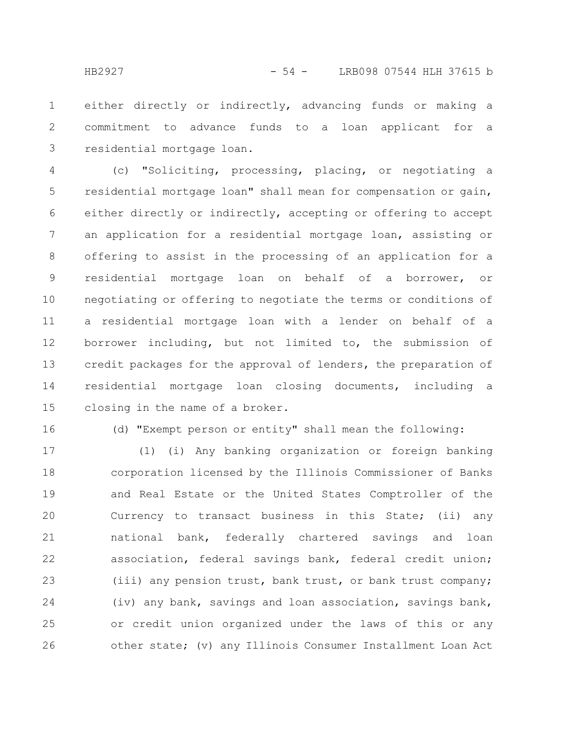either directly or indirectly, advancing funds or making a commitment to advance funds to a loan applicant for a residential mortgage loan.

(c) "Soliciting, processing, placing, or negotiating a residential mortgage loan" shall mean for compensation or gain, either directly or indirectly, accepting or offering to accept an application for a residential mortgage loan, assisting or offering to assist in the processing of an application for a residential mortgage loan on behalf of a borrower, or negotiating or offering to negotiate the terms or conditions of a residential mortgage loan with a lender on behalf of a borrower including, but not limited to, the submission of credit packages for the approval of lenders, the preparation of residential mortgage loan closing documents, including a closing in the name of a broker.

(d) "Exempt person or entity" shall mean the following:

(1) (i) Any banking organization or foreign banking corporation licensed by the Illinois Commissioner of Banks and Real Estate or the United States Comptroller of the Currency to transact business in this State; (ii) any national bank, federally chartered savings and loan association, federal savings bank, federal credit union; (iii) any pension trust, bank trust, or bank trust company; (iv) any bank, savings and loan association, savings bank, or credit union organized under the laws of this or any other state; (v) any Illinois Consumer Installment Loan Act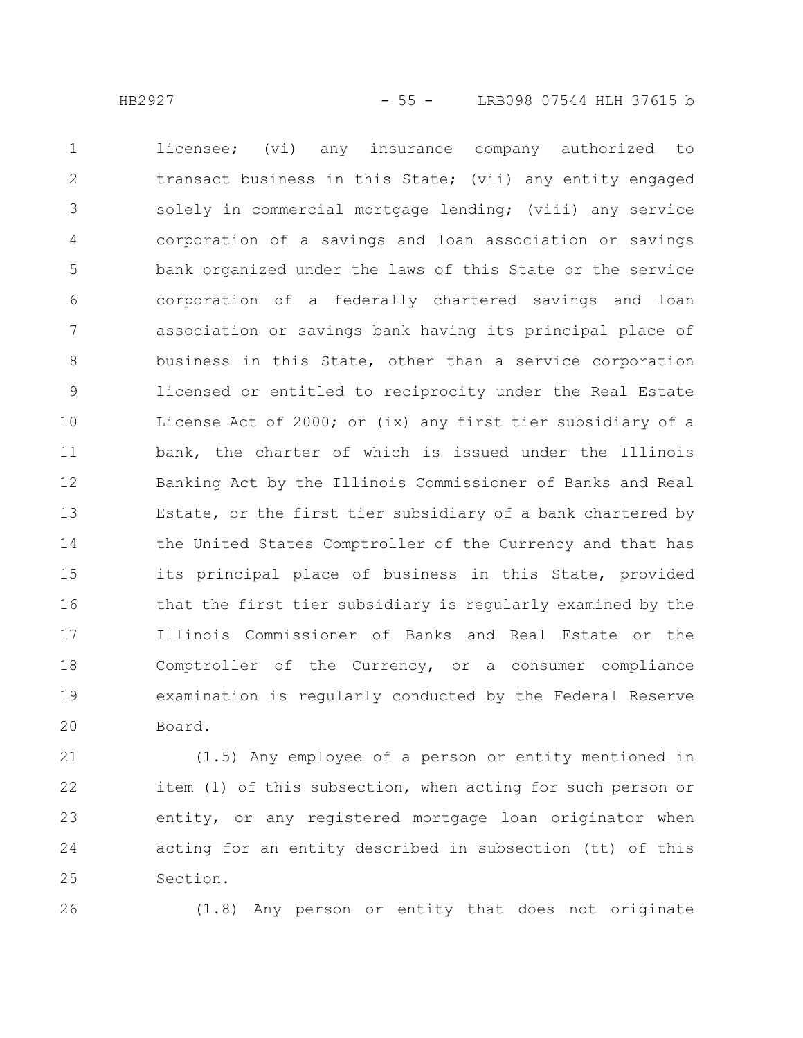licensee; (vi) any insurance company authorized to transact business in this State; (vii) any entity engaged solely in commercial mortgage lending; (viii) any service corporation of a savings and loan association or savings bank organized under the laws of this State or the service corporation of a federally chartered savings and loan association or savings bank having its principal place of business in this State, other than a service corporation licensed or entitled to reciprocity under the Real Estate License Act of 2000; or (ix) any first tier subsidiary of a bank, the charter of which is issued under the Illinois Banking Act by the Illinois Commissioner of Banks and Real Estate, or the first tier subsidiary of a bank chartered by the United States Comptroller of the Currency and that has its principal place of business in this State, provided that the first tier subsidiary is regularly examined by the Illinois Commissioner of Banks and Real Estate or the Comptroller of the Currency, or a consumer compliance examination is regularly conducted by the Federal Reserve Board.

(1.5) Any employee of a person or entity mentioned in item (1) of this subsection, when acting for such person or entity, or any registered mortgage loan originator when acting for an entity described in subsection (tt) of this Section.

(1.8) Any person or entity that does not originate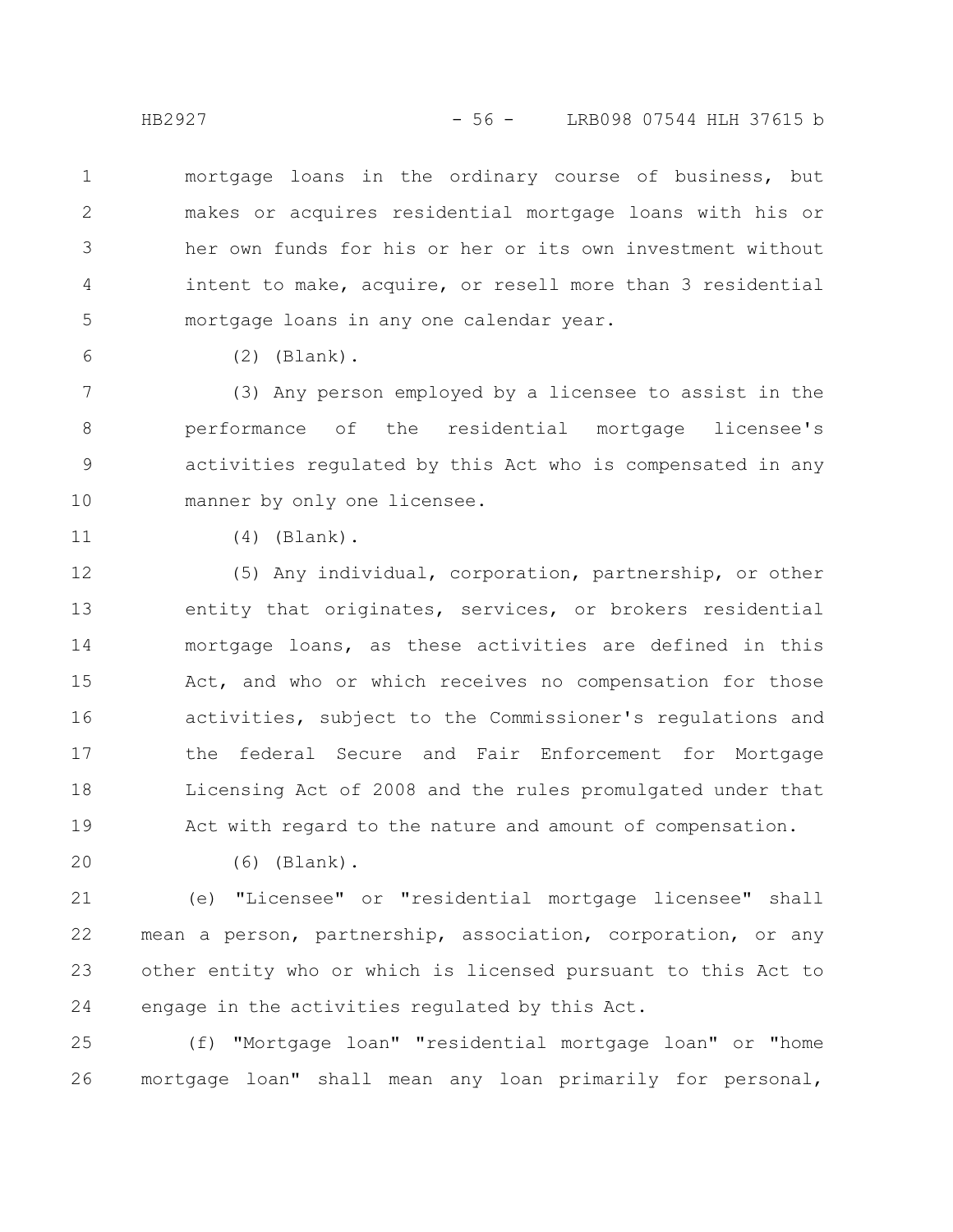mortgage loans in the ordinary course of business, but makes or acquires residential mortgage loans with his or her own funds for his or her or its own investment without intent to make, acquire, or resell more than 3 residential mortgage loans in any one calendar year.

(2) (Blank).

(3) Any person employed by a licensee to assist in the performance of the residential mortgage licensee's activities regulated by this Act who is compensated in any manner by only one licensee.

(4) (Blank).

(5) Any individual, corporation, partnership, or other entity that originates, services, or brokers residential mortgage loans, as these activities are defined in this Act, and who or which receives no compensation for those activities, subject to the Commissioner's regulations and the federal Secure and Fair Enforcement for Mortgage Licensing Act of 2008 and the rules promulgated under that Act with regard to the nature and amount of compensation.

(6) (Blank).

(e) "Licensee" or "residential mortgage licensee" shall mean a person, partnership, association, corporation, or any other entity who or which is licensed pursuant to this Act to engage in the activities regulated by this Act.

(f) "Mortgage loan" "residential mortgage loan" or "home mortgage loan" shall mean any loan primarily for personal,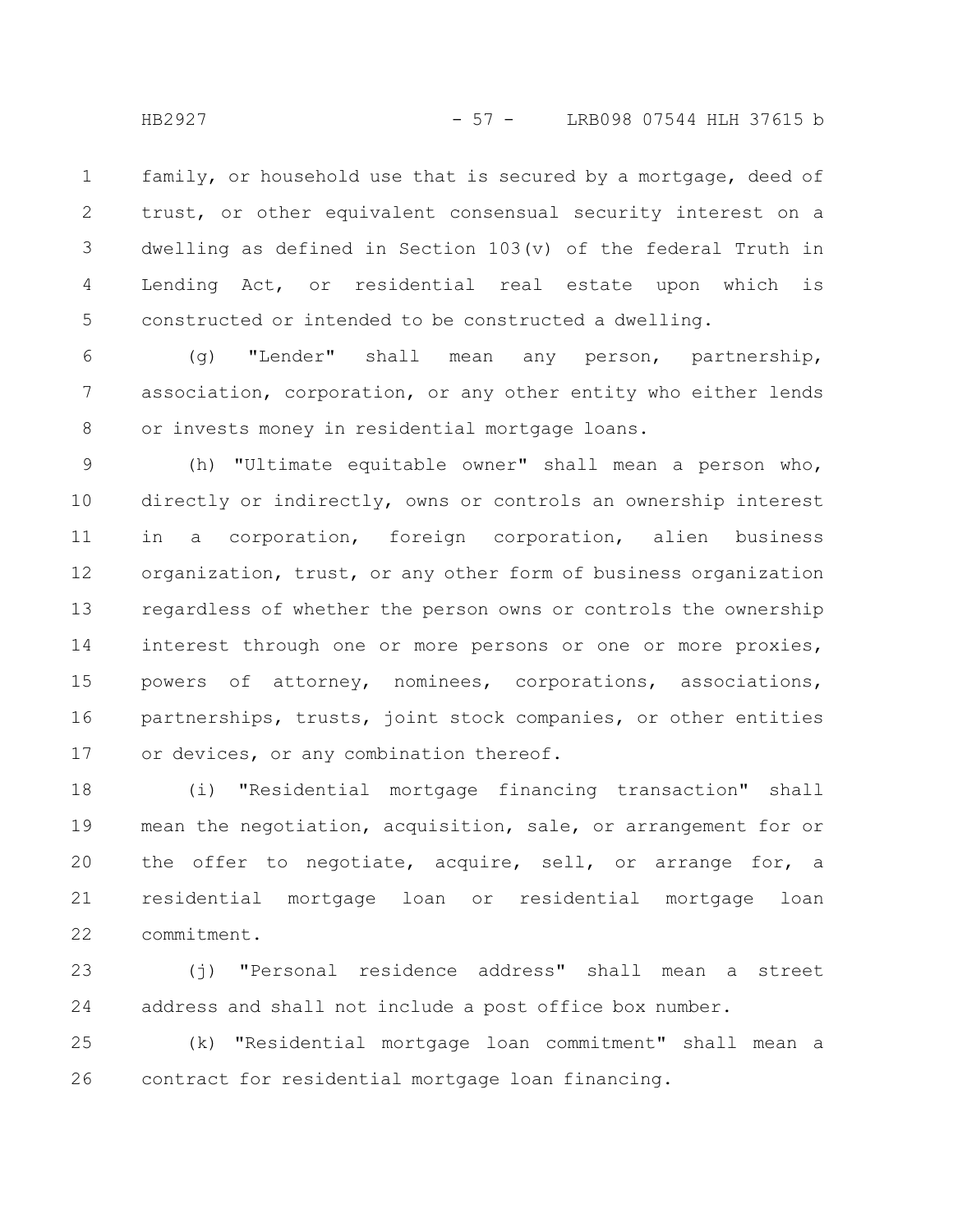family, or household use that is secured by a mortgage, deed of trust, or other equivalent consensual security interest on a dwelling as defined in Section 103(v) of the federal Truth in Lending Act, or residential real estate upon which is constructed or intended to be constructed a dwelling.

(g) "Lender" shall mean any person, partnership, association, corporation, or any other entity who either lends or invests money in residential mortgage loans.

(h) "Ultimate equitable owner" shall mean a person who, directly or indirectly, owns or controls an ownership interest in a corporation, foreign corporation, alien business organization, trust, or any other form of business organization regardless of whether the person owns or controls the ownership interest through one or more persons or one or more proxies, powers of attorney, nominees, corporations, associations, partnerships, trusts, joint stock companies, or other entities or devices, or any combination thereof.

(i) "Residential mortgage financing transaction" shall mean the negotiation, acquisition, sale, or arrangement for or the offer to negotiate, acquire, sell, or arrange for, a residential mortgage loan or residential mortgage loan commitment.

(j) "Personal residence address" shall mean a street address and shall not include a post office box number.

(k) "Residential mortgage loan commitment" shall mean a contract for residential mortgage loan financing.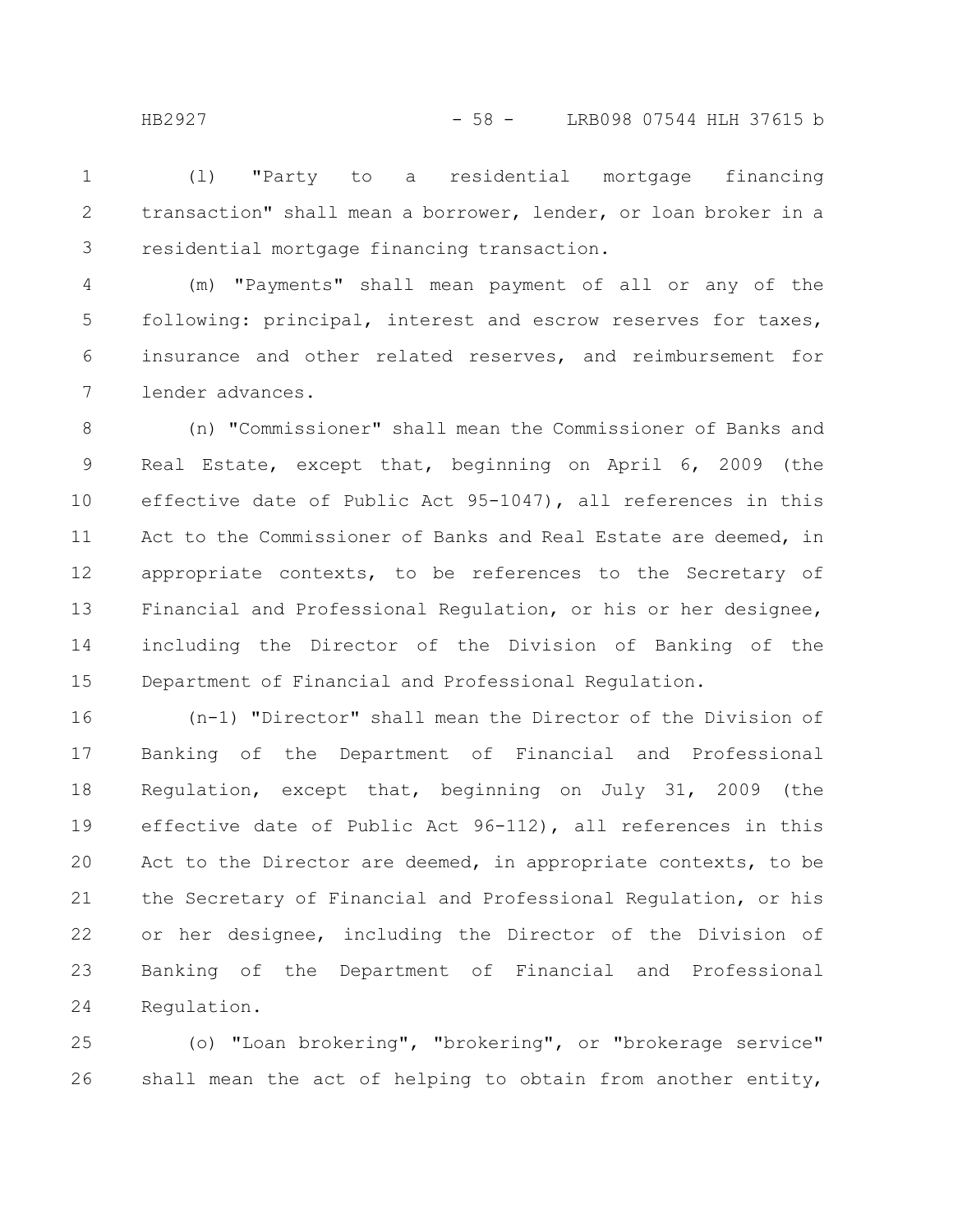(l) "Party to a residential mortgage financing transaction" shall mean a borrower, lender, or loan broker in a residential mortgage financing transaction.

(m) "Payments" shall mean payment of all or any of the following: principal, interest and escrow reserves for taxes, insurance and other related reserves, and reimbursement for lender advances.

(n) "Commissioner" shall mean the Commissioner of Banks and Real Estate, except that, beginning on April 6, 2009 (the effective date of Public Act 95-1047), all references in this Act to the Commissioner of Banks and Real Estate are deemed, in appropriate contexts, to be references to the Secretary of Financial and Professional Regulation, or his or her designee, including the Director of the Division of Banking of the Department of Financial and Professional Regulation.

(n-1) "Director" shall mean the Director of the Division of Banking of the Department of Financial and Professional Regulation, except that, beginning on July 31, 2009 (the effective date of Public Act 96-112), all references in this Act to the Director are deemed, in appropriate contexts, to be the Secretary of Financial and Professional Regulation, or his or her designee, including the Director of the Division of Banking of the Department of Financial and Professional Regulation.

(o) "Loan brokering", "brokering", or "brokerage service" shall mean the act of helping to obtain from another entity,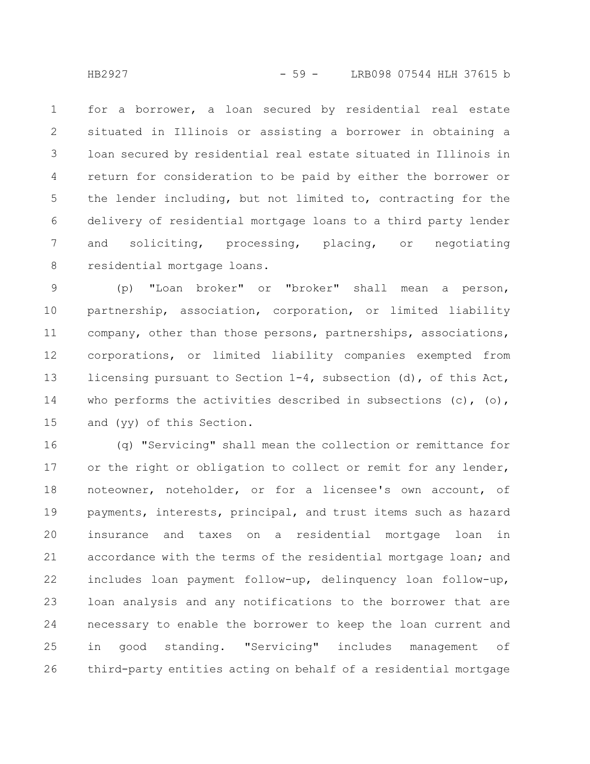for a borrower, a loan secured by residential real estate situated in Illinois or assisting a borrower in obtaining a loan secured by residential real estate situated in Illinois in return for consideration to be paid by either the borrower or the lender including, but not limited to, contracting for the delivery of residential mortgage loans to a third party lender and soliciting, processing, placing, or negotiating residential mortgage loans.

(p) "Loan broker" or "broker" shall mean a person, partnership, association, corporation, or limited liability company, other than those persons, partnerships, associations, corporations, or limited liability companies exempted from licensing pursuant to Section 1-4, subsection (d), of this Act, who performs the activities described in subsections (c), (o), and (yy) of this Section.

(q) "Servicing" shall mean the collection or remittance for or the right or obligation to collect or remit for any lender, noteowner, noteholder, or for a licensee's own account, of payments, interests, principal, and trust items such as hazard insurance and taxes on a residential mortgage loan in accordance with the terms of the residential mortgage loan; and includes loan payment follow-up, delinquency loan follow-up, loan analysis and any notifications to the borrower that are necessary to enable the borrower to keep the loan current and in good standing. "Servicing" includes management of third-party entities acting on behalf of a residential mortgage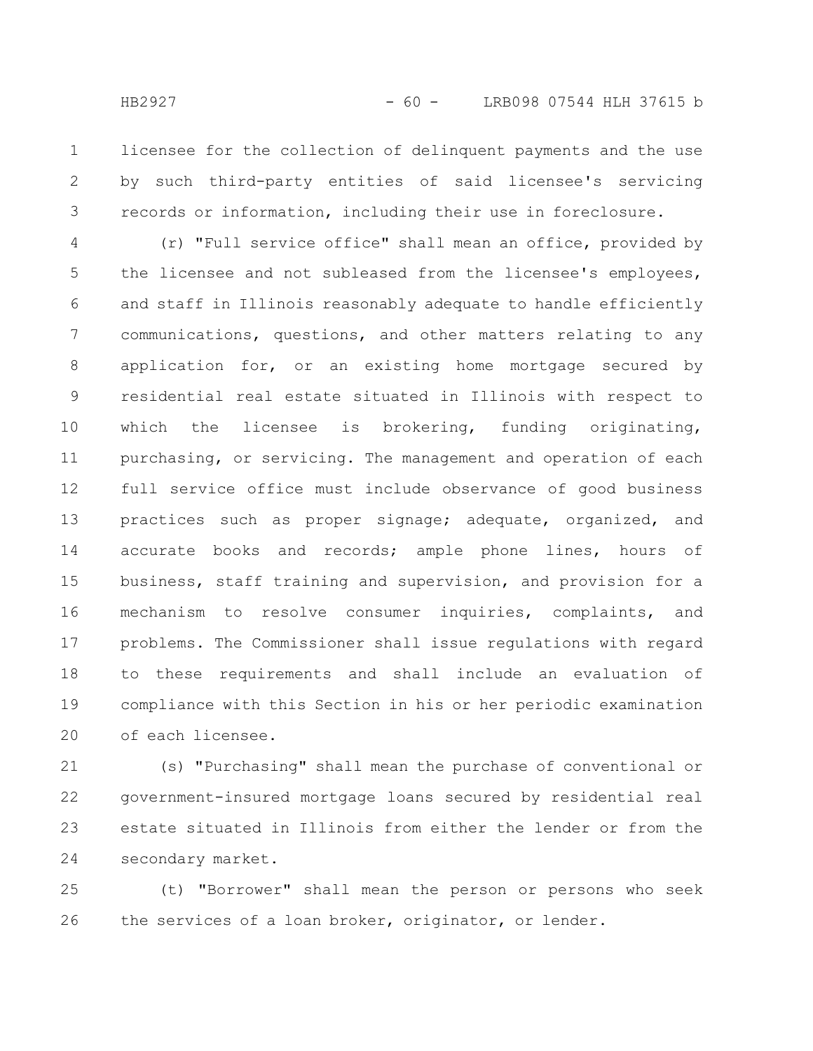licensee for the collection of delinquent payments and the use by such third-party entities of said licensee's servicing records or information, including their use in foreclosure.

(r) "Full service office" shall mean an office, provided by the licensee and not subleased from the licensee's employees, and staff in Illinois reasonably adequate to handle efficiently communications, questions, and other matters relating to any application for, or an existing home mortgage secured by residential real estate situated in Illinois with respect to which the licensee is brokering, funding originating, purchasing, or servicing. The management and operation of each full service office must include observance of good business practices such as proper signage; adequate, organized, and accurate books and records; ample phone lines, hours of business, staff training and supervision, and provision for a mechanism to resolve consumer inquiries, complaints, and problems. The Commissioner shall issue regulations with regard to these requirements and shall include an evaluation of compliance with this Section in his or her periodic examination of each licensee.

(s) "Purchasing" shall mean the purchase of conventional or government-insured mortgage loans secured by residential real estate situated in Illinois from either the lender or from the secondary market.

(t) "Borrower" shall mean the person or persons who seek the services of a loan broker, originator, or lender.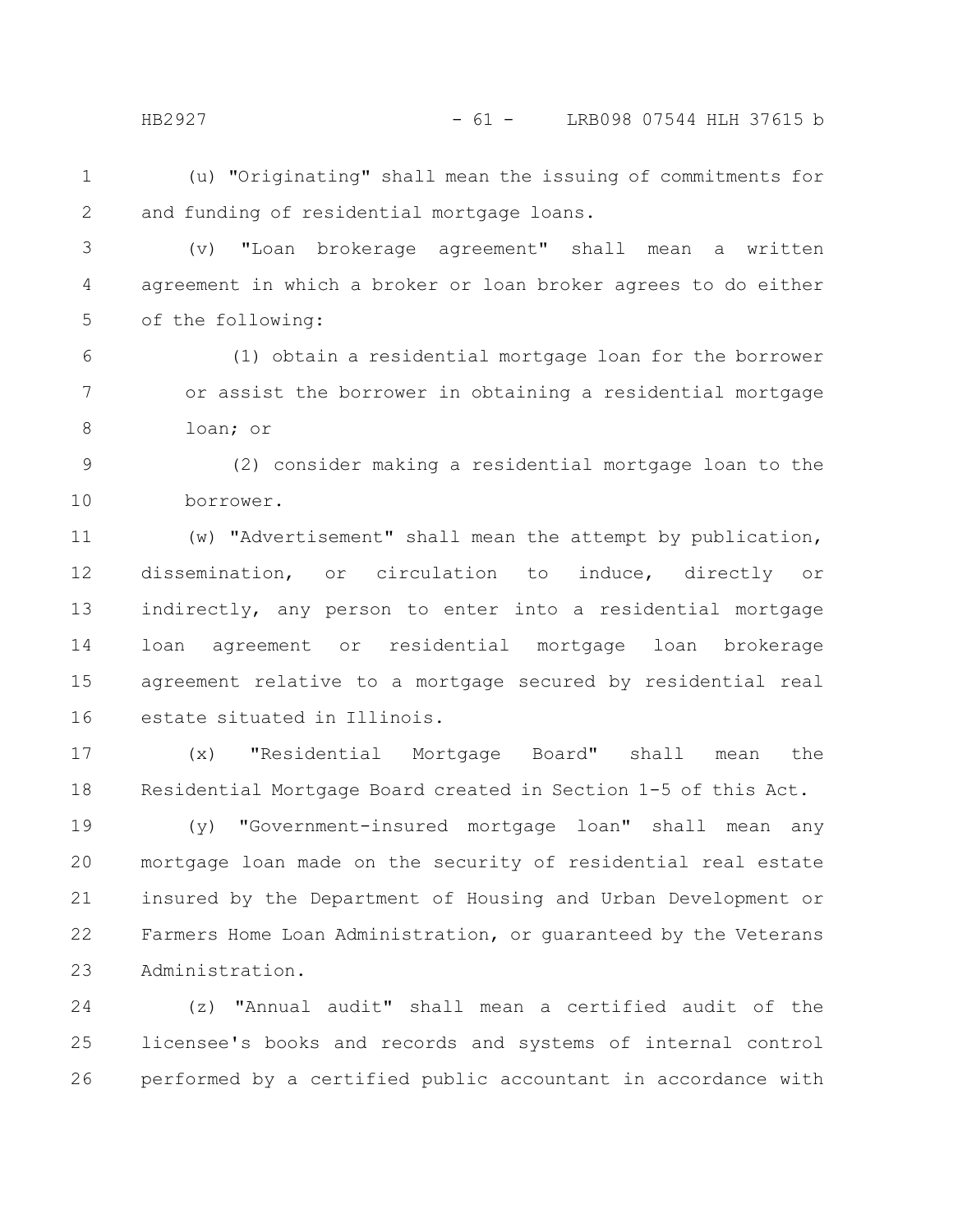(u) "Originating" shall mean the issuing of commitments for and funding of residential mortgage loans.

(v) "Loan brokerage agreement" shall mean a written agreement in which a broker or loan broker agrees to do either of the following:

(1) obtain a residential mortgage loan for the borrower or assist the borrower in obtaining a residential mortgage loan; or

(2) consider making a residential mortgage loan to the borrower.

(w) "Advertisement" shall mean the attempt by publication, dissemination, or circulation to induce, directly or indirectly, any person to enter into a residential mortgage loan agreement or residential mortgage loan brokerage agreement relative to a mortgage secured by residential real estate situated in Illinois.

(x) "Residential Mortgage Board" shall mean the Residential Mortgage Board created in Section 1-5 of this Act.

(y) "Government-insured mortgage loan" shall mean any mortgage loan made on the security of residential real estate insured by the Department of Housing and Urban Development or Farmers Home Loan Administration, or guaranteed by the Veterans Administration.

(z) "Annual audit" shall mean a certified audit of the licensee's books and records and systems of internal control performed by a certified public accountant in accordance with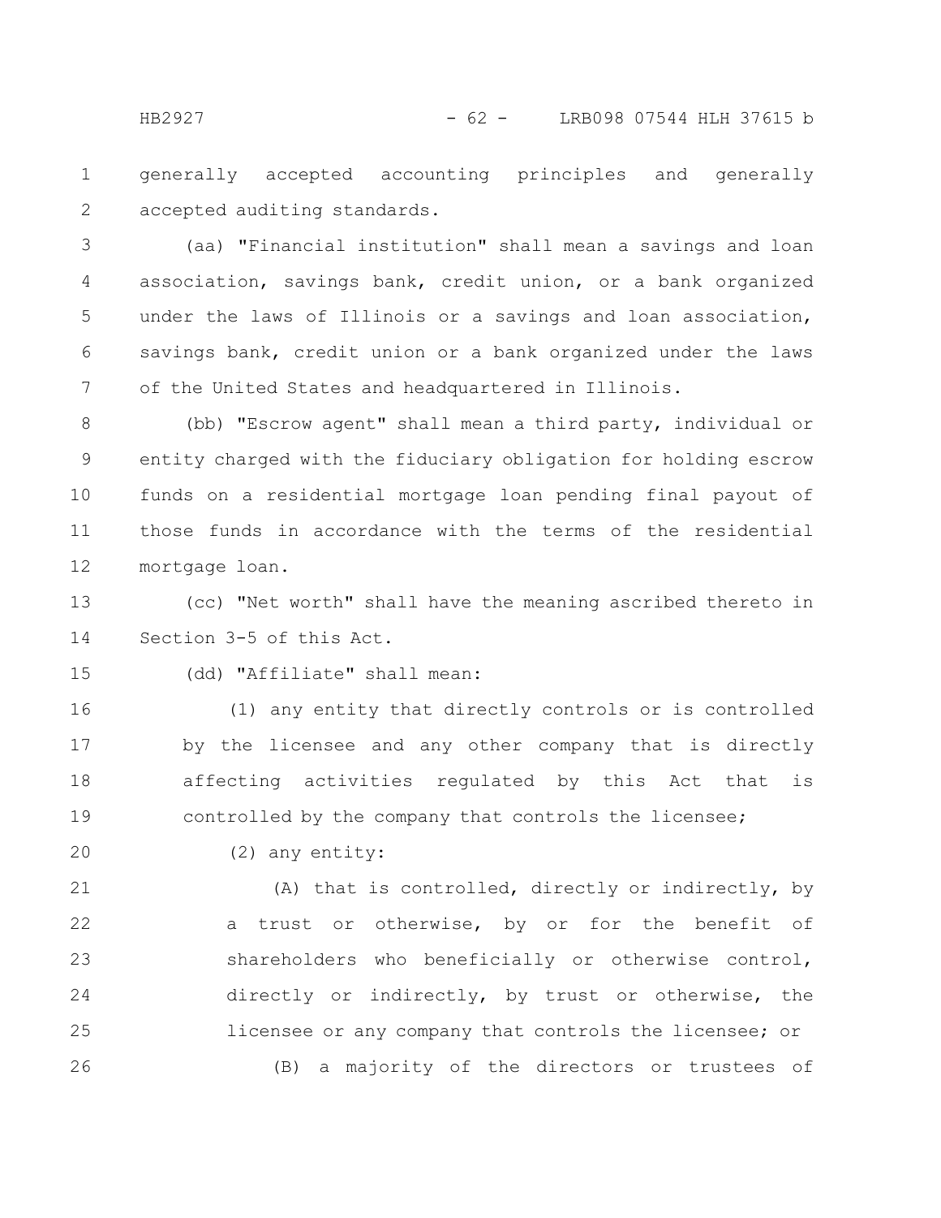generally accepted accounting principles and generally accepted auditing standards.

(aa) "Financial institution" shall mean a savings and loan association, savings bank, credit union, or a bank organized under the laws of Illinois or a savings and loan association, savings bank, credit union or a bank organized under the laws of the United States and headquartered in Illinois.

(bb) "Escrow agent" shall mean a third party, individual or entity charged with the fiduciary obligation for holding escrow funds on a residential mortgage loan pending final payout of those funds in accordance with the terms of the residential mortgage loan.

(cc) "Net worth" shall have the meaning ascribed thereto in Section 3-5 of this Act.

(dd) "Affiliate" shall mean:

(1) any entity that directly controls or is controlled by the licensee and any other company that is directly affecting activities regulated by this Act that is controlled by the company that controls the licensee;

(2) any entity:

(A) that is controlled, directly or indirectly, by a trust or otherwise, by or for the benefit of shareholders who beneficially or otherwise control, directly or indirectly, by trust or otherwise, the licensee or any company that controls the licensee; or

(B) a majority of the directors or trustees of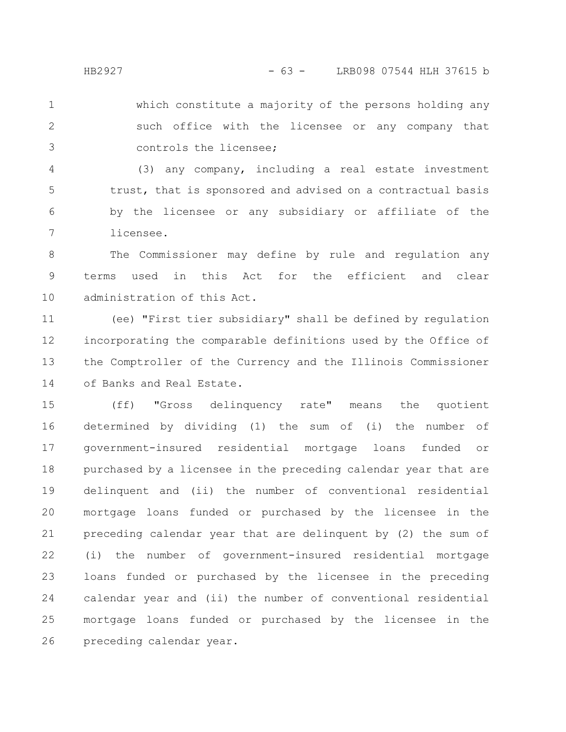which constitute a majority of the persons holding any such office with the licensee or any company that controls the licensee;

(3) any company, including a real estate investment trust, that is sponsored and advised on a contractual basis by the licensee or any subsidiary or affiliate of the licensee.

The Commissioner may define by rule and regulation any terms used in this Act for the efficient and clear administration of this Act.

(ee) "First tier subsidiary" shall be defined by regulation incorporating the comparable definitions used by the Office of the Comptroller of the Currency and the Illinois Commissioner of Banks and Real Estate.

(ff) "Gross delinquency rate" means the quotient determined by dividing (1) the sum of (i) the number of government-insured residential mortgage loans funded or purchased by a licensee in the preceding calendar year that are delinquent and (ii) the number of conventional residential mortgage loans funded or purchased by the licensee in the preceding calendar year that are delinquent by (2) the sum of (i) the number of government-insured residential mortgage loans funded or purchased by the licensee in the preceding calendar year and (ii) the number of conventional residential mortgage loans funded or purchased by the licensee in the preceding calendar year.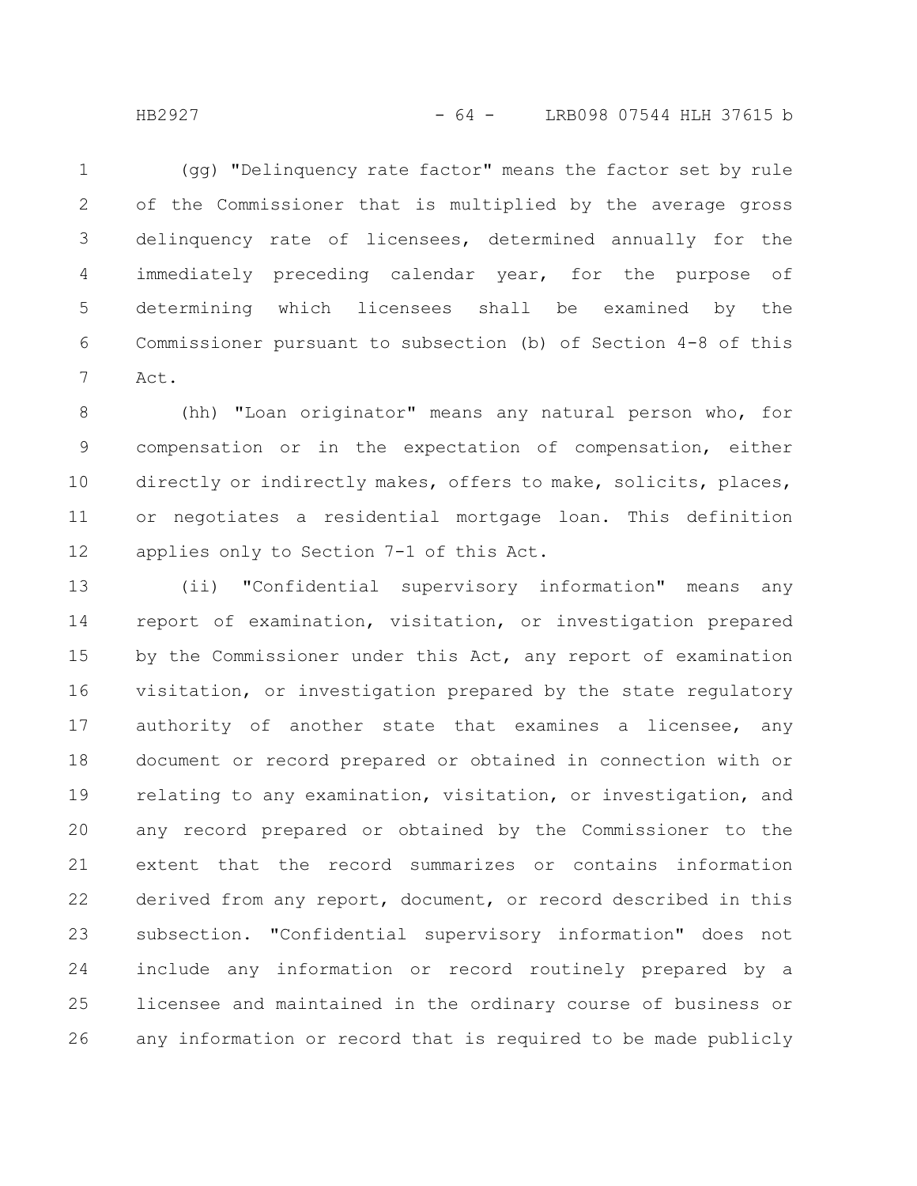(gg) "Delinquency rate factor" means the factor set by rule of the Commissioner that is multiplied by the average gross delinquency rate of licensees, determined annually for the immediately preceding calendar year, for the purpose of determining which licensees shall be examined by the Commissioner pursuant to subsection (b) of Section 4-8 of this Act.

(hh) "Loan originator" means any natural person who, for compensation or in the expectation of compensation, either directly or indirectly makes, offers to make, solicits, places, or negotiates a residential mortgage loan. This definition applies only to Section 7-1 of this Act.

(ii) "Confidential supervisory information" means any report of examination, visitation, or investigation prepared by the Commissioner under this Act, any report of examination visitation, or investigation prepared by the state regulatory authority of another state that examines a licensee, any document or record prepared or obtained in connection with or relating to any examination, visitation, or investigation, and any record prepared or obtained by the Commissioner to the extent that the record summarizes or contains information derived from any report, document, or record described in this subsection. "Confidential supervisory information" does not include any information or record routinely prepared by a licensee and maintained in the ordinary course of business or any information or record that is required to be made publicly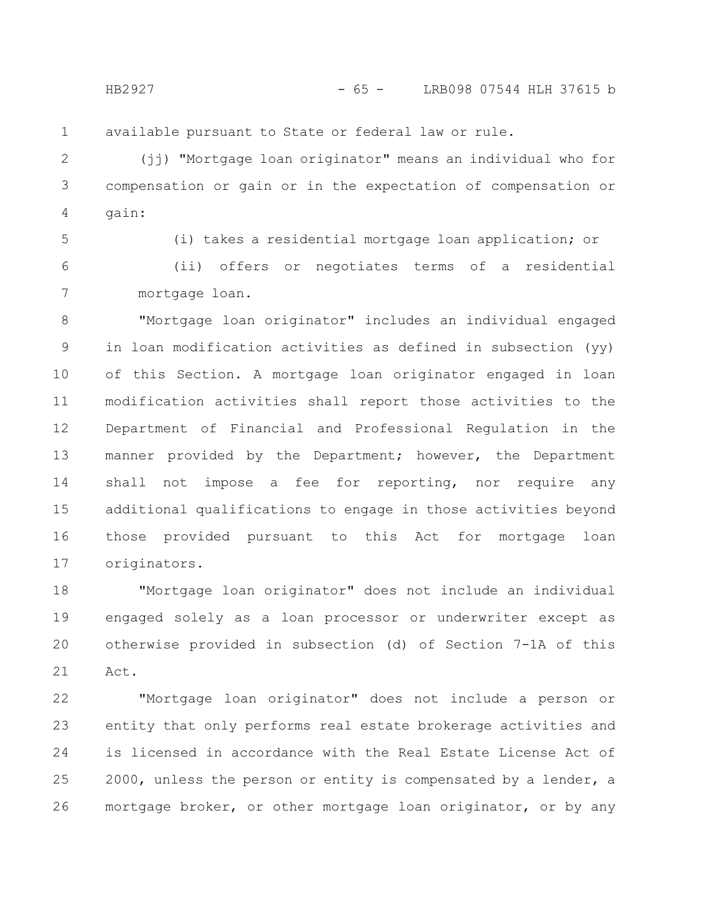available pursuant to State or federal law or rule.

(jj) "Mortgage loan originator" means an individual who for compensation or gain or in the expectation of compensation or gain:

(i) takes a residential mortgage loan application; or

(ii) offers or negotiates terms of a residential mortgage loan.

"Mortgage loan originator" includes an individual engaged in loan modification activities as defined in subsection (yy) of this Section. A mortgage loan originator engaged in loan modification activities shall report those activities to the Department of Financial and Professional Regulation in the manner provided by the Department; however, the Department shall not impose a fee for reporting, nor require any additional qualifications to engage in those activities beyond those provided pursuant to this Act for mortgage loan originators.

"Mortgage loan originator" does not include an individual engaged solely as a loan processor or underwriter except as otherwise provided in subsection (d) of Section 7-1A of this Act.

"Mortgage loan originator" does not include a person or entity that only performs real estate brokerage activities and is licensed in accordance with the Real Estate License Act of 2000, unless the person or entity is compensated by a lender, a mortgage broker, or other mortgage loan originator, or by any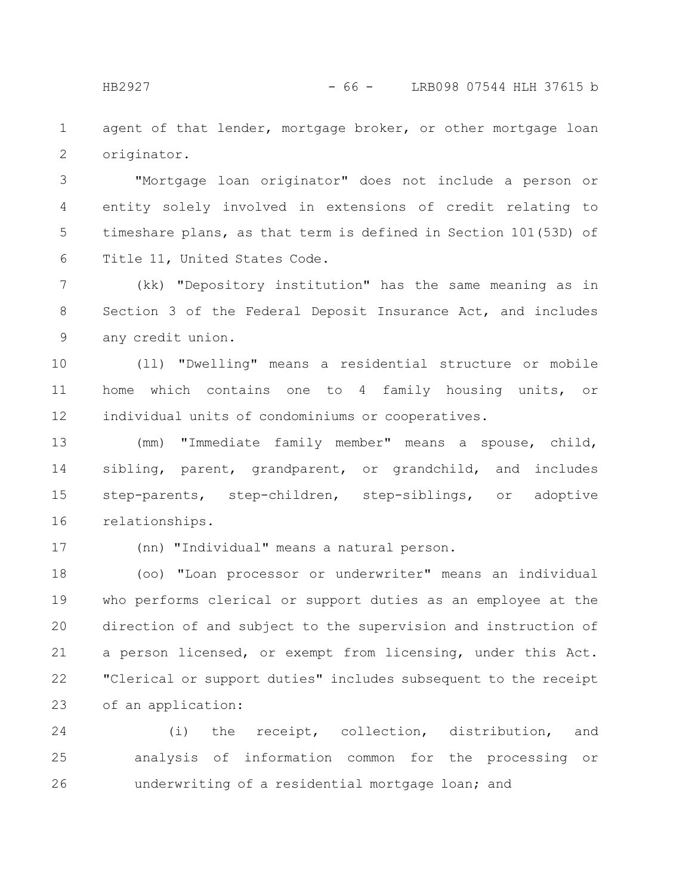agent of that lender, mortgage broker, or other mortgage loan originator.

"Mortgage loan originator" does not include a person or entity solely involved in extensions of credit relating to timeshare plans, as that term is defined in Section 101(53D) of Title 11, United States Code.

(kk) "Depository institution" has the same meaning as in Section 3 of the Federal Deposit Insurance Act, and includes any credit union.

(ll) "Dwelling" means a residential structure or mobile home which contains one to 4 family housing units, or individual units of condominiums or cooperatives.

(mm) "Immediate family member" means a spouse, child, sibling, parent, grandparent, or grandchild, and includes step-parents, step-children, step-siblings, or adoptive relationships.

(nn) "Individual" means a natural person.

(oo) "Loan processor or underwriter" means an individual who performs clerical or support duties as an employee at the direction of and subject to the supervision and instruction of a person licensed, or exempt from licensing, under this Act. "Clerical or support duties" includes subsequent to the receipt of an application:

(i) the receipt, collection, distribution, and analysis of information common for the processing or underwriting of a residential mortgage loan; and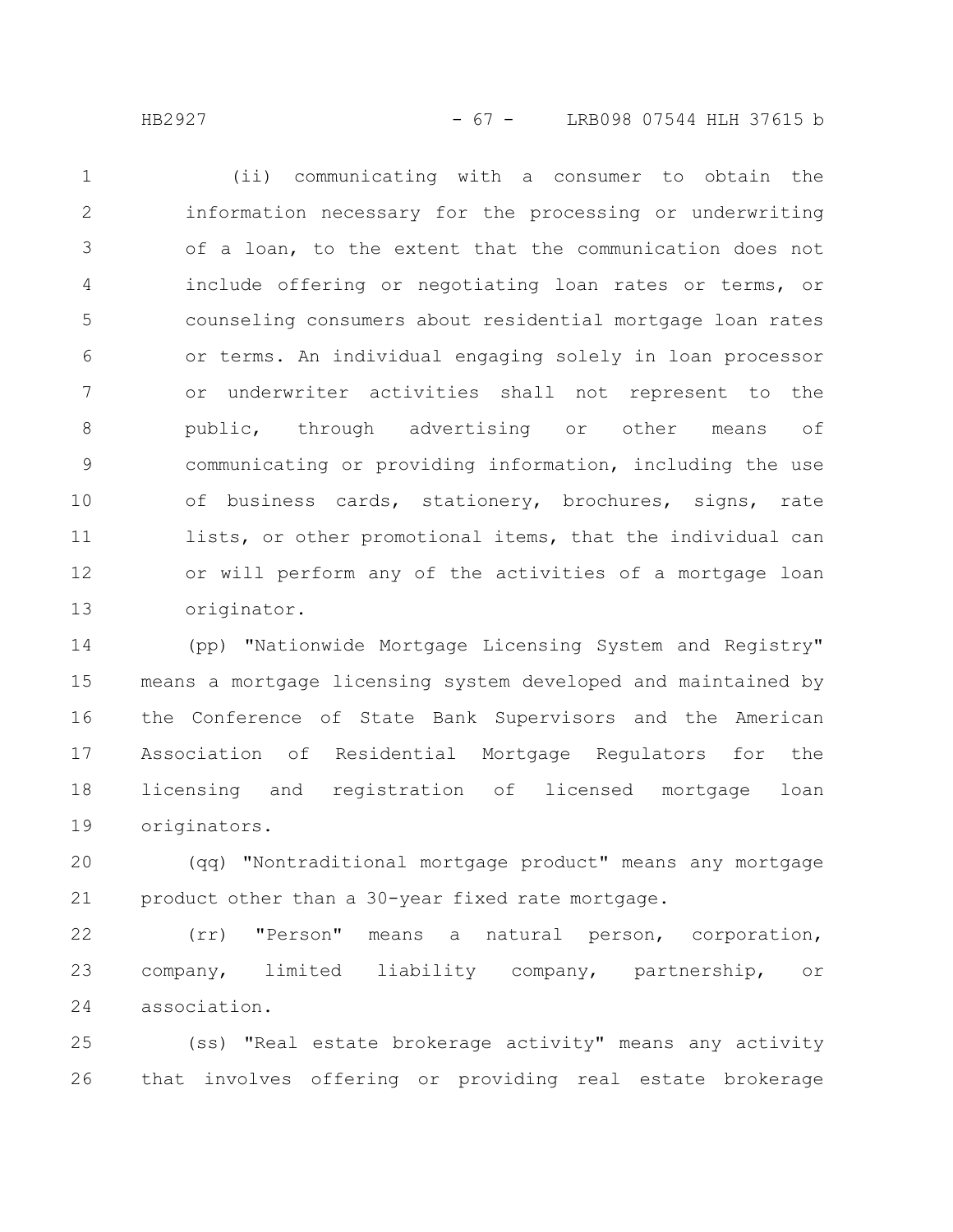(ii) communicating with a consumer to obtain the information necessary for the processing or underwriting of a loan, to the extent that the communication does not include offering or negotiating loan rates or terms, or counseling consumers about residential mortgage loan rates or terms. An individual engaging solely in loan processor or underwriter activities shall not represent to the public, through advertising or other means of communicating or providing information, including the use of business cards, stationery, brochures, signs, rate lists, or other promotional items, that the individual can or will perform any of the activities of a mortgage loan originator.

(pp) "Nationwide Mortgage Licensing System and Registry" means a mortgage licensing system developed and maintained by the Conference of State Bank Supervisors and the American Association of Residential Mortgage Regulators for the licensing and registration of licensed mortgage loan originators.

(qq) "Nontraditional mortgage product" means any mortgage product other than a 30-year fixed rate mortgage.

(rr) "Person" means a natural person, corporation, company, limited liability company, partnership, or association.

(ss) "Real estate brokerage activity" means any activity that involves offering or providing real estate brokerage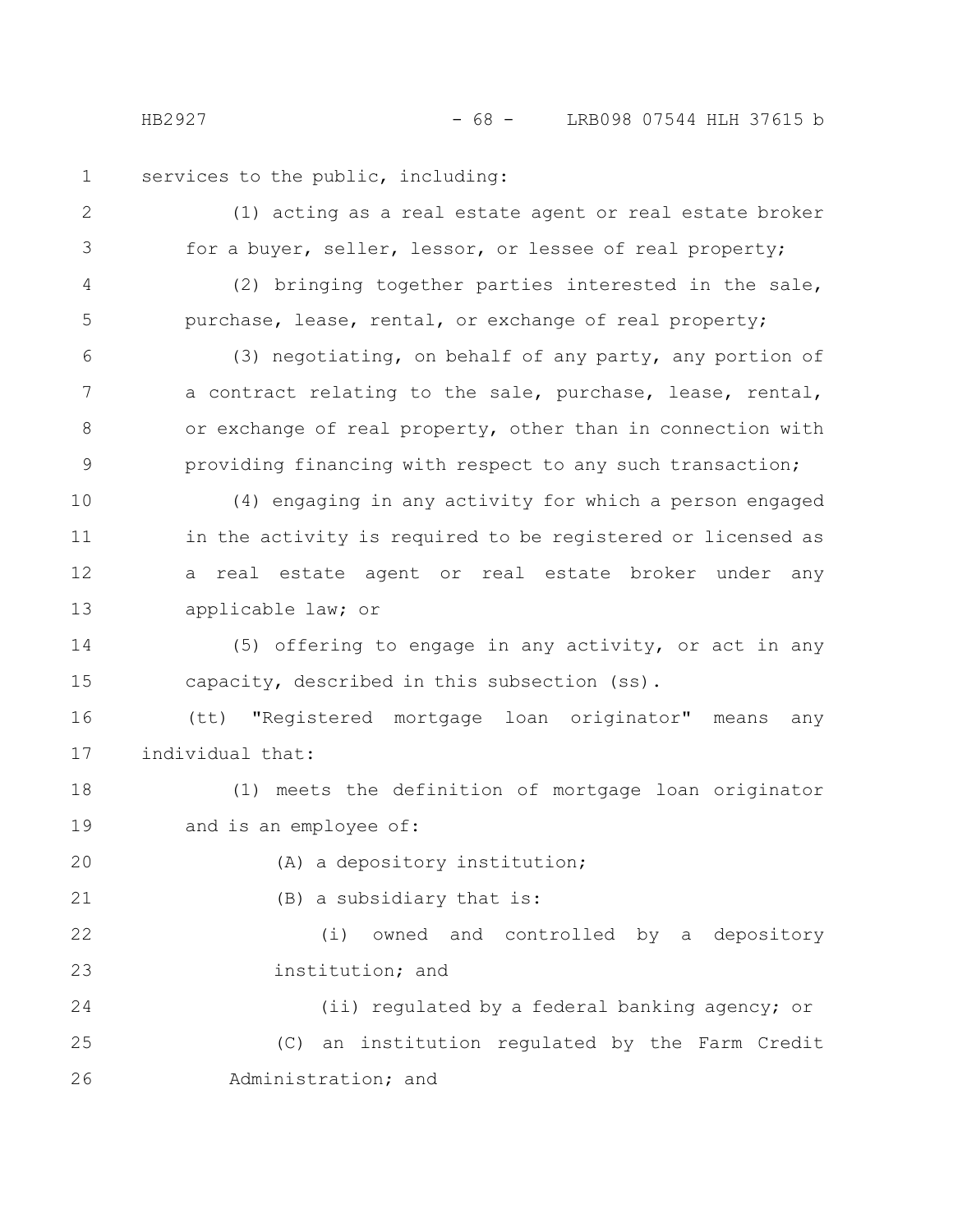services to the public, including:

(1) acting as a real estate agent or real estate broker for a buyer, seller, lessor, or lessee of real property;

(2) bringing together parties interested in the sale, purchase, lease, rental, or exchange of real property;

(3) negotiating, on behalf of any party, any portion of a contract relating to the sale, purchase, lease, rental, or exchange of real property, other than in connection with providing financing with respect to any such transaction;

(4) engaging in any activity for which a person engaged in the activity is required to be registered or licensed as a real estate agent or real estate broker under any applicable law; or

(5) offering to engage in any activity, or act in any capacity, described in this subsection (ss).

(tt) "Registered mortgage loan originator" means any individual that:

(1) meets the definition of mortgage loan originator and is an employee of:

(A) a depository institution;

(B) a subsidiary that is:

(i) owned and controlled by a depository institution; and

(ii) regulated by a federal banking agency; or

(C) an institution regulated by the Farm Credit Administration; and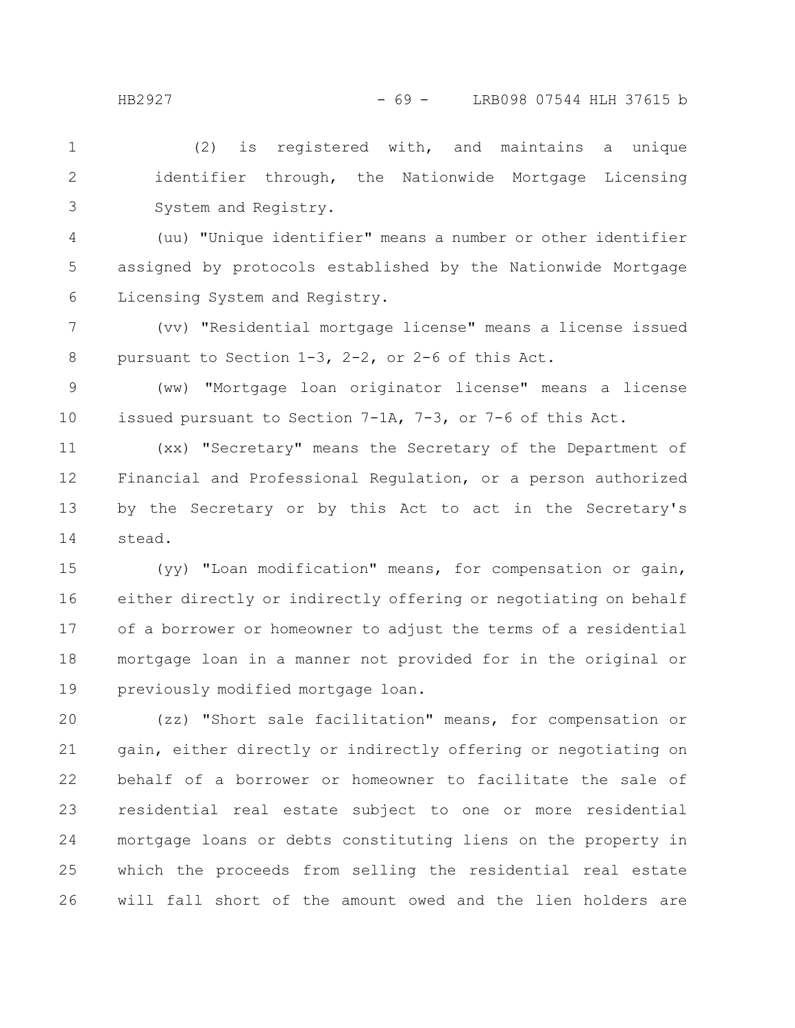(2) is registered with, and maintains a unique identifier through, the Nationwide Mortgage Licensing System and Registry.

(uu) "Unique identifier" means a number or other identifier assigned by protocols established by the Nationwide Mortgage Licensing System and Registry.

(vv) "Residential mortgage license" means a license issued pursuant to Section 1-3, 2-2, or 2-6 of this Act.

(ww) "Mortgage loan originator license" means a license issued pursuant to Section 7-1A, 7-3, or 7-6 of this Act.

(xx) "Secretary" means the Secretary of the Department of Financial and Professional Regulation, or a person authorized by the Secretary or by this Act to act in the Secretary's stead.

(yy) "Loan modification" means, for compensation or gain, either directly or indirectly offering or negotiating on behalf of a borrower or homeowner to adjust the terms of a residential mortgage loan in a manner not provided for in the original or previously modified mortgage loan.

(zz) "Short sale facilitation" means, for compensation or gain, either directly or indirectly offering or negotiating on behalf of a borrower or homeowner to facilitate the sale of residential real estate subject to one or more residential mortgage loans or debts constituting liens on the property in which the proceeds from selling the residential real estate will fall short of the amount owed and the lien holders are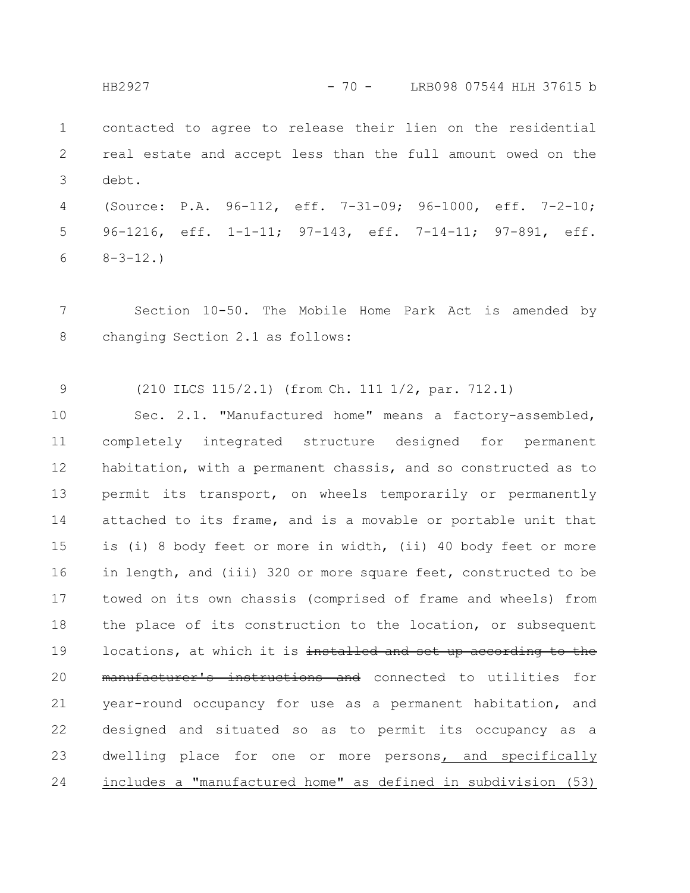contacted to agree to release their lien on the residential real estate and accept less than the full amount owed on the debt.

(Source: P.A. 96-112, eff. 7-31-09; 96-1000, eff. 7-2-10; 96-1216, eff. 1-1-11; 97-143, eff. 7-14-11; 97-891, eff. 8-3-12.)

Section 10-50. The Mobile Home Park Act is amended by changing Section 2.1 as follows:

(210 ILCS 115/2.1) (from Ch. 111 1/2, par. 712.1)

Sec. 2.1. "Manufactured home" means a factory-assembled, completely integrated structure designed for permanent habitation, with a permanent chassis, and so constructed as to permit its transport, on wheels temporarily or permanently attached to its frame, and is a movable or portable unit that is (i) 8 body feet or more in width, (ii) 40 body feet or more in length, and (iii) 320 or more square feet, constructed to be towed on its own chassis (comprised of frame and wheels) from the place of its construction to the location, or subsequent locations, at which it is ~~installed and set up according to the manufacturer's instructions and~~ connected to utilities for year-round occupancy for use as a permanent habitation, and designed and situated so as to permit its occupancy as a dwelling place for one or more persons<u>, and specifically includes a "manufactured home" as defined in subdivision (53)</u>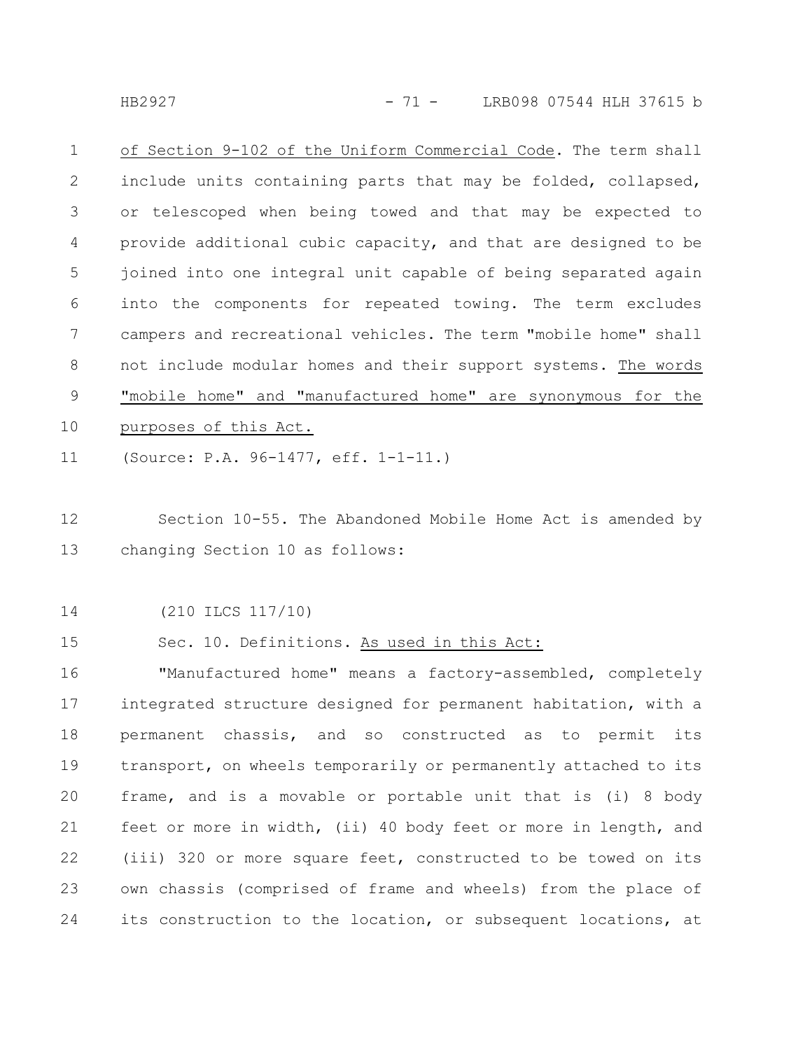of Section 9-102 of the Uniform Commercial Code. The term shall include units containing parts that may be folded, collapsed, or telescoped when being towed and that may be expected to provide additional cubic capacity, and that are designed to be joined into one integral unit capable of being separated again into the components for repeated towing. The term excludes campers and recreational vehicles. The term "mobile home" shall not include modular homes and their support systems. The words "mobile home" and "manufactured home" are synonymous for the purposes of this Act.

(Source: P.A. 96-1477, eff. 1-1-11.)

Section 10-55. The Abandoned Mobile Home Act is amended by changing Section 10 as follows:

(210 ILCS 117/10)

Sec. 10. Definitions. As used in this Act:

"Manufactured home" means a factory-assembled, completely integrated structure designed for permanent habitation, with a permanent chassis, and so constructed as to permit its transport, on wheels temporarily or permanently attached to its frame, and is a movable or portable unit that is (i) 8 body feet or more in width, (ii) 40 body feet or more in length, and (iii) 320 or more square feet, constructed to be towed on its own chassis (comprised of frame and wheels) from the place of its construction to the location, or subsequent locations, at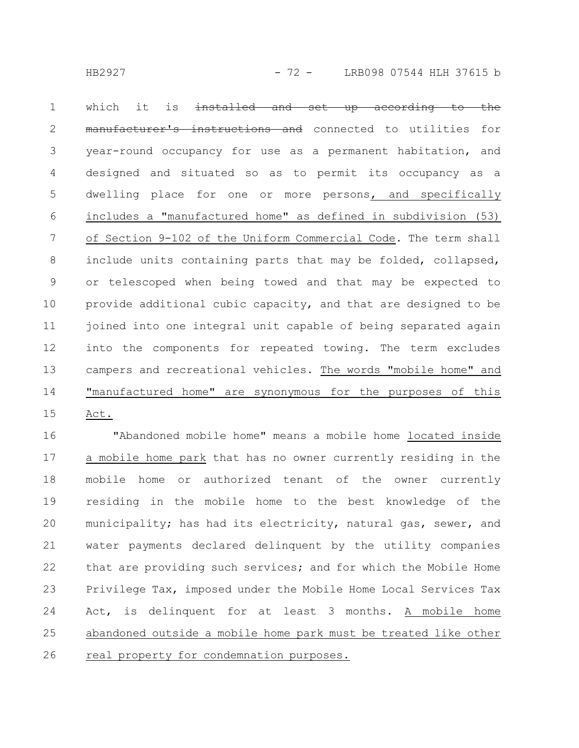which it is ~~installed and set up according to the manufacturer's instructions and~~ connected to utilities for year-round occupancy for use as a permanent habitation, and designed and situated so as to permit its occupancy as a dwelling place for one or more persons, and specifically includes a "manufactured home" as defined in subdivision (53) of Section 9-102 of the Uniform Commercial Code. The term shall include units containing parts that may be folded, collapsed, or telescoped when being towed and that may be expected to provide additional cubic capacity, and that are designed to be joined into one integral unit capable of being separated again into the components for repeated towing. The term excludes campers and recreational vehicles. The words "mobile home" and "manufactured home" are synonymous for the purposes of this Act.

"Abandoned mobile home" means a mobile home located inside a mobile home park that has no owner currently residing in the mobile home or authorized tenant of the owner currently residing in the mobile home to the best knowledge of the municipality; has had its electricity, natural gas, sewer, and water payments declared delinquent by the utility companies that are providing such services; and for which the Mobile Home Privilege Tax, imposed under the Mobile Home Local Services Tax Act, is delinquent for at least 3 months. A mobile home abandoned outside a mobile home park must be treated like other real property for condemnation purposes.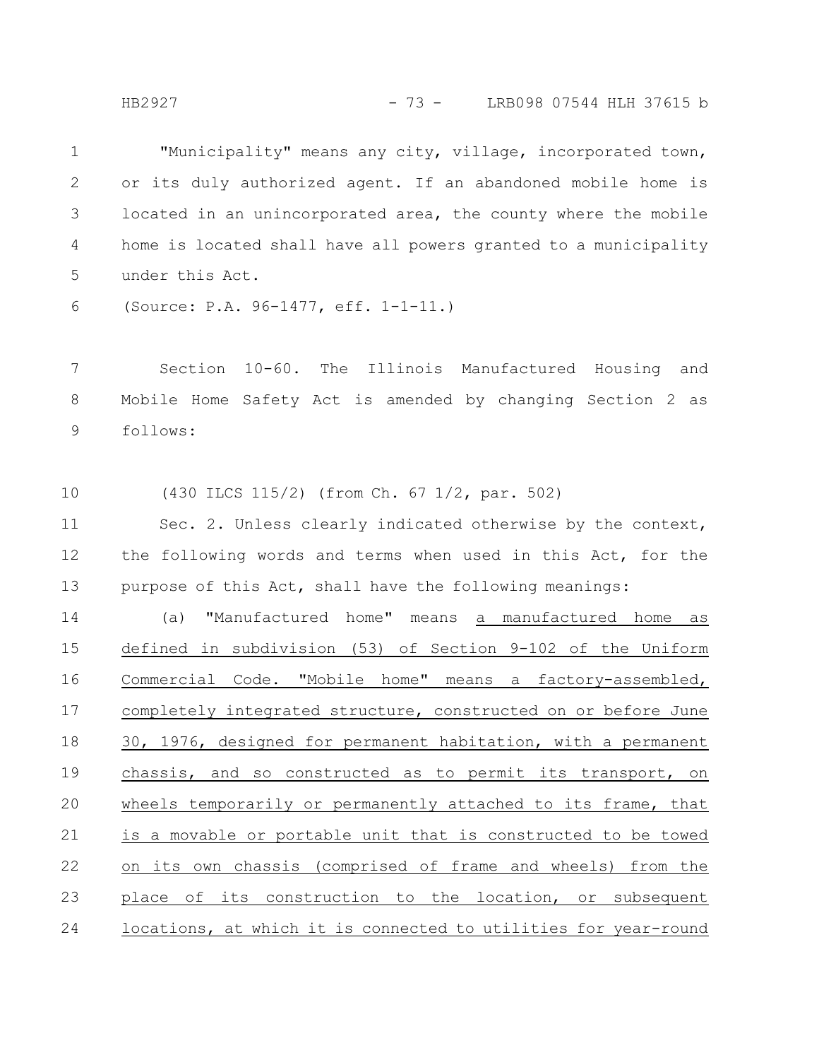"Municipality" means any city, village, incorporated town, or its duly authorized agent. If an abandoned mobile home is located in an unincorporated area, the county where the mobile home is located shall have all powers granted to a municipality under this Act.

(Source: P.A. 96-1477, eff. 1-1-11.)

Section 10-60. The Illinois Manufactured Housing and Mobile Home Safety Act is amended by changing Section 2 as follows:

(430 ILCS 115/2) (from Ch. 67 1/2, par. 502)

Sec. 2. Unless clearly indicated otherwise by the context, the following words and terms when used in this Act, for the purpose of this Act, shall have the following meanings:

(a) "Manufactured home" means a manufactured home as defined in subdivision (53) of Section 9-102 of the Uniform Commercial Code. "Mobile home" means a factory-assembled, completely integrated structure, constructed on or before June 30, 1976, designed for permanent habitation, with a permanent chassis, and so constructed as to permit its transport, on wheels temporarily or permanently attached to its frame, that is a movable or portable unit that is constructed to be towed on its own chassis (comprised of frame and wheels) from the place of its construction to the location, or subsequent locations, at which it is connected to utilities for year-round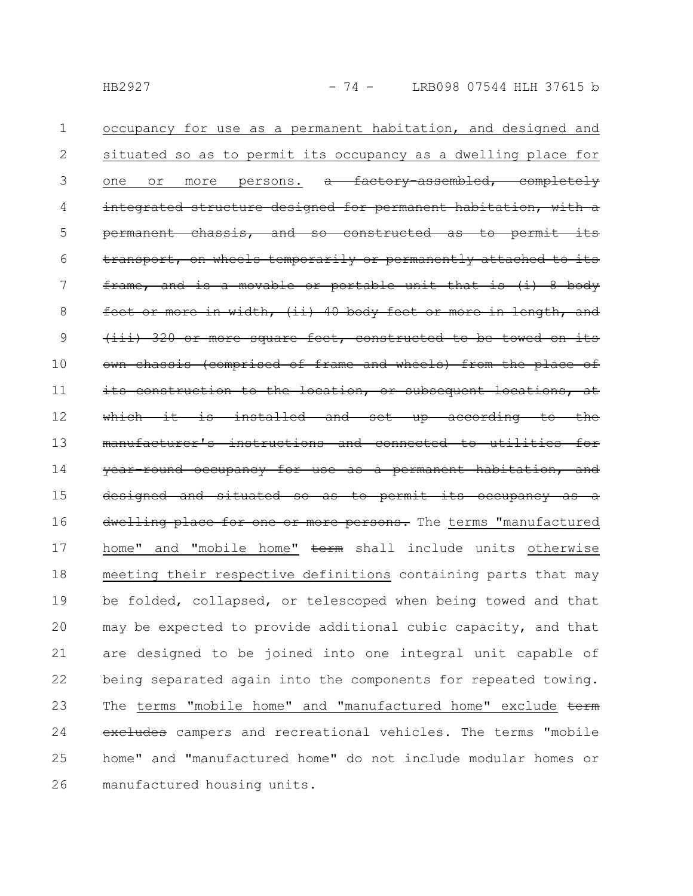occupancy for use as a permanent habitation, and designed and situated so as to permit its occupancy as a dwelling place for one or more persons. ~~a factory-assembled, completely integrated structure designed for permanent habitation, with a permanent chassis, and so constructed as to permit its transport, on wheels temporarily or permanently attached to its frame, and is a movable or portable unit that is (i) 8 body feet or more in width, (ii) 40 body feet or more in length, and (iii) 320 or more square feet, constructed to be towed on its own chassis (comprised of frame and wheels) from the place of its construction to the location, or subsequent locations, at which it is installed and set up according to the manufacturer's instructions and connected to utilities for year-round occupancy for use as a permanent habitation, and designed and situated so as to permit its occupancy as a dwelling place for one or more persons.~~ The terms "manufactured home" and "mobile home" ~~term~~ shall include units otherwise meeting their respective definitions containing parts that may be folded, collapsed, or telescoped when being towed and that may be expected to provide additional cubic capacity, and that are designed to be joined into one integral unit capable of being separated again into the components for repeated towing. The terms "mobile home" and "manufactured home" exclude ~~term excludes~~ campers and recreational vehicles. The terms "mobile home" and "manufactured home" do not include modular homes or manufactured housing units.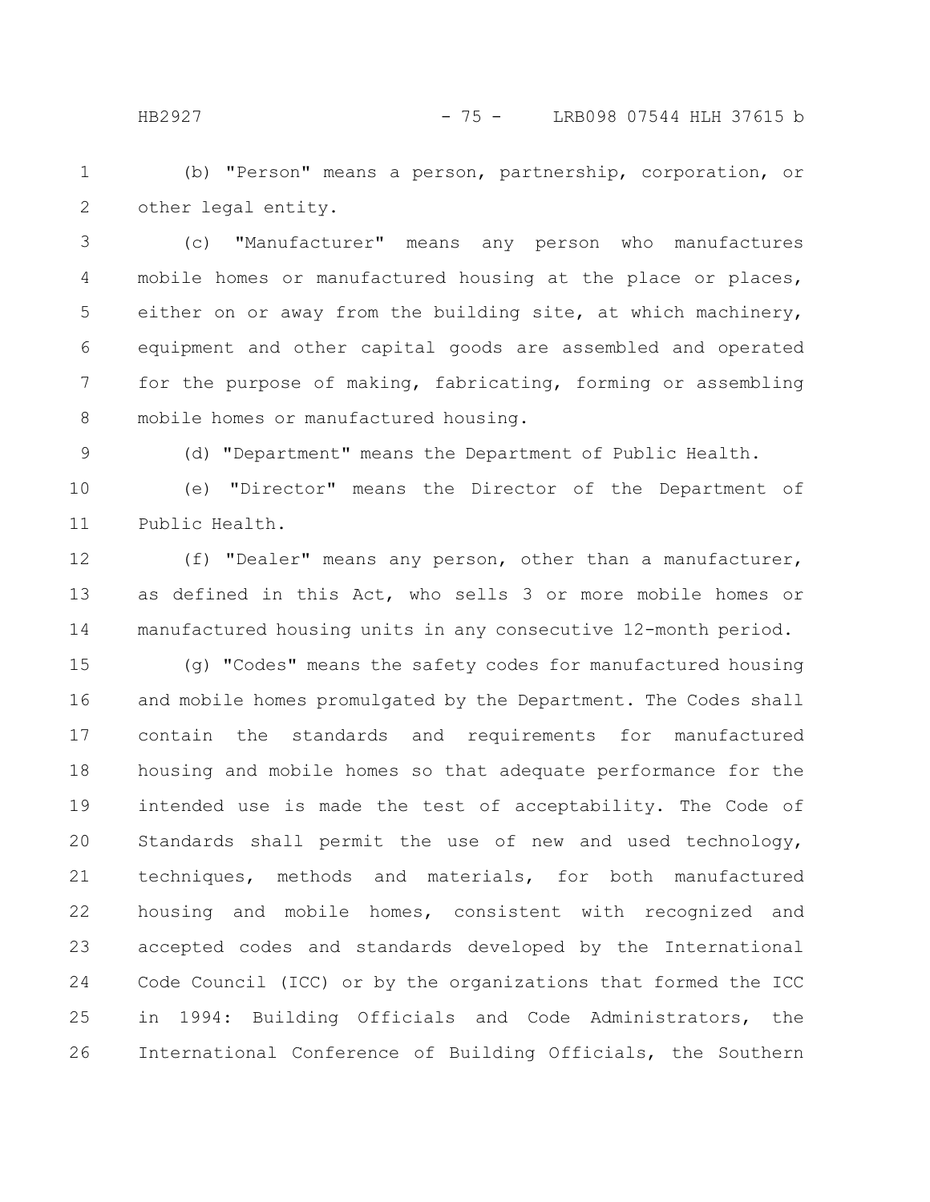(b) "Person" means a person, partnership, corporation, or other legal entity.

(c) "Manufacturer" means any person who manufactures mobile homes or manufactured housing at the place or places, either on or away from the building site, at which machinery, equipment and other capital goods are assembled and operated for the purpose of making, fabricating, forming or assembling mobile homes or manufactured housing.

(d) "Department" means the Department of Public Health.

(e) "Director" means the Director of the Department of Public Health.

(f) "Dealer" means any person, other than a manufacturer, as defined in this Act, who sells 3 or more mobile homes or manufactured housing units in any consecutive 12-month period.

(g) "Codes" means the safety codes for manufactured housing and mobile homes promulgated by the Department. The Codes shall contain the standards and requirements for manufactured housing and mobile homes so that adequate performance for the intended use is made the test of acceptability. The Code of Standards shall permit the use of new and used technology, techniques, methods and materials, for both manufactured housing and mobile homes, consistent with recognized and accepted codes and standards developed by the International Code Council (ICC) or by the organizations that formed the ICC in 1994: Building Officials and Code Administrators, the International Conference of Building Officials, the Southern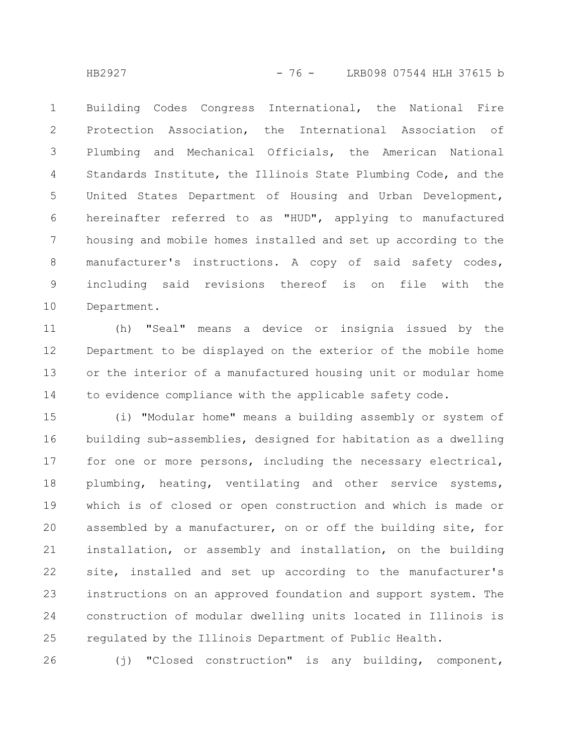Building Codes Congress International, the National Fire Protection Association, the International Association of Plumbing and Mechanical Officials, the American National Standards Institute, the Illinois State Plumbing Code, and the United States Department of Housing and Urban Development, hereinafter referred to as "HUD", applying to manufactured housing and mobile homes installed and set up according to the manufacturer's instructions. A copy of said safety codes, including said revisions thereof is on file with the Department.

(h) "Seal" means a device or insignia issued by the Department to be displayed on the exterior of the mobile home or the interior of a manufactured housing unit or modular home to evidence compliance with the applicable safety code.

(i) "Modular home" means a building assembly or system of building sub-assemblies, designed for habitation as a dwelling for one or more persons, including the necessary electrical, plumbing, heating, ventilating and other service systems, which is of closed or open construction and which is made or assembled by a manufacturer, on or off the building site, for installation, or assembly and installation, on the building site, installed and set up according to the manufacturer's instructions on an approved foundation and support system. The construction of modular dwelling units located in Illinois is regulated by the Illinois Department of Public Health.

(j) "Closed construction" is any building, component,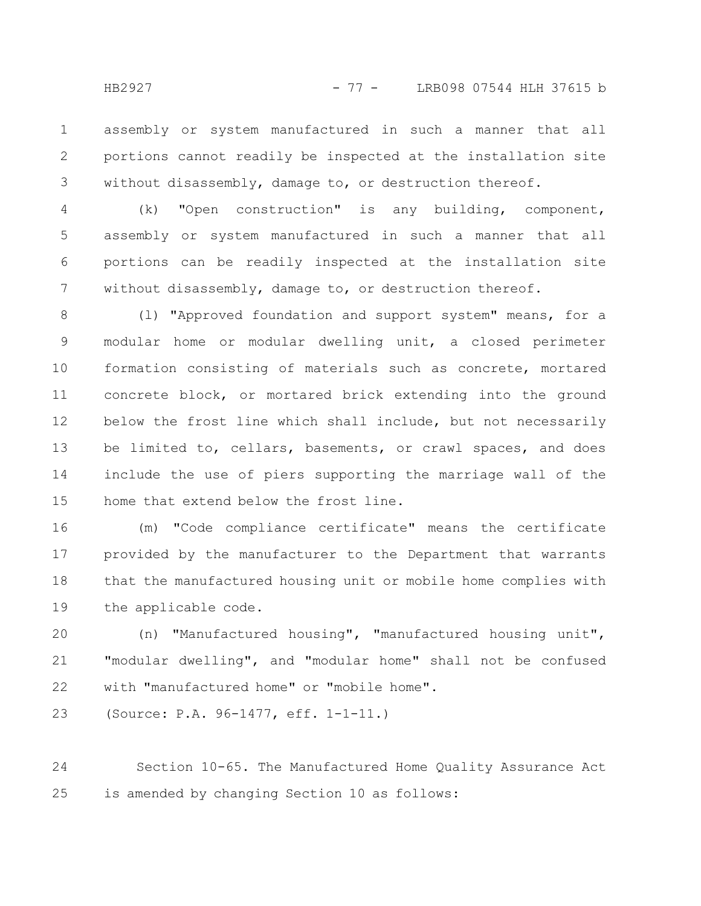assembly or system manufactured in such a manner that all portions cannot readily be inspected at the installation site without disassembly, damage to, or destruction thereof.

(k) "Open construction" is any building, component, assembly or system manufactured in such a manner that all portions can be readily inspected at the installation site without disassembly, damage to, or destruction thereof.

(l) "Approved foundation and support system" means, for a modular home or modular dwelling unit, a closed perimeter formation consisting of materials such as concrete, mortared concrete block, or mortared brick extending into the ground below the frost line which shall include, but not necessarily be limited to, cellars, basements, or crawl spaces, and does include the use of piers supporting the marriage wall of the home that extend below the frost line.

(m) "Code compliance certificate" means the certificate provided by the manufacturer to the Department that warrants that the manufactured housing unit or mobile home complies with the applicable code.

(n) "Manufactured housing", "manufactured housing unit", "modular dwelling", and "modular home" shall not be confused with "manufactured home" or "mobile home".

(Source: P.A. 96-1477, eff. 1-1-11.)

Section 10-65. The Manufactured Home Quality Assurance Act is amended by changing Section 10 as follows: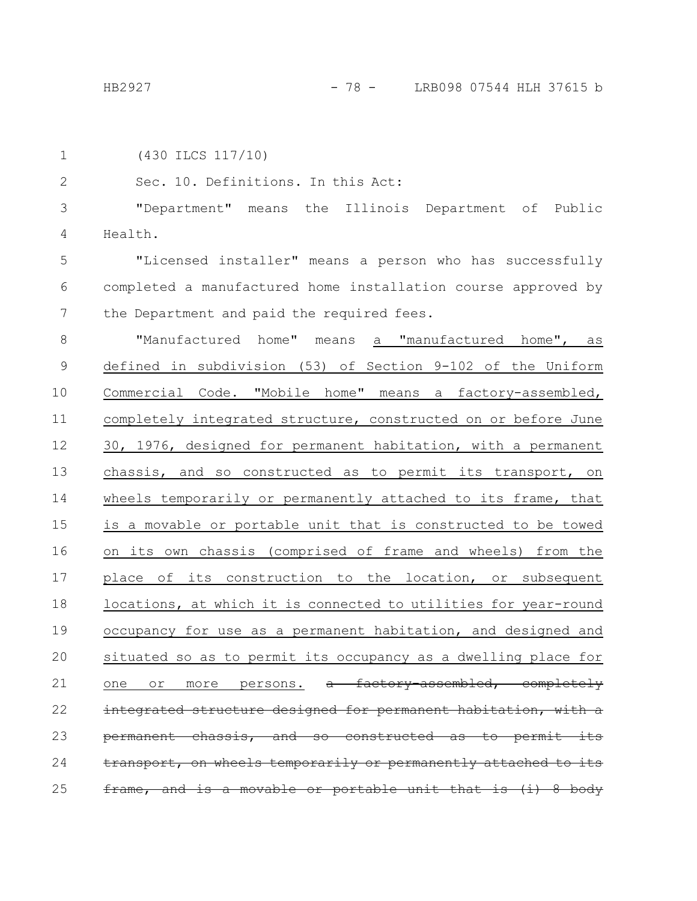(430 ILCS 117/10)

Sec. 10. Definitions. In this Act:

"Department" means the Illinois Department of Public Health.

"Licensed installer" means a person who has successfully completed a manufactured home installation course approved by the Department and paid the required fees.

"Manufactured home" means <u>a "manufactured home", as defined in subdivision (53) of Section 9-102 of the Uniform Commercial Code. "Mobile home" means a factory-assembled, completely integrated structure, constructed on or before June 30, 1976, designed for permanent habitation, with a permanent chassis, and so constructed as to permit its transport, on wheels temporarily or permanently attached to its frame, that is a movable or portable unit that is constructed to be towed on its own chassis (comprised of frame and wheels) from the place of its construction to the location, or subsequent locations, at which it is connected to utilities for year-round occupancy for use as a permanent habitation, and designed and situated so as to permit its occupancy as a dwelling place for one or more persons.</u> ~~a factory-assembled, completely integrated structure designed for permanent habitation, with a permanent chassis, and so constructed as to permit its transport, on wheels temporarily or permanently attached to its frame, and is a movable or portable unit that is (i) 8 body~~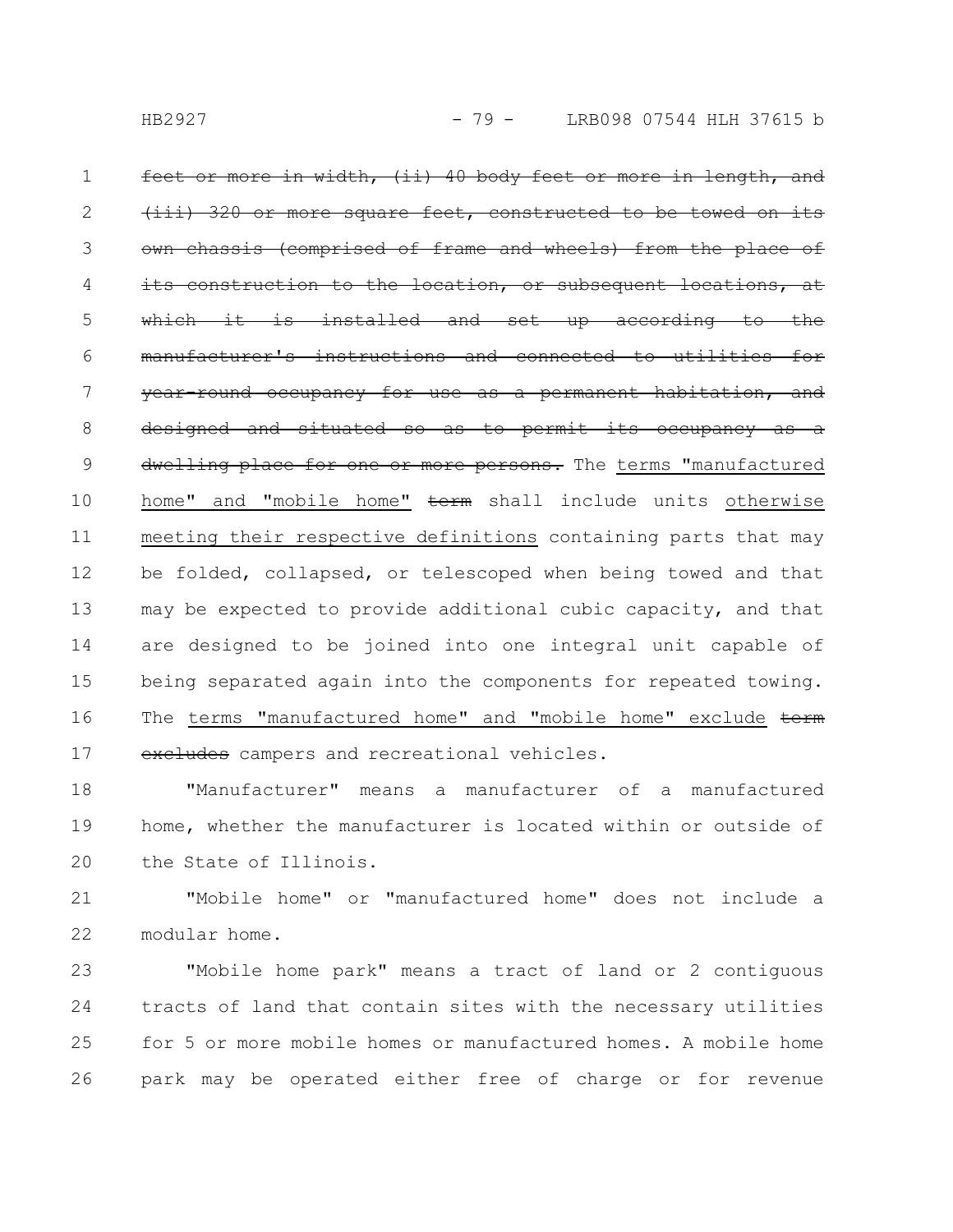~~feet or more in width, (ii) 40 body feet or more in length, and (iii) 320 or more square feet, constructed to be towed on its own chassis (comprised of frame and wheels) from the place of its construction to the location, or subsequent locations, at which it is installed and set up according to the manufacturer's instructions and connected to utilities for year-round occupancy for use as a permanent habitation, and designed and situated so as to permit its occupancy as a dwelling place for one or more persons.~~ The <u>terms "manufactured home" and "mobile home"</u> ~~term~~ shall include units <u>otherwise meeting their respective definitions</u> containing parts that may be folded, collapsed, or telescoped when being towed and that may be expected to provide additional cubic capacity, and that are designed to be joined into one integral unit capable of being separated again into the components for repeated towing. The <u>terms "manufactured home" and "mobile home" exclude</u> ~~term excludes~~ campers and recreational vehicles.

"Manufacturer" means a manufacturer of a manufactured home, whether the manufacturer is located within or outside of the State of Illinois.

"Mobile home" or "manufactured home" does not include a modular home.

"Mobile home park" means a tract of land or 2 contiguous tracts of land that contain sites with the necessary utilities for 5 or more mobile homes or manufactured homes. A mobile home park may be operated either free of charge or for revenue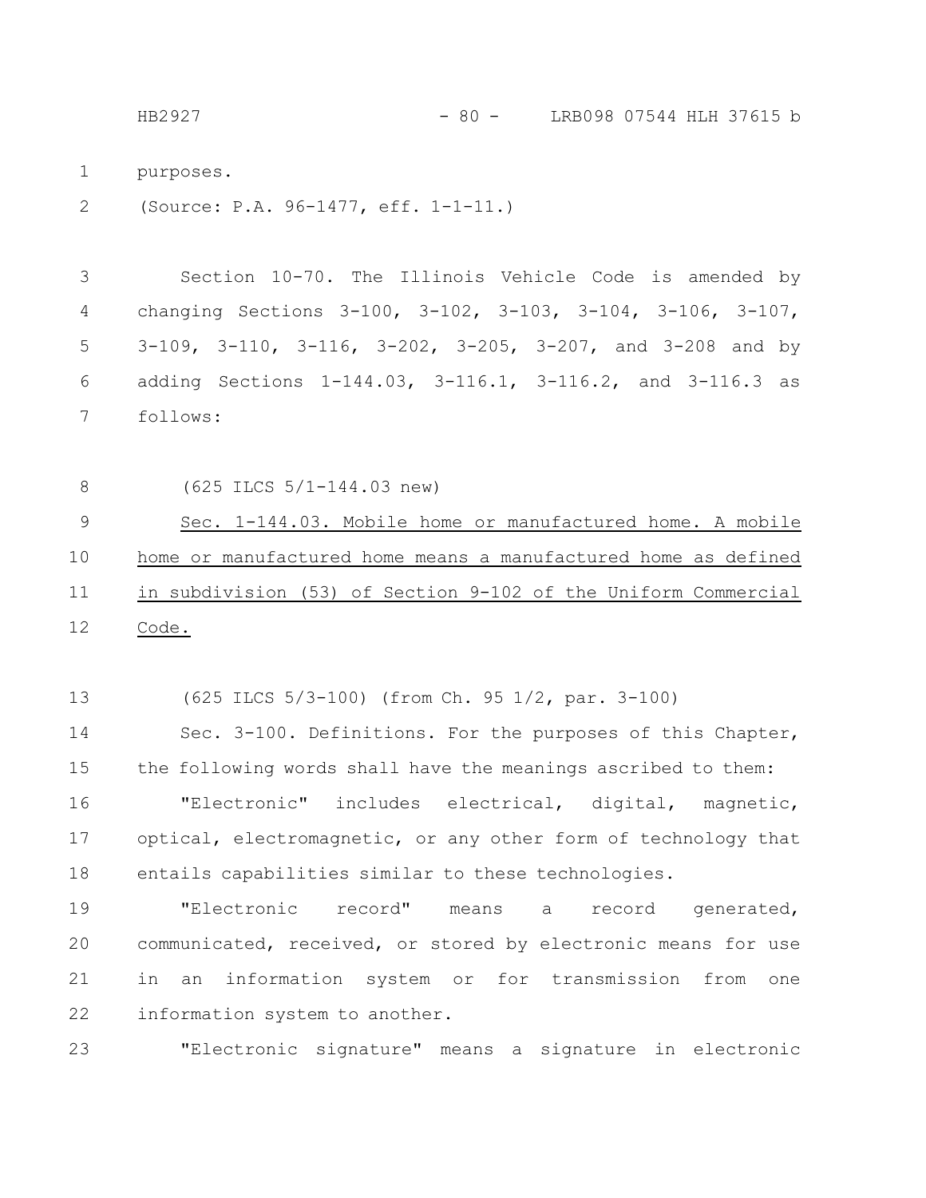purposes.

(Source: P.A. 96-1477, eff. 1-1-11.)

Section 10-70. The Illinois Vehicle Code is amended by changing Sections 3-100, 3-102, 3-103, 3-104, 3-106, 3-107, 3-109, 3-110, 3-116, 3-202, 3-205, 3-207, and 3-208 and by adding Sections 1-144.03, 3-116.1, 3-116.2, and 3-116.3 as follows:

(625 ILCS 5/1-144.03 new)

Sec. 1-144.03. Mobile home or manufactured home. A mobile home or manufactured home means a manufactured home as defined in subdivision (53) of Section 9-102 of the Uniform Commercial Code.

(625 ILCS 5/3-100) (from Ch. 95 1/2, par. 3-100)

Sec. 3-100. Definitions. For the purposes of this Chapter, the following words shall have the meanings ascribed to them:

"Electronic" includes electrical, digital, magnetic, optical, electromagnetic, or any other form of technology that entails capabilities similar to these technologies.

"Electronic record" means a record generated, communicated, received, or stored by electronic means for use in an information system or for transmission from one information system to another.

"Electronic signature" means a signature in electronic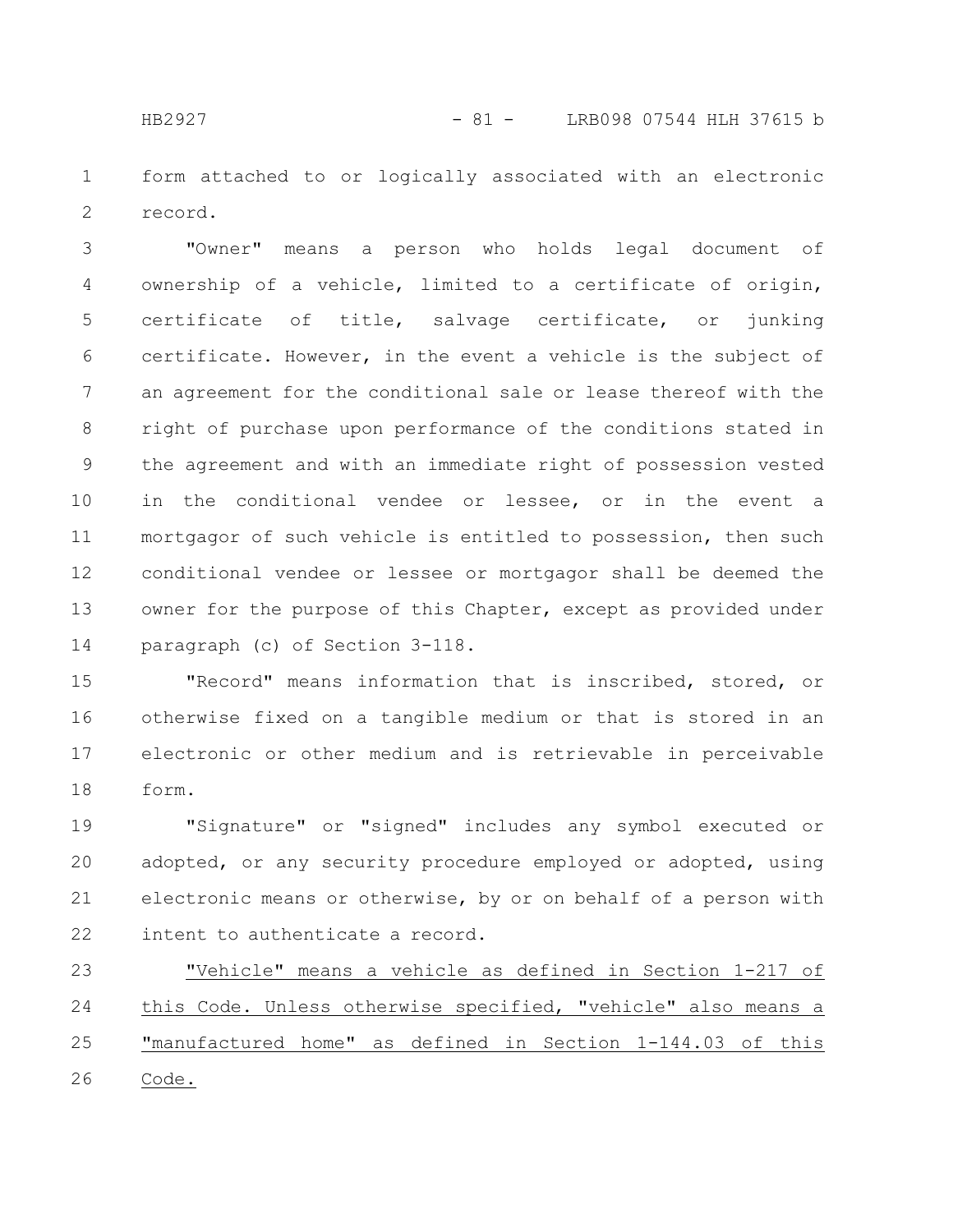form attached to or logically associated with an electronic record.

"Owner" means a person who holds legal document of ownership of a vehicle, limited to a certificate of origin, certificate of title, salvage certificate, or junking certificate. However, in the event a vehicle is the subject of an agreement for the conditional sale or lease thereof with the right of purchase upon performance of the conditions stated in the agreement and with an immediate right of possession vested in the conditional vendee or lessee, or in the event a mortgagor of such vehicle is entitled to possession, then such conditional vendee or lessee or mortgagor shall be deemed the owner for the purpose of this Chapter, except as provided under paragraph (c) of Section 3-118.

"Record" means information that is inscribed, stored, or otherwise fixed on a tangible medium or that is stored in an electronic or other medium and is retrievable in perceivable form.

"Signature" or "signed" includes any symbol executed or adopted, or any security procedure employed or adopted, using electronic means or otherwise, by or on behalf of a person with intent to authenticate a record.

<u>"Vehicle" means a vehicle as defined in Section 1-217 of this Code. Unless otherwise specified, "vehicle" also means a "manufactured home" as defined in Section 1-144.03 of this Code.</u>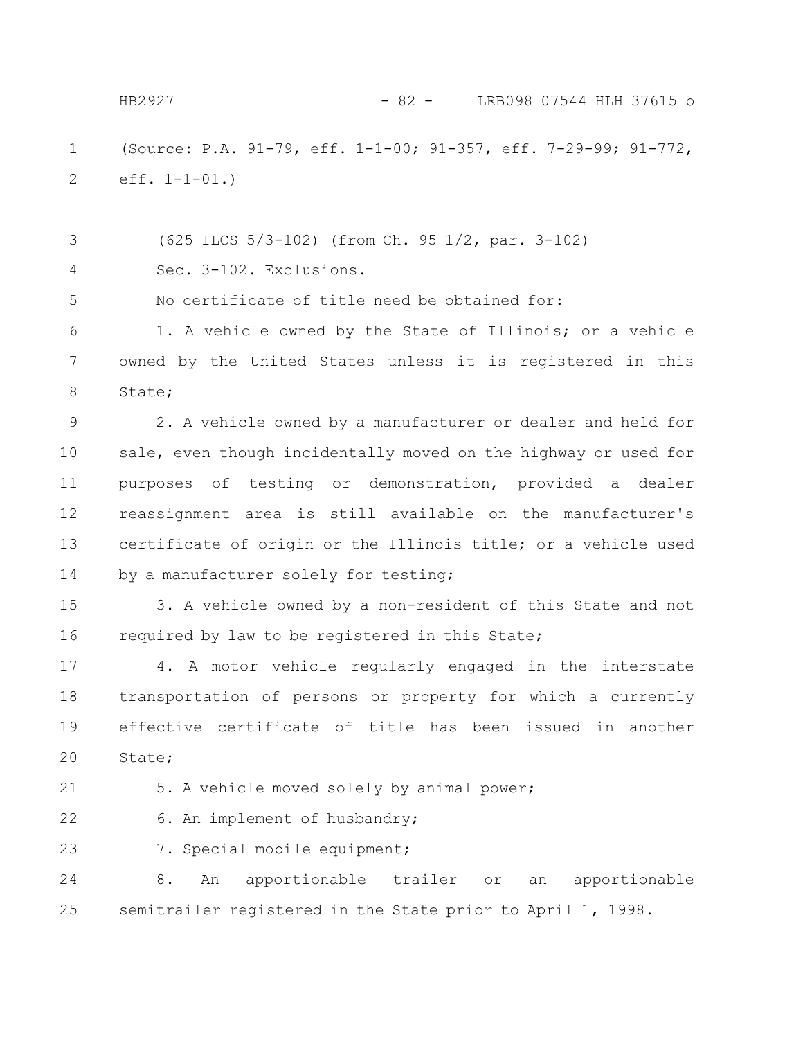(Source: P.A. 91-79, eff. 1-1-00; 91-357, eff. 7-29-99; 91-772, eff. 1-1-01.)

(625 ILCS 5/3-102) (from Ch. 95 1/2, par. 3-102)

Sec. 3-102. Exclusions.

No certificate of title need be obtained for:

1. A vehicle owned by the State of Illinois; or a vehicle owned by the United States unless it is registered in this State;

2. A vehicle owned by a manufacturer or dealer and held for sale, even though incidentally moved on the highway or used for purposes of testing or demonstration, provided a dealer reassignment area is still available on the manufacturer's certificate of origin or the Illinois title; or a vehicle used by a manufacturer solely for testing;

3. A vehicle owned by a non-resident of this State and not required by law to be registered in this State;

4. A motor vehicle regularly engaged in the interstate transportation of persons or property for which a currently effective certificate of title has been issued in another State;

5. A vehicle moved solely by animal power;

6. An implement of husbandry;

7. Special mobile equipment;

8. An apportionable trailer or an apportionable semitrailer registered in the State prior to April 1, 1998.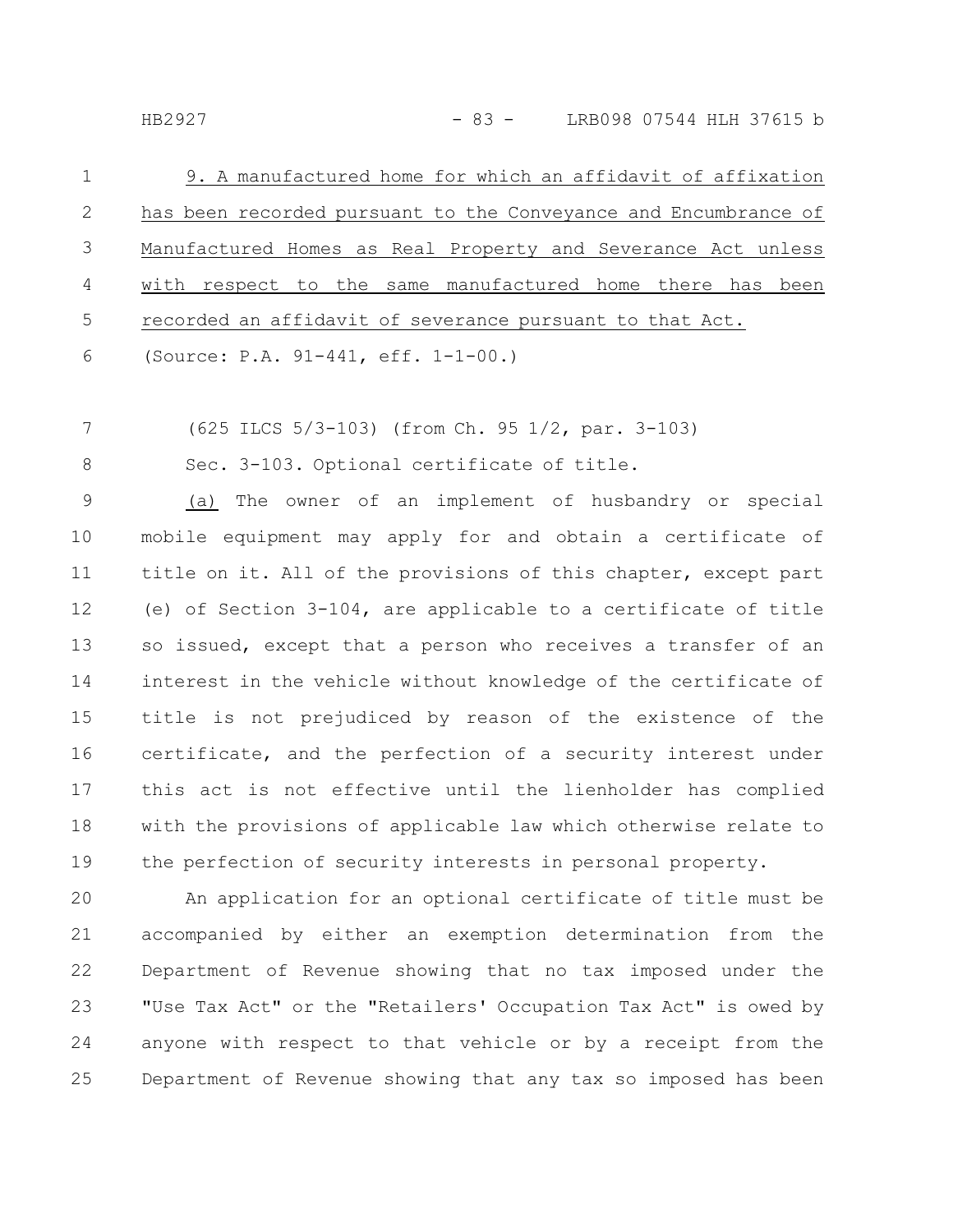9. A manufactured home for which an affidavit of affixation has been recorded pursuant to the Conveyance and Encumbrance of Manufactured Homes as Real Property and Severance Act unless with respect to the same manufactured home there has been recorded an affidavit of severance pursuant to that Act.

(Source: P.A. 91-441, eff. 1-1-00.)

(625 ILCS 5/3-103) (from Ch. 95 1/2, par. 3-103)

Sec. 3-103. Optional certificate of title.

(a) The owner of an implement of husbandry or special mobile equipment may apply for and obtain a certificate of title on it. All of the provisions of this chapter, except part (e) of Section 3-104, are applicable to a certificate of title so issued, except that a person who receives a transfer of an interest in the vehicle without knowledge of the certificate of title is not prejudiced by reason of the existence of the certificate, and the perfection of a security interest under this act is not effective until the lienholder has complied with the provisions of applicable law which otherwise relate to the perfection of security interests in personal property.

An application for an optional certificate of title must be accompanied by either an exemption determination from the Department of Revenue showing that no tax imposed under the "Use Tax Act" or the "Retailers' Occupation Tax Act" is owed by anyone with respect to that vehicle or by a receipt from the Department of Revenue showing that any tax so imposed has been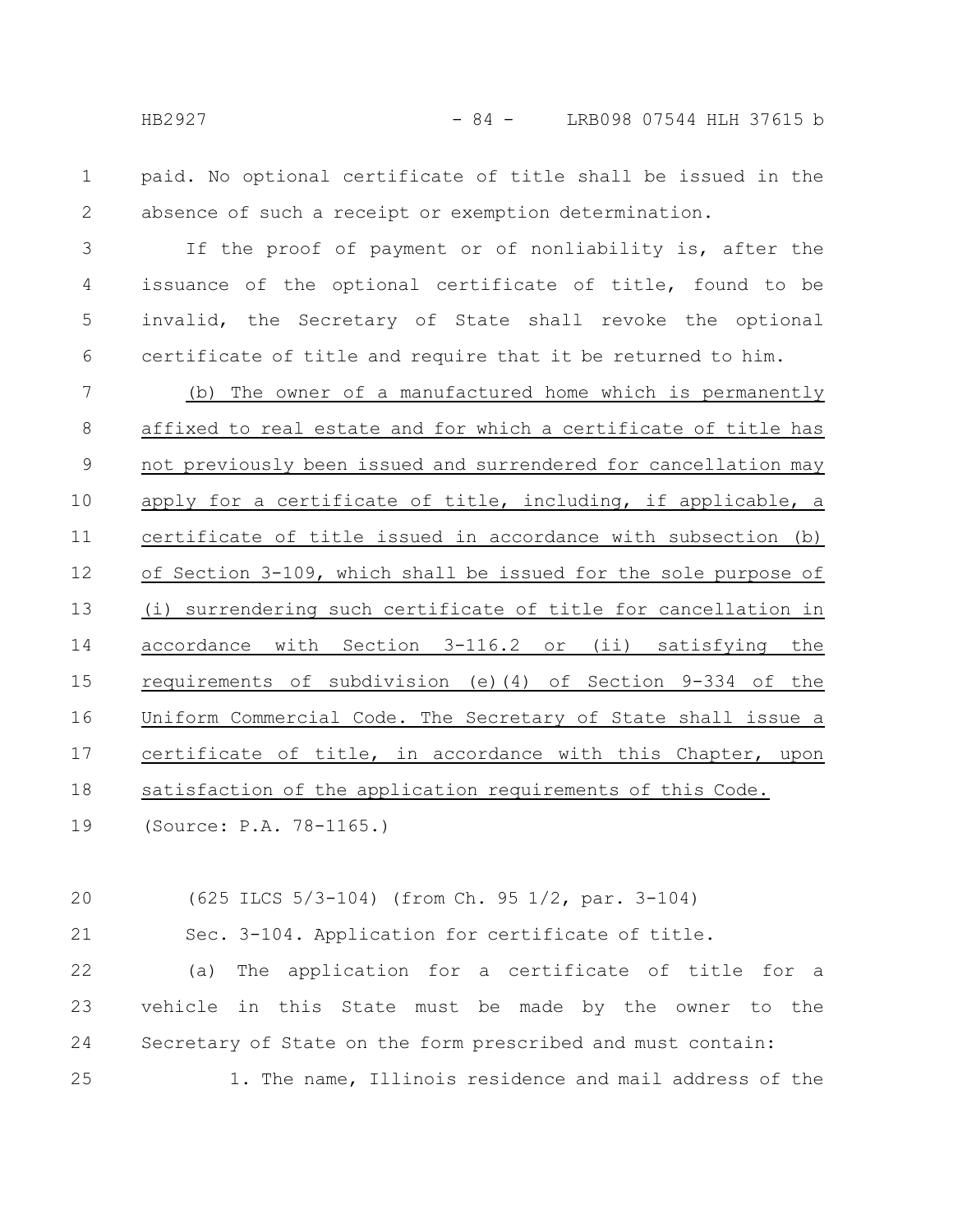paid. No optional certificate of title shall be issued in the absence of such a receipt or exemption determination.

If the proof of payment or of nonliability is, after the issuance of the optional certificate of title, found to be invalid, the Secretary of State shall revoke the optional certificate of title and require that it be returned to him.

(b) The owner of a manufactured home which is permanently affixed to real estate and for which a certificate of title has not previously been issued and surrendered for cancellation may apply for a certificate of title, including, if applicable, a certificate of title issued in accordance with subsection (b) of Section 3-109, which shall be issued for the sole purpose of (i) surrendering such certificate of title for cancellation in accordance with Section 3-116.2 or (ii) satisfying the requirements of subdivision (e)(4) of Section 9-334 of the Uniform Commercial Code. The Secretary of State shall issue a certificate of title, in accordance with this Chapter, upon satisfaction of the application requirements of this Code.

(Source: P.A. 78-1165.)

(625 ILCS 5/3-104) (from Ch. 95 1/2, par. 3-104)

Sec. 3-104. Application for certificate of title.

(a) The application for a certificate of title for a vehicle in this State must be made by the owner to the Secretary of State on the form prescribed and must contain:

1. The name, Illinois residence and mail address of the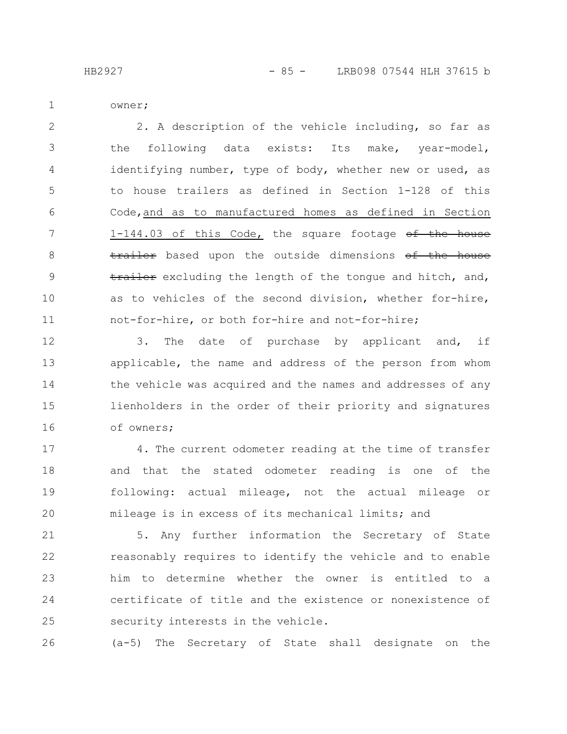owner;

2. A description of the vehicle including, so far as the following data exists: Its make, year-model, identifying number, type of body, whether new or used, as to house trailers as defined in Section 1-128 of this Code, and as to manufactured homes as defined in Section 1-144.03 of this Code, the square footage ~~of the house trailer~~ based upon the outside dimensions ~~of the house trailer~~ excluding the length of the tongue and hitch, and, as to vehicles of the second division, whether for-hire, not-for-hire, or both for-hire and not-for-hire;

3. The date of purchase by applicant and, if applicable, the name and address of the person from whom the vehicle was acquired and the names and addresses of any lienholders in the order of their priority and signatures of owners;

4. The current odometer reading at the time of transfer and that the stated odometer reading is one of the following: actual mileage, not the actual mileage or mileage is in excess of its mechanical limits; and

5. Any further information the Secretary of State reasonably requires to identify the vehicle and to enable him to determine whether the owner is entitled to a certificate of title and the existence or nonexistence of security interests in the vehicle.

(a-5) The Secretary of State shall designate on the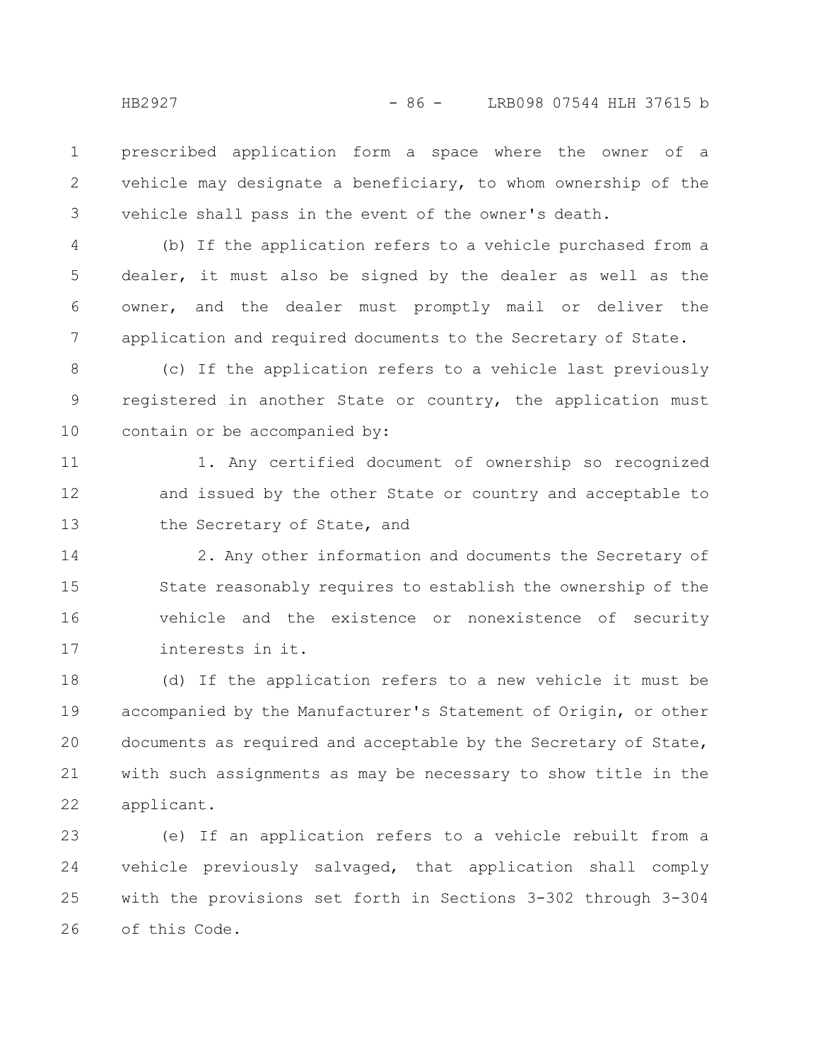prescribed application form a space where the owner of a vehicle may designate a beneficiary, to whom ownership of the vehicle shall pass in the event of the owner's death.

(b) If the application refers to a vehicle purchased from a dealer, it must also be signed by the dealer as well as the owner, and the dealer must promptly mail or deliver the application and required documents to the Secretary of State.

(c) If the application refers to a vehicle last previously registered in another State or country, the application must contain or be accompanied by:

1. Any certified document of ownership so recognized and issued by the other State or country and acceptable to the Secretary of State, and

2. Any other information and documents the Secretary of State reasonably requires to establish the ownership of the vehicle and the existence or nonexistence of security interests in it.

(d) If the application refers to a new vehicle it must be accompanied by the Manufacturer's Statement of Origin, or other documents as required and acceptable by the Secretary of State, with such assignments as may be necessary to show title in the applicant.

(e) If an application refers to a vehicle rebuilt from a vehicle previously salvaged, that application shall comply with the provisions set forth in Sections 3-302 through 3-304 of this Code.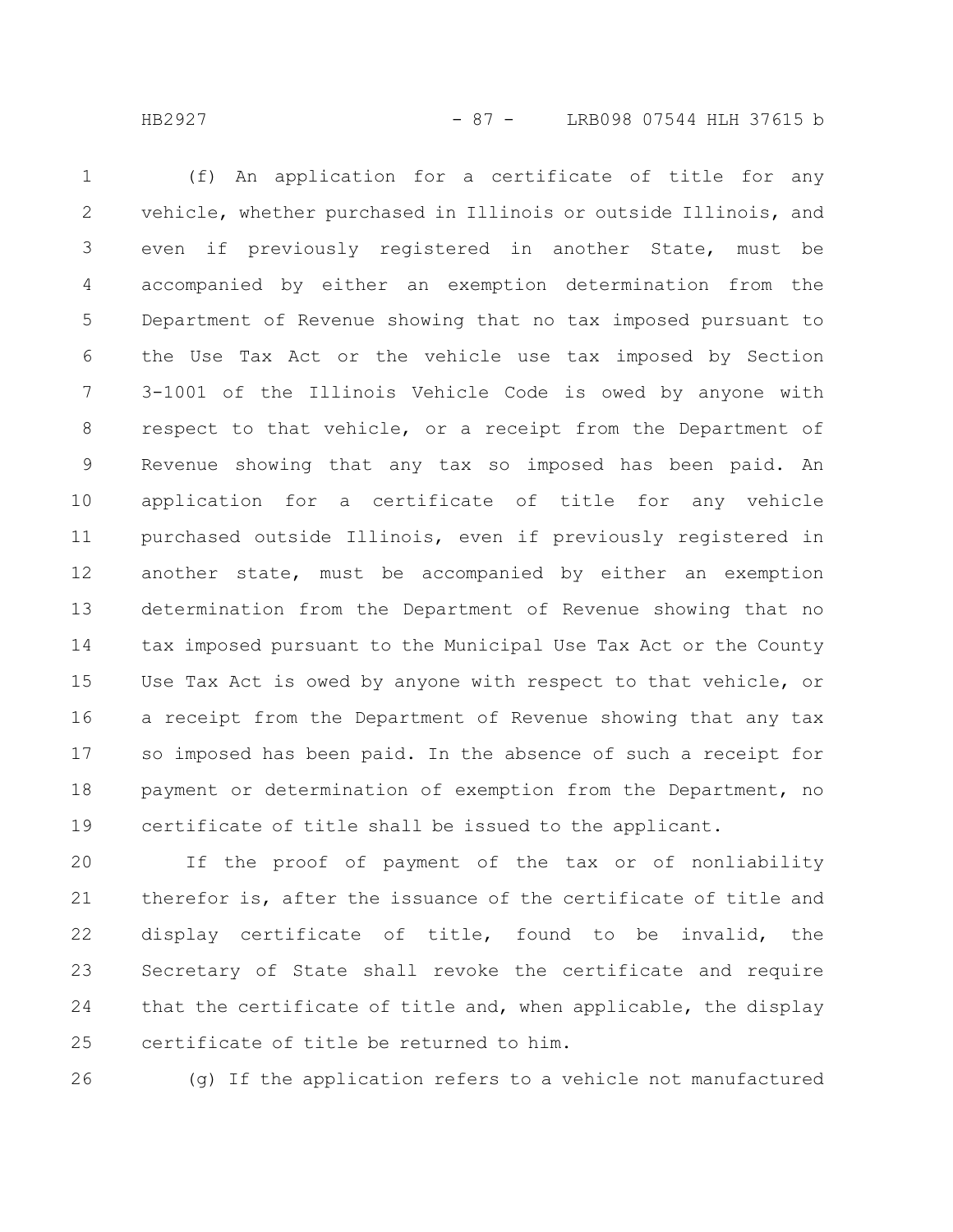(f) An application for a certificate of title for any vehicle, whether purchased in Illinois or outside Illinois, and even if previously registered in another State, must be accompanied by either an exemption determination from the Department of Revenue showing that no tax imposed pursuant to the Use Tax Act or the vehicle use tax imposed by Section 3-1001 of the Illinois Vehicle Code is owed by anyone with respect to that vehicle, or a receipt from the Department of Revenue showing that any tax so imposed has been paid. An application for a certificate of title for any vehicle purchased outside Illinois, even if previously registered in another state, must be accompanied by either an exemption determination from the Department of Revenue showing that no tax imposed pursuant to the Municipal Use Tax Act or the County Use Tax Act is owed by anyone with respect to that vehicle, or a receipt from the Department of Revenue showing that any tax so imposed has been paid. In the absence of such a receipt for payment or determination of exemption from the Department, no certificate of title shall be issued to the applicant.

If the proof of payment of the tax or of nonliability therefor is, after the issuance of the certificate of title and display certificate of title, found to be invalid, the Secretary of State shall revoke the certificate and require that the certificate of title and, when applicable, the display certificate of title be returned to him.

(g) If the application refers to a vehicle not manufactured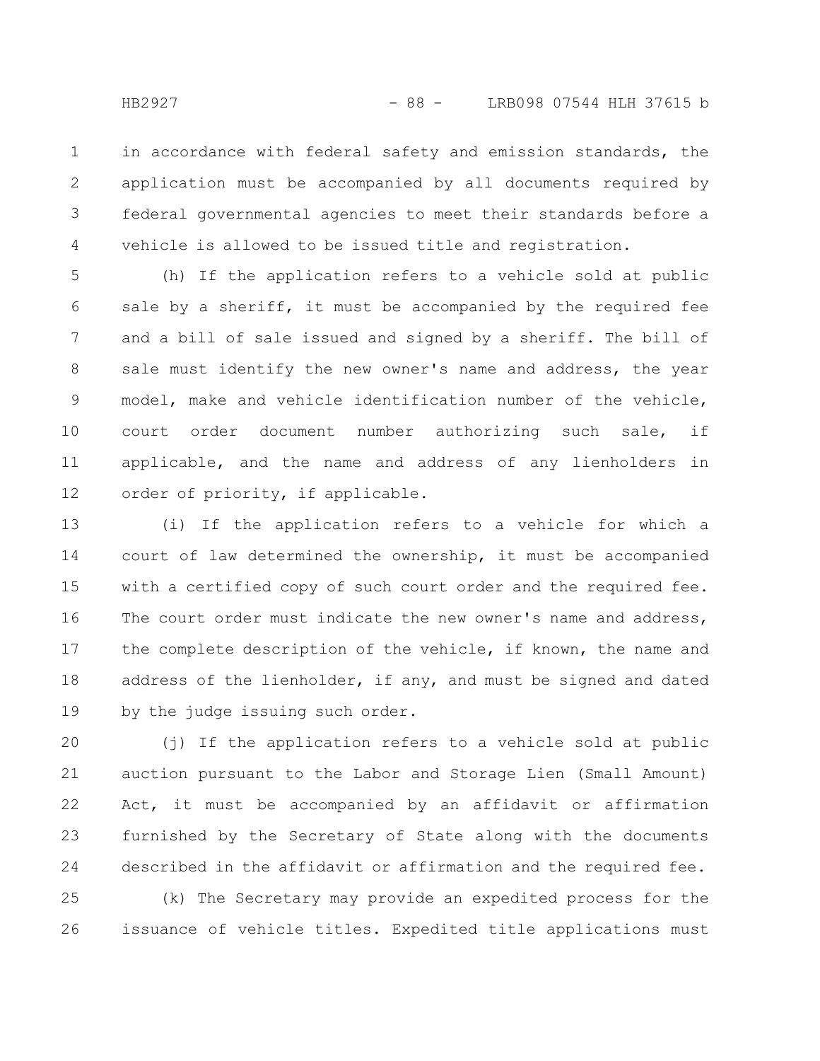in accordance with federal safety and emission standards, the application must be accompanied by all documents required by federal governmental agencies to meet their standards before a vehicle is allowed to be issued title and registration.

(h) If the application refers to a vehicle sold at public sale by a sheriff, it must be accompanied by the required fee and a bill of sale issued and signed by a sheriff. The bill of sale must identify the new owner's name and address, the year model, make and vehicle identification number of the vehicle, court order document number authorizing such sale, if applicable, and the name and address of any lienholders in order of priority, if applicable.

(i) If the application refers to a vehicle for which a court of law determined the ownership, it must be accompanied with a certified copy of such court order and the required fee. The court order must indicate the new owner's name and address, the complete description of the vehicle, if known, the name and address of the lienholder, if any, and must be signed and dated by the judge issuing such order.

(j) If the application refers to a vehicle sold at public auction pursuant to the Labor and Storage Lien (Small Amount) Act, it must be accompanied by an affidavit or affirmation furnished by the Secretary of State along with the documents described in the affidavit or affirmation and the required fee.

(k) The Secretary may provide an expedited process for the issuance of vehicle titles. Expedited title applications must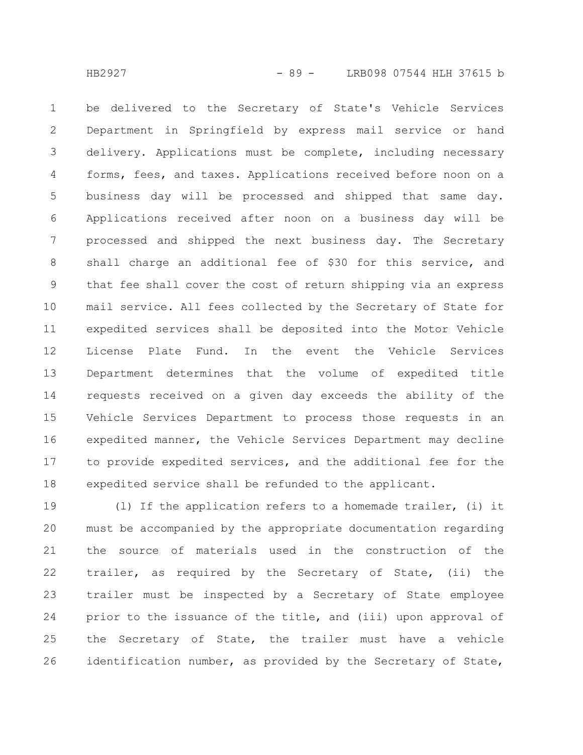be delivered to the Secretary of State's Vehicle Services Department in Springfield by express mail service or hand delivery. Applications must be complete, including necessary forms, fees, and taxes. Applications received before noon on a business day will be processed and shipped that same day. Applications received after noon on a business day will be processed and shipped the next business day. The Secretary shall charge an additional fee of $30 for this service, and that fee shall cover the cost of return shipping via an express mail service. All fees collected by the Secretary of State for expedited services shall be deposited into the Motor Vehicle License Plate Fund. In the event the Vehicle Services Department determines that the volume of expedited title requests received on a given day exceeds the ability of the Vehicle Services Department to process those requests in an expedited manner, the Vehicle Services Department may decline to provide expedited services, and the additional fee for the expedited service shall be refunded to the applicant.

(l) If the application refers to a homemade trailer, (i) it must be accompanied by the appropriate documentation regarding the source of materials used in the construction of the trailer, as required by the Secretary of State, (ii) the trailer must be inspected by a Secretary of State employee prior to the issuance of the title, and (iii) upon approval of the Secretary of State, the trailer must have a vehicle identification number, as provided by the Secretary of State,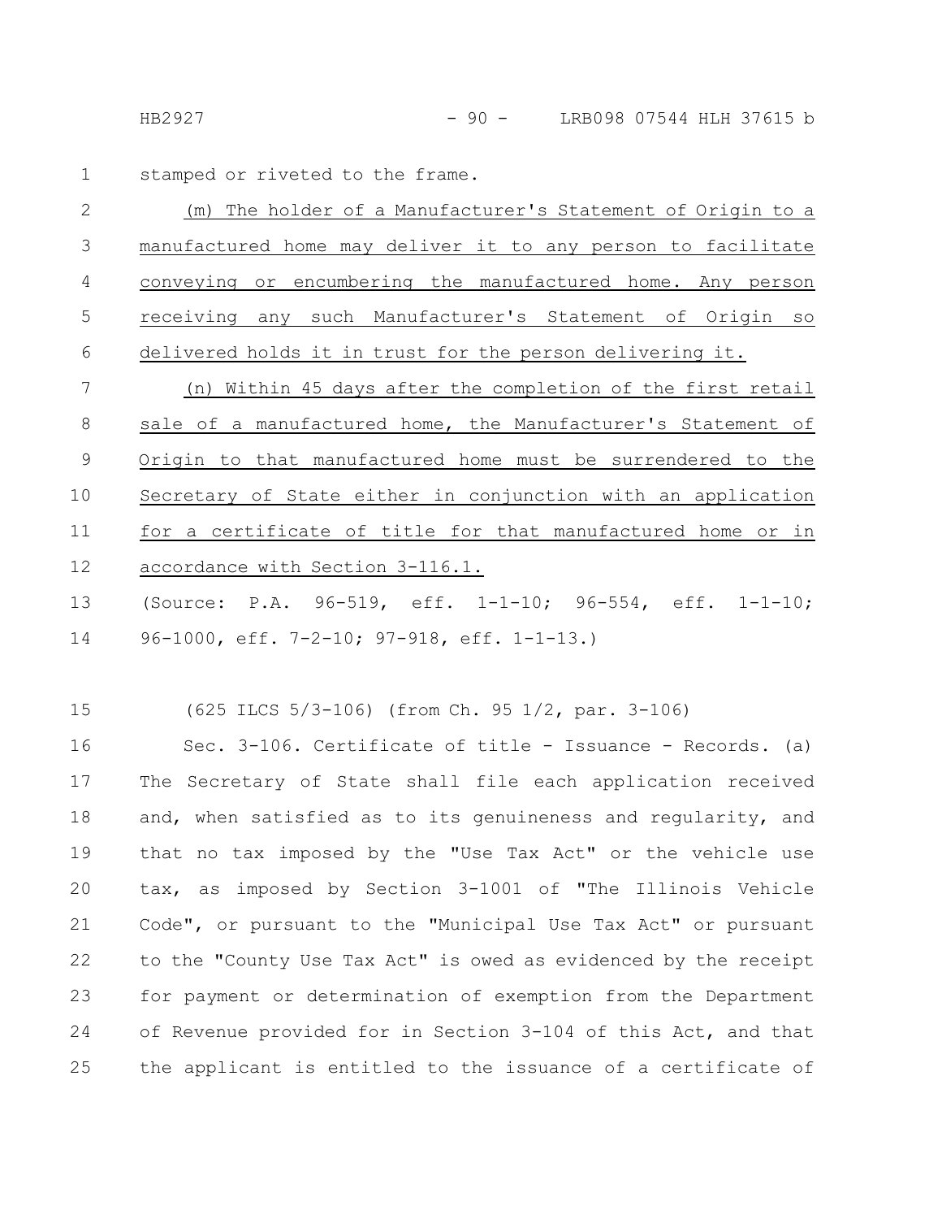stamped or riveted to the frame.

<u>(m) The holder of a Manufacturer's Statement of Origin to a manufactured home may deliver it to any person to facilitate conveying or encumbering the manufactured home. Any person receiving any such Manufacturer's Statement of Origin so delivered holds it in trust for the person delivering it.</u>

<u>(n) Within 45 days after the completion of the first retail sale of a manufactured home, the Manufacturer's Statement of Origin to that manufactured home must be surrendered to the Secretary of State either in conjunction with an application for a certificate of title for that manufactured home or in accordance with Section 3-116.1.</u>

(Source: P.A. 96-519, eff. 1-1-10; 96-554, eff. 1-1-10; 96-1000, eff. 7-2-10; 97-918, eff. 1-1-13.)

(625 ILCS 5/3-106) (from Ch. 95 1/2, par. 3-106)

Sec. 3-106. Certificate of title - Issuance - Records. (a) The Secretary of State shall file each application received and, when satisfied as to its genuineness and regularity, and that no tax imposed by the "Use Tax Act" or the vehicle use tax, as imposed by Section 3-1001 of "The Illinois Vehicle Code", or pursuant to the "Municipal Use Tax Act" or pursuant to the "County Use Tax Act" is owed as evidenced by the receipt for payment or determination of exemption from the Department of Revenue provided for in Section 3-104 of this Act, and that the applicant is entitled to the issuance of a certificate of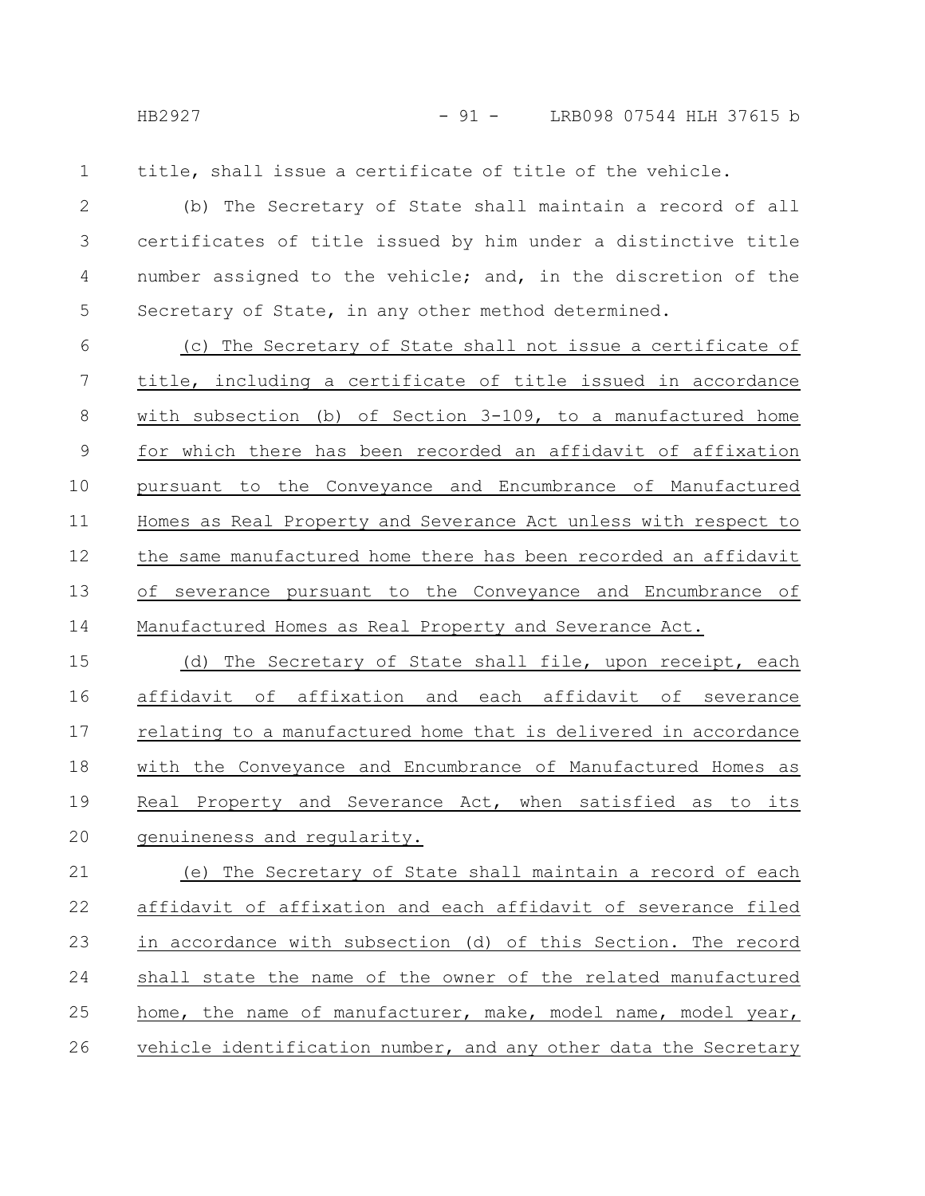title, shall issue a certificate of title of the vehicle.

(b) The Secretary of State shall maintain a record of all certificates of title issued by him under a distinctive title number assigned to the vehicle; and, in the discretion of the Secretary of State, in any other method determined.

(c) The Secretary of State shall not issue a certificate of title, including a certificate of title issued in accordance with subsection (b) of Section 3-109, to a manufactured home for which there has been recorded an affidavit of affixation pursuant to the Conveyance and Encumbrance of Manufactured Homes as Real Property and Severance Act unless with respect to the same manufactured home there has been recorded an affidavit of severance pursuant to the Conveyance and Encumbrance of Manufactured Homes as Real Property and Severance Act.

(d) The Secretary of State shall file, upon receipt, each affidavit of affixation and each affidavit of severance relating to a manufactured home that is delivered in accordance with the Conveyance and Encumbrance of Manufactured Homes as Real Property and Severance Act, when satisfied as to its genuineness and regularity.

(e) The Secretary of State shall maintain a record of each affidavit of affixation and each affidavit of severance filed in accordance with subsection (d) of this Section. The record shall state the name of the owner of the related manufactured home, the name of manufacturer, make, model name, model year, vehicle identification number, and any other data the Secretary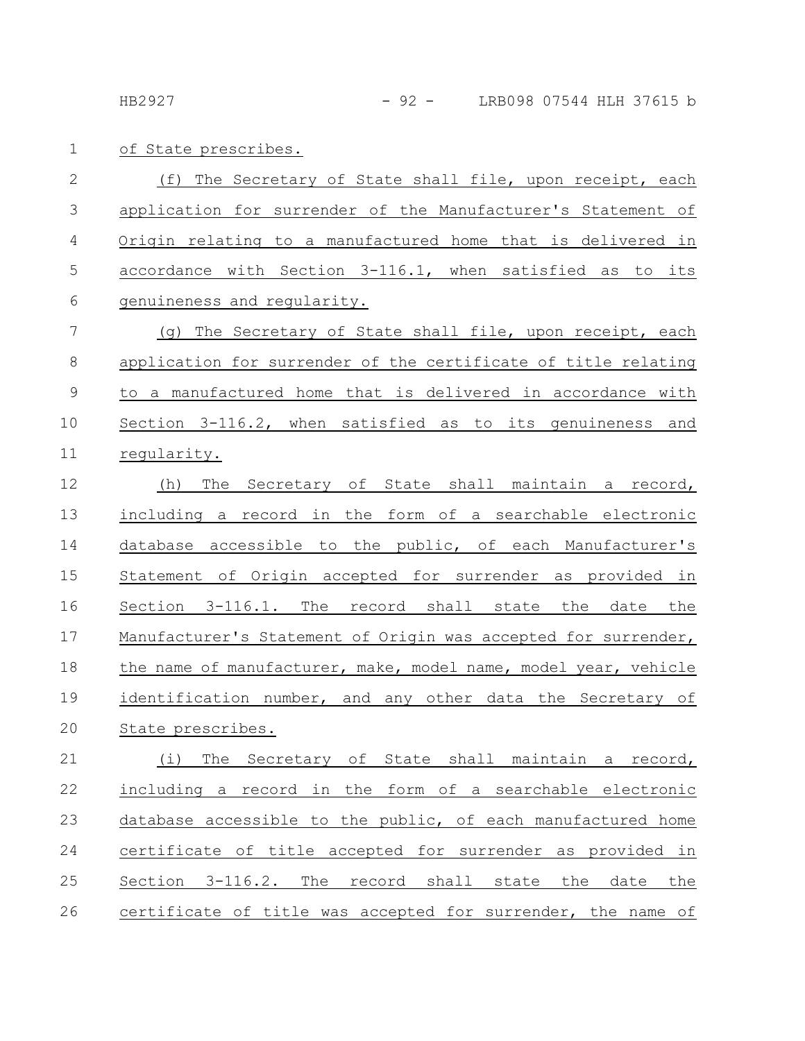of State prescribes.

(f) The Secretary of State shall file, upon receipt, each application for surrender of the Manufacturer's Statement of Origin relating to a manufactured home that is delivered in accordance with Section 3-116.1, when satisfied as to its genuineness and regularity.

(g) The Secretary of State shall file, upon receipt, each application for surrender of the certificate of title relating to a manufactured home that is delivered in accordance with Section 3-116.2, when satisfied as to its genuineness and regularity.

(h) The Secretary of State shall maintain a record, including a record in the form of a searchable electronic database accessible to the public, of each Manufacturer's Statement of Origin accepted for surrender as provided in Section 3-116.1. The record shall state the date the Manufacturer's Statement of Origin was accepted for surrender, the name of manufacturer, make, model name, model year, vehicle identification number, and any other data the Secretary of State prescribes.

(i) The Secretary of State shall maintain a record, including a record in the form of a searchable electronic database accessible to the public, of each manufactured home certificate of title accepted for surrender as provided in Section 3-116.2. The record shall state the date the certificate of title was accepted for surrender, the name of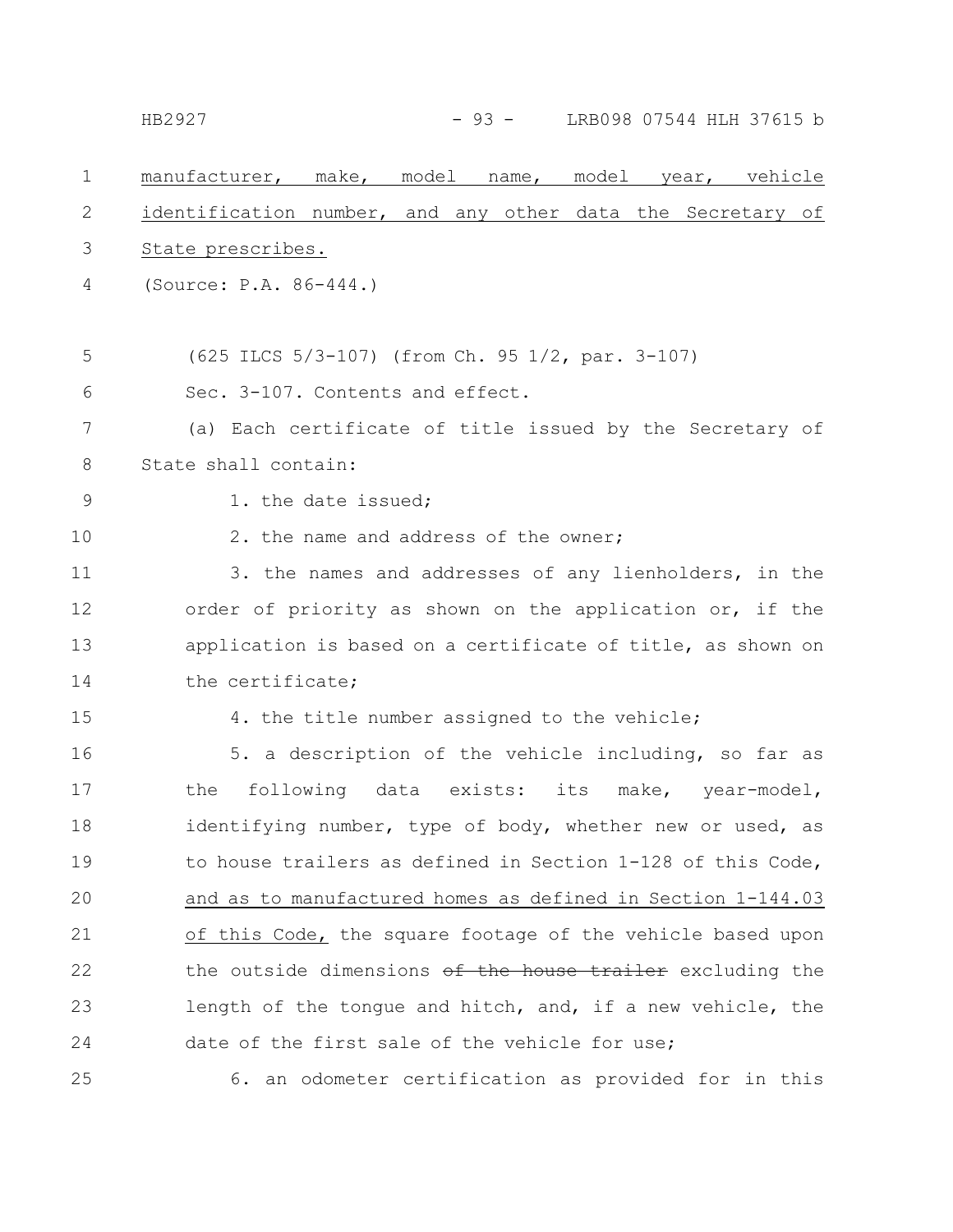manufacturer, make, model name, model year, vehicle identification number, and any other data the Secretary of State prescribes.

(Source: P.A. 86-444.)

(625 ILCS 5/3-107) (from Ch. 95 1/2, par. 3-107)

Sec. 3-107. Contents and effect.

(a) Each certificate of title issued by the Secretary of State shall contain:

1. the date issued;

2. the name and address of the owner;

3. the names and addresses of any lienholders, in the order of priority as shown on the application or, if the application is based on a certificate of title, as shown on the certificate;

4. the title number assigned to the vehicle;

5. a description of the vehicle including, so far as the following data exists: its make, year-model, identifying number, type of body, whether new or used, as to house trailers as defined in Section 1-128 of this Code, and as to manufactured homes as defined in Section 1-144.03 of this Code, the square footage of the vehicle based upon the outside dimensions ~~of the house trailer~~ excluding the length of the tongue and hitch, and, if a new vehicle, the date of the first sale of the vehicle for use;

6. an odometer certification as provided for in this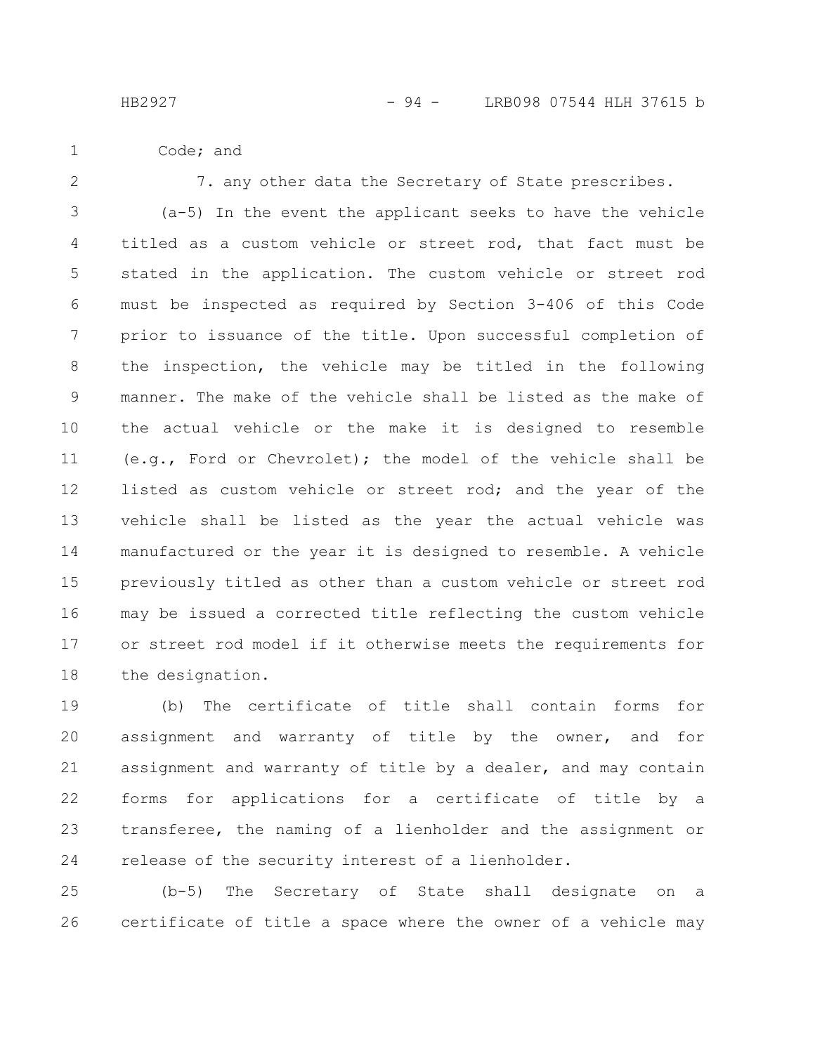Code; and

7. any other data the Secretary of State prescribes.

(a-5) In the event the applicant seeks to have the vehicle titled as a custom vehicle or street rod, that fact must be stated in the application. The custom vehicle or street rod must be inspected as required by Section 3-406 of this Code prior to issuance of the title. Upon successful completion of the inspection, the vehicle may be titled in the following manner. The make of the vehicle shall be listed as the make of the actual vehicle or the make it is designed to resemble (e.g., Ford or Chevrolet); the model of the vehicle shall be listed as custom vehicle or street rod; and the year of the vehicle shall be listed as the year the actual vehicle was manufactured or the year it is designed to resemble. A vehicle previously titled as other than a custom vehicle or street rod may be issued a corrected title reflecting the custom vehicle or street rod model if it otherwise meets the requirements for the designation.

(b) The certificate of title shall contain forms for assignment and warranty of title by the owner, and for assignment and warranty of title by a dealer, and may contain forms for applications for a certificate of title by a transferee, the naming of a lienholder and the assignment or release of the security interest of a lienholder.

(b-5) The Secretary of State shall designate on a certificate of title a space where the owner of a vehicle may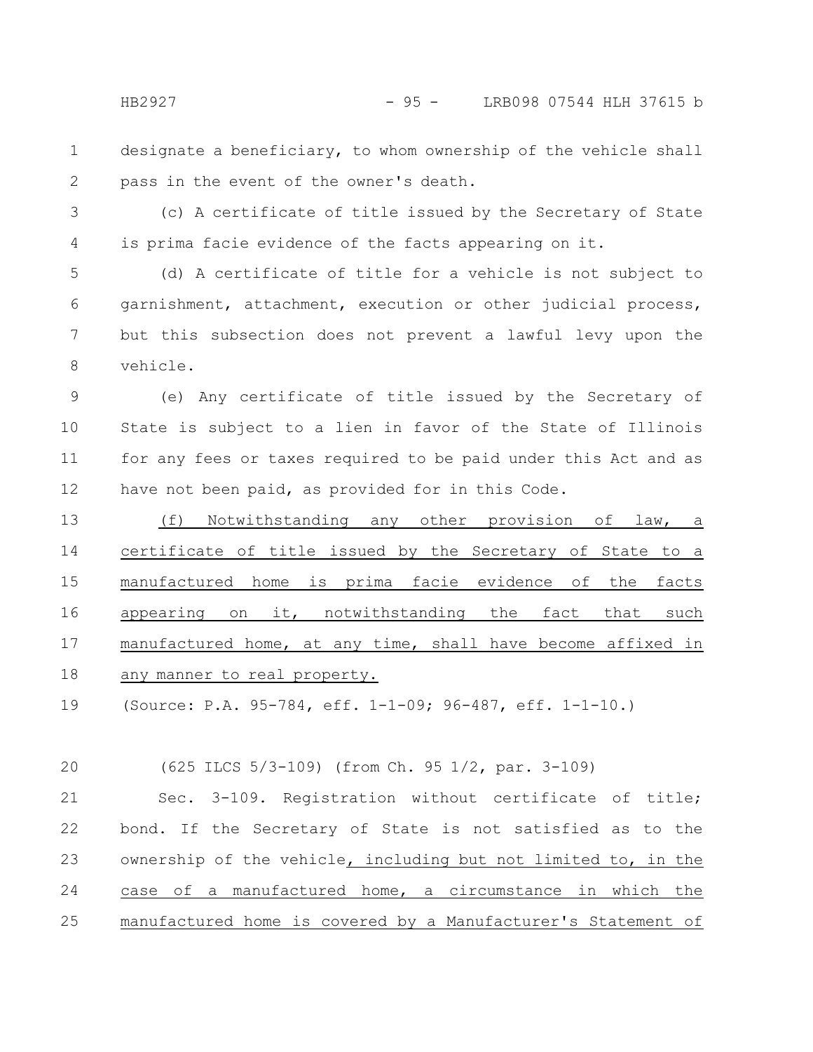designate a beneficiary, to whom ownership of the vehicle shall pass in the event of the owner's death.

(c) A certificate of title issued by the Secretary of State is prima facie evidence of the facts appearing on it.

(d) A certificate of title for a vehicle is not subject to garnishment, attachment, execution or other judicial process, but this subsection does not prevent a lawful levy upon the vehicle.

(e) Any certificate of title issued by the Secretary of State is subject to a lien in favor of the State of Illinois for any fees or taxes required to be paid under this Act and as have not been paid, as provided for in this Code.

(f) Notwithstanding any other provision of law, a certificate of title issued by the Secretary of State to a manufactured home is prima facie evidence of the facts appearing on it, notwithstanding the fact that such manufactured home, at any time, shall have become affixed in any manner to real property.

(Source: P.A. 95-784, eff. 1-1-09; 96-487, eff. 1-1-10.)

(625 ILCS 5/3-109) (from Ch. 95 1/2, par. 3-109)

Sec. 3-109. Registration without certificate of title; bond. If the Secretary of State is not satisfied as to the ownership of the vehicle, including but not limited to, in the case of a manufactured home, a circumstance in which the manufactured home is covered by a Manufacturer's Statement of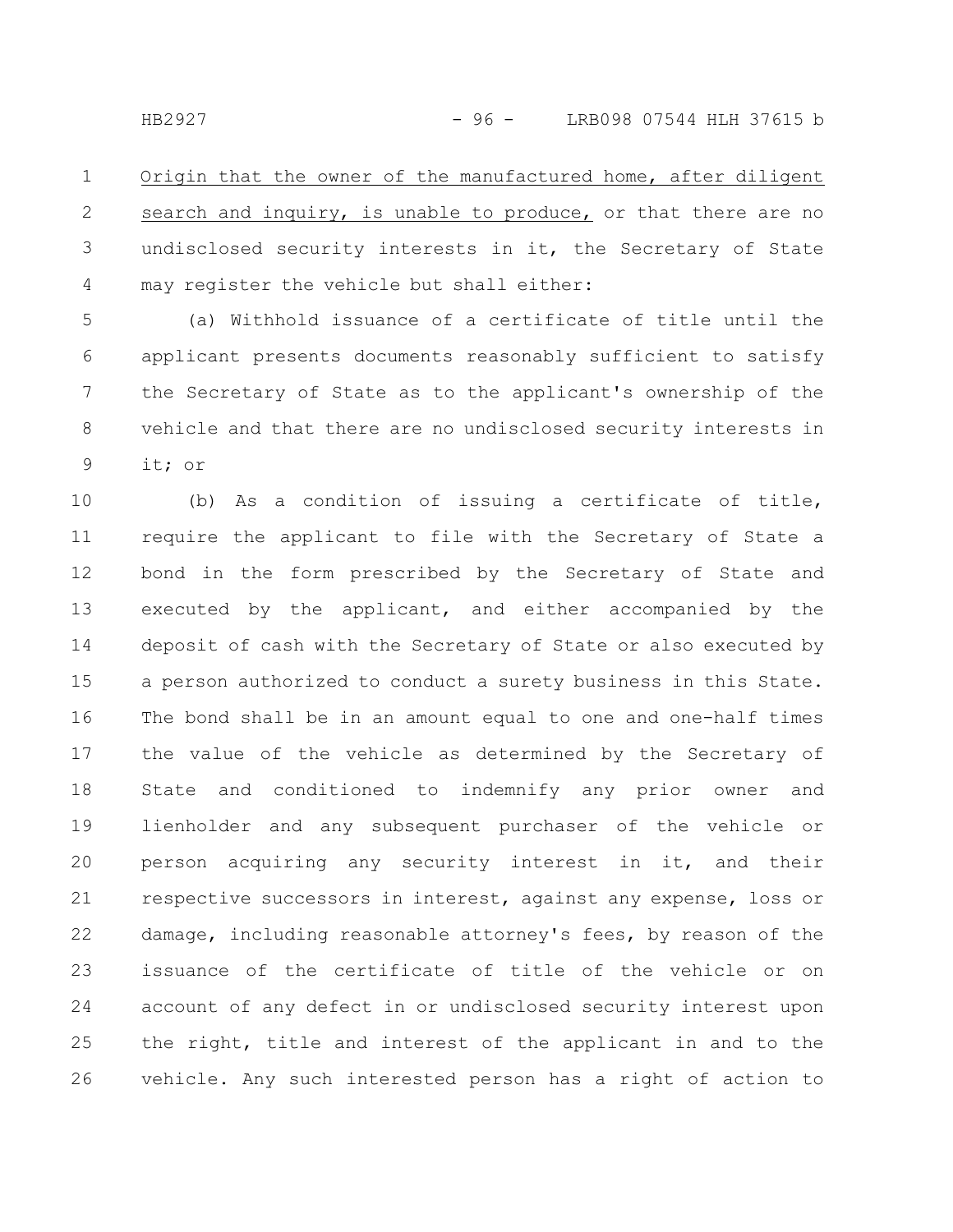Origin that the owner of the manufactured home, after diligent search and inquiry, is unable to produce, or that there are no undisclosed security interests in it, the Secretary of State may register the vehicle but shall either:

(a) Withhold issuance of a certificate of title until the applicant presents documents reasonably sufficient to satisfy the Secretary of State as to the applicant's ownership of the vehicle and that there are no undisclosed security interests in it; or

(b) As a condition of issuing a certificate of title, require the applicant to file with the Secretary of State a bond in the form prescribed by the Secretary of State and executed by the applicant, and either accompanied by the deposit of cash with the Secretary of State or also executed by a person authorized to conduct a surety business in this State. The bond shall be in an amount equal to one and one-half times the value of the vehicle as determined by the Secretary of State and conditioned to indemnify any prior owner and lienholder and any subsequent purchaser of the vehicle or person acquiring any security interest in it, and their respective successors in interest, against any expense, loss or damage, including reasonable attorney's fees, by reason of the issuance of the certificate of title of the vehicle or on account of any defect in or undisclosed security interest upon the right, title and interest of the applicant in and to the vehicle. Any such interested person has a right of action to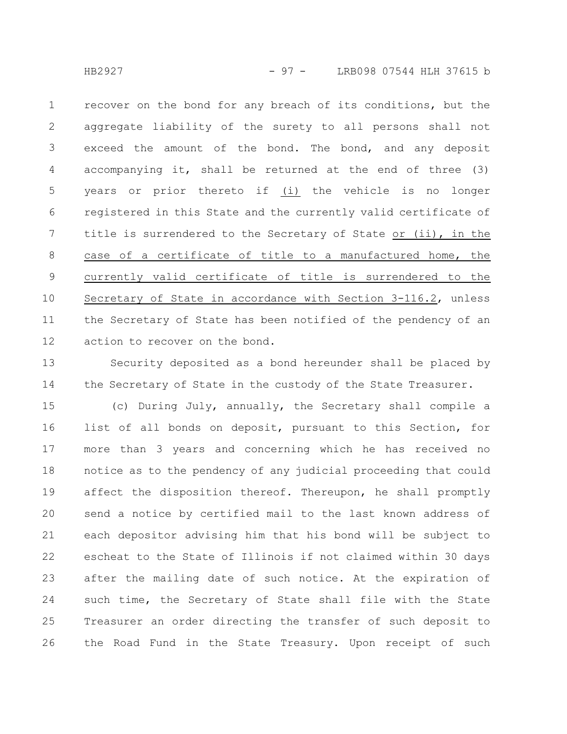recover on the bond for any breach of its conditions, but the aggregate liability of the surety to all persons shall not exceed the amount of the bond. The bond, and any deposit accompanying it, shall be returned at the end of three (3) years or prior thereto if (i) the vehicle is no longer registered in this State and the currently valid certificate of title is surrendered to the Secretary of State or (ii), in the case of a certificate of title to a manufactured home, the currently valid certificate of title is surrendered to the Secretary of State in accordance with Section 3-116.2, unless the Secretary of State has been notified of the pendency of an action to recover on the bond.

Security deposited as a bond hereunder shall be placed by the Secretary of State in the custody of the State Treasurer.

(c) During July, annually, the Secretary shall compile a list of all bonds on deposit, pursuant to this Section, for more than 3 years and concerning which he has received no notice as to the pendency of any judicial proceeding that could affect the disposition thereof. Thereupon, he shall promptly send a notice by certified mail to the last known address of each depositor advising him that his bond will be subject to escheat to the State of Illinois if not claimed within 30 days after the mailing date of such notice. At the expiration of such time, the Secretary of State shall file with the State Treasurer an order directing the transfer of such deposit to the Road Fund in the State Treasury. Upon receipt of such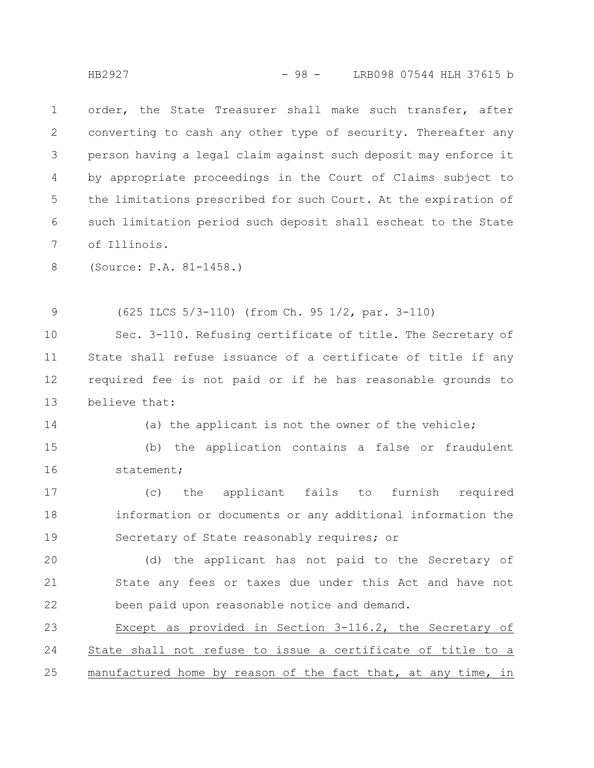order, the State Treasurer shall make such transfer, after converting to cash any other type of security. Thereafter any person having a legal claim against such deposit may enforce it by appropriate proceedings in the Court of Claims subject to the limitations prescribed for such Court. At the expiration of such limitation period such deposit shall escheat to the State of Illinois.

(Source: P.A. 81-1458.)

(625 ILCS 5/3-110) (from Ch. 95 1/2, par. 3-110)

Sec. 3-110. Refusing certificate of title. The Secretary of State shall refuse issuance of a certificate of title if any required fee is not paid or if he has reasonable grounds to believe that:

(a) the applicant is not the owner of the vehicle;

(b) the application contains a false or fraudulent statement;

(c) the applicant fails to furnish required information or documents or any additional information the Secretary of State reasonably requires; or

(d) the applicant has not paid to the Secretary of State any fees or taxes due under this Act and have not been paid upon reasonable notice and demand.

Except as provided in Section 3-116.2, the Secretary of State shall not refuse to issue a certificate of title to a manufactured home by reason of the fact that, at any time, in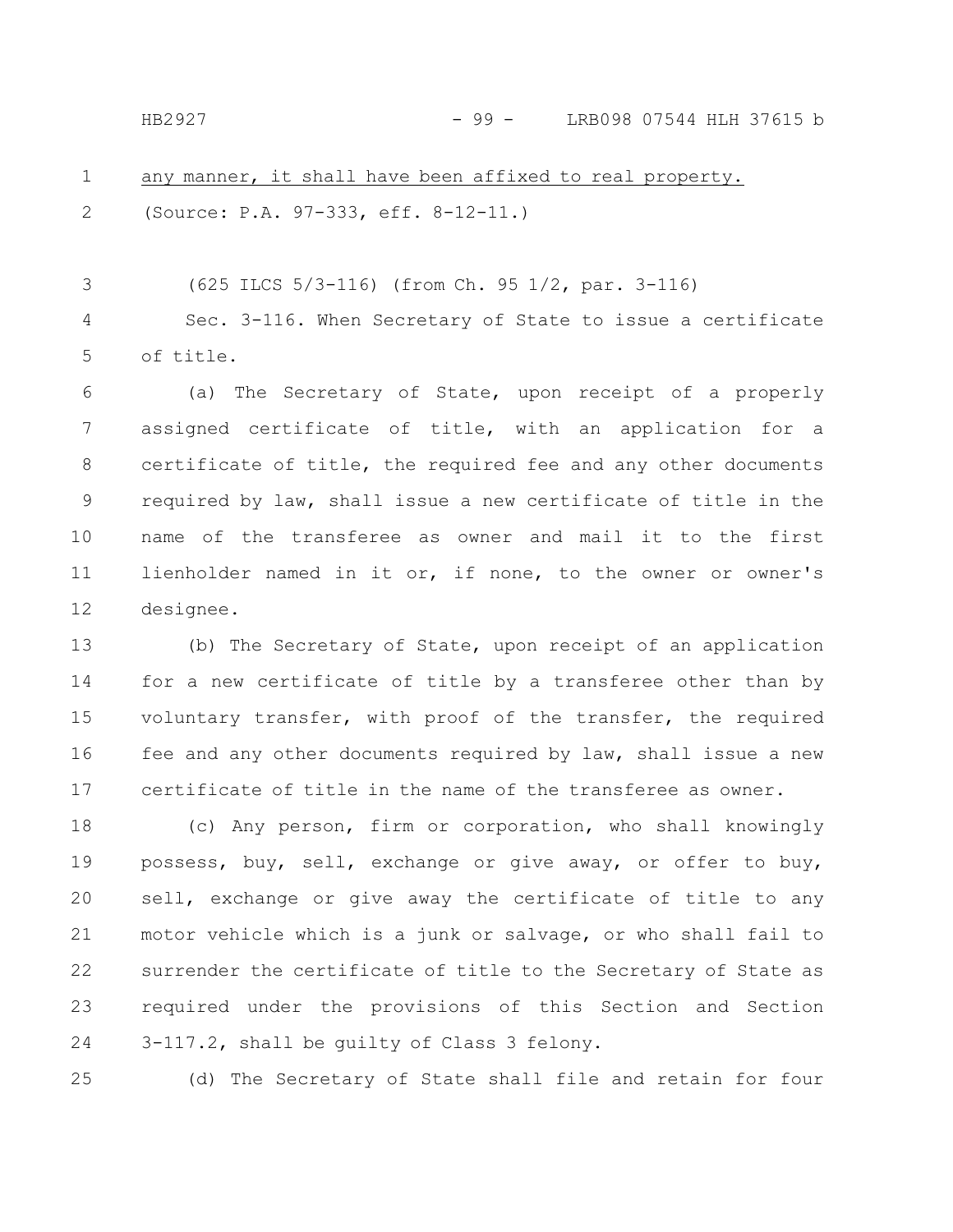<u>any manner, it shall have been affixed to real property.</u>

(Source: P.A. 97-333, eff. 8-12-11.)

(625 ILCS 5/3-116) (from Ch. 95 1/2, par. 3-116)

Sec. 3-116. When Secretary of State to issue a certificate of title.

(a) The Secretary of State, upon receipt of a properly assigned certificate of title, with an application for a certificate of title, the required fee and any other documents required by law, shall issue a new certificate of title in the name of the transferee as owner and mail it to the first lienholder named in it or, if none, to the owner or owner's designee.

(b) The Secretary of State, upon receipt of an application for a new certificate of title by a transferee other than by voluntary transfer, with proof of the transfer, the required fee and any other documents required by law, shall issue a new certificate of title in the name of the transferee as owner.

(c) Any person, firm or corporation, who shall knowingly possess, buy, sell, exchange or give away, or offer to buy, sell, exchange or give away the certificate of title to any motor vehicle which is a junk or salvage, or who shall fail to surrender the certificate of title to the Secretary of State as required under the provisions of this Section and Section 3-117.2, shall be guilty of Class 3 felony.

(d) The Secretary of State shall file and retain for four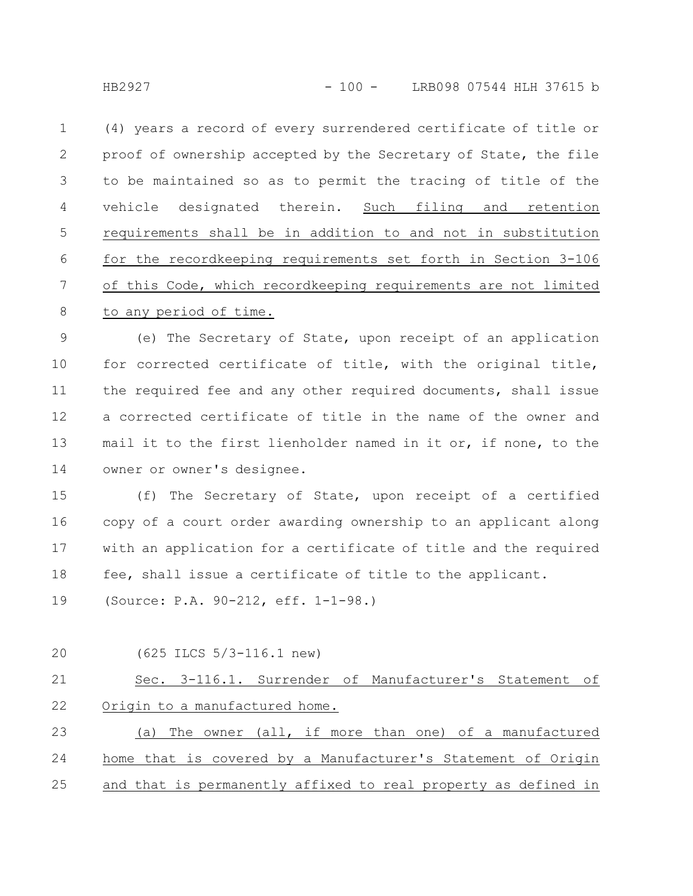(4) years a record of every surrendered certificate of title or proof of ownership accepted by the Secretary of State, the file to be maintained so as to permit the tracing of title of the vehicle designated therein. <u>Such filing and retention requirements shall be in addition to and not in substitution for the recordkeeping requirements set forth in Section 3-106 of this Code, which recordkeeping requirements are not limited to any period of time.</u>

(e) The Secretary of State, upon receipt of an application for corrected certificate of title, with the original title, the required fee and any other required documents, shall issue a corrected certificate of title in the name of the owner and mail it to the first lienholder named in it or, if none, to the owner or owner's designee.

(f) The Secretary of State, upon receipt of a certified copy of a court order awarding ownership to an applicant along with an application for a certificate of title and the required fee, shall issue a certificate of title to the applicant.

(Source: P.A. 90-212, eff. 1-1-98.)

(625 ILCS 5/3-116.1 new)

<u>Sec. 3-116.1. Surrender of Manufacturer's Statement of Origin to a manufactured home.</u>

<u>(a) The owner (all, if more than one) of a manufactured home that is covered by a Manufacturer's Statement of Origin and that is permanently affixed to real property as defined in</u>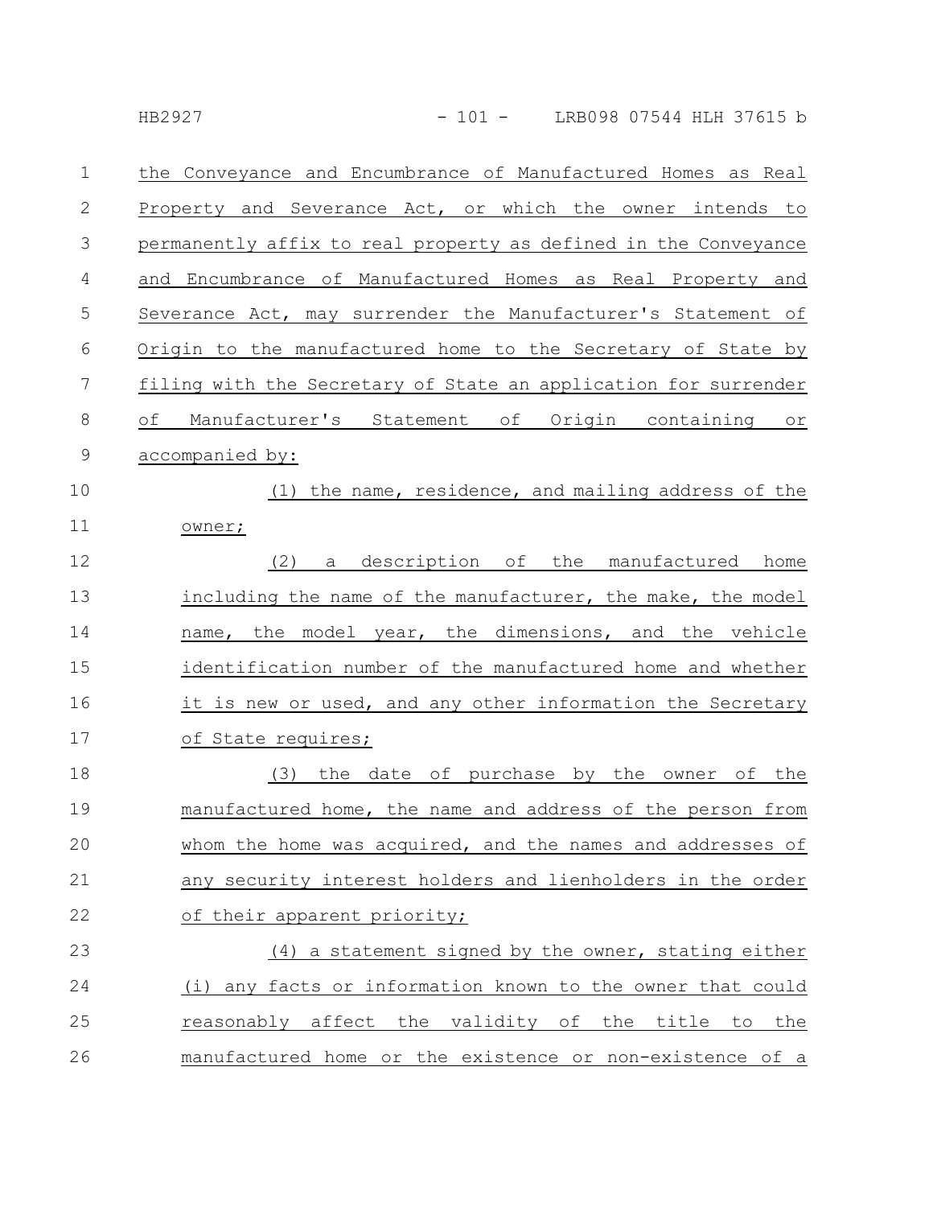the Conveyance and Encumbrance of Manufactured Homes as Real Property and Severance Act, or which the owner intends to permanently affix to real property as defined in the Conveyance and Encumbrance of Manufactured Homes as Real Property and Severance Act, may surrender the Manufacturer's Statement of Origin to the manufactured home to the Secretary of State by filing with the Secretary of State an application for surrender of Manufacturer's Statement of Origin containing or accompanied by:

(1) the name, residence, and mailing address of the owner;

(2) a description of the manufactured home including the name of the manufacturer, the make, the model name, the model year, the dimensions, and the vehicle identification number of the manufactured home and whether it is new or used, and any other information the Secretary of State requires;

(3) the date of purchase by the owner of the manufactured home, the name and address of the person from whom the home was acquired, and the names and addresses of any security interest holders and lienholders in the order of their apparent priority;

(4) a statement signed by the owner, stating either (i) any facts or information known to the owner that could reasonably affect the validity of the title to the manufactured home or the existence or non-existence of a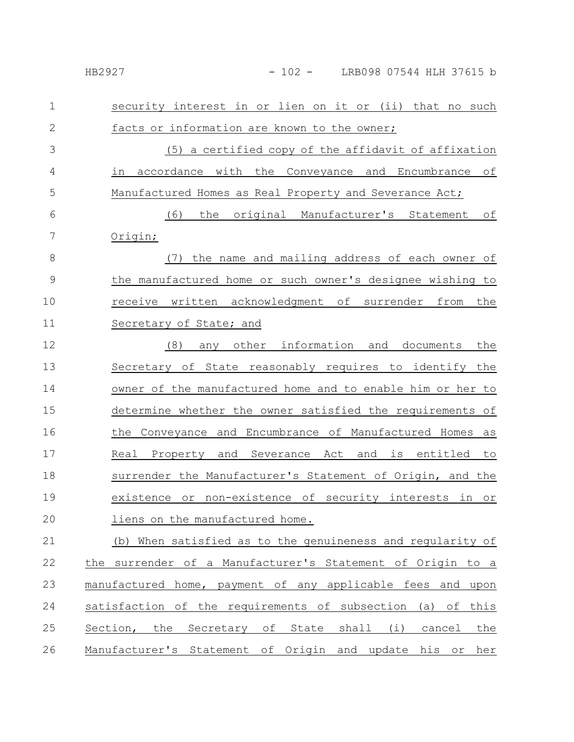security interest in or lien on it or (ii) that no such facts or information are known to the owner;

(5) a certified copy of the affidavit of affixation in accordance with the Conveyance and Encumbrance of Manufactured Homes as Real Property and Severance Act;

(6) the original Manufacturer's Statement of Origin;

(7) the name and mailing address of each owner of the manufactured home or such owner's designee wishing to receive written acknowledgment of surrender from the Secretary of State; and

(8) any other information and documents the Secretary of State reasonably requires to identify the owner of the manufactured home and to enable him or her to determine whether the owner satisfied the requirements of the Conveyance and Encumbrance of Manufactured Homes as Real Property and Severance Act and is entitled to surrender the Manufacturer's Statement of Origin, and the existence or non-existence of security interests in or liens on the manufactured home.

(b) When satisfied as to the genuineness and regularity of the surrender of a Manufacturer's Statement of Origin to a manufactured home, payment of any applicable fees and upon satisfaction of the requirements of subsection (a) of this Section, the Secretary of State shall (i) cancel the Manufacturer's Statement of Origin and update his or her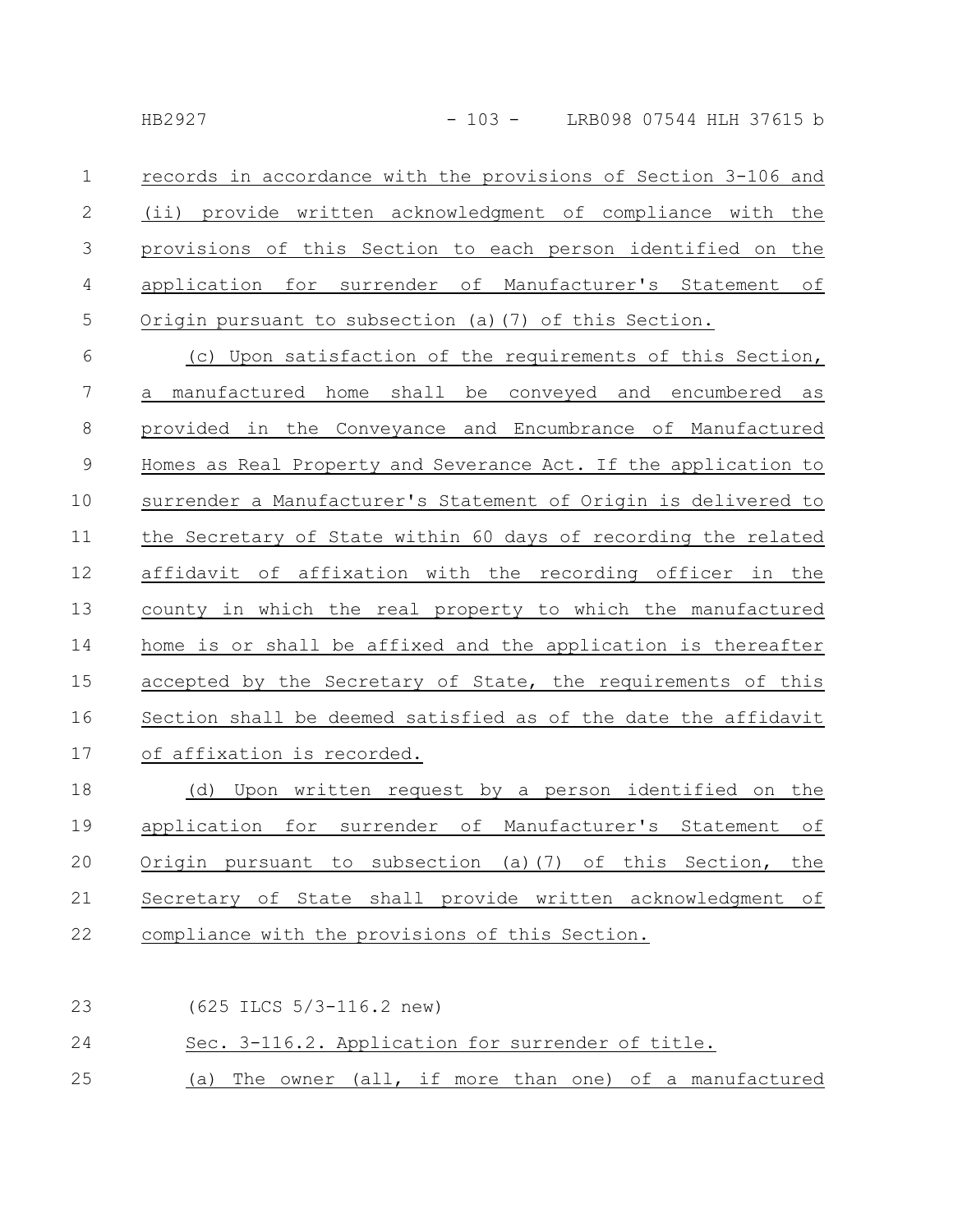records in accordance with the provisions of Section 3-106 and (ii) provide written acknowledgment of compliance with the provisions of this Section to each person identified on the application for surrender of Manufacturer's Statement of Origin pursuant to subsection (a)(7) of this Section.

(c) Upon satisfaction of the requirements of this Section, a manufactured home shall be conveyed and encumbered as provided in the Conveyance and Encumbrance of Manufactured Homes as Real Property and Severance Act. If the application to surrender a Manufacturer's Statement of Origin is delivered to the Secretary of State within 60 days of recording the related affidavit of affixation with the recording officer in the county in which the real property to which the manufactured home is or shall be affixed and the application is thereafter accepted by the Secretary of State, the requirements of this Section shall be deemed satisfied as of the date the affidavit of affixation is recorded.

(d) Upon written request by a person identified on the application for surrender of Manufacturer's Statement of Origin pursuant to subsection (a)(7) of this Section, the Secretary of State shall provide written acknowledgment of compliance with the provisions of this Section.

(625 ILCS 5/3-116.2 new)

Sec. 3-116.2. Application for surrender of title.

(a) The owner (all, if more than one) of a manufactured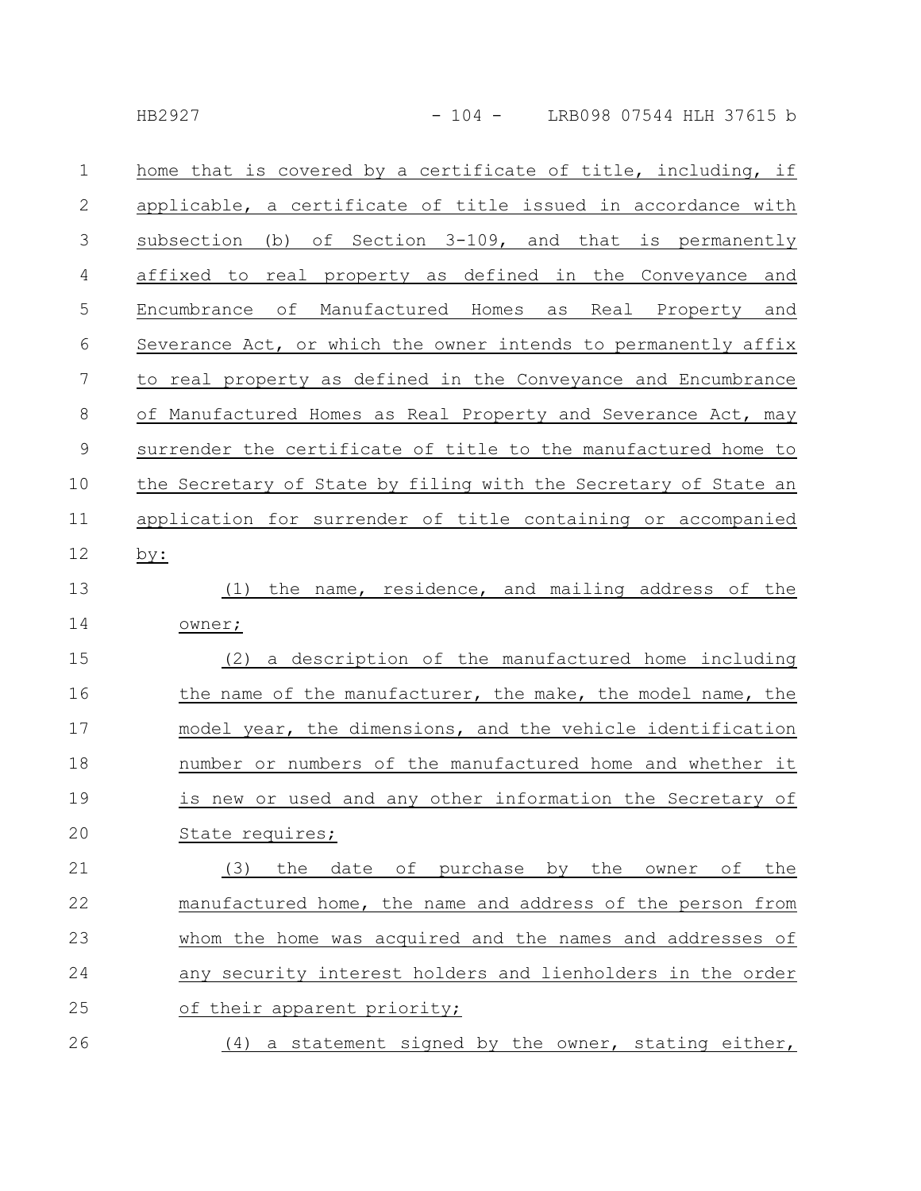home that is covered by a certificate of title, including, if applicable, a certificate of title issued in accordance with subsection (b) of Section 3-109, and that is permanently affixed to real property as defined in the Conveyance and Encumbrance of Manufactured Homes as Real Property and Severance Act, or which the owner intends to permanently affix to real property as defined in the Conveyance and Encumbrance of Manufactured Homes as Real Property and Severance Act, may surrender the certificate of title to the manufactured home to the Secretary of State by filing with the Secretary of State an application for surrender of title containing or accompanied by:

(1) the name, residence, and mailing address of the owner;

(2) a description of the manufactured home including the name of the manufacturer, the make, the model name, the model year, the dimensions, and the vehicle identification number or numbers of the manufactured home and whether it is new or used and any other information the Secretary of State requires;

(3) the date of purchase by the owner of the manufactured home, the name and address of the person from whom the home was acquired and the names and addresses of any security interest holders and lienholders in the order of their apparent priority;

(4) a statement signed by the owner, stating either,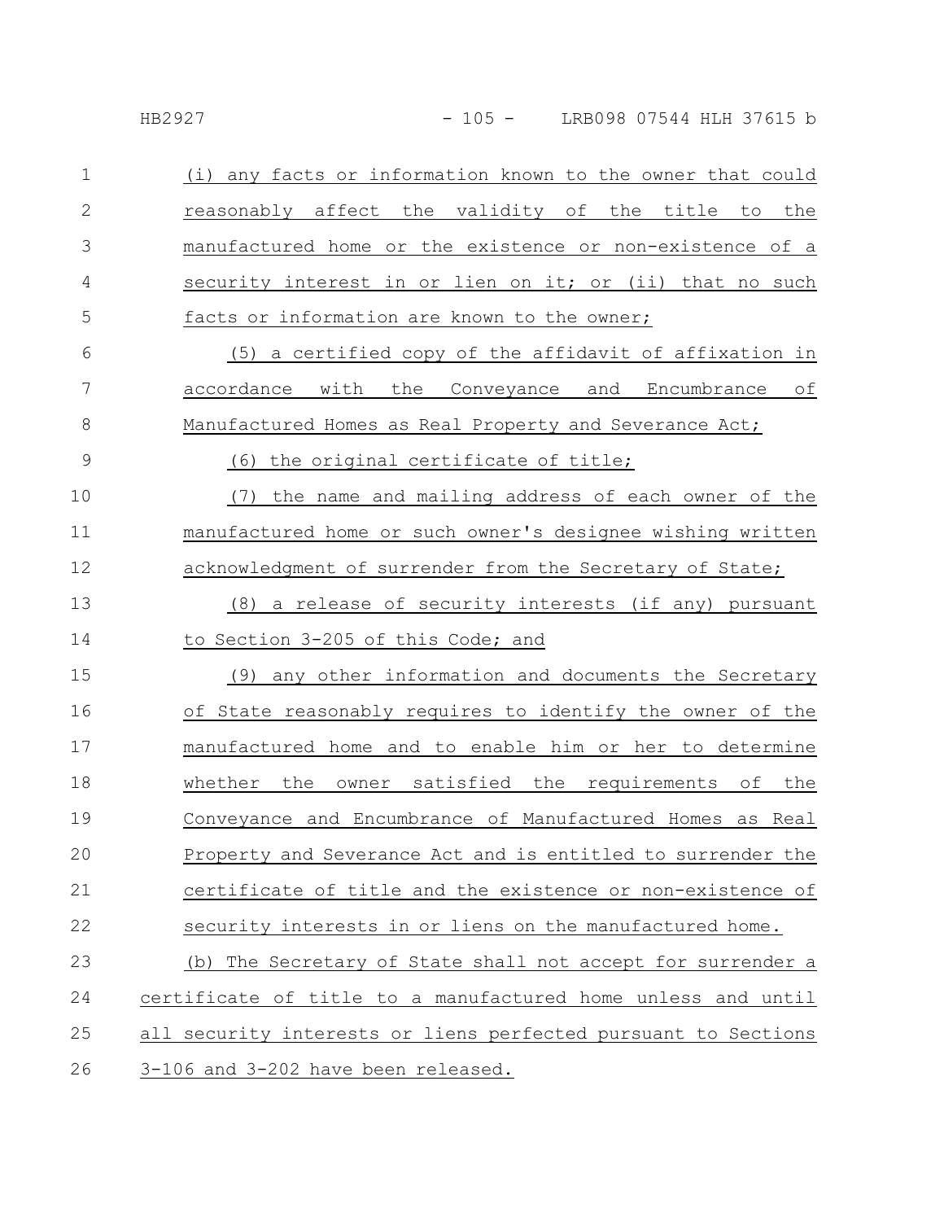(i) any facts or information known to the owner that could reasonably affect the validity of the title to the manufactured home or the existence or non-existence of a security interest in or lien on it; or (ii) that no such facts or information are known to the owner;

(5) a certified copy of the affidavit of affixation in accordance with the Conveyance and Encumbrance of Manufactured Homes as Real Property and Severance Act;

(6) the original certificate of title;

(7) the name and mailing address of each owner of the manufactured home or such owner's designee wishing written acknowledgment of surrender from the Secretary of State;

(8) a release of security interests (if any) pursuant to Section 3-205 of this Code; and

(9) any other information and documents the Secretary of State reasonably requires to identify the owner of the manufactured home and to enable him or her to determine whether the owner satisfied the requirements of the Conveyance and Encumbrance of Manufactured Homes as Real Property and Severance Act and is entitled to surrender the certificate of title and the existence or non-existence of security interests in or liens on the manufactured home.

(b) The Secretary of State shall not accept for surrender a certificate of title to a manufactured home unless and until all security interests or liens perfected pursuant to Sections 3-106 and 3-202 have been released.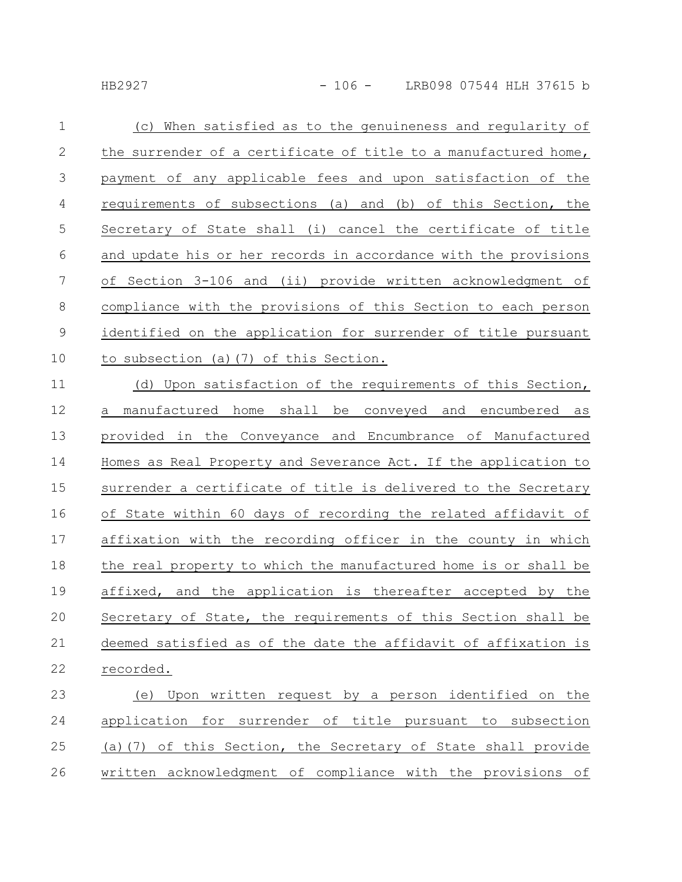(c) When satisfied as to the genuineness and regularity of the surrender of a certificate of title to a manufactured home, payment of any applicable fees and upon satisfaction of the requirements of subsections (a) and (b) of this Section, the Secretary of State shall (i) cancel the certificate of title and update his or her records in accordance with the provisions of Section 3-106 and (ii) provide written acknowledgment of compliance with the provisions of this Section to each person identified on the application for surrender of title pursuant to subsection (a)(7) of this Section.

(d) Upon satisfaction of the requirements of this Section, a manufactured home shall be conveyed and encumbered as provided in the Conveyance and Encumbrance of Manufactured Homes as Real Property and Severance Act. If the application to surrender a certificate of title is delivered to the Secretary of State within 60 days of recording the related affidavit of affixation with the recording officer in the county in which the real property to which the manufactured home is or shall be affixed, and the application is thereafter accepted by the Secretary of State, the requirements of this Section shall be deemed satisfied as of the date the affidavit of affixation is recorded.

(e) Upon written request by a person identified on the application for surrender of title pursuant to subsection (a)(7) of this Section, the Secretary of State shall provide written acknowledgment of compliance with the provisions of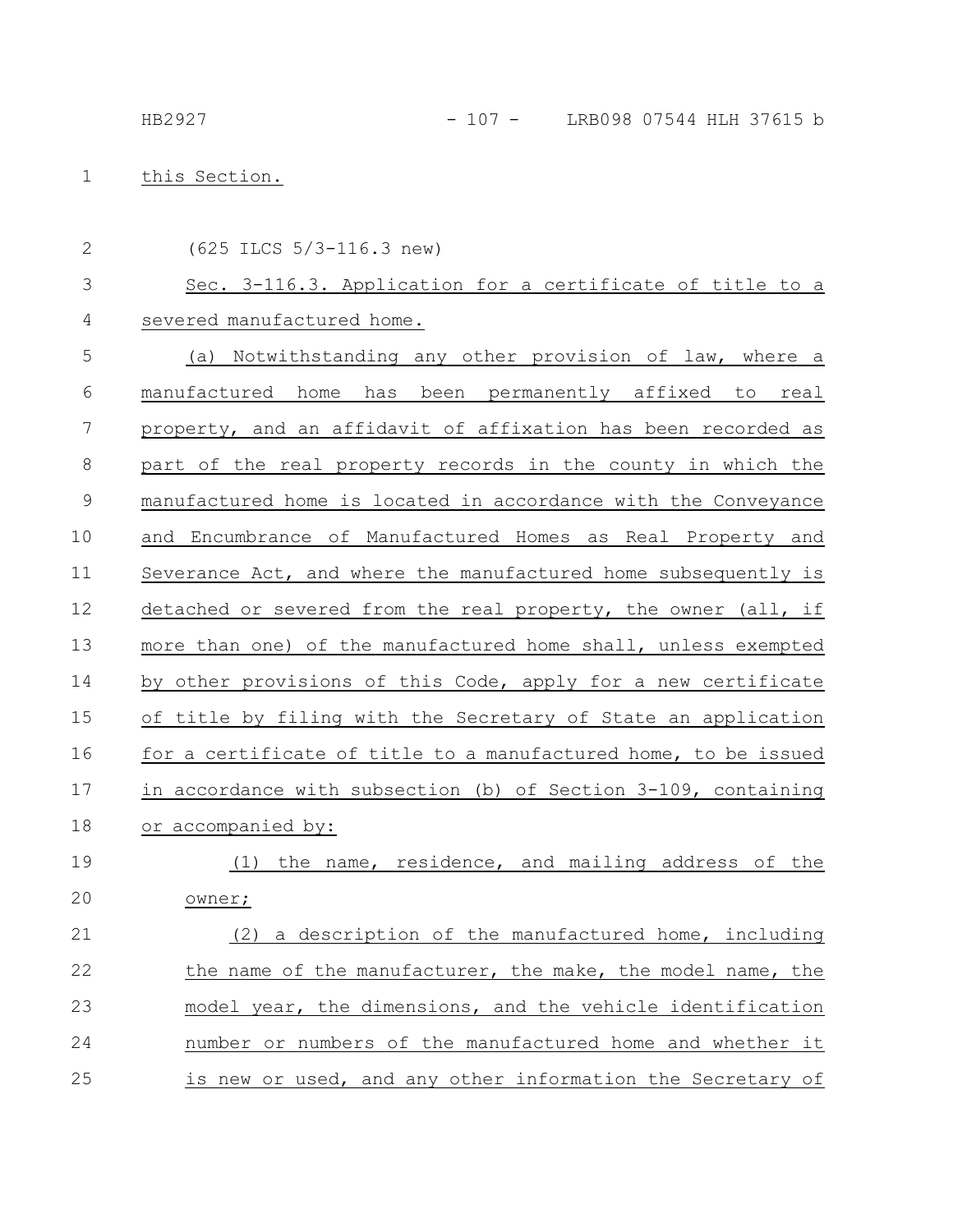this Section.

(625 ILCS 5/3-116.3 new)

Sec. 3-116.3. Application for a certificate of title to a severed manufactured home.

(a) Notwithstanding any other provision of law, where a manufactured home has been permanently affixed to real property, and an affidavit of affixation has been recorded as part of the real property records in the county in which the manufactured home is located in accordance with the Conveyance and Encumbrance of Manufactured Homes as Real Property and Severance Act, and where the manufactured home subsequently is detached or severed from the real property, the owner (all, if more than one) of the manufactured home shall, unless exempted by other provisions of this Code, apply for a new certificate of title by filing with the Secretary of State an application for a certificate of title to a manufactured home, to be issued in accordance with subsection (b) of Section 3-109, containing or accompanied by:

(1) the name, residence, and mailing address of the owner;

(2) a description of the manufactured home, including the name of the manufacturer, the make, the model name, the model year, the dimensions, and the vehicle identification number or numbers of the manufactured home and whether it is new or used, and any other information the Secretary of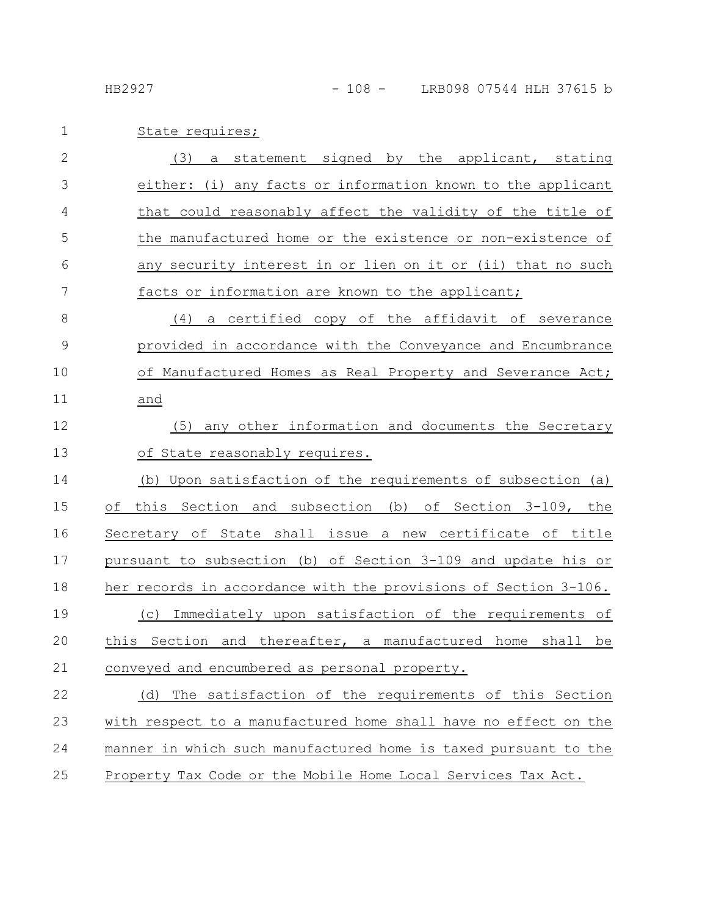State requires;

(3) a statement signed by the applicant, stating either: (i) any facts or information known to the applicant that could reasonably affect the validity of the title of the manufactured home or the existence or non-existence of any security interest in or lien on it or (ii) that no such facts or information are known to the applicant;

(4) a certified copy of the affidavit of severance provided in accordance with the Conveyance and Encumbrance of Manufactured Homes as Real Property and Severance Act; and

(5) any other information and documents the Secretary of State reasonably requires.

(b) Upon satisfaction of the requirements of subsection (a) of this Section and subsection (b) of Section 3-109, the Secretary of State shall issue a new certificate of title pursuant to subsection (b) of Section 3-109 and update his or her records in accordance with the provisions of Section 3-106.

(c) Immediately upon satisfaction of the requirements of this Section and thereafter, a manufactured home shall be conveyed and encumbered as personal property.

(d) The satisfaction of the requirements of this Section with respect to a manufactured home shall have no effect on the manner in which such manufactured home is taxed pursuant to the Property Tax Code or the Mobile Home Local Services Tax Act.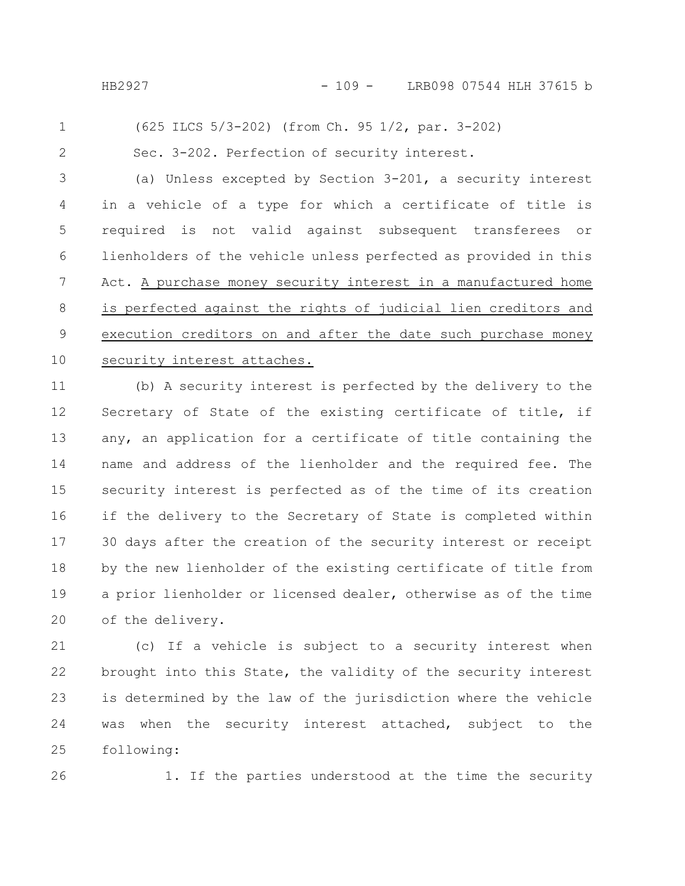(625 ILCS 5/3-202) (from Ch. 95 1/2, par. 3-202)

Sec. 3-202. Perfection of security interest.

(a) Unless excepted by Section 3-201, a security interest in a vehicle of a type for which a certificate of title is required is not valid against subsequent transferees or lienholders of the vehicle unless perfected as provided in this Act. <u>A purchase money security interest in a manufactured home is perfected against the rights of judicial lien creditors and execution creditors on and after the date such purchase money security interest attaches.</u>

(b) A security interest is perfected by the delivery to the Secretary of State of the existing certificate of title, if any, an application for a certificate of title containing the name and address of the lienholder and the required fee. The security interest is perfected as of the time of its creation if the delivery to the Secretary of State is completed within 30 days after the creation of the security interest or receipt by the new lienholder of the existing certificate of title from a prior lienholder or licensed dealer, otherwise as of the time of the delivery.

(c) If a vehicle is subject to a security interest when brought into this State, the validity of the security interest is determined by the law of the jurisdiction where the vehicle was when the security interest attached, subject to the following:

1. If the parties understood at the time the security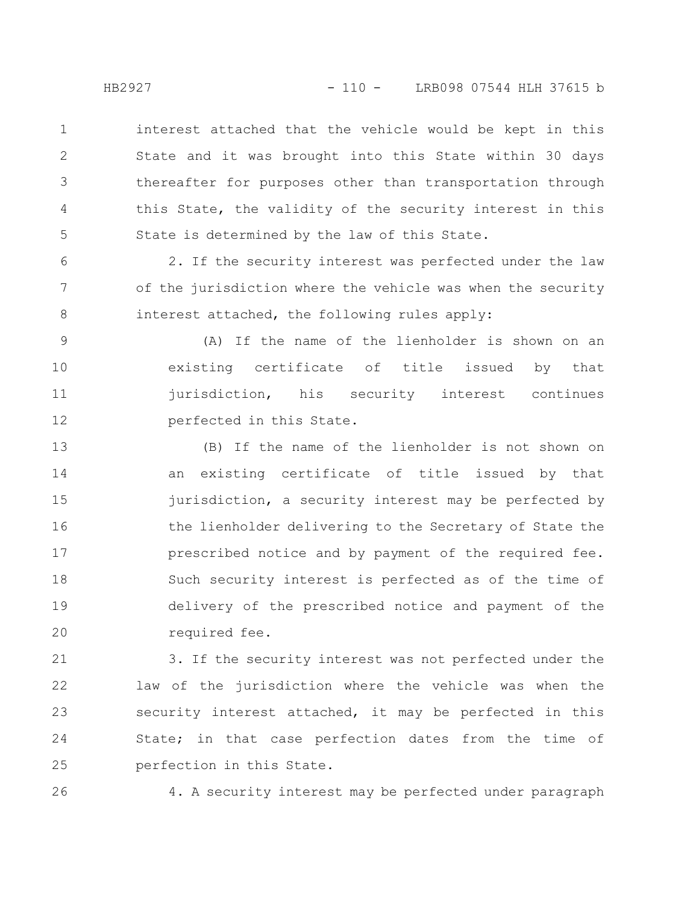interest attached that the vehicle would be kept in this State and it was brought into this State within 30 days thereafter for purposes other than transportation through this State, the validity of the security interest in this State is determined by the law of this State.

2. If the security interest was perfected under the law of the jurisdiction where the vehicle was when the security interest attached, the following rules apply:

(A) If the name of the lienholder is shown on an existing certificate of title issued by that jurisdiction, his security interest continues perfected in this State.

(B) If the name of the lienholder is not shown on an existing certificate of title issued by that jurisdiction, a security interest may be perfected by the lienholder delivering to the Secretary of State the prescribed notice and by payment of the required fee. Such security interest is perfected as of the time of delivery of the prescribed notice and payment of the required fee.

3. If the security interest was not perfected under the law of the jurisdiction where the vehicle was when the security interest attached, it may be perfected in this State; in that case perfection dates from the time of perfection in this State.

4. A security interest may be perfected under paragraph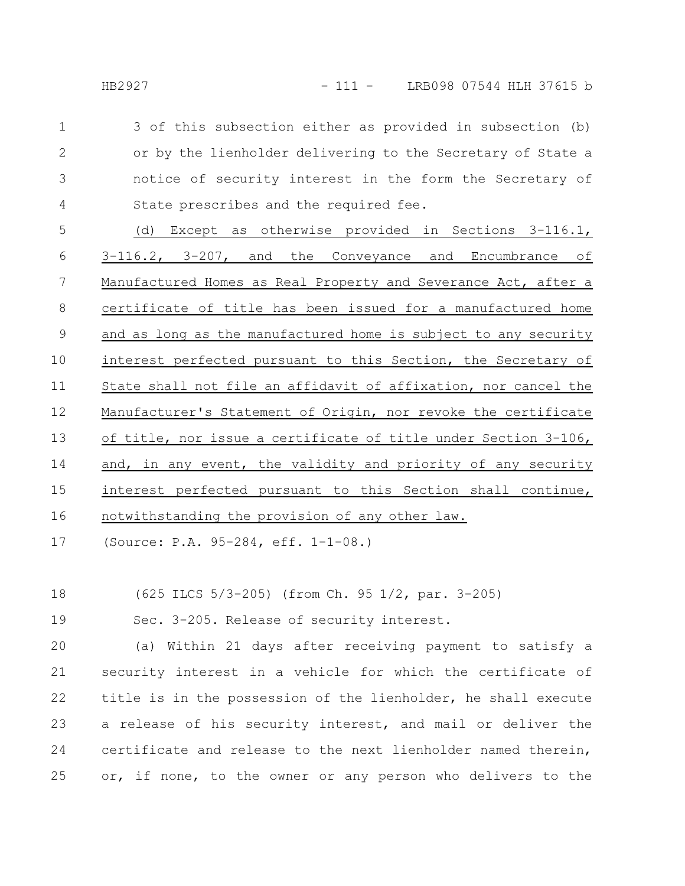3 of this subsection either as provided in subsection (b) or by the lienholder delivering to the Secretary of State a notice of security interest in the form the Secretary of State prescribes and the required fee.

(d) Except as otherwise provided in Sections 3-116.1, 3-116.2, 3-207, and the Conveyance and Encumbrance of Manufactured Homes as Real Property and Severance Act, after a certificate of title has been issued for a manufactured home and as long as the manufactured home is subject to any security interest perfected pursuant to this Section, the Secretary of State shall not file an affidavit of affixation, nor cancel the Manufacturer's Statement of Origin, nor revoke the certificate of title, nor issue a certificate of title under Section 3-106, and, in any event, the validity and priority of any security interest perfected pursuant to this Section shall continue, notwithstanding the provision of any other law.

(Source: P.A. 95-284, eff. 1-1-08.)

(625 ILCS 5/3-205) (from Ch. 95 1/2, par. 3-205)

Sec. 3-205. Release of security interest.

(a) Within 21 days after receiving payment to satisfy a security interest in a vehicle for which the certificate of title is in the possession of the lienholder, he shall execute a release of his security interest, and mail or deliver the certificate and release to the next lienholder named therein, or, if none, to the owner or any person who delivers to the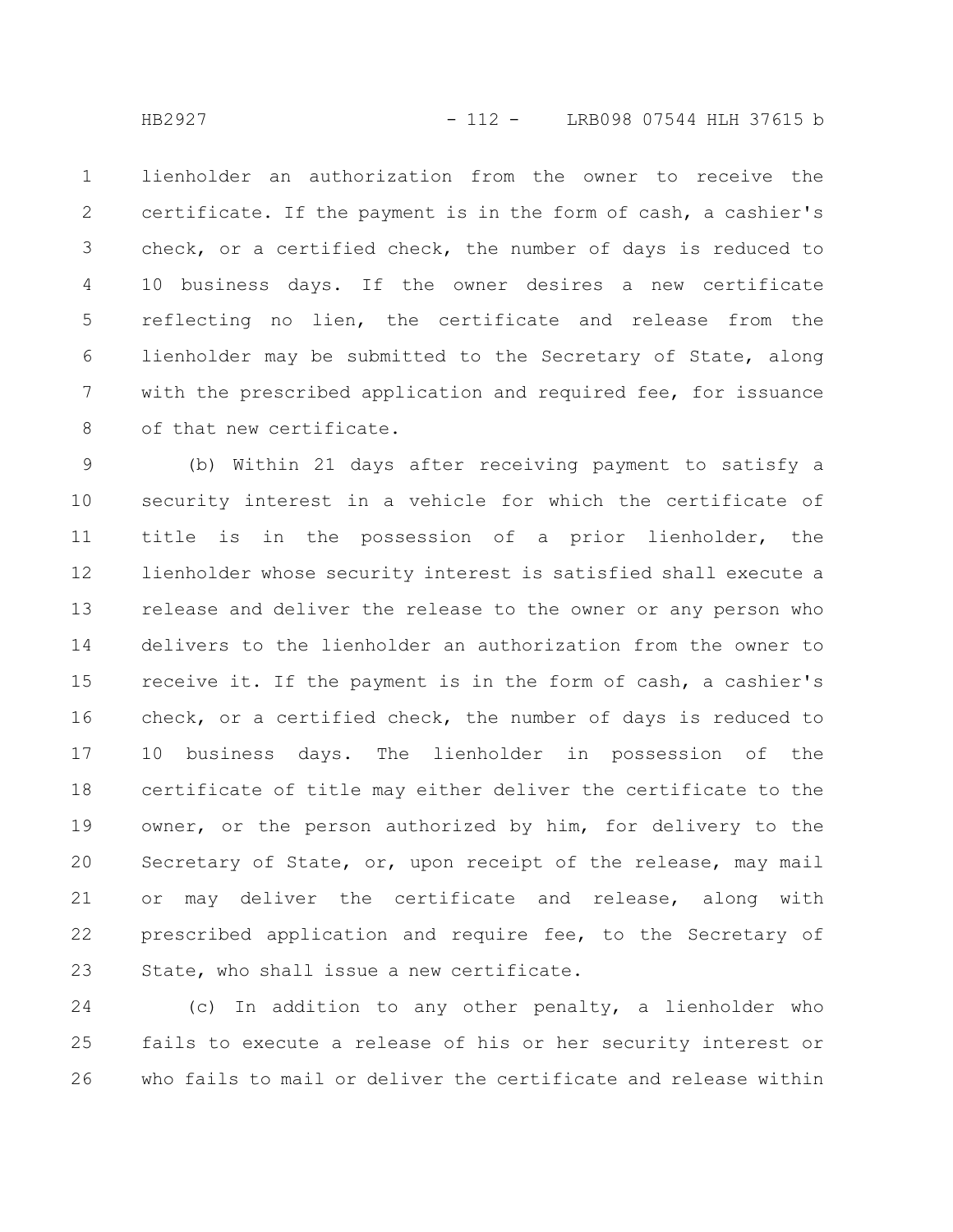lienholder an authorization from the owner to receive the certificate. If the payment is in the form of cash, a cashier's check, or a certified check, the number of days is reduced to 10 business days. If the owner desires a new certificate reflecting no lien, the certificate and release from the lienholder may be submitted to the Secretary of State, along with the prescribed application and required fee, for issuance of that new certificate.

(b) Within 21 days after receiving payment to satisfy a security interest in a vehicle for which the certificate of title is in the possession of a prior lienholder, the lienholder whose security interest is satisfied shall execute a release and deliver the release to the owner or any person who delivers to the lienholder an authorization from the owner to receive it. If the payment is in the form of cash, a cashier's check, or a certified check, the number of days is reduced to 10 business days. The lienholder in possession of the certificate of title may either deliver the certificate to the owner, or the person authorized by him, for delivery to the Secretary of State, or, upon receipt of the release, may mail or may deliver the certificate and release, along with prescribed application and require fee, to the Secretary of State, who shall issue a new certificate.

(c) In addition to any other penalty, a lienholder who fails to execute a release of his or her security interest or who fails to mail or deliver the certificate and release within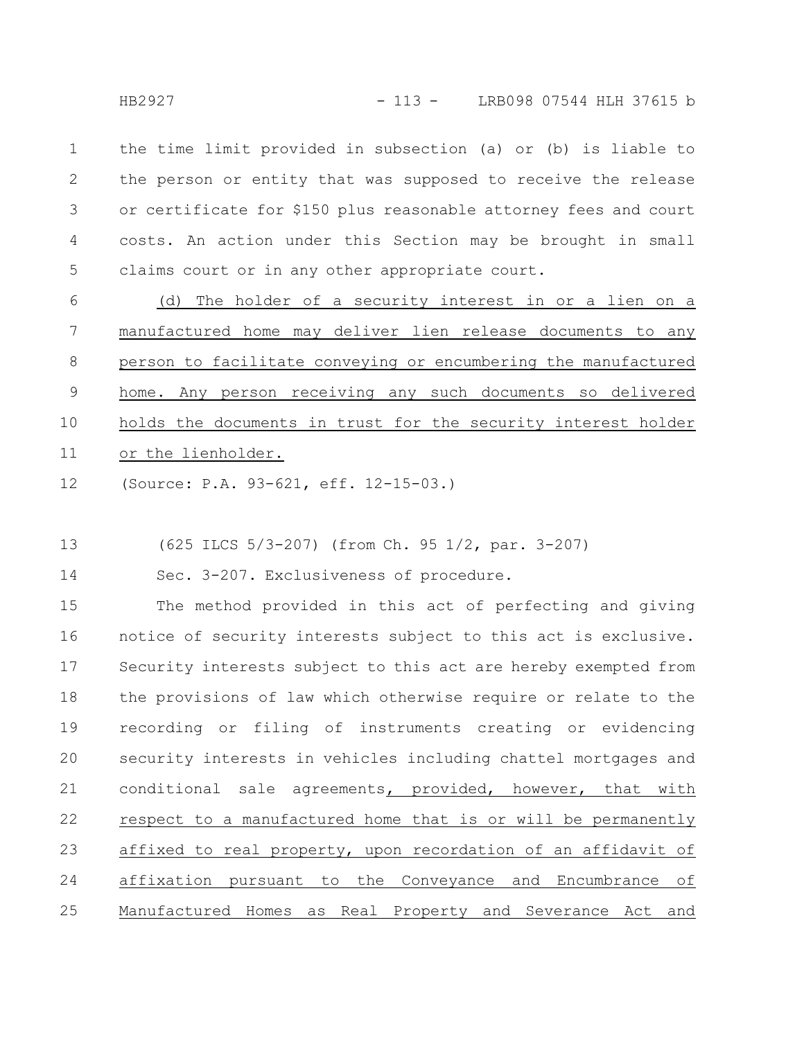the time limit provided in subsection (a) or (b) is liable to the person or entity that was supposed to receive the release or certificate for $150 plus reasonable attorney fees and court costs. An action under this Section may be brought in small claims court or in any other appropriate court.

(d) The holder of a security interest in or a lien on a manufactured home may deliver lien release documents to any person to facilitate conveying or encumbering the manufactured home. Any person receiving any such documents so delivered holds the documents in trust for the security interest holder or the lienholder.

(Source: P.A. 93-621, eff. 12-15-03.)

(625 ILCS 5/3-207) (from Ch. 95 1/2, par. 3-207)

Sec. 3-207. Exclusiveness of procedure.

The method provided in this act of perfecting and giving notice of security interests subject to this act is exclusive. Security interests subject to this act are hereby exempted from the provisions of law which otherwise require or relate to the recording or filing of instruments creating or evidencing security interests in vehicles including chattel mortgages and conditional sale agreements, provided, however, that with respect to a manufactured home that is or will be permanently affixed to real property, upon recordation of an affidavit of affixation pursuant to the Conveyance and Encumbrance of Manufactured Homes as Real Property and Severance Act and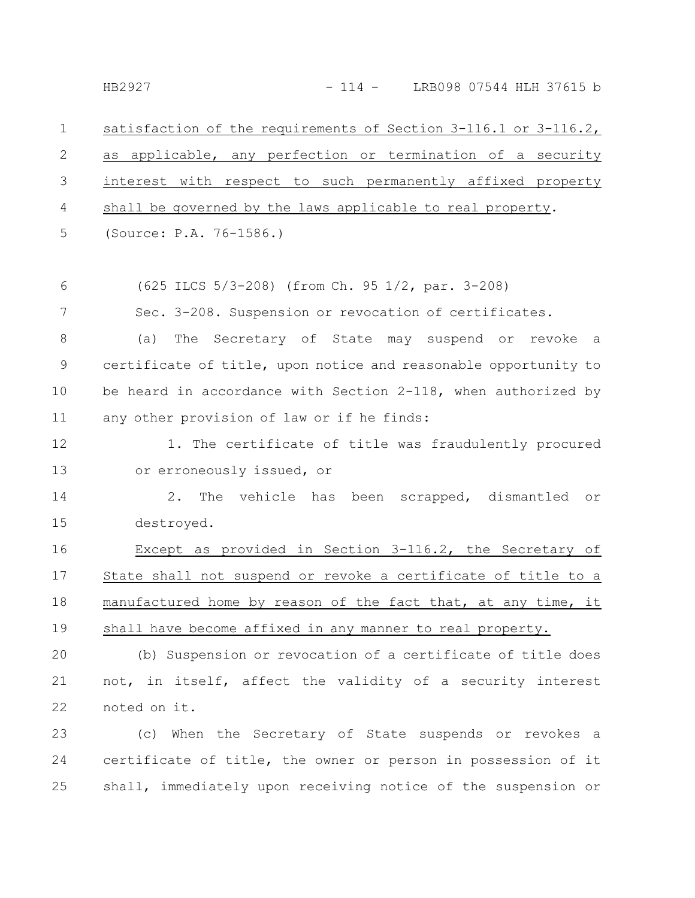satisfaction of the requirements of Section 3-116.1 or 3-116.2, as applicable, any perfection or termination of a security interest with respect to such permanently affixed property shall be governed by the laws applicable to real property.

(Source: P.A. 76-1586.)

(625 ILCS 5/3-208) (from Ch. 95 1/2, par. 3-208)

Sec. 3-208. Suspension or revocation of certificates.

(a) The Secretary of State may suspend or revoke a certificate of title, upon notice and reasonable opportunity to be heard in accordance with Section 2-118, when authorized by any other provision of law or if he finds:

1. The certificate of title was fraudulently procured or erroneously issued, or

2. The vehicle has been scrapped, dismantled or destroyed.

Except as provided in Section 3-116.2, the Secretary of State shall not suspend or revoke a certificate of title to a manufactured home by reason of the fact that, at any time, it shall have become affixed in any manner to real property.

(b) Suspension or revocation of a certificate of title does not, in itself, affect the validity of a security interest noted on it.

(c) When the Secretary of State suspends or revokes a certificate of title, the owner or person in possession of it shall, immediately upon receiving notice of the suspension or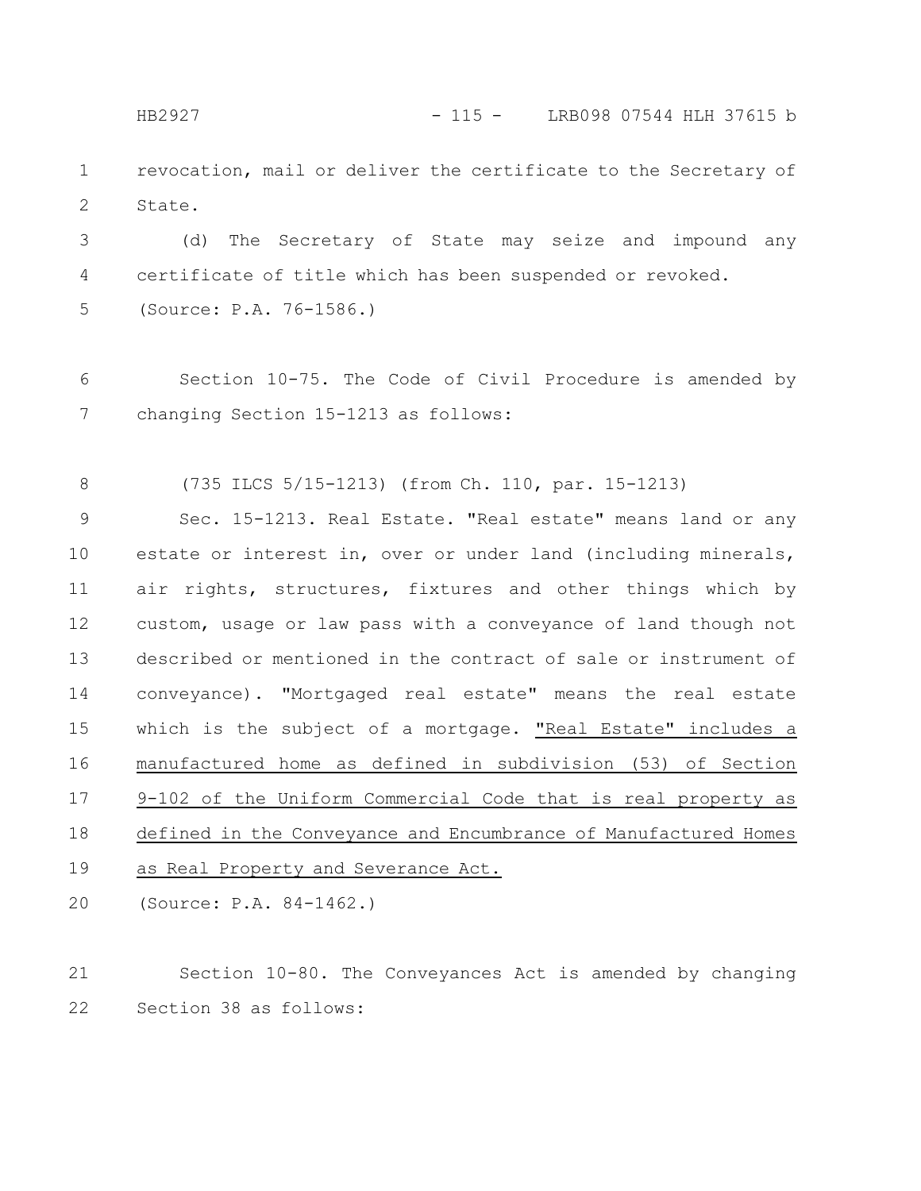revocation, mail or deliver the certificate to the Secretary of State.

(d) The Secretary of State may seize and impound any certificate of title which has been suspended or revoked.

(Source: P.A. 76-1586.)

Section 10-75. The Code of Civil Procedure is amended by changing Section 15-1213 as follows:

(735 ILCS 5/15-1213) (from Ch. 110, par. 15-1213)

Sec. 15-1213. Real Estate. "Real estate" means land or any estate or interest in, over or under land (including minerals, air rights, structures, fixtures and other things which by custom, usage or law pass with a conveyance of land though not described or mentioned in the contract of sale or instrument of conveyance). "Mortgaged real estate" means the real estate which is the subject of a mortgage. <u>"Real Estate" includes a manufactured home as defined in subdivision (53) of Section 9-102 of the Uniform Commercial Code that is real property as defined in the Conveyance and Encumbrance of Manufactured Homes as Real Property and Severance Act.</u>

(Source: P.A. 84-1462.)

Section 10-80. The Conveyances Act is amended by changing Section 38 as follows: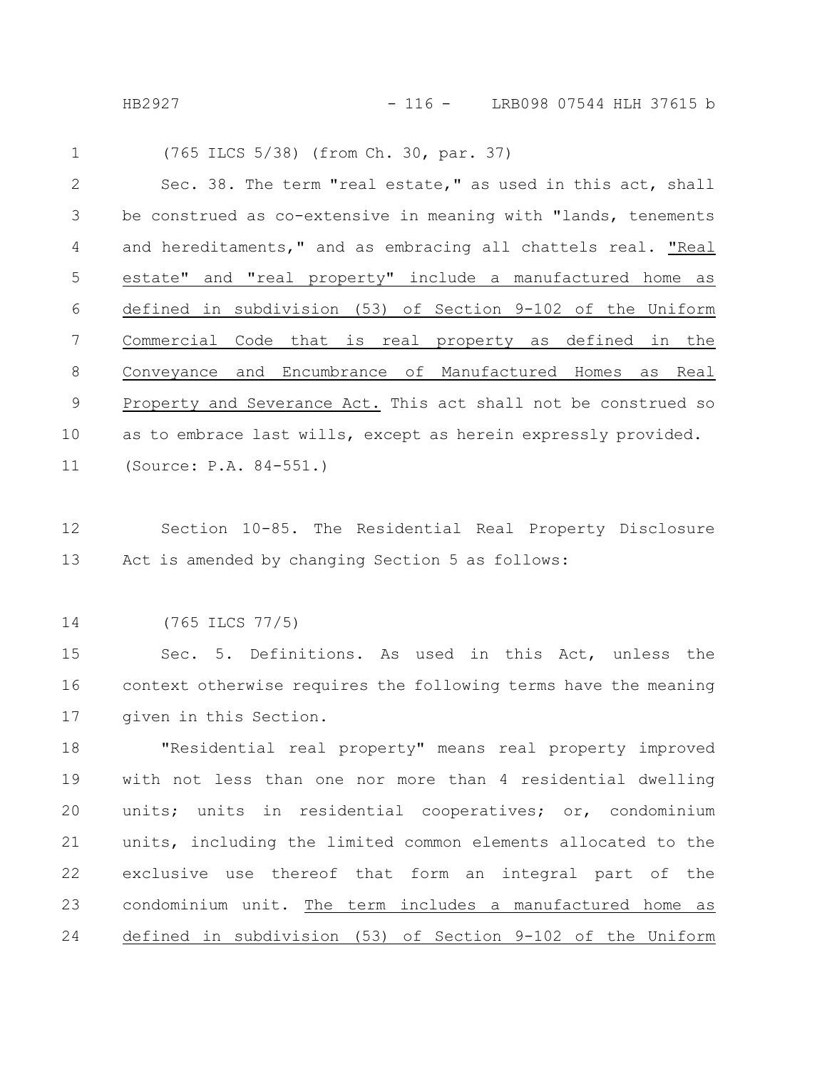(765 ILCS 5/38) (from Ch. 30, par. 37)

Sec. 38. The term "real estate," as used in this act, shall be construed as co-extensive in meaning with "lands, tenements and hereditaments," and as embracing all chattels real. "Real estate" and "real property" include a manufactured home as defined in subdivision (53) of Section 9-102 of the Uniform Commercial Code that is real property as defined in the Conveyance and Encumbrance of Manufactured Homes as Real Property and Severance Act. This act shall not be construed so as to embrace last wills, except as herein expressly provided.

(Source: P.A. 84-551.)

Section 10-85. The Residential Real Property Disclosure Act is amended by changing Section 5 as follows:

(765 ILCS 77/5)

Sec. 5. Definitions. As used in this Act, unless the context otherwise requires the following terms have the meaning given in this Section.

"Residential real property" means real property improved with not less than one nor more than 4 residential dwelling units; units in residential cooperatives; or, condominium units, including the limited common elements allocated to the exclusive use thereof that form an integral part of the condominium unit. The term includes a manufactured home as defined in subdivision (53) of Section 9-102 of the Uniform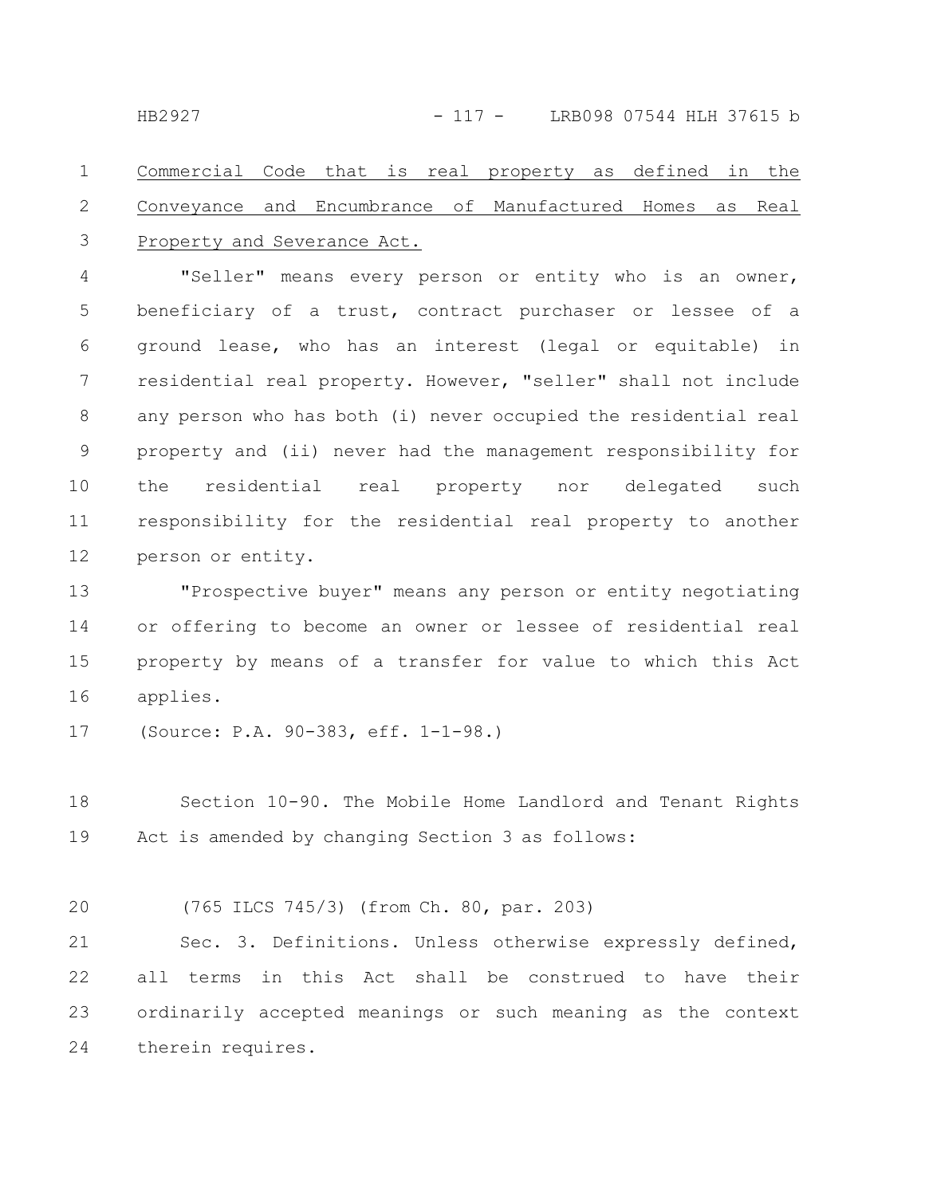Commercial Code that is real property as defined in the Conveyance and Encumbrance of Manufactured Homes as Real Property and Severance Act.

"Seller" means every person or entity who is an owner, beneficiary of a trust, contract purchaser or lessee of a ground lease, who has an interest (legal or equitable) in residential real property. However, "seller" shall not include any person who has both (i) never occupied the residential real property and (ii) never had the management responsibility for the residential real property nor delegated such responsibility for the residential real property to another person or entity.

"Prospective buyer" means any person or entity negotiating or offering to become an owner or lessee of residential real property by means of a transfer for value to which this Act applies.

(Source: P.A. 90-383, eff. 1-1-98.)

Section 10-90. The Mobile Home Landlord and Tenant Rights Act is amended by changing Section 3 as follows:

(765 ILCS 745/3) (from Ch. 80, par. 203)

Sec. 3. Definitions. Unless otherwise expressly defined, all terms in this Act shall be construed to have their ordinarily accepted meanings or such meaning as the context therein requires.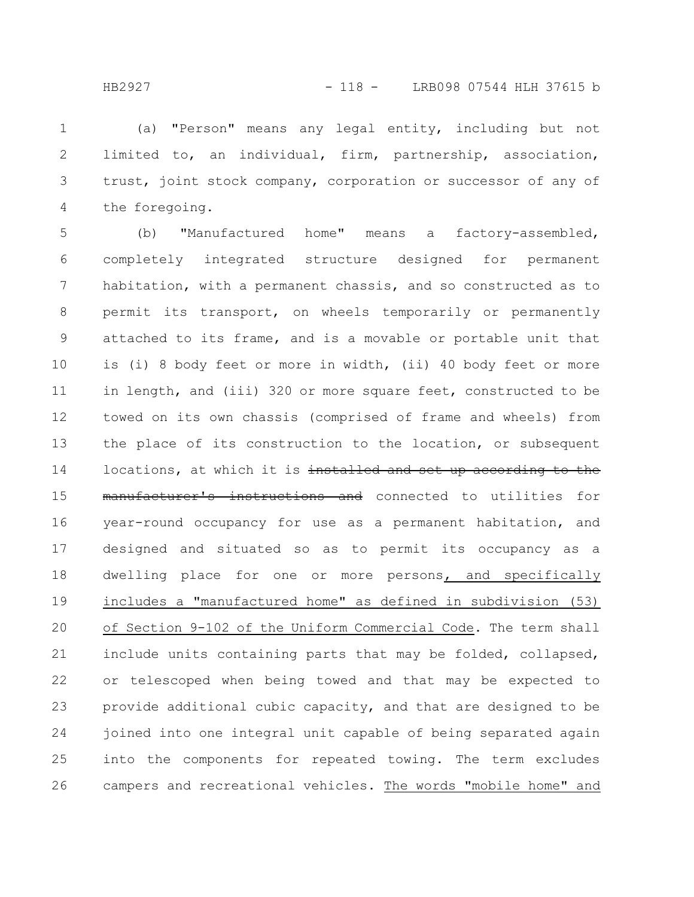(a) "Person" means any legal entity, including but not limited to, an individual, firm, partnership, association, trust, joint stock company, corporation or successor of any of the foregoing.

(b) "Manufactured home" means a factory-assembled, completely integrated structure designed for permanent habitation, with a permanent chassis, and so constructed as to permit its transport, on wheels temporarily or permanently attached to its frame, and is a movable or portable unit that is (i) 8 body feet or more in width, (ii) 40 body feet or more in length, and (iii) 320 or more square feet, constructed to be towed on its own chassis (comprised of frame and wheels) from the place of its construction to the location, or subsequent locations, at which it is ~~installed and set up according to the manufacturer's instructions and~~ connected to utilities for year-round occupancy for use as a permanent habitation, and designed and situated so as to permit its occupancy as a dwelling place for one or more persons<u>, and specifically includes a "manufactured home" as defined in subdivision (53) of Section 9-102 of the Uniform Commercial Code</u>. The term shall include units containing parts that may be folded, collapsed, or telescoped when being towed and that may be expected to provide additional cubic capacity, and that are designed to be joined into one integral unit capable of being separated again into the components for repeated towing. The term excludes campers and recreational vehicles. <u>The words "mobile home" and</u>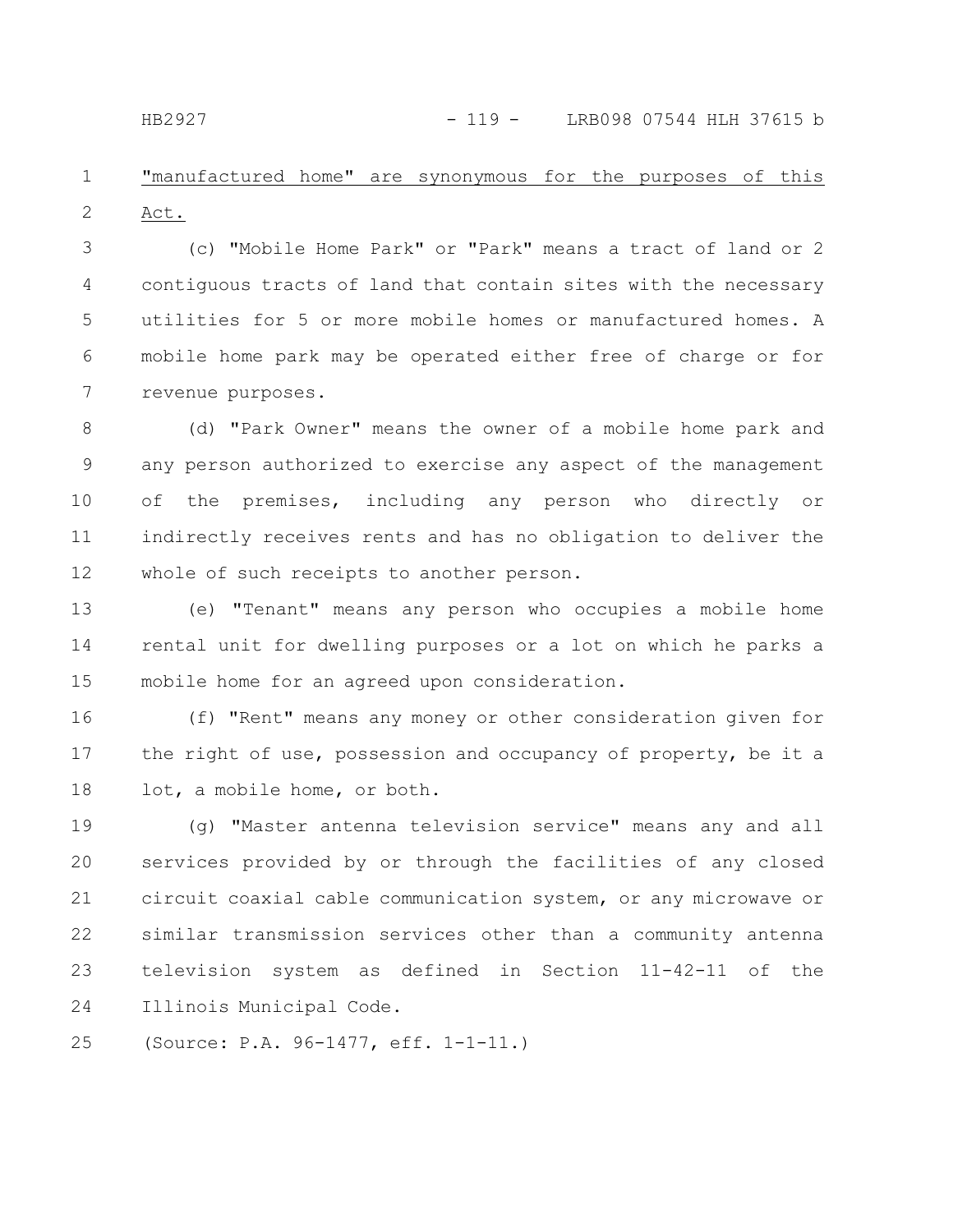"manufactured home" are synonymous for the purposes of this Act.

(c) "Mobile Home Park" or "Park" means a tract of land or 2 contiguous tracts of land that contain sites with the necessary utilities for 5 or more mobile homes or manufactured homes. A mobile home park may be operated either free of charge or for revenue purposes.

(d) "Park Owner" means the owner of a mobile home park and any person authorized to exercise any aspect of the management of the premises, including any person who directly or indirectly receives rents and has no obligation to deliver the whole of such receipts to another person.

(e) "Tenant" means any person who occupies a mobile home rental unit for dwelling purposes or a lot on which he parks a mobile home for an agreed upon consideration.

(f) "Rent" means any money or other consideration given for the right of use, possession and occupancy of property, be it a lot, a mobile home, or both.

(g) "Master antenna television service" means any and all services provided by or through the facilities of any closed circuit coaxial cable communication system, or any microwave or similar transmission services other than a community antenna television system as defined in Section 11-42-11 of the Illinois Municipal Code.

(Source: P.A. 96-1477, eff. 1-1-11.)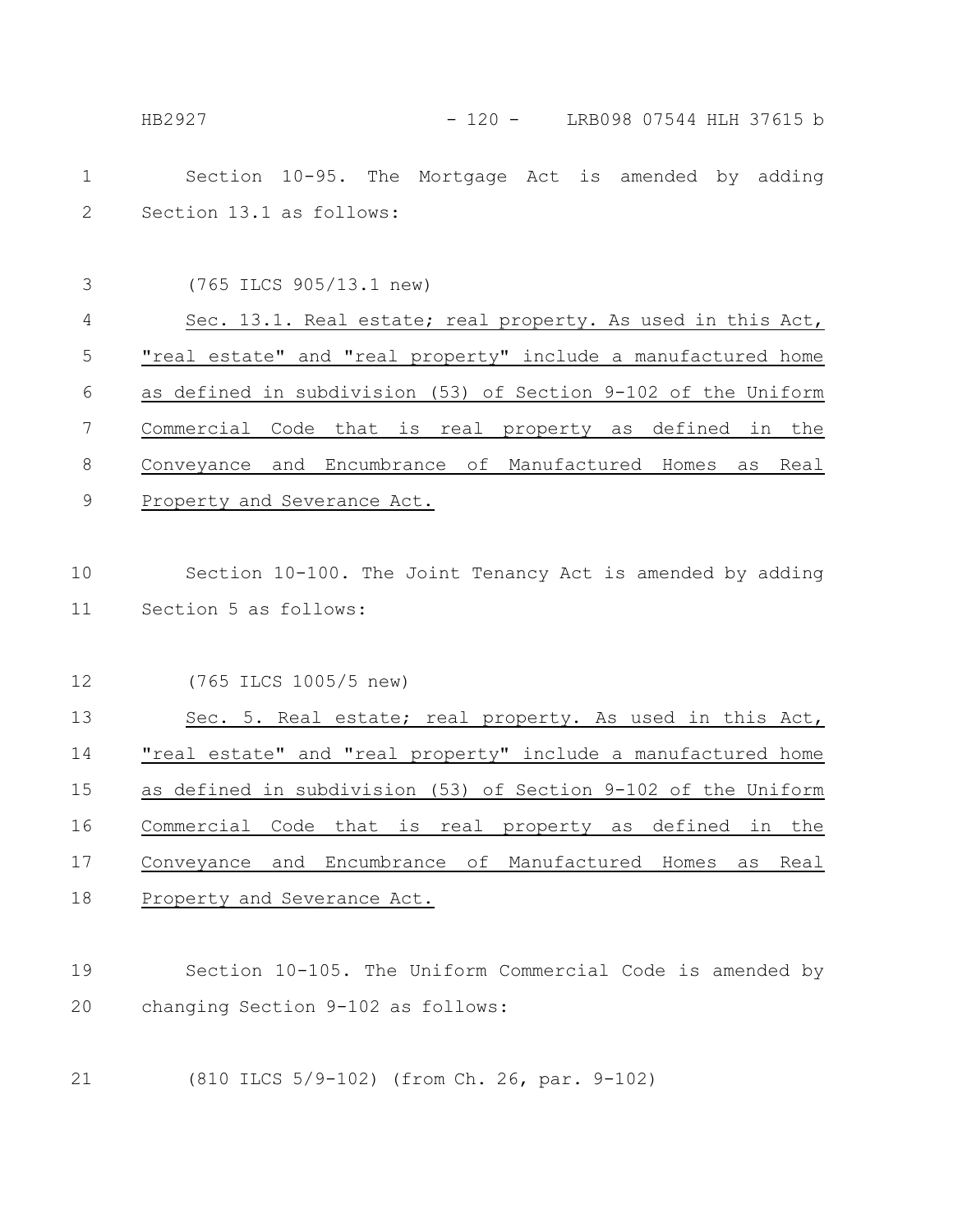Section 10-95. The Mortgage Act is amended by adding Section 13.1 as follows:

(765 ILCS 905/13.1 new)

Sec. 13.1. Real estate; real property. As used in this Act, "real estate" and "real property" include a manufactured home as defined in subdivision (53) of Section 9-102 of the Uniform Commercial Code that is real property as defined in the Conveyance and Encumbrance of Manufactured Homes as Real Property and Severance Act.

Section 10-100. The Joint Tenancy Act is amended by adding Section 5 as follows:

(765 ILCS 1005/5 new)

Sec. 5. Real estate; real property. As used in this Act, "real estate" and "real property" include a manufactured home as defined in subdivision (53) of Section 9-102 of the Uniform Commercial Code that is real property as defined in the Conveyance and Encumbrance of Manufactured Homes as Real Property and Severance Act.

Section 10-105. The Uniform Commercial Code is amended by changing Section 9-102 as follows:

(810 ILCS 5/9-102) (from Ch. 26, par. 9-102)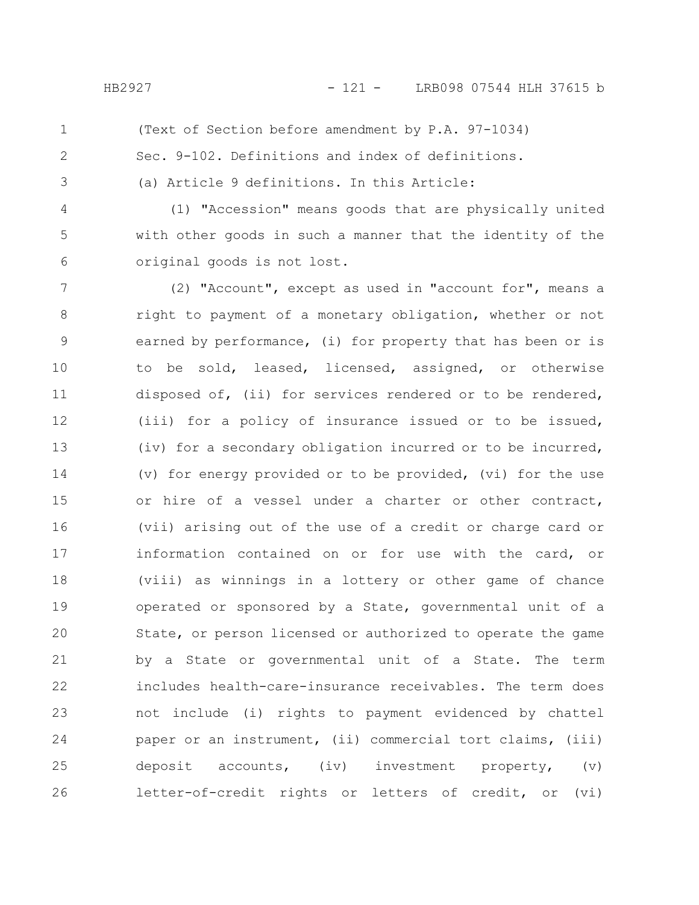(Text of Section before amendment by P.A. 97-1034)

Sec. 9-102. Definitions and index of definitions.

(a) Article 9 definitions. In this Article:

(1) "Accession" means goods that are physically united with other goods in such a manner that the identity of the original goods is not lost.

(2) "Account", except as used in "account for", means a right to payment of a monetary obligation, whether or not earned by performance, (i) for property that has been or is to be sold, leased, licensed, assigned, or otherwise disposed of, (ii) for services rendered or to be rendered, (iii) for a policy of insurance issued or to be issued, (iv) for a secondary obligation incurred or to be incurred, (v) for energy provided or to be provided, (vi) for the use or hire of a vessel under a charter or other contract, (vii) arising out of the use of a credit or charge card or information contained on or for use with the card, or (viii) as winnings in a lottery or other game of chance operated or sponsored by a State, governmental unit of a State, or person licensed or authorized to operate the game by a State or governmental unit of a State. The term includes health-care-insurance receivables. The term does not include (i) rights to payment evidenced by chattel paper or an instrument, (ii) commercial tort claims, (iii) deposit accounts, (iv) investment property, (v) letter-of-credit rights or letters of credit, or (vi)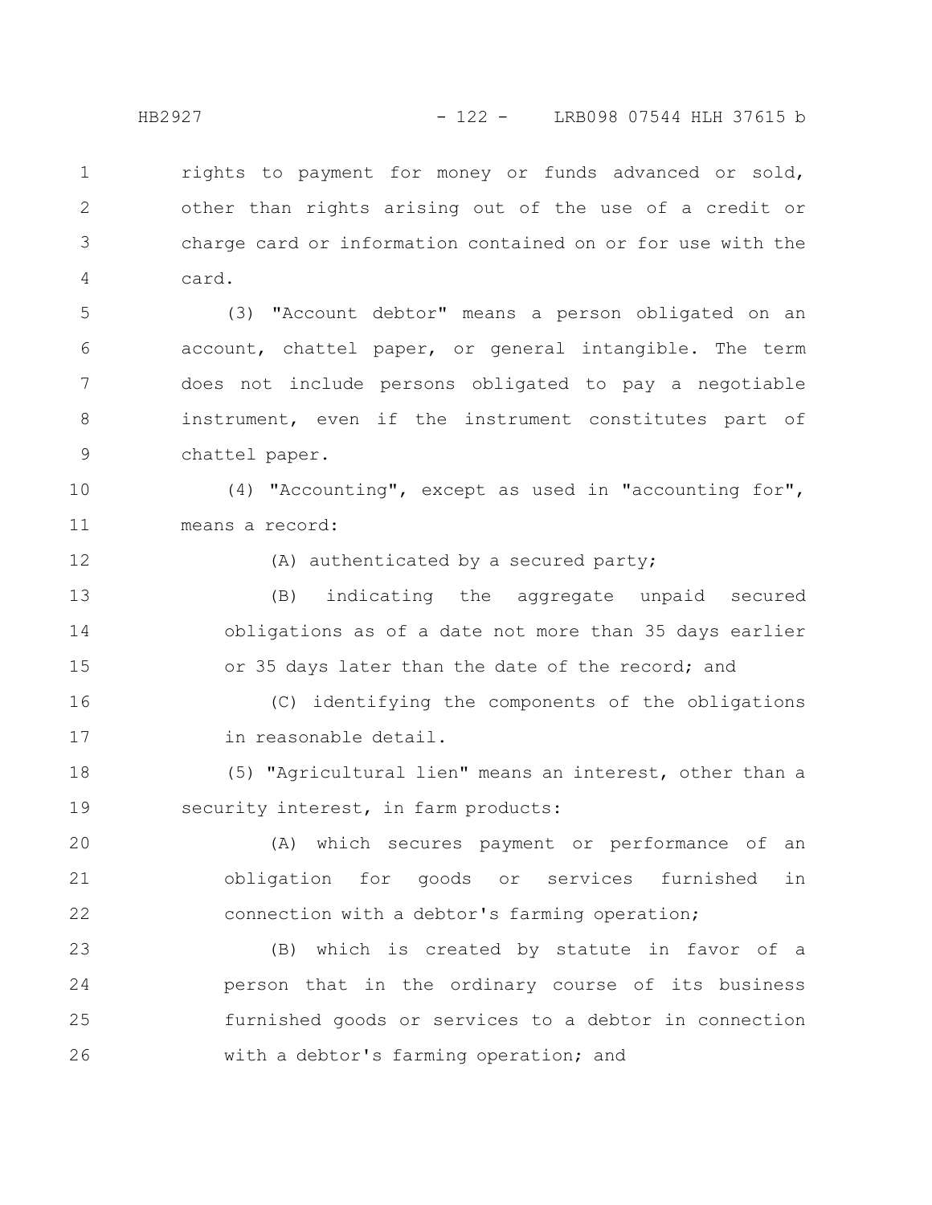rights to payment for money or funds advanced or sold, other than rights arising out of the use of a credit or charge card or information contained on or for use with the card.

(3) "Account debtor" means a person obligated on an account, chattel paper, or general intangible. The term does not include persons obligated to pay a negotiable instrument, even if the instrument constitutes part of chattel paper.

(4) "Accounting", except as used in "accounting for", means a record:

(A) authenticated by a secured party;

(B) indicating the aggregate unpaid secured obligations as of a date not more than 35 days earlier or 35 days later than the date of the record; and

(C) identifying the components of the obligations in reasonable detail.

(5) "Agricultural lien" means an interest, other than a security interest, in farm products:

(A) which secures payment or performance of an obligation for goods or services furnished in connection with a debtor's farming operation;

(B) which is created by statute in favor of a person that in the ordinary course of its business furnished goods or services to a debtor in connection with a debtor's farming operation; and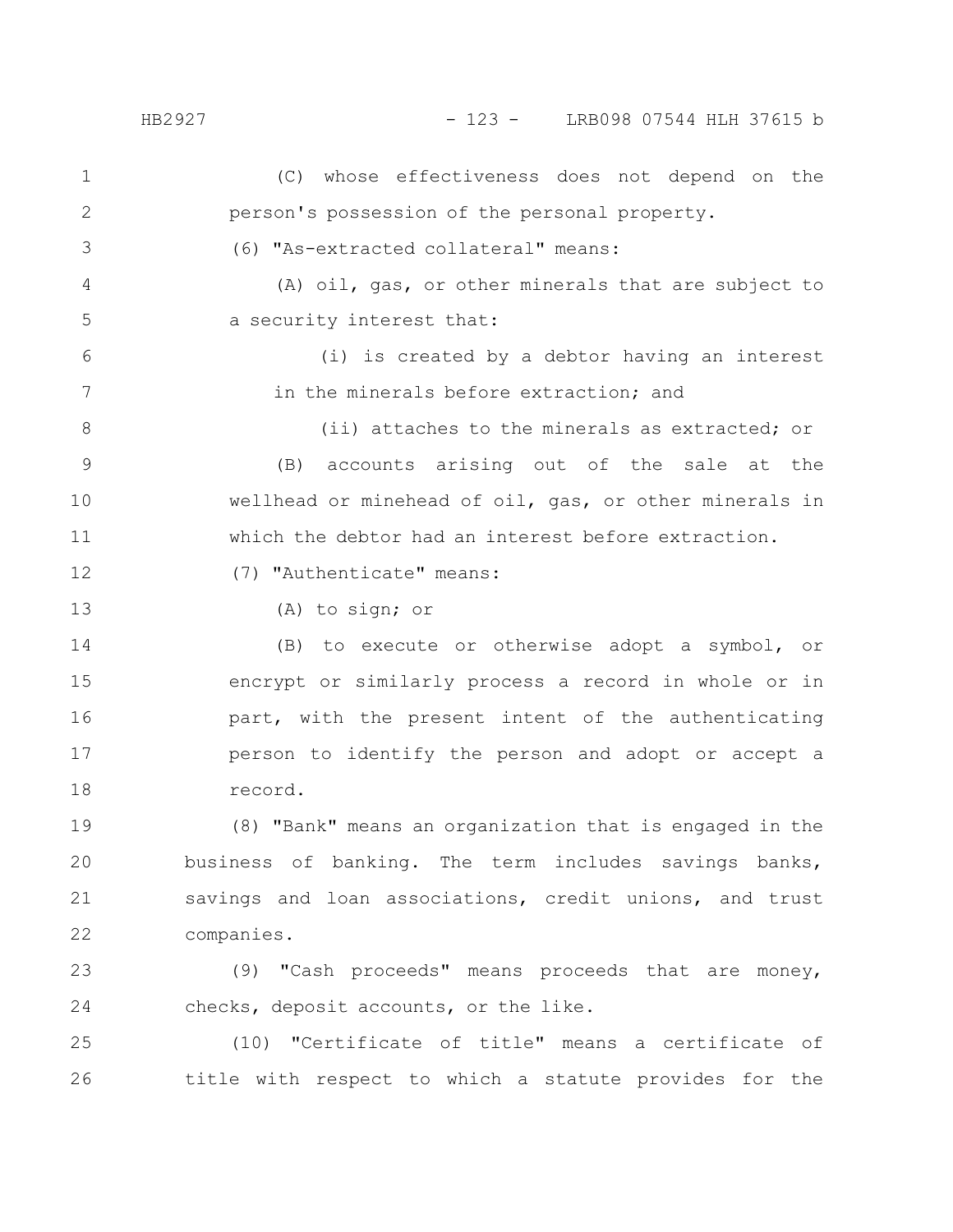(C) whose effectiveness does not depend on the person's possession of the personal property.

(6) "As-extracted collateral" means:

(A) oil, gas, or other minerals that are subject to a security interest that:

(i) is created by a debtor having an interest in the minerals before extraction; and

(ii) attaches to the minerals as extracted; or

(B) accounts arising out of the sale at the wellhead or minehead of oil, gas, or other minerals in which the debtor had an interest before extraction.

(7) "Authenticate" means:

(A) to sign; or

(B) to execute or otherwise adopt a symbol, or encrypt or similarly process a record in whole or in part, with the present intent of the authenticating person to identify the person and adopt or accept a record.

(8) "Bank" means an organization that is engaged in the business of banking. The term includes savings banks, savings and loan associations, credit unions, and trust companies.

(9) "Cash proceeds" means proceeds that are money, checks, deposit accounts, or the like.

(10) "Certificate of title" means a certificate of title with respect to which a statute provides for the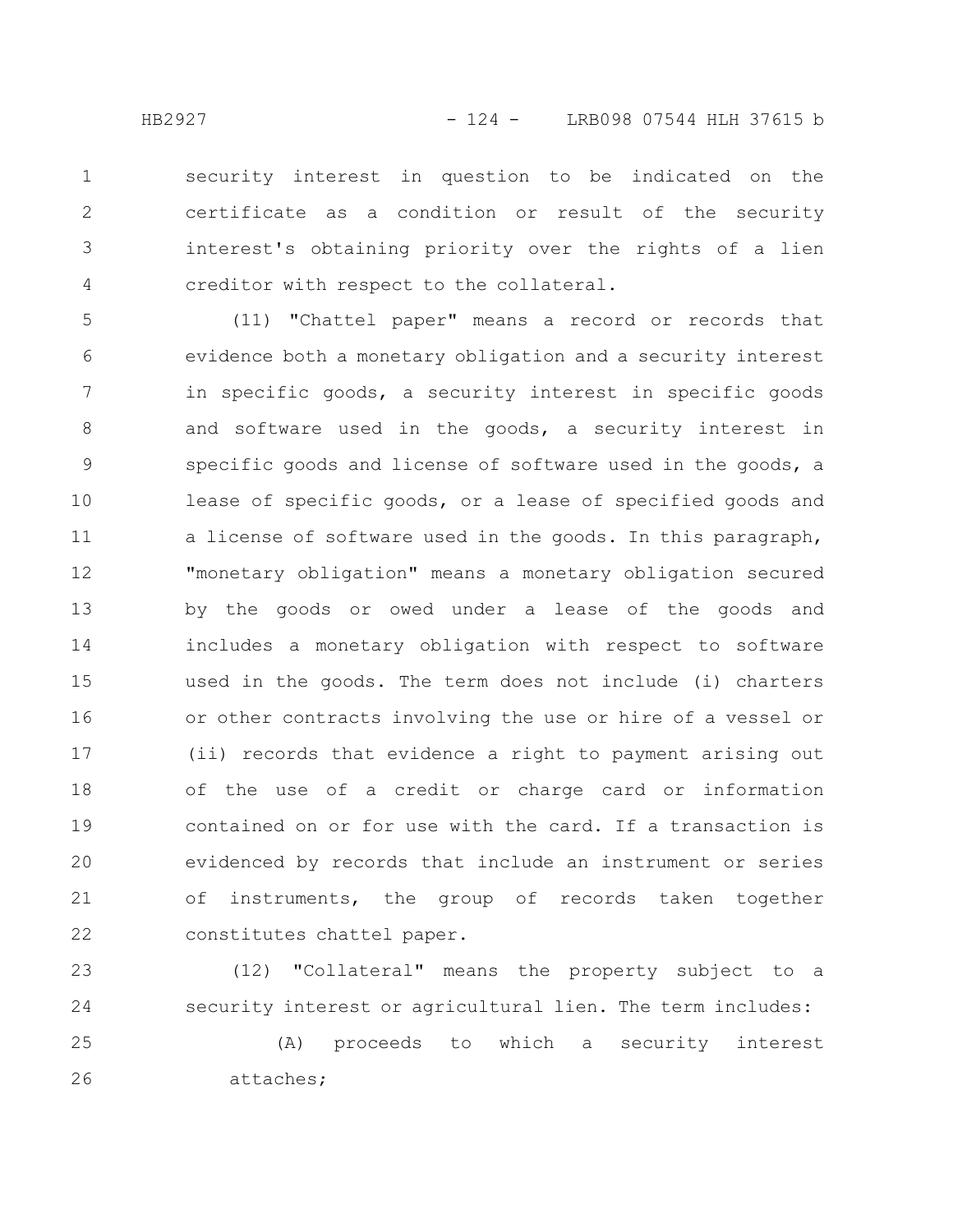security interest in question to be indicated on the certificate as a condition or result of the security interest's obtaining priority over the rights of a lien creditor with respect to the collateral.

(11) "Chattel paper" means a record or records that evidence both a monetary obligation and a security interest in specific goods, a security interest in specific goods and software used in the goods, a security interest in specific goods and license of software used in the goods, a lease of specific goods, or a lease of specified goods and a license of software used in the goods. In this paragraph, "monetary obligation" means a monetary obligation secured by the goods or owed under a lease of the goods and includes a monetary obligation with respect to software used in the goods. The term does not include (i) charters or other contracts involving the use or hire of a vessel or (ii) records that evidence a right to payment arising out of the use of a credit or charge card or information contained on or for use with the card. If a transaction is evidenced by records that include an instrument or series of instruments, the group of records taken together constitutes chattel paper.

(12) "Collateral" means the property subject to a security interest or agricultural lien. The term includes:

(A) proceeds to which a security interest attaches;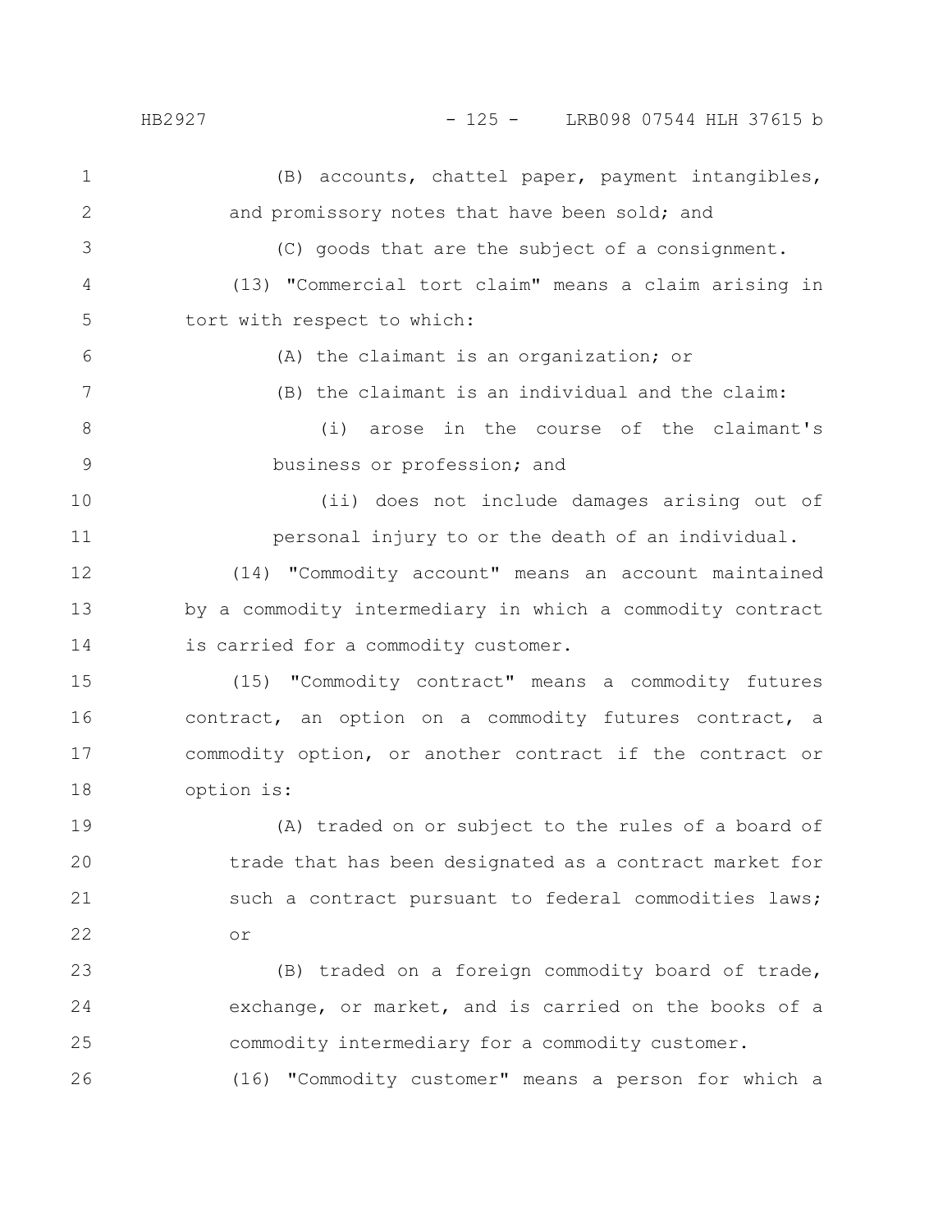(B) accounts, chattel paper, payment intangibles, and promissory notes that have been sold; and

(C) goods that are the subject of a consignment.

(13) "Commercial tort claim" means a claim arising in tort with respect to which:

(A) the claimant is an organization; or

(B) the claimant is an individual and the claim:

(i) arose in the course of the claimant's business or profession; and

(ii) does not include damages arising out of personal injury to or the death of an individual.

(14) "Commodity account" means an account maintained by a commodity intermediary in which a commodity contract is carried for a commodity customer.

(15) "Commodity contract" means a commodity futures contract, an option on a commodity futures contract, a commodity option, or another contract if the contract or option is:

(A) traded on or subject to the rules of a board of trade that has been designated as a contract market for such a contract pursuant to federal commodities laws; or

(B) traded on a foreign commodity board of trade, exchange, or market, and is carried on the books of a commodity intermediary for a commodity customer.

(16) "Commodity customer" means a person for which a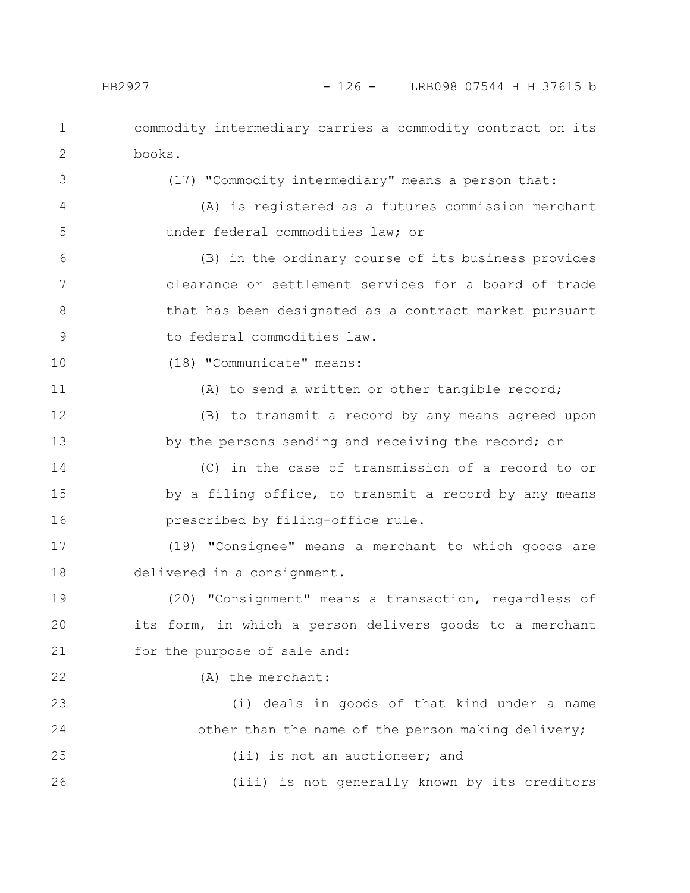commodity intermediary carries a commodity contract on its books.

(17) "Commodity intermediary" means a person that:

(A) is registered as a futures commission merchant under federal commodities law; or

(B) in the ordinary course of its business provides clearance or settlement services for a board of trade that has been designated as a contract market pursuant to federal commodities law.

(18) "Communicate" means:

(A) to send a written or other tangible record;

(B) to transmit a record by any means agreed upon by the persons sending and receiving the record; or

(C) in the case of transmission of a record to or by a filing office, to transmit a record by any means prescribed by filing-office rule.

(19) "Consignee" means a merchant to which goods are delivered in a consignment.

(20) "Consignment" means a transaction, regardless of its form, in which a person delivers goods to a merchant for the purpose of sale and:

(A) the merchant:

(i) deals in goods of that kind under a name other than the name of the person making delivery;

(ii) is not an auctioneer; and

(iii) is not generally known by its creditors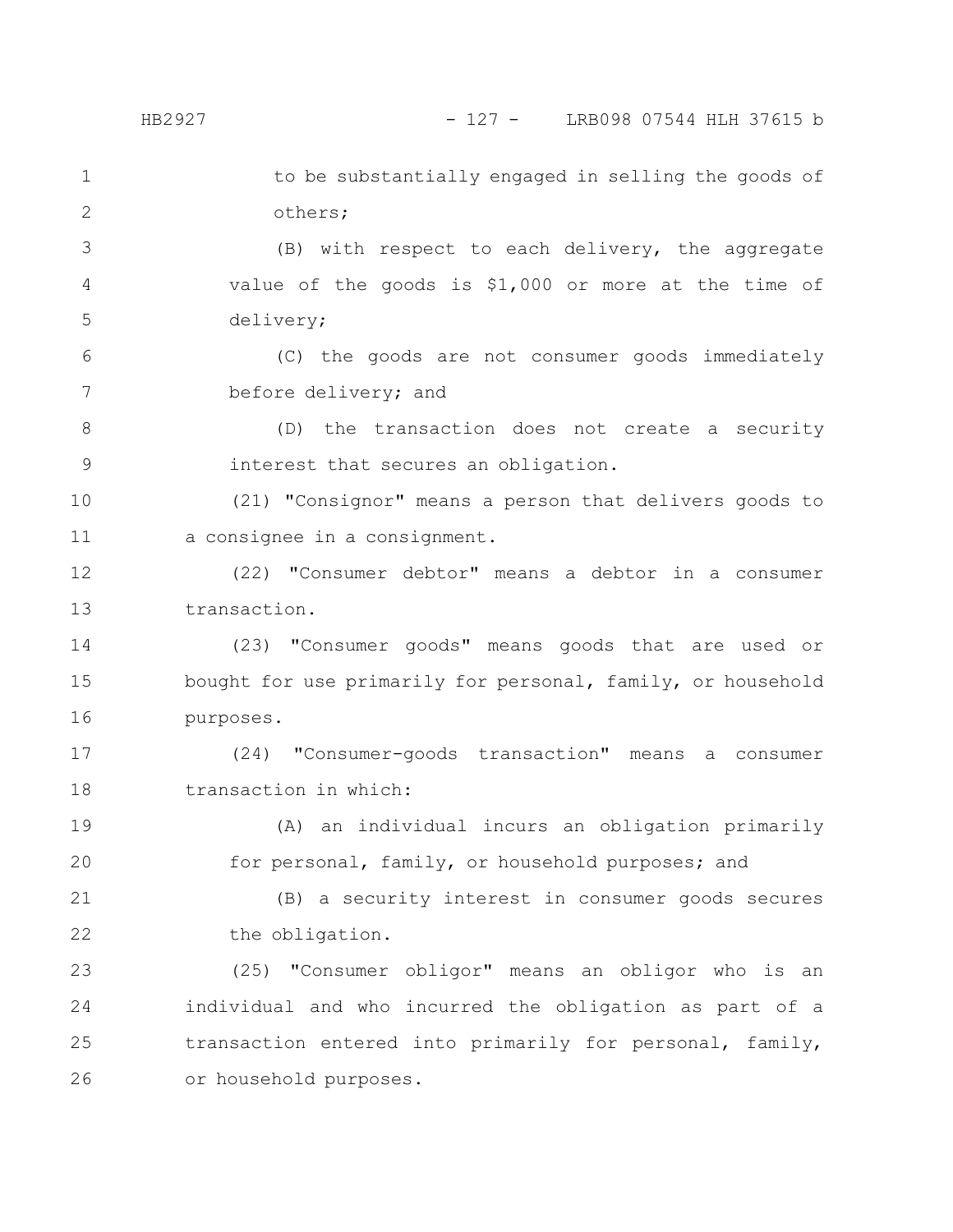to be substantially engaged in selling the goods of others;

(B) with respect to each delivery, the aggregate value of the goods is $1,000 or more at the time of delivery;

(C) the goods are not consumer goods immediately before delivery; and

(D) the transaction does not create a security interest that secures an obligation.

(21) "Consignor" means a person that delivers goods to a consignee in a consignment.

(22) "Consumer debtor" means a debtor in a consumer transaction.

(23) "Consumer goods" means goods that are used or bought for use primarily for personal, family, or household purposes.

(24) "Consumer-goods transaction" means a consumer transaction in which:

(A) an individual incurs an obligation primarily for personal, family, or household purposes; and

(B) a security interest in consumer goods secures the obligation.

(25) "Consumer obligor" means an obligor who is an individual and who incurred the obligation as part of a transaction entered into primarily for personal, family, or household purposes.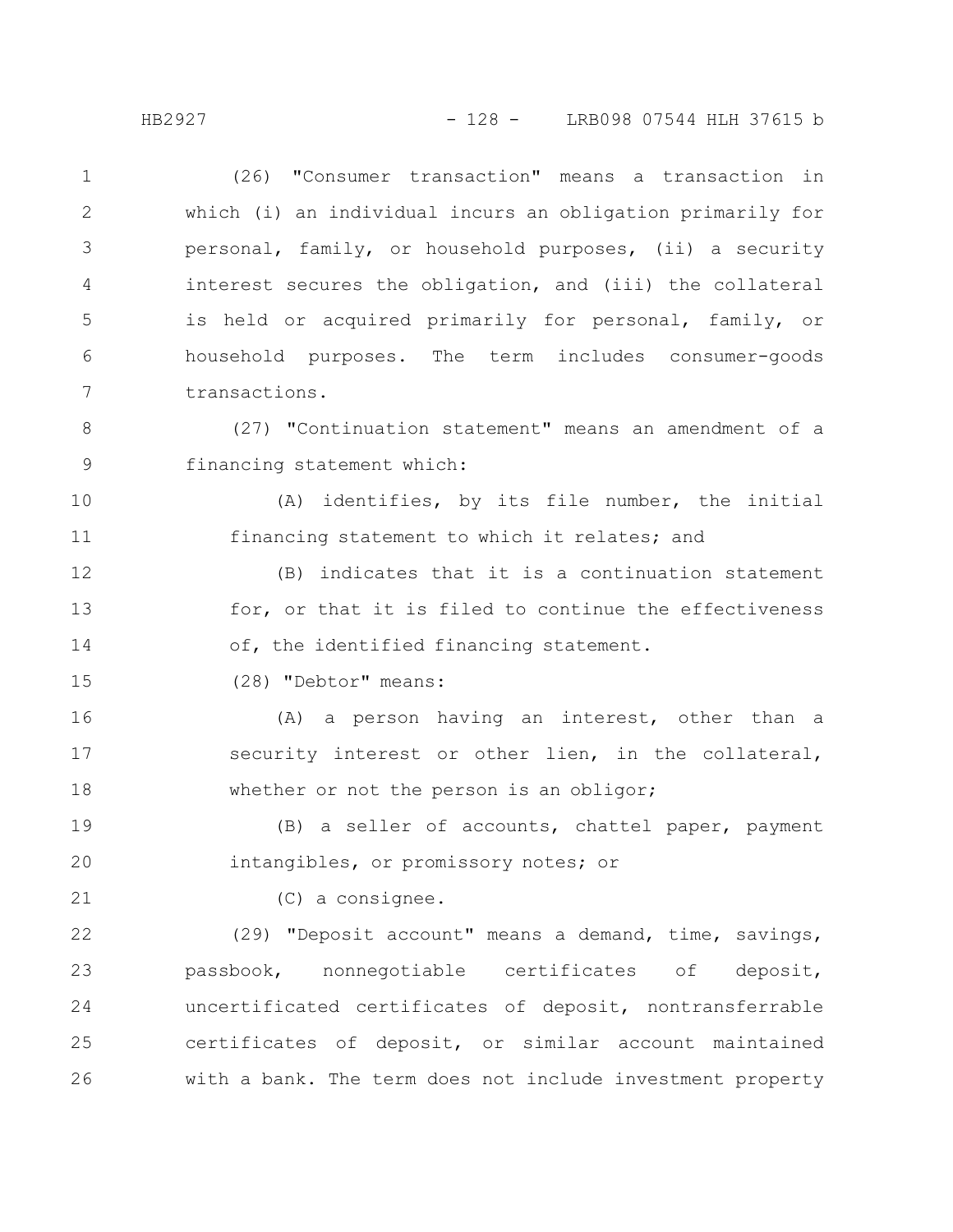(26) "Consumer transaction" means a transaction in which (i) an individual incurs an obligation primarily for personal, family, or household purposes, (ii) a security interest secures the obligation, and (iii) the collateral is held or acquired primarily for personal, family, or household purposes. The term includes consumer-goods transactions.

(27) "Continuation statement" means an amendment of a financing statement which:

(A) identifies, by its file number, the initial financing statement to which it relates; and

(B) indicates that it is a continuation statement for, or that it is filed to continue the effectiveness of, the identified financing statement.

(28) "Debtor" means:

(A) a person having an interest, other than a security interest or other lien, in the collateral, whether or not the person is an obligor;

(B) a seller of accounts, chattel paper, payment intangibles, or promissory notes; or

(C) a consignee.

(29) "Deposit account" means a demand, time, savings, passbook, nonnegotiable certificates of deposit, uncertificated certificates of deposit, nontransferrable certificates of deposit, or similar account maintained with a bank. The term does not include investment property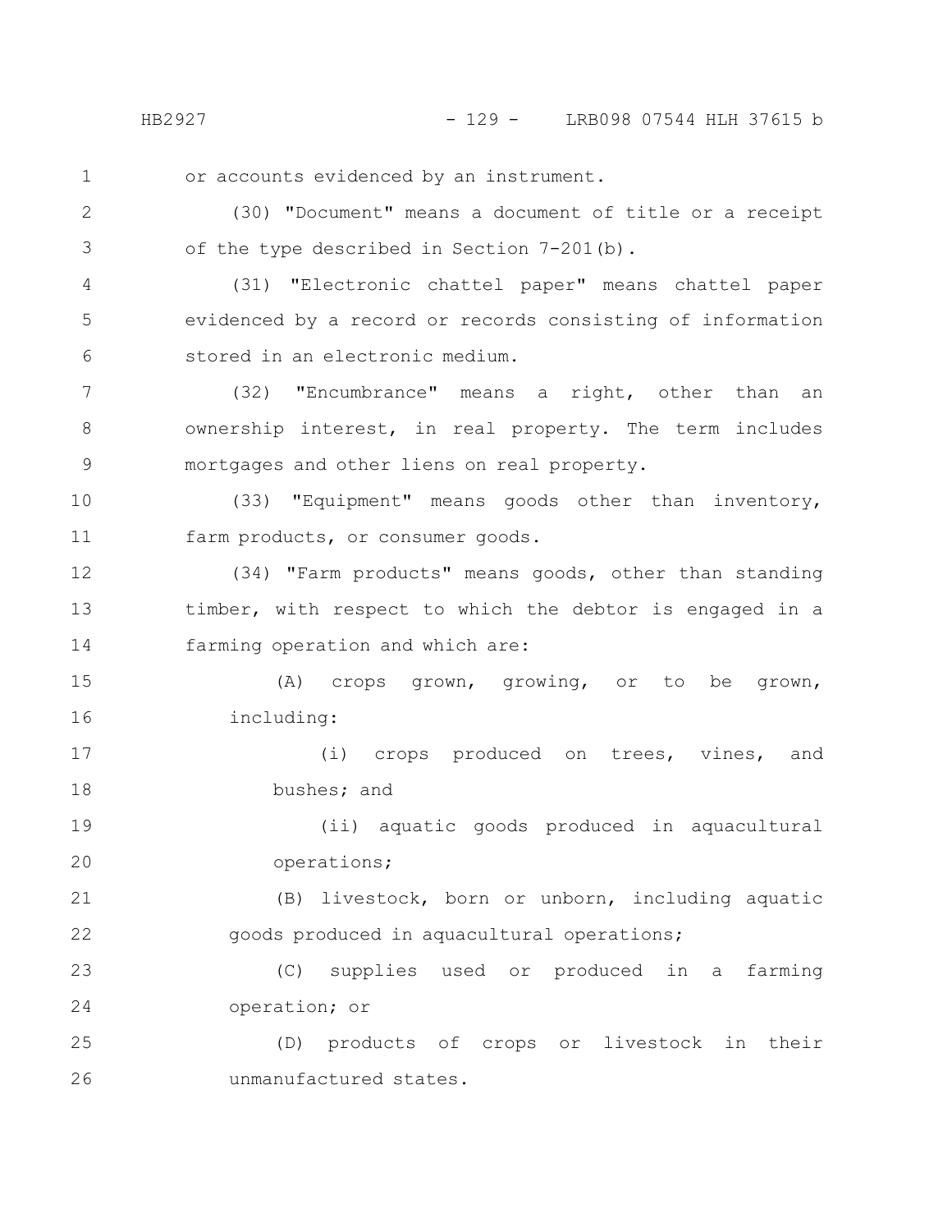or accounts evidenced by an instrument.

(30) "Document" means a document of title or a receipt of the type described in Section 7-201(b).

(31) "Electronic chattel paper" means chattel paper evidenced by a record or records consisting of information stored in an electronic medium.

(32) "Encumbrance" means a right, other than an ownership interest, in real property. The term includes mortgages and other liens on real property.

(33) "Equipment" means goods other than inventory, farm products, or consumer goods.

(34) "Farm products" means goods, other than standing timber, with respect to which the debtor is engaged in a farming operation and which are:

(A) crops grown, growing, or to be grown, including:

(i) crops produced on trees, vines, and bushes; and

(ii) aquatic goods produced in aquacultural operations;

(B) livestock, born or unborn, including aquatic goods produced in aquacultural operations;

(C) supplies used or produced in a farming operation; or

(D) products of crops or livestock in their unmanufactured states.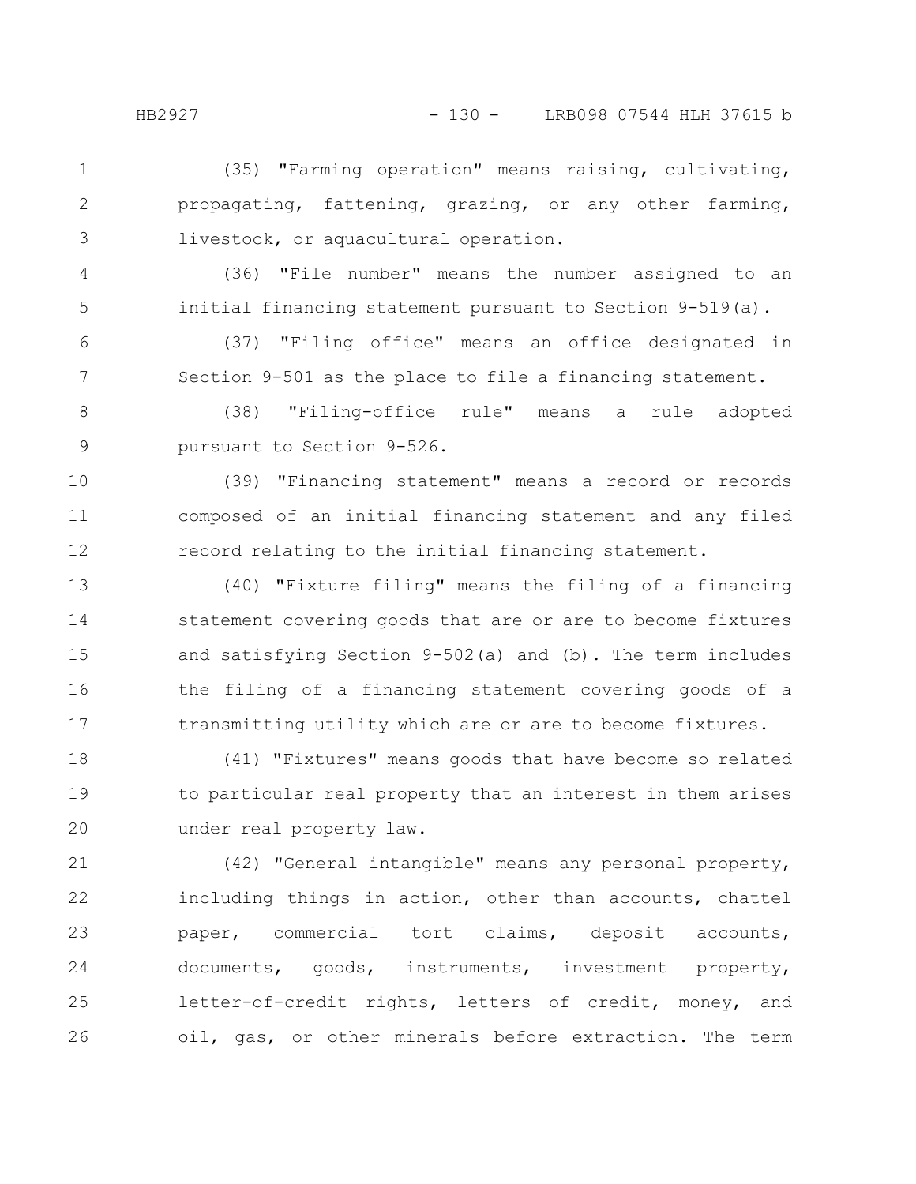(35) "Farming operation" means raising, cultivating, propagating, fattening, grazing, or any other farming, livestock, or aquacultural operation.

(36) "File number" means the number assigned to an initial financing statement pursuant to Section 9-519(a).

(37) "Filing office" means an office designated in Section 9-501 as the place to file a financing statement.

(38) "Filing-office rule" means a rule adopted pursuant to Section 9-526.

(39) "Financing statement" means a record or records composed of an initial financing statement and any filed record relating to the initial financing statement.

(40) "Fixture filing" means the filing of a financing statement covering goods that are or are to become fixtures and satisfying Section 9-502(a) and (b). The term includes the filing of a financing statement covering goods of a transmitting utility which are or are to become fixtures.

(41) "Fixtures" means goods that have become so related to particular real property that an interest in them arises under real property law.

(42) "General intangible" means any personal property, including things in action, other than accounts, chattel paper, commercial tort claims, deposit accounts, documents, goods, instruments, investment property, letter-of-credit rights, letters of credit, money, and oil, gas, or other minerals before extraction. The term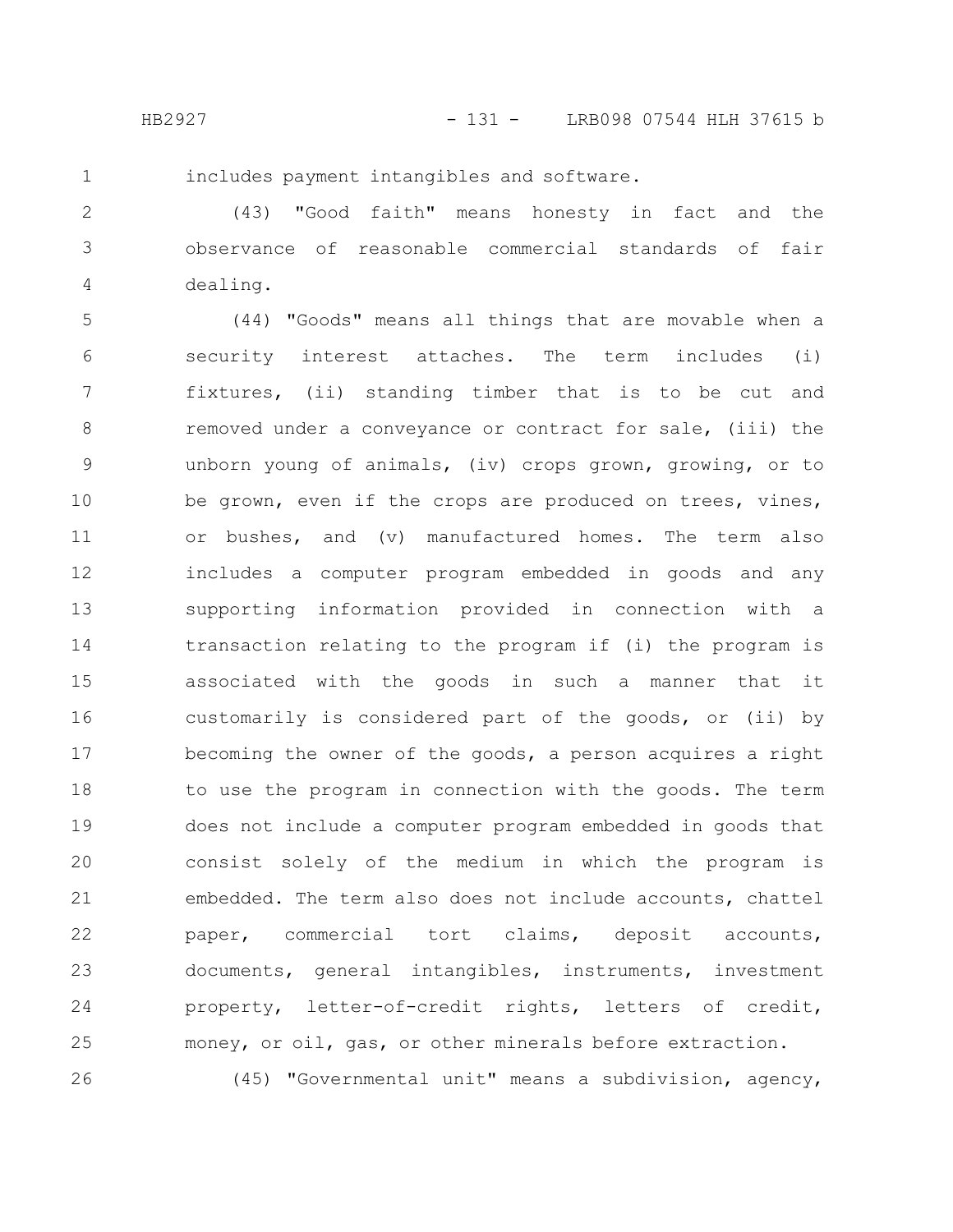includes payment intangibles and software.

(43) "Good faith" means honesty in fact and the observance of reasonable commercial standards of fair dealing.

(44) "Goods" means all things that are movable when a security interest attaches. The term includes (i) fixtures, (ii) standing timber that is to be cut and removed under a conveyance or contract for sale, (iii) the unborn young of animals, (iv) crops grown, growing, or to be grown, even if the crops are produced on trees, vines, or bushes, and (v) manufactured homes. The term also includes a computer program embedded in goods and any supporting information provided in connection with a transaction relating to the program if (i) the program is associated with the goods in such a manner that it customarily is considered part of the goods, or (ii) by becoming the owner of the goods, a person acquires a right to use the program in connection with the goods. The term does not include a computer program embedded in goods that consist solely of the medium in which the program is embedded. The term also does not include accounts, chattel paper, commercial tort claims, deposit accounts, documents, general intangibles, instruments, investment property, letter-of-credit rights, letters of credit, money, or oil, gas, or other minerals before extraction.

(45) "Governmental unit" means a subdivision, agency,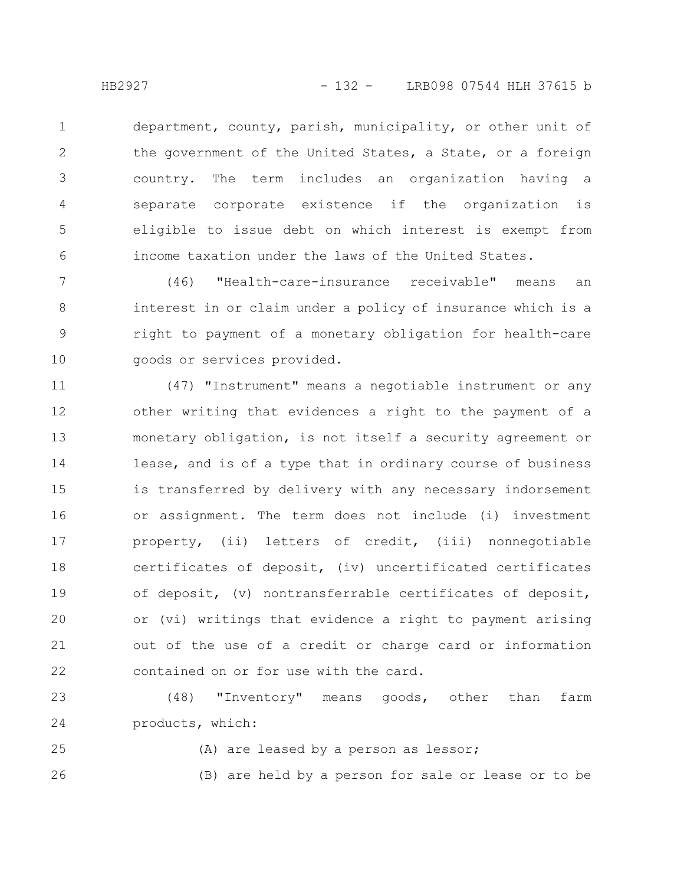department, county, parish, municipality, or other unit of the government of the United States, a State, or a foreign country. The term includes an organization having a separate corporate existence if the organization is eligible to issue debt on which interest is exempt from income taxation under the laws of the United States.

(46) "Health-care-insurance receivable" means an interest in or claim under a policy of insurance which is a right to payment of a monetary obligation for health-care goods or services provided.

(47) "Instrument" means a negotiable instrument or any other writing that evidences a right to the payment of a monetary obligation, is not itself a security agreement or lease, and is of a type that in ordinary course of business is transferred by delivery with any necessary indorsement or assignment. The term does not include (i) investment property, (ii) letters of credit, (iii) nonnegotiable certificates of deposit, (iv) uncertificated certificates of deposit, (v) nontransferrable certificates of deposit, or (vi) writings that evidence a right to payment arising out of the use of a credit or charge card or information contained on or for use with the card.

(48) "Inventory" means goods, other than farm products, which:

(A) are leased by a person as lessor;

(B) are held by a person for sale or lease or to be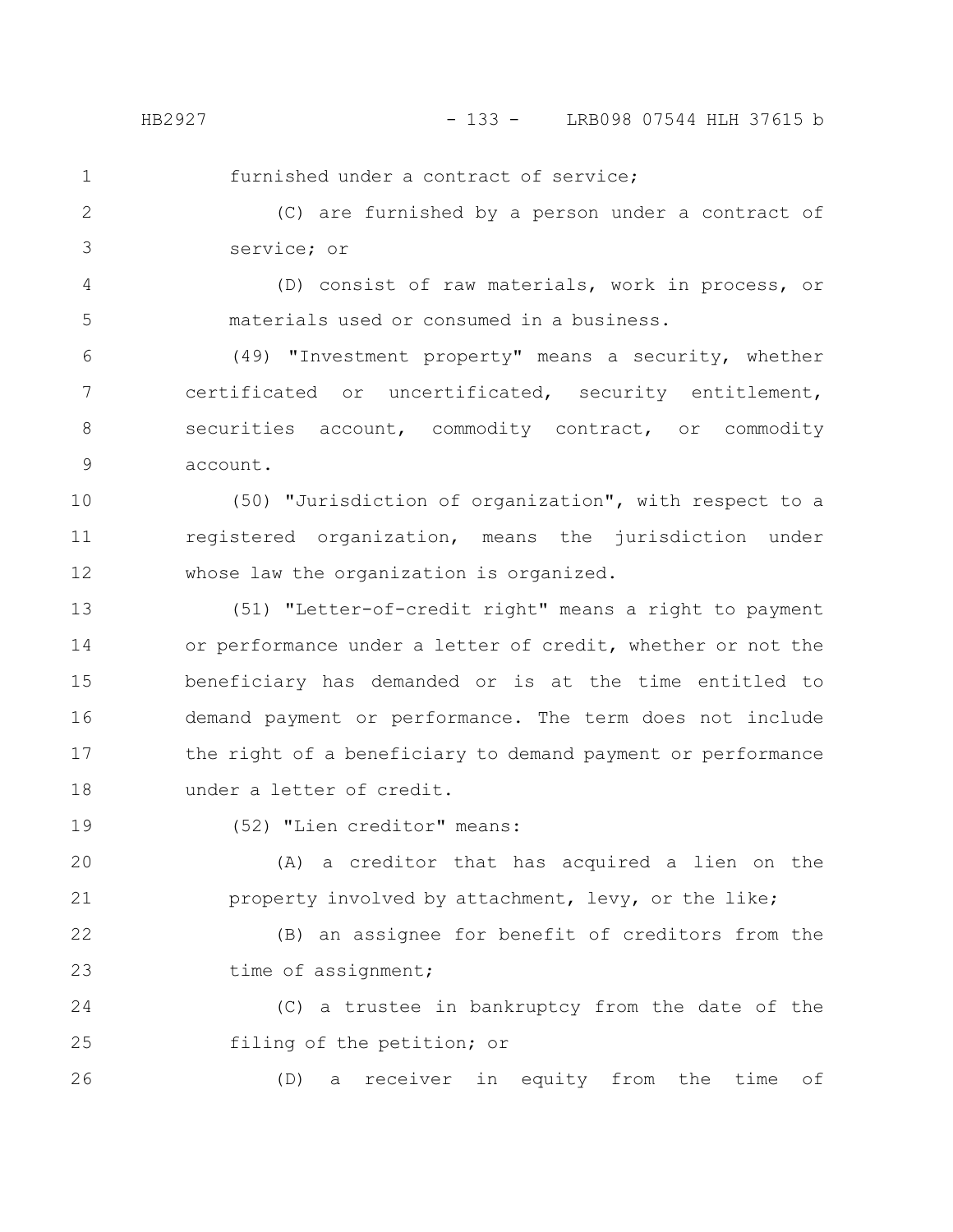furnished under a contract of service;

(C) are furnished by a person under a contract of service; or

(D) consist of raw materials, work in process, or materials used or consumed in a business.

(49) "Investment property" means a security, whether certificated or uncertificated, security entitlement, securities account, commodity contract, or commodity account.

(50) "Jurisdiction of organization", with respect to a registered organization, means the jurisdiction under whose law the organization is organized.

(51) "Letter-of-credit right" means a right to payment or performance under a letter of credit, whether or not the beneficiary has demanded or is at the time entitled to demand payment or performance. The term does not include the right of a beneficiary to demand payment or performance under a letter of credit.

(52) "Lien creditor" means:

(A) a creditor that has acquired a lien on the property involved by attachment, levy, or the like;

(B) an assignee for benefit of creditors from the time of assignment;

(C) a trustee in bankruptcy from the date of the filing of the petition; or

(D) a receiver in equity from the time of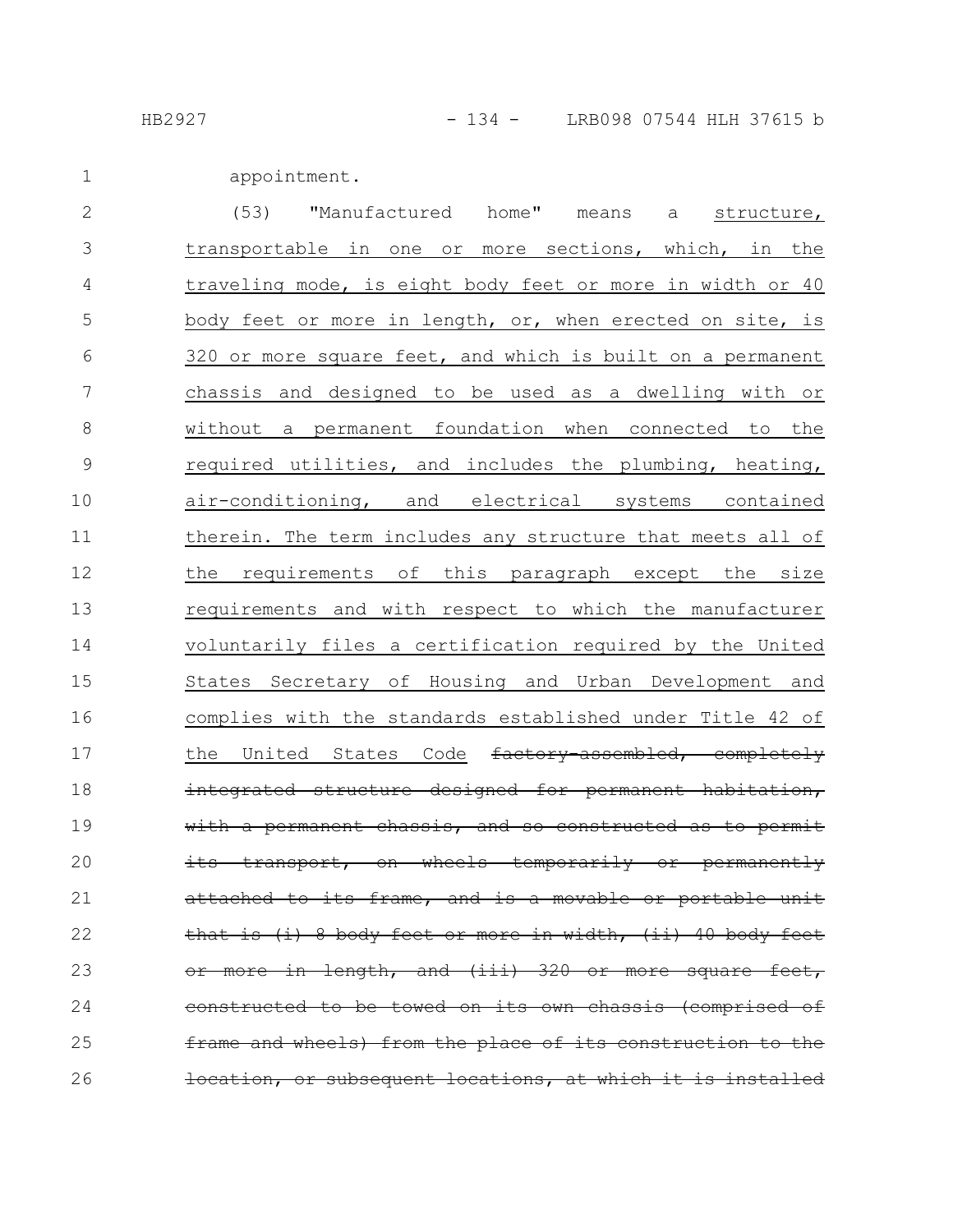appointment.

(53) "Manufactured home" means a <u>structure, transportable in one or more sections, which, in the traveling mode, is eight body feet or more in width or 40 body feet or more in length, or, when erected on site, is 320 or more square feet, and which is built on a permanent chassis and designed to be used as a dwelling with or without a permanent foundation when connected to the required utilities, and includes the plumbing, heating, air-conditioning, and electrical systems contained therein. The term includes any structure that meets all of the requirements of this paragraph except the size requirements and with respect to which the manufacturer voluntarily files a certification required by the United States Secretary of Housing and Urban Development and complies with the standards established under Title 42 of the United States Code</u> ~~factory-assembled, completely integrated structure designed for permanent habitation, with a permanent chassis, and so constructed as to permit its transport, on wheels temporarily or permanently attached to its frame, and is a movable or portable unit that is (i) 8 body feet or more in width, (ii) 40 body feet or more in length, and (iii) 320 or more square feet, constructed to be towed on its own chassis (comprised of frame and wheels) from the place of its construction to the location, or subsequent locations, at which it is installed~~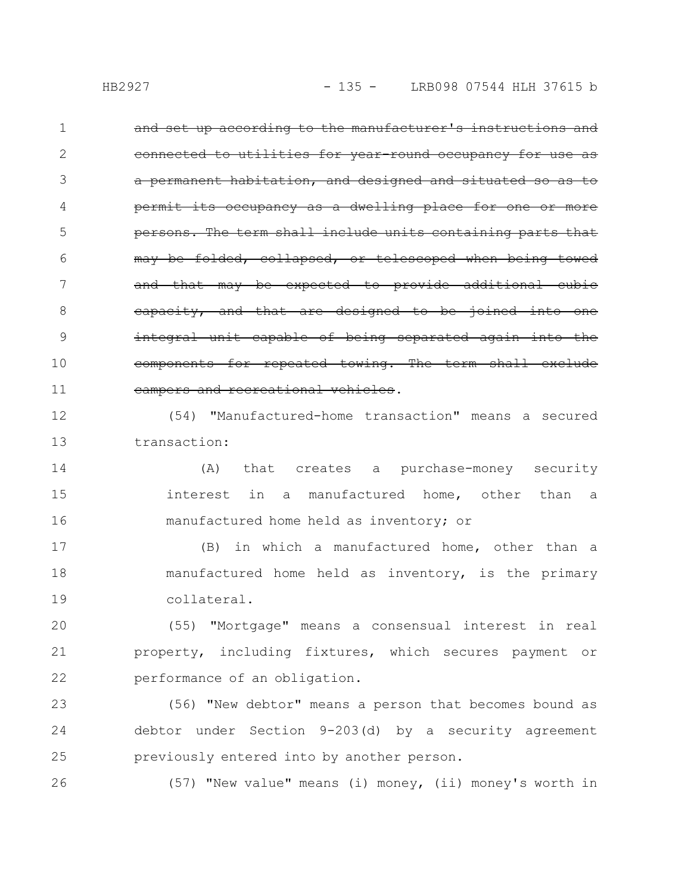~~and set up according to the manufacturer's instructions and connected to utilities for year-round occupancy for use as a permanent habitation, and designed and situated so as to permit its occupancy as a dwelling place for one or more persons. The term shall include units containing parts that may be folded, collapsed, or telescoped when being towed and that may be expected to provide additional cubic capacity, and that are designed to be joined into one integral unit capable of being separated again into the components for repeated towing. The term shall exclude campers and recreational vehicles~~.

(54) "Manufactured-home transaction" means a secured transaction:

(A) that creates a purchase-money security interest in a manufactured home, other than a manufactured home held as inventory; or

(B) in which a manufactured home, other than a manufactured home held as inventory, is the primary collateral.

(55) "Mortgage" means a consensual interest in real property, including fixtures, which secures payment or performance of an obligation.

(56) "New debtor" means a person that becomes bound as debtor under Section 9-203(d) by a security agreement previously entered into by another person.

(57) "New value" means (i) money, (ii) money's worth in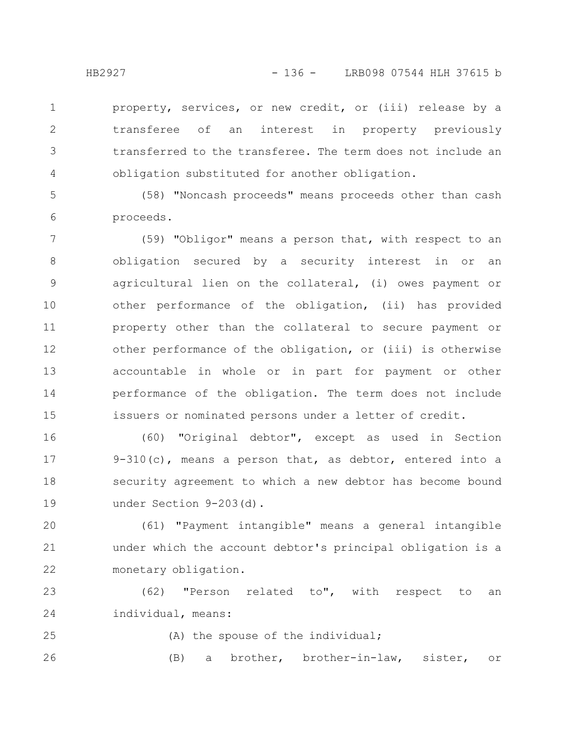property, services, or new credit, or (iii) release by a transferee of an interest in property previously transferred to the transferee. The term does not include an obligation substituted for another obligation.

(58) "Noncash proceeds" means proceeds other than cash proceeds.

(59) "Obligor" means a person that, with respect to an obligation secured by a security interest in or an agricultural lien on the collateral, (i) owes payment or other performance of the obligation, (ii) has provided property other than the collateral to secure payment or other performance of the obligation, or (iii) is otherwise accountable in whole or in part for payment or other performance of the obligation. The term does not include issuers or nominated persons under a letter of credit.

(60) "Original debtor", except as used in Section 9-310(c), means a person that, as debtor, entered into a security agreement to which a new debtor has become bound under Section 9-203(d).

(61) "Payment intangible" means a general intangible under which the account debtor's principal obligation is a monetary obligation.

(62) "Person related to", with respect to an individual, means:

(A) the spouse of the individual;

(B) a brother, brother-in-law, sister, or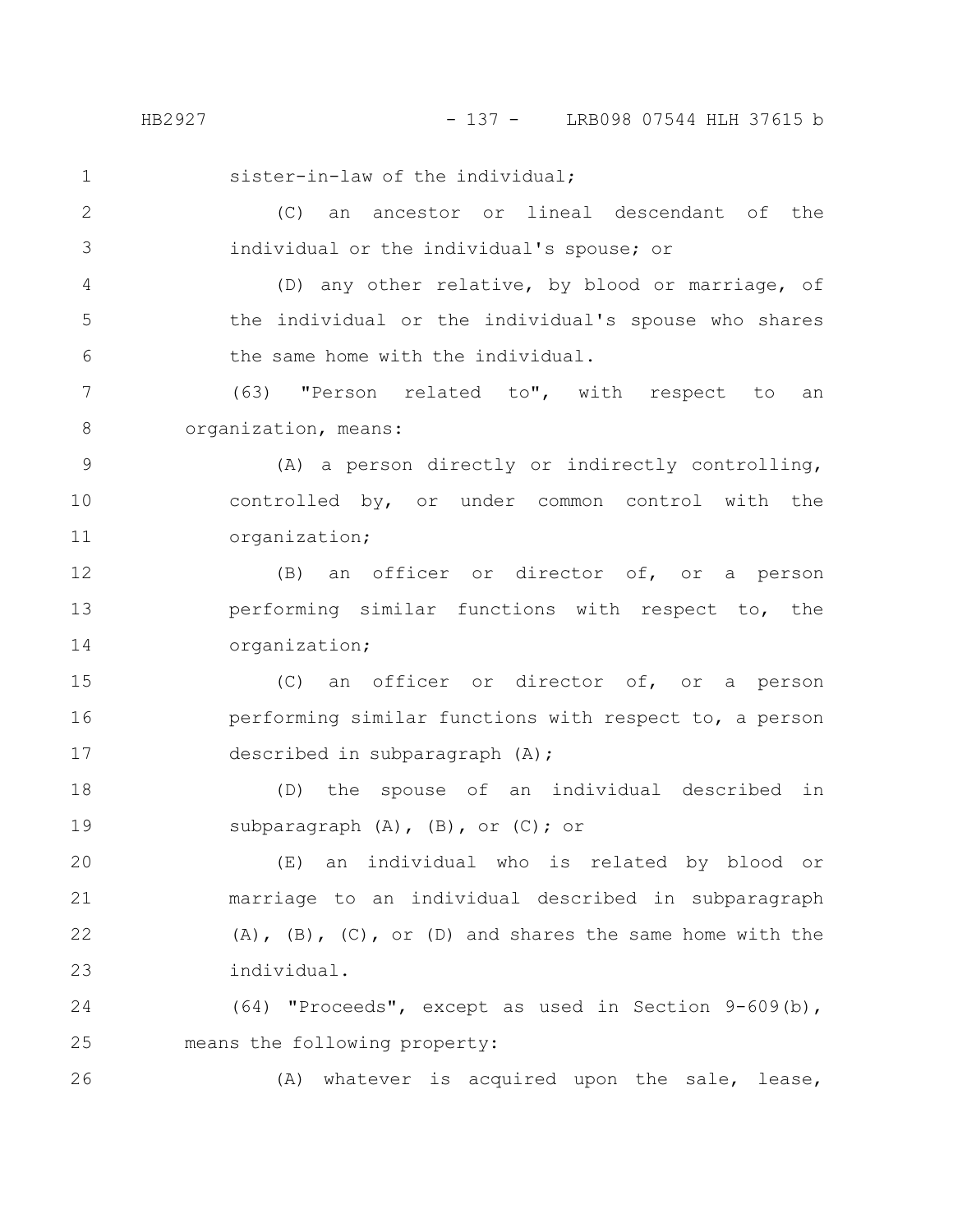sister-in-law of the individual;

(C) an ancestor or lineal descendant of the individual or the individual's spouse; or

(D) any other relative, by blood or marriage, of the individual or the individual's spouse who shares the same home with the individual.

(63) "Person related to", with respect to an organization, means:

(A) a person directly or indirectly controlling, controlled by, or under common control with the organization;

(B) an officer or director of, or a person performing similar functions with respect to, the organization;

(C) an officer or director of, or a person performing similar functions with respect to, a person described in subparagraph (A);

(D) the spouse of an individual described in subparagraph (A), (B), or (C); or

(E) an individual who is related by blood or marriage to an individual described in subparagraph (A), (B), (C), or (D) and shares the same home with the individual.

(64) "Proceeds", except as used in Section 9-609(b), means the following property:

(A) whatever is acquired upon the sale, lease,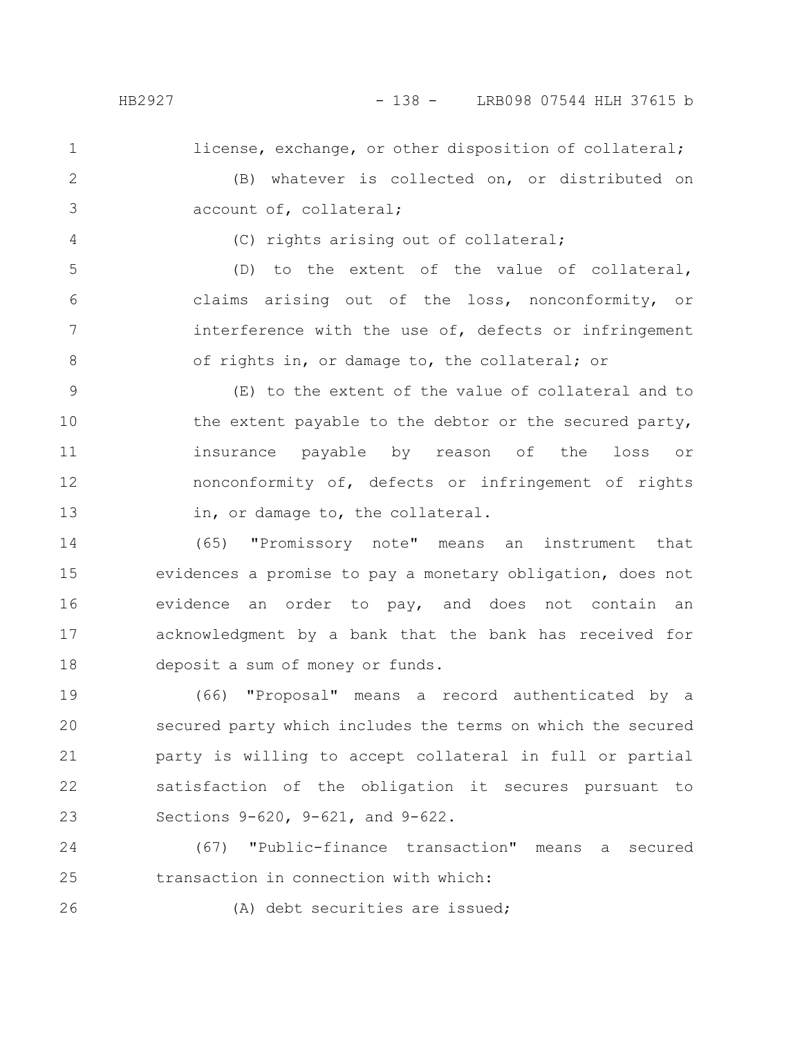license, exchange, or other disposition of collateral;

(B) whatever is collected on, or distributed on account of, collateral;

(C) rights arising out of collateral;

(D) to the extent of the value of collateral, claims arising out of the loss, nonconformity, or interference with the use of, defects or infringement of rights in, or damage to, the collateral; or

(E) to the extent of the value of collateral and to the extent payable to the debtor or the secured party, insurance payable by reason of the loss or nonconformity of, defects or infringement of rights in, or damage to, the collateral.

(65) "Promissory note" means an instrument that evidences a promise to pay a monetary obligation, does not evidence an order to pay, and does not contain an acknowledgment by a bank that the bank has received for deposit a sum of money or funds.

(66) "Proposal" means a record authenticated by a secured party which includes the terms on which the secured party is willing to accept collateral in full or partial satisfaction of the obligation it secures pursuant to Sections 9-620, 9-621, and 9-622.

(67) "Public-finance transaction" means a secured transaction in connection with which:

(A) debt securities are issued;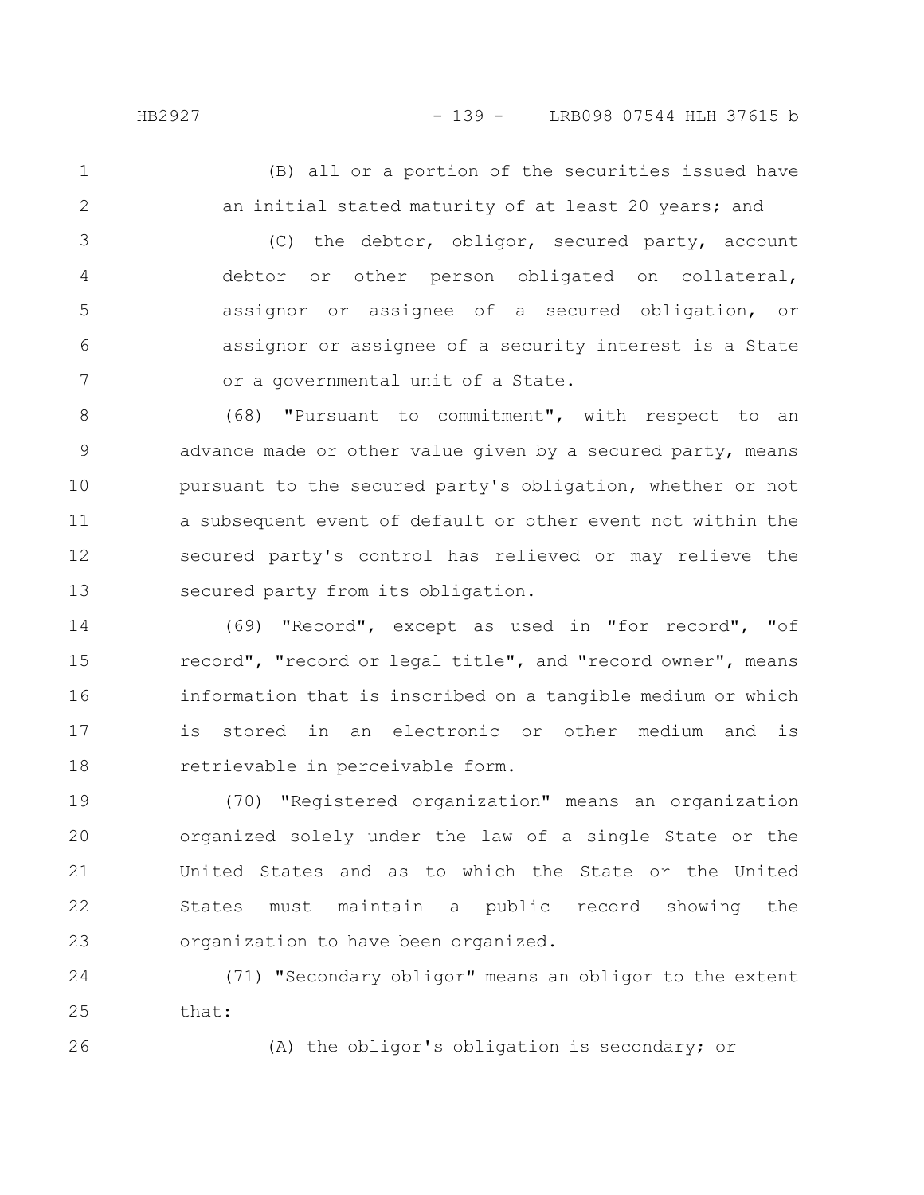(B) all or a portion of the securities issued have an initial stated maturity of at least 20 years; and

(C) the debtor, obligor, secured party, account debtor or other person obligated on collateral, assignor or assignee of a secured obligation, or assignor or assignee of a security interest is a State or a governmental unit of a State.

(68) "Pursuant to commitment", with respect to an advance made or other value given by a secured party, means pursuant to the secured party's obligation, whether or not a subsequent event of default or other event not within the secured party's control has relieved or may relieve the secured party from its obligation.

(69) "Record", except as used in "for record", "of record", "record or legal title", and "record owner", means information that is inscribed on a tangible medium or which is stored in an electronic or other medium and is retrievable in perceivable form.

(70) "Registered organization" means an organization organized solely under the law of a single State or the United States and as to which the State or the United States must maintain a public record showing the organization to have been organized.

(71) "Secondary obligor" means an obligor to the extent that:

(A) the obligor's obligation is secondary; or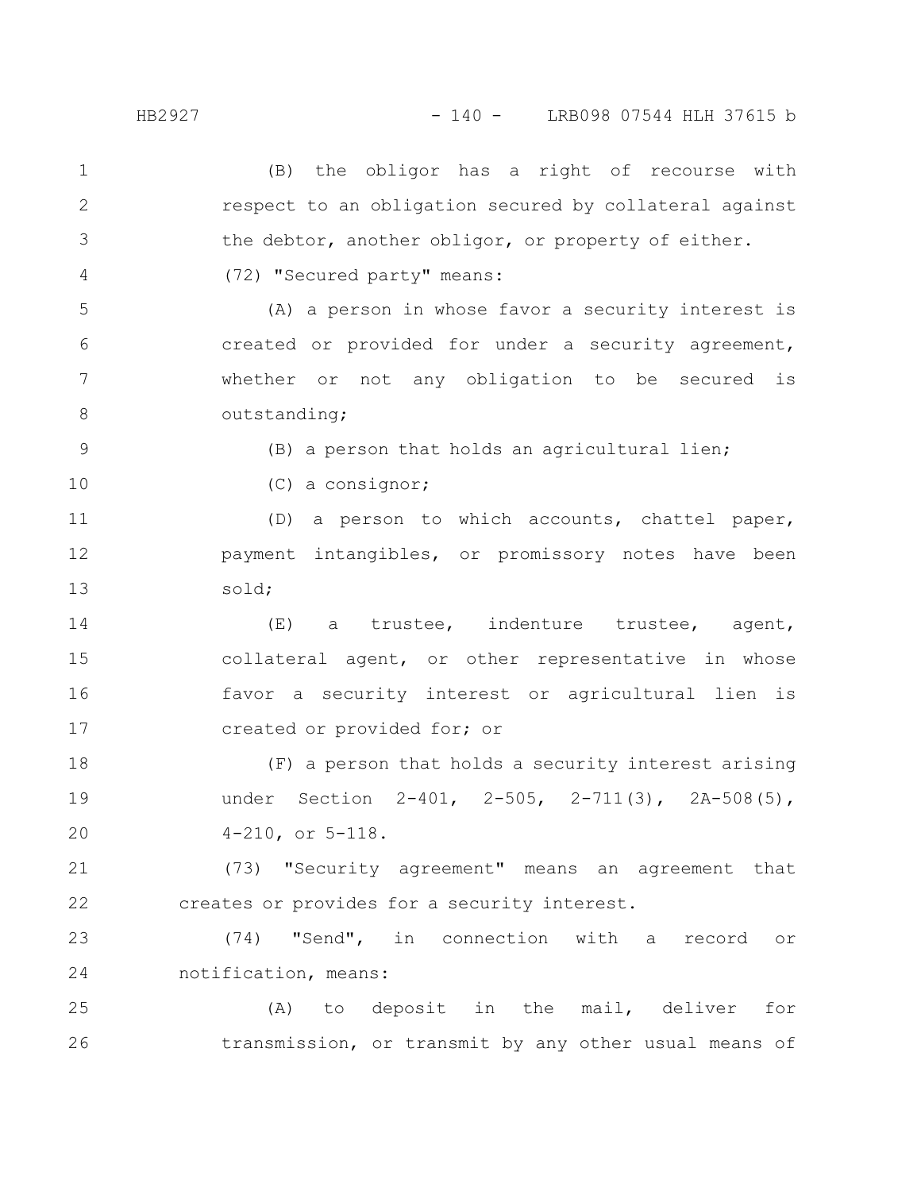(B) the obligor has a right of recourse with respect to an obligation secured by collateral against the debtor, another obligor, or property of either.

(72) "Secured party" means:

(A) a person in whose favor a security interest is created or provided for under a security agreement, whether or not any obligation to be secured is outstanding;

(B) a person that holds an agricultural lien;

(C) a consignor;

(D) a person to which accounts, chattel paper, payment intangibles, or promissory notes have been sold;

(E) a trustee, indenture trustee, agent, collateral agent, or other representative in whose favor a security interest or agricultural lien is created or provided for; or

(F) a person that holds a security interest arising under Section 2-401, 2-505, 2-711(3), 2A-508(5), 4-210, or 5-118.

(73) "Security agreement" means an agreement that creates or provides for a security interest.

(74) "Send", in connection with a record or notification, means:

(A) to deposit in the mail, deliver for transmission, or transmit by any other usual means of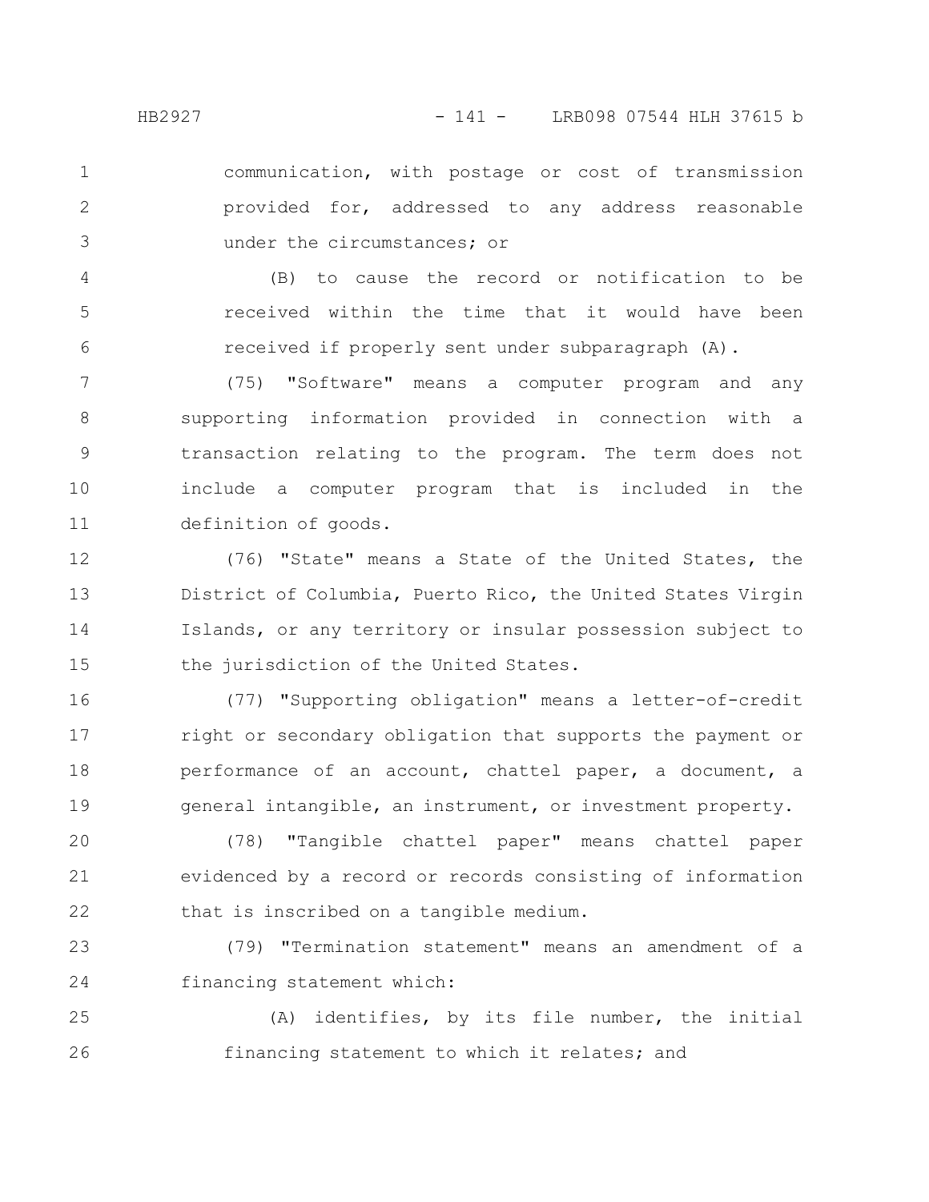communication, with postage or cost of transmission provided for, addressed to any address reasonable under the circumstances; or

(B) to cause the record or notification to be received within the time that it would have been received if properly sent under subparagraph (A).

(75) "Software" means a computer program and any supporting information provided in connection with a transaction relating to the program. The term does not include a computer program that is included in the definition of goods.

(76) "State" means a State of the United States, the District of Columbia, Puerto Rico, the United States Virgin Islands, or any territory or insular possession subject to the jurisdiction of the United States.

(77) "Supporting obligation" means a letter-of-credit right or secondary obligation that supports the payment or performance of an account, chattel paper, a document, a general intangible, an instrument, or investment property.

(78) "Tangible chattel paper" means chattel paper evidenced by a record or records consisting of information that is inscribed on a tangible medium.

(79) "Termination statement" means an amendment of a financing statement which:

(A) identifies, by its file number, the initial financing statement to which it relates; and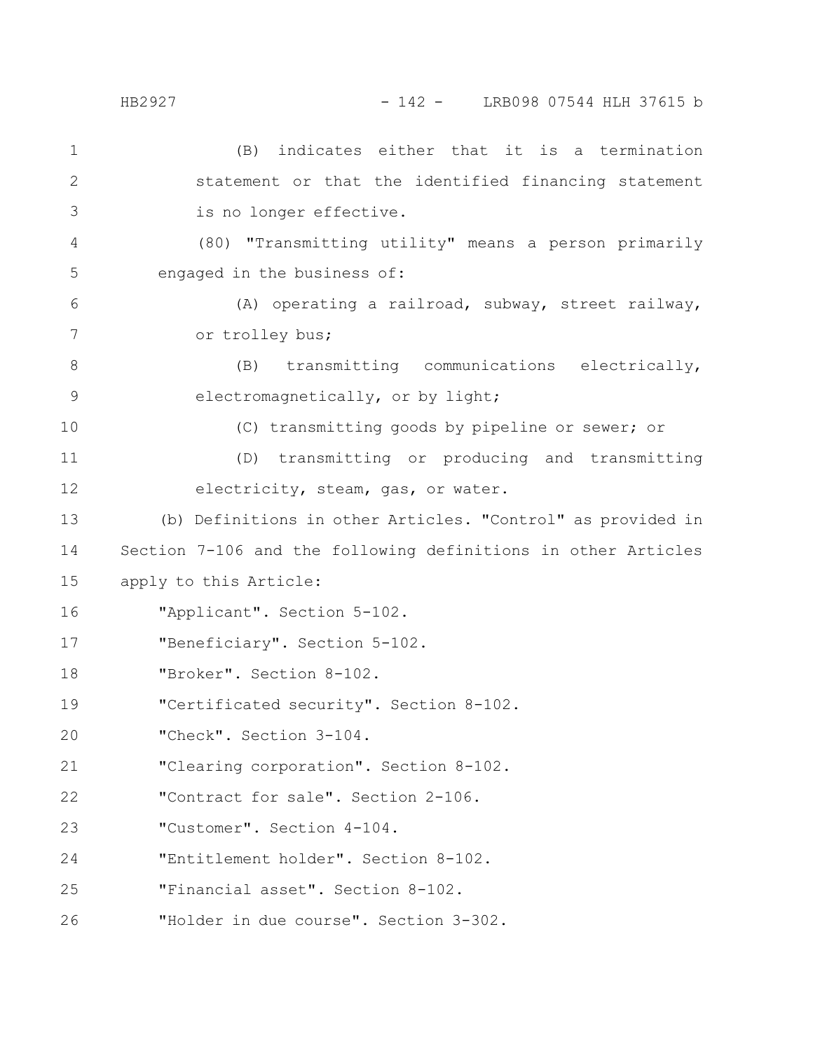(B) indicates either that it is a termination statement or that the identified financing statement is no longer effective.

(80) "Transmitting utility" means a person primarily engaged in the business of:

(A) operating a railroad, subway, street railway, or trolley bus;

(B) transmitting communications electrically, electromagnetically, or by light;

(C) transmitting goods by pipeline or sewer; or

(D) transmitting or producing and transmitting electricity, steam, gas, or water.

(b) Definitions in other Articles. "Control" as provided in Section 7-106 and the following definitions in other Articles apply to this Article:

"Applicant". Section 5-102.

"Beneficiary". Section 5-102.

"Broker". Section 8-102.

"Certificated security". Section 8-102.

"Check". Section 3-104.

"Clearing corporation". Section 8-102.

"Contract for sale". Section 2-106.

"Customer". Section 4-104.

"Entitlement holder". Section 8-102.

"Financial asset". Section 8-102.

"Holder in due course". Section 3-302.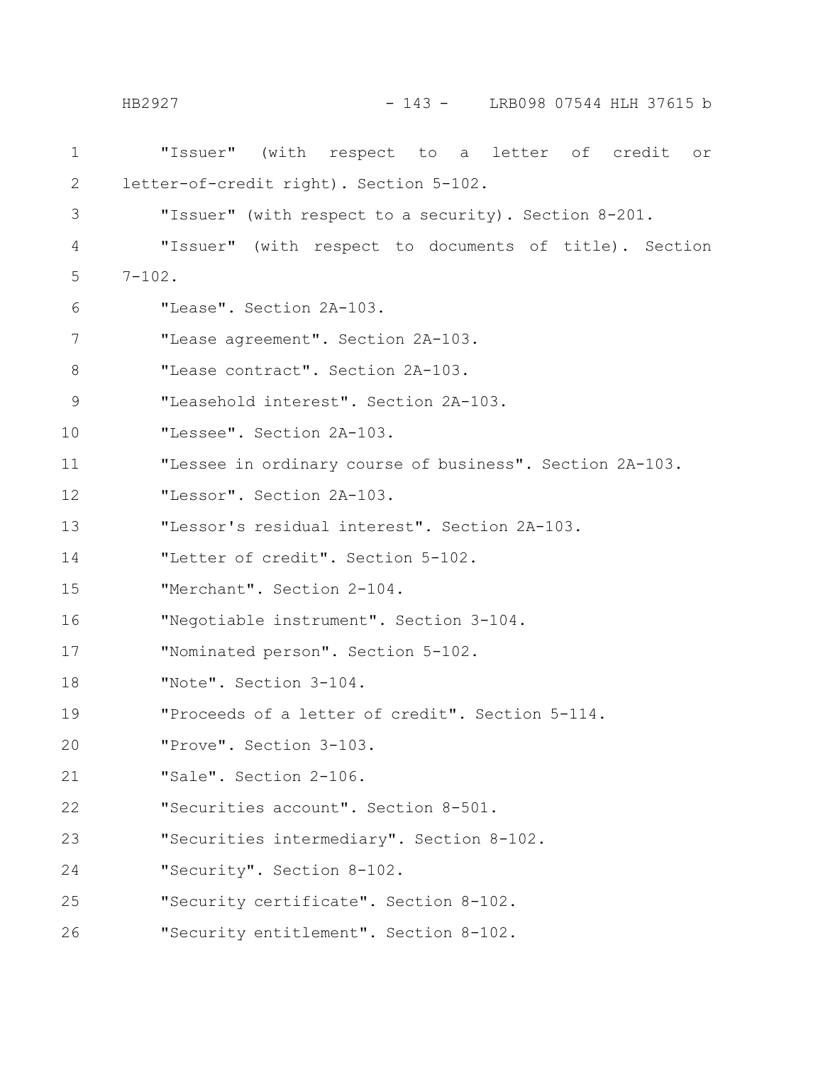"Issuer" (with respect to a letter of credit or letter-of-credit right). Section 5-102.

"Issuer" (with respect to a security). Section 8-201.

"Issuer" (with respect to documents of title). Section 7-102.

"Lease". Section 2A-103.

"Lease agreement". Section 2A-103.

"Lease contract". Section 2A-103.

"Leasehold interest". Section 2A-103.

"Lessee". Section 2A-103.

"Lessee in ordinary course of business". Section 2A-103.

"Lessor". Section 2A-103.

"Lessor's residual interest". Section 2A-103.

"Letter of credit". Section 5-102.

"Merchant". Section 2-104.

"Negotiable instrument". Section 3-104.

"Nominated person". Section 5-102.

"Note". Section 3-104.

"Proceeds of a letter of credit". Section 5-114.

"Prove". Section 3-103.

"Sale". Section 2-106.

"Securities account". Section 8-501.

"Securities intermediary". Section 8-102.

"Security". Section 8-102.

"Security certificate". Section 8-102.

"Security entitlement". Section 8-102.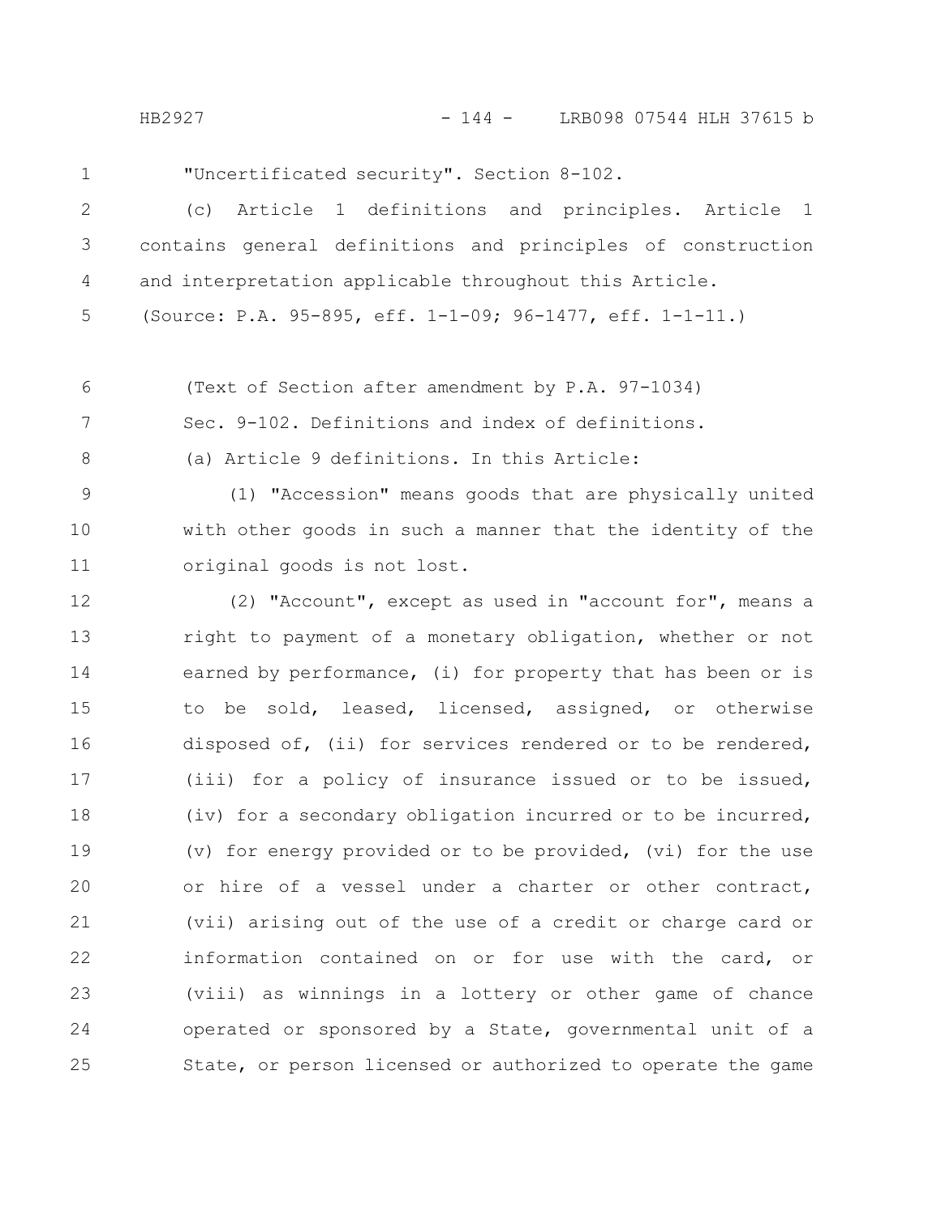"Uncertificated security". Section 8-102.

(c) Article 1 definitions and principles. Article 1 contains general definitions and principles of construction and interpretation applicable throughout this Article.

(Source: P.A. 95-895, eff. 1-1-09; 96-1477, eff. 1-1-11.)

(Text of Section after amendment by P.A. 97-1034)

Sec. 9-102. Definitions and index of definitions.

(a) Article 9 definitions. In this Article:

(1) "Accession" means goods that are physically united with other goods in such a manner that the identity of the original goods is not lost.

(2) "Account", except as used in "account for", means a right to payment of a monetary obligation, whether or not earned by performance, (i) for property that has been or is to be sold, leased, licensed, assigned, or otherwise disposed of, (ii) for services rendered or to be rendered, (iii) for a policy of insurance issued or to be issued, (iv) for a secondary obligation incurred or to be incurred, (v) for energy provided or to be provided, (vi) for the use or hire of a vessel under a charter or other contract, (vii) arising out of the use of a credit or charge card or information contained on or for use with the card, or (viii) as winnings in a lottery or other game of chance operated or sponsored by a State, governmental unit of a State, or person licensed or authorized to operate the game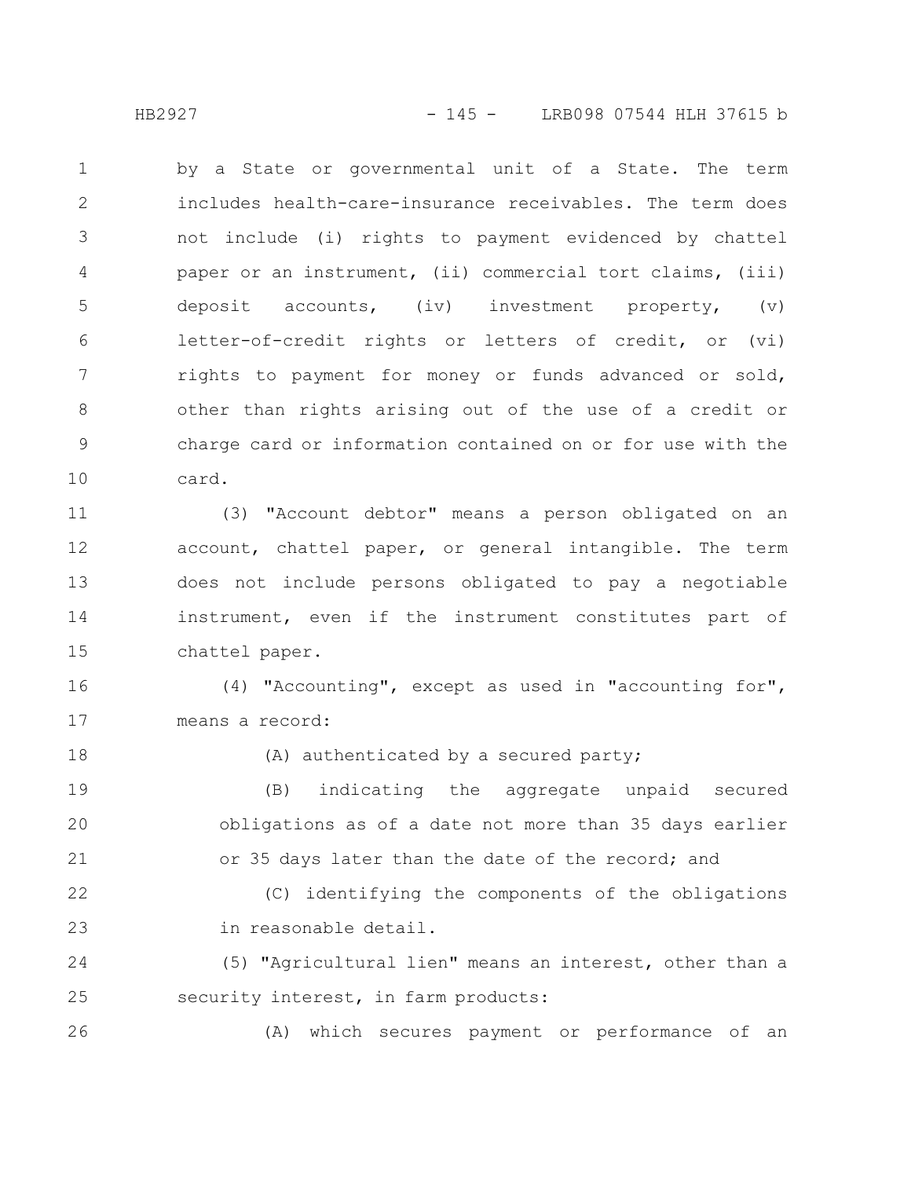by a State or governmental unit of a State. The term includes health-care-insurance receivables. The term does not include (i) rights to payment evidenced by chattel paper or an instrument, (ii) commercial tort claims, (iii) deposit accounts, (iv) investment property, (v) letter-of-credit rights or letters of credit, or (vi) rights to payment for money or funds advanced or sold, other than rights arising out of the use of a credit or charge card or information contained on or for use with the card.

(3) "Account debtor" means a person obligated on an account, chattel paper, or general intangible. The term does not include persons obligated to pay a negotiable instrument, even if the instrument constitutes part of chattel paper.

(4) "Accounting", except as used in "accounting for", means a record:

(A) authenticated by a secured party;

(B) indicating the aggregate unpaid secured obligations as of a date not more than 35 days earlier or 35 days later than the date of the record; and

(C) identifying the components of the obligations in reasonable detail.

(5) "Agricultural lien" means an interest, other than a security interest, in farm products:

(A) which secures payment or performance of an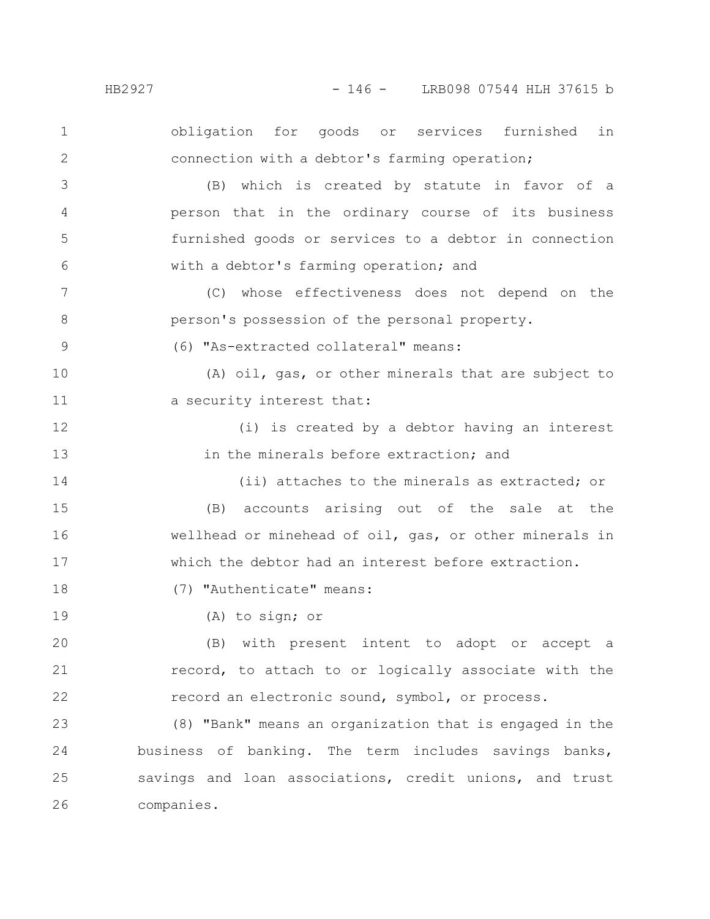obligation for goods or services furnished in connection with a debtor's farming operation;

(B) which is created by statute in favor of a person that in the ordinary course of its business furnished goods or services to a debtor in connection with a debtor's farming operation; and

(C) whose effectiveness does not depend on the person's possession of the personal property.

(6) "As-extracted collateral" means:

(A) oil, gas, or other minerals that are subject to a security interest that:

(i) is created by a debtor having an interest in the minerals before extraction; and

(ii) attaches to the minerals as extracted; or

(B) accounts arising out of the sale at the wellhead or minehead of oil, gas, or other minerals in which the debtor had an interest before extraction.

(7) "Authenticate" means:

(A) to sign; or

(B) with present intent to adopt or accept a record, to attach to or logically associate with the record an electronic sound, symbol, or process.

(8) "Bank" means an organization that is engaged in the business of banking. The term includes savings banks, savings and loan associations, credit unions, and trust companies.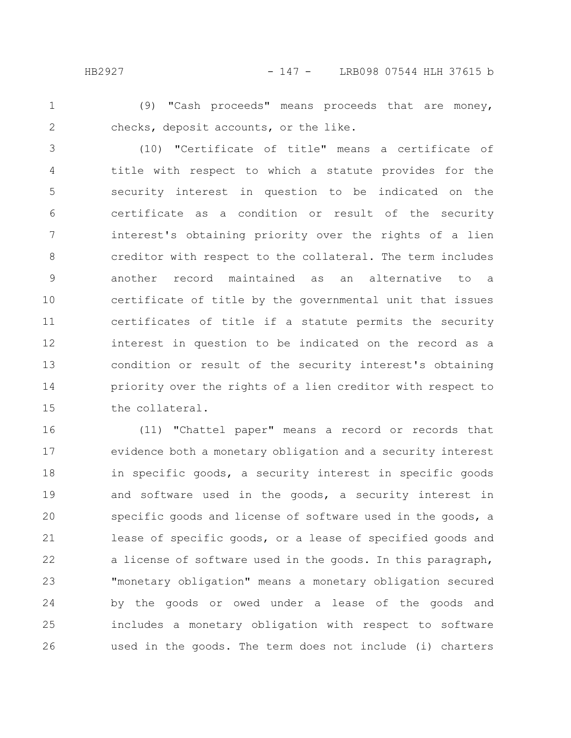(9) "Cash proceeds" means proceeds that are money, checks, deposit accounts, or the like.

(10) "Certificate of title" means a certificate of title with respect to which a statute provides for the security interest in question to be indicated on the certificate as a condition or result of the security interest's obtaining priority over the rights of a lien creditor with respect to the collateral. The term includes another record maintained as an alternative to a certificate of title by the governmental unit that issues certificates of title if a statute permits the security interest in question to be indicated on the record as a condition or result of the security interest's obtaining priority over the rights of a lien creditor with respect to the collateral.

(11) "Chattel paper" means a record or records that evidence both a monetary obligation and a security interest in specific goods, a security interest in specific goods and software used in the goods, a security interest in specific goods and license of software used in the goods, a lease of specific goods, or a lease of specified goods and a license of software used in the goods. In this paragraph, "monetary obligation" means a monetary obligation secured by the goods or owed under a lease of the goods and includes a monetary obligation with respect to software used in the goods. The term does not include (i) charters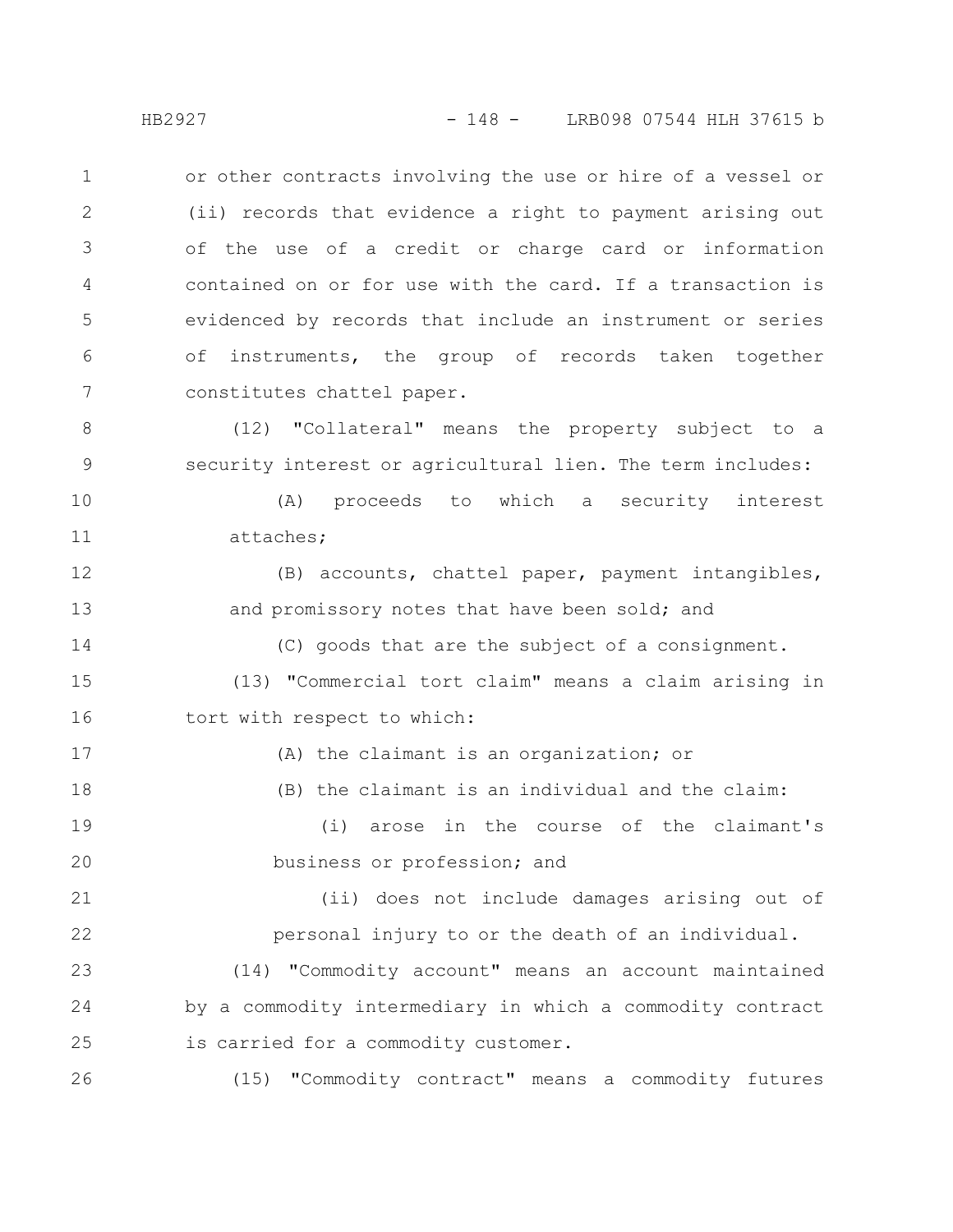or other contracts involving the use or hire of a vessel or (ii) records that evidence a right to payment arising out of the use of a credit or charge card or information contained on or for use with the card. If a transaction is evidenced by records that include an instrument or series of instruments, the group of records taken together constitutes chattel paper.

(12) "Collateral" means the property subject to a security interest or agricultural lien. The term includes:

(A) proceeds to which a security interest attaches;

(B) accounts, chattel paper, payment intangibles, and promissory notes that have been sold; and

(C) goods that are the subject of a consignment.

(13) "Commercial tort claim" means a claim arising in tort with respect to which:

(A) the claimant is an organization; or

(B) the claimant is an individual and the claim:

(i) arose in the course of the claimant's business or profession; and

(ii) does not include damages arising out of personal injury to or the death of an individual.

(14) "Commodity account" means an account maintained by a commodity intermediary in which a commodity contract is carried for a commodity customer.

(15) "Commodity contract" means a commodity futures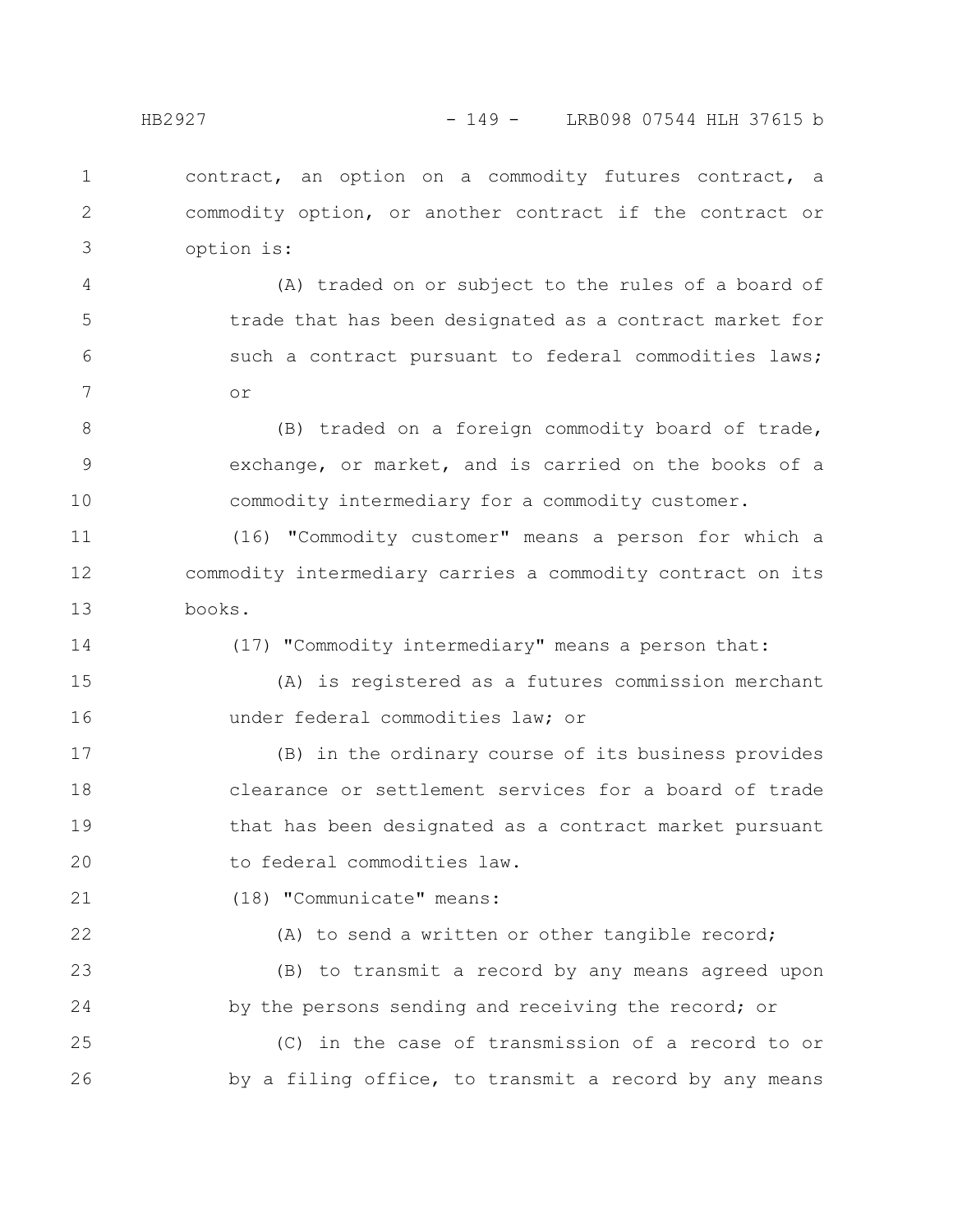contract, an option on a commodity futures contract, a commodity option, or another contract if the contract or option is:

(A) traded on or subject to the rules of a board of trade that has been designated as a contract market for such a contract pursuant to federal commodities laws; or

(B) traded on a foreign commodity board of trade, exchange, or market, and is carried on the books of a commodity intermediary for a commodity customer.

(16) "Commodity customer" means a person for which a commodity intermediary carries a commodity contract on its books.

(17) "Commodity intermediary" means a person that:

(A) is registered as a futures commission merchant under federal commodities law; or

(B) in the ordinary course of its business provides clearance or settlement services for a board of trade that has been designated as a contract market pursuant to federal commodities law.

(18) "Communicate" means:

(A) to send a written or other tangible record;

(B) to transmit a record by any means agreed upon by the persons sending and receiving the record; or

(C) in the case of transmission of a record to or by a filing office, to transmit a record by any means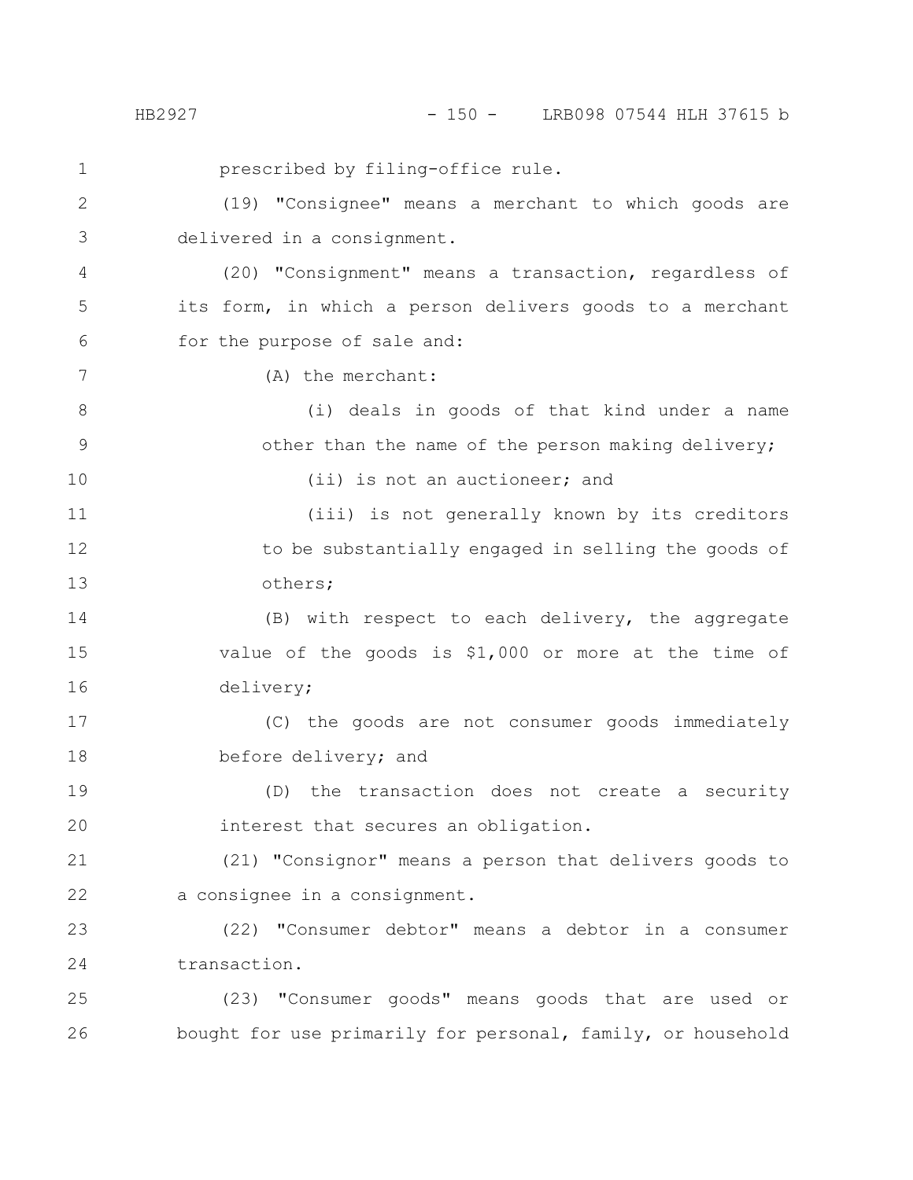prescribed by filing-office rule.

(19) "Consignee" means a merchant to which goods are delivered in a consignment.

(20) "Consignment" means a transaction, regardless of its form, in which a person delivers goods to a merchant for the purpose of sale and:

(A) the merchant:

(i) deals in goods of that kind under a name other than the name of the person making delivery;

(ii) is not an auctioneer; and

(iii) is not generally known by its creditors to be substantially engaged in selling the goods of others;

(B) with respect to each delivery, the aggregate value of the goods is $1,000 or more at the time of delivery;

(C) the goods are not consumer goods immediately before delivery; and

(D) the transaction does not create a security interest that secures an obligation.

(21) "Consignor" means a person that delivers goods to a consignee in a consignment.

(22) "Consumer debtor" means a debtor in a consumer transaction.

(23) "Consumer goods" means goods that are used or bought for use primarily for personal, family, or household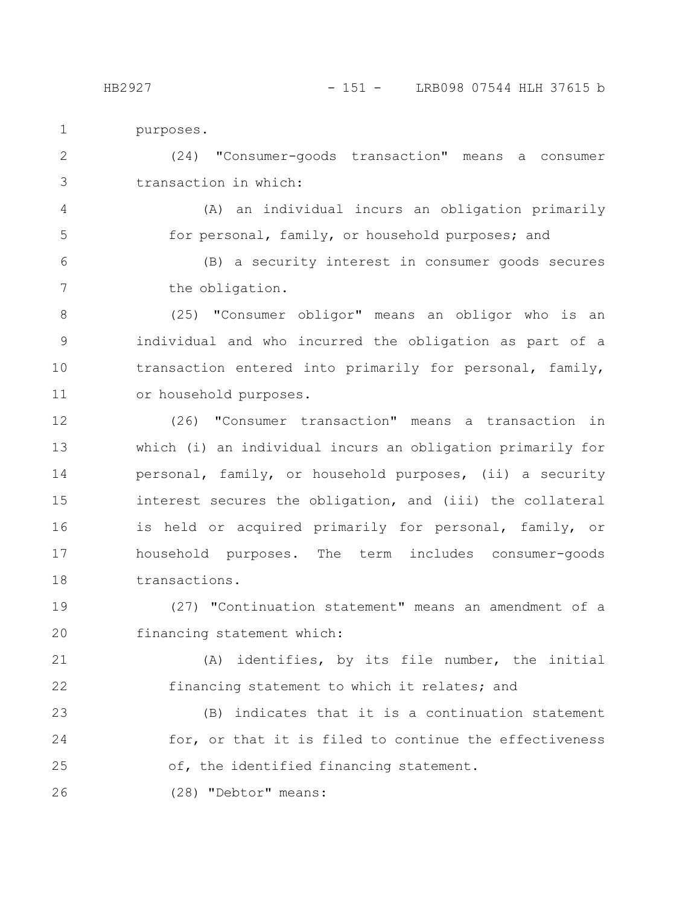purposes.

(24) "Consumer-goods transaction" means a consumer transaction in which:

(A) an individual incurs an obligation primarily for personal, family, or household purposes; and

(B) a security interest in consumer goods secures the obligation.

(25) "Consumer obligor" means an obligor who is an individual and who incurred the obligation as part of a transaction entered into primarily for personal, family, or household purposes.

(26) "Consumer transaction" means a transaction in which (i) an individual incurs an obligation primarily for personal, family, or household purposes, (ii) a security interest secures the obligation, and (iii) the collateral is held or acquired primarily for personal, family, or household purposes. The term includes consumer-goods transactions.

(27) "Continuation statement" means an amendment of a financing statement which:

(A) identifies, by its file number, the initial financing statement to which it relates; and

(B) indicates that it is a continuation statement for, or that it is filed to continue the effectiveness of, the identified financing statement.

(28) "Debtor" means: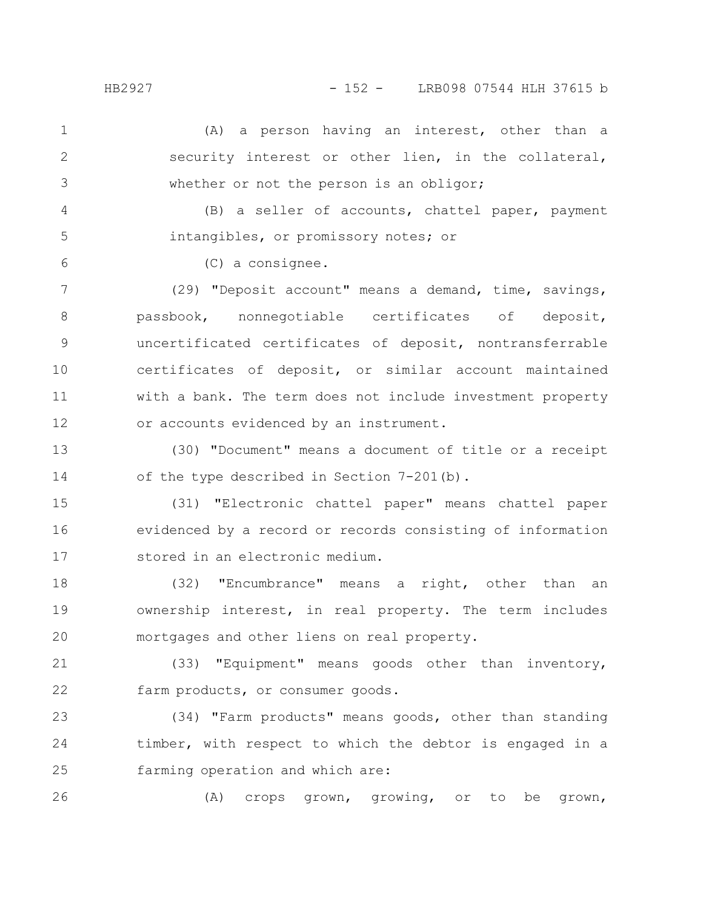(A) a person having an interest, other than a security interest or other lien, in the collateral, whether or not the person is an obligor;

(B) a seller of accounts, chattel paper, payment intangibles, or promissory notes; or

(C) a consignee.

(29) "Deposit account" means a demand, time, savings, passbook, nonnegotiable certificates of deposit, uncertificated certificates of deposit, nontransferrable certificates of deposit, or similar account maintained with a bank. The term does not include investment property or accounts evidenced by an instrument.

(30) "Document" means a document of title or a receipt of the type described in Section 7-201(b).

(31) "Electronic chattel paper" means chattel paper evidenced by a record or records consisting of information stored in an electronic medium.

(32) "Encumbrance" means a right, other than an ownership interest, in real property. The term includes mortgages and other liens on real property.

(33) "Equipment" means goods other than inventory, farm products, or consumer goods.

(34) "Farm products" means goods, other than standing timber, with respect to which the debtor is engaged in a farming operation and which are:

(A) crops grown, growing, or to be grown,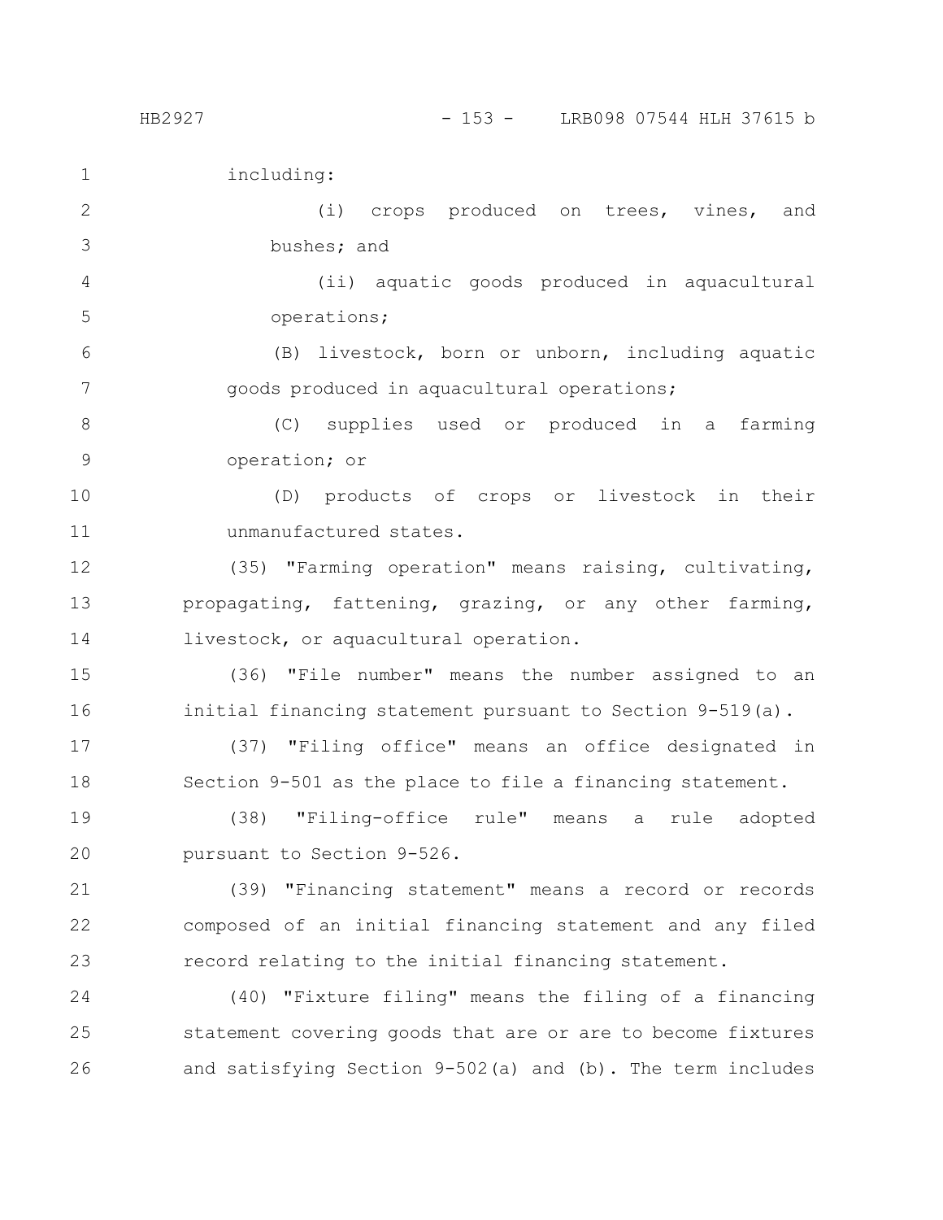including:

(i) crops produced on trees, vines, and bushes; and

(ii) aquatic goods produced in aquacultural operations;

(B) livestock, born or unborn, including aquatic goods produced in aquacultural operations;

(C) supplies used or produced in a farming operation; or

(D) products of crops or livestock in their unmanufactured states.

(35) "Farming operation" means raising, cultivating, propagating, fattening, grazing, or any other farming, livestock, or aquacultural operation.

(36) "File number" means the number assigned to an initial financing statement pursuant to Section 9-519(a).

(37) "Filing office" means an office designated in Section 9-501 as the place to file a financing statement.

(38) "Filing-office rule" means a rule adopted pursuant to Section 9-526.

(39) "Financing statement" means a record or records composed of an initial financing statement and any filed record relating to the initial financing statement.

(40) "Fixture filing" means the filing of a financing statement covering goods that are or are to become fixtures and satisfying Section 9-502(a) and (b). The term includes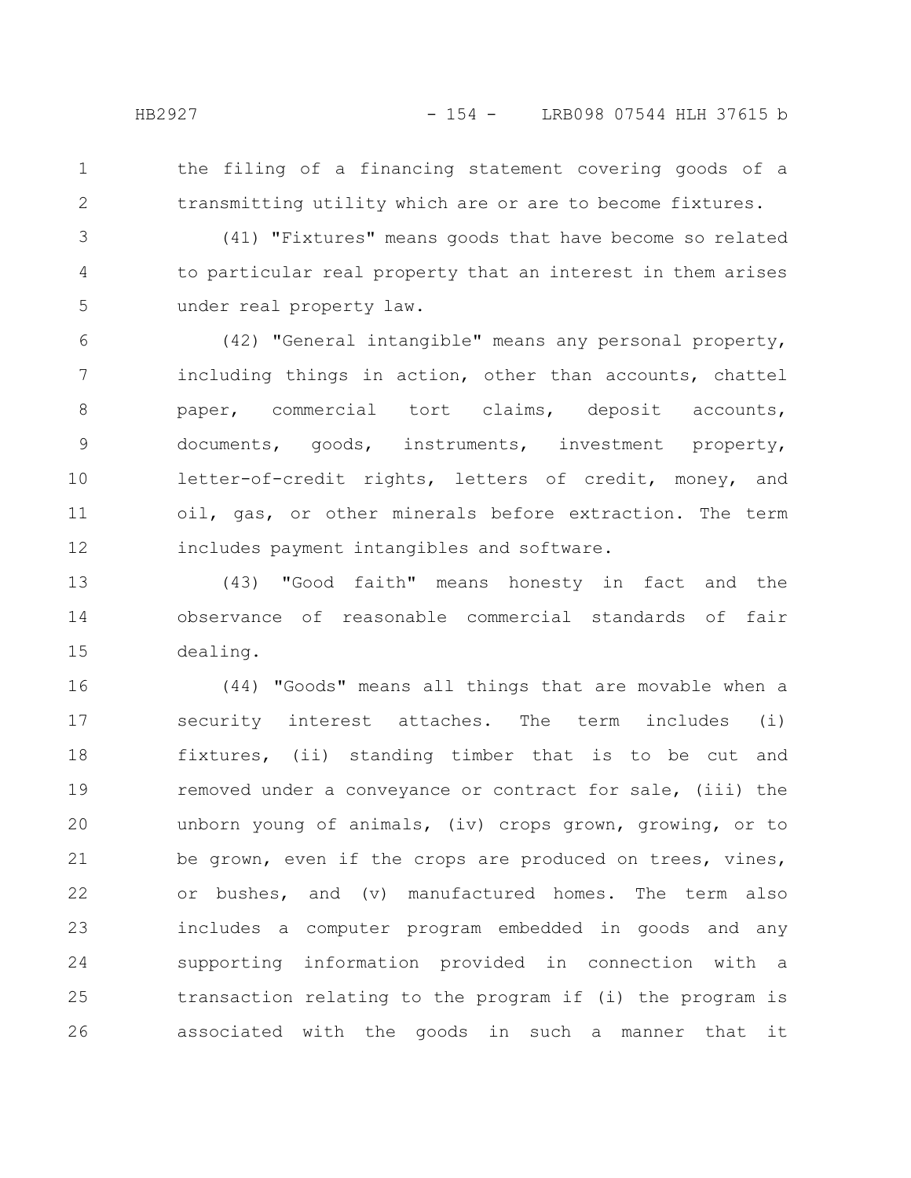the filing of a financing statement covering goods of a transmitting utility which are or are to become fixtures.

(41) "Fixtures" means goods that have become so related to particular real property that an interest in them arises under real property law.

(42) "General intangible" means any personal property, including things in action, other than accounts, chattel paper, commercial tort claims, deposit accounts, documents, goods, instruments, investment property, letter-of-credit rights, letters of credit, money, and oil, gas, or other minerals before extraction. The term includes payment intangibles and software.

(43) "Good faith" means honesty in fact and the observance of reasonable commercial standards of fair dealing.

(44) "Goods" means all things that are movable when a security interest attaches. The term includes (i) fixtures, (ii) standing timber that is to be cut and removed under a conveyance or contract for sale, (iii) the unborn young of animals, (iv) crops grown, growing, or to be grown, even if the crops are produced on trees, vines, or bushes, and (v) manufactured homes. The term also includes a computer program embedded in goods and any supporting information provided in connection with a transaction relating to the program if (i) the program is associated with the goods in such a manner that it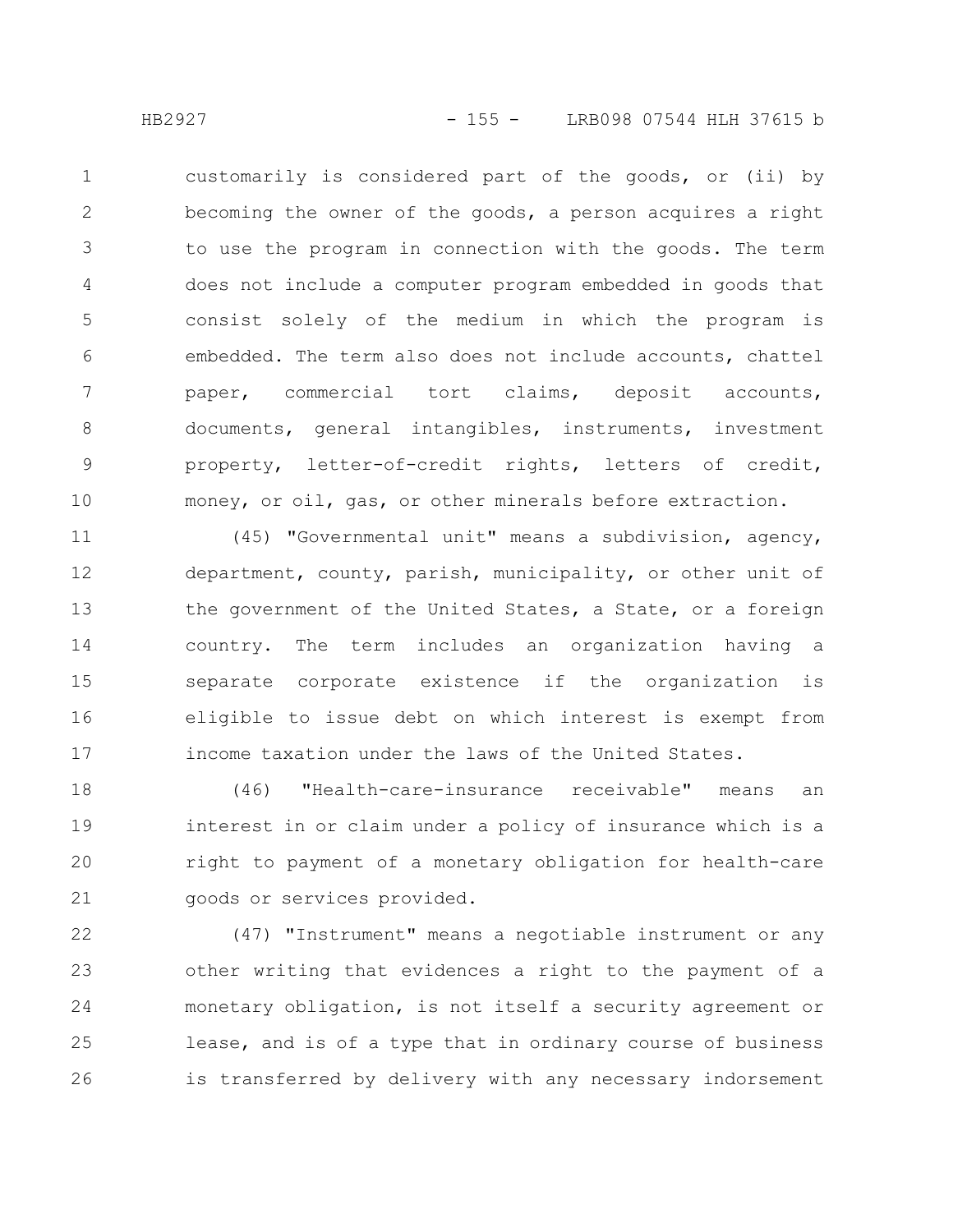customarily is considered part of the goods, or (ii) by becoming the owner of the goods, a person acquires a right to use the program in connection with the goods. The term does not include a computer program embedded in goods that consist solely of the medium in which the program is embedded. The term also does not include accounts, chattel paper, commercial tort claims, deposit accounts, documents, general intangibles, instruments, investment property, letter-of-credit rights, letters of credit, money, or oil, gas, or other minerals before extraction.

(45) "Governmental unit" means a subdivision, agency, department, county, parish, municipality, or other unit of the government of the United States, a State, or a foreign country. The term includes an organization having a separate corporate existence if the organization is eligible to issue debt on which interest is exempt from income taxation under the laws of the United States.

(46) "Health-care-insurance receivable" means an interest in or claim under a policy of insurance which is a right to payment of a monetary obligation for health-care goods or services provided.

(47) "Instrument" means a negotiable instrument or any other writing that evidences a right to the payment of a monetary obligation, is not itself a security agreement or lease, and is of a type that in ordinary course of business is transferred by delivery with any necessary indorsement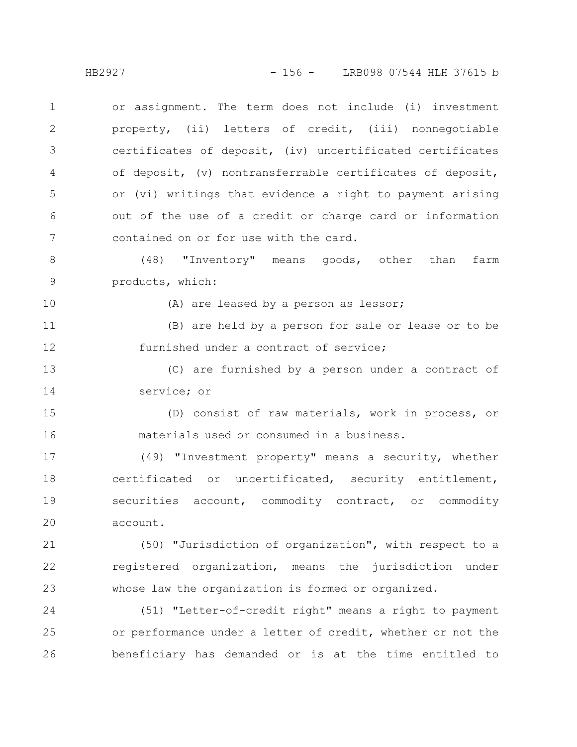or assignment. The term does not include (i) investment property, (ii) letters of credit, (iii) nonnegotiable certificates of deposit, (iv) uncertificated certificates of deposit, (v) nontransferrable certificates of deposit, or (vi) writings that evidence a right to payment arising out of the use of a credit or charge card or information contained on or for use with the card.

(48) "Inventory" means goods, other than farm products, which:

(A) are leased by a person as lessor;

(B) are held by a person for sale or lease or to be furnished under a contract of service;

(C) are furnished by a person under a contract of service; or

(D) consist of raw materials, work in process, or materials used or consumed in a business.

(49) "Investment property" means a security, whether certificated or uncertificated, security entitlement, securities account, commodity contract, or commodity account.

(50) "Jurisdiction of organization", with respect to a registered organization, means the jurisdiction under whose law the organization is formed or organized.

(51) "Letter-of-credit right" means a right to payment or performance under a letter of credit, whether or not the beneficiary has demanded or is at the time entitled to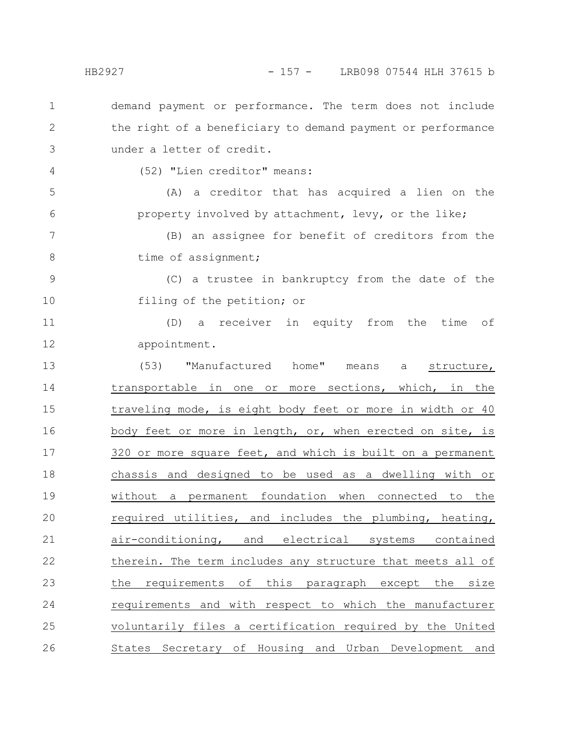demand payment or performance. The term does not include the right of a beneficiary to demand payment or performance under a letter of credit.

(52) "Lien creditor" means:

(A) a creditor that has acquired a lien on the property involved by attachment, levy, or the like;

(B) an assignee for benefit of creditors from the time of assignment;

(C) a trustee in bankruptcy from the date of the filing of the petition; or

(D) a receiver in equity from the time of appointment.

(53) "Manufactured home" means a structure, transportable in one or more sections, which, in the traveling mode, is eight body feet or more in width or 40 body feet or more in length, or, when erected on site, is 320 or more square feet, and which is built on a permanent chassis and designed to be used as a dwelling with or without a permanent foundation when connected to the required utilities, and includes the plumbing, heating, air-conditioning, and electrical systems contained therein. The term includes any structure that meets all of the requirements of this paragraph except the size requirements and with respect to which the manufacturer voluntarily files a certification required by the United States Secretary of Housing and Urban Development and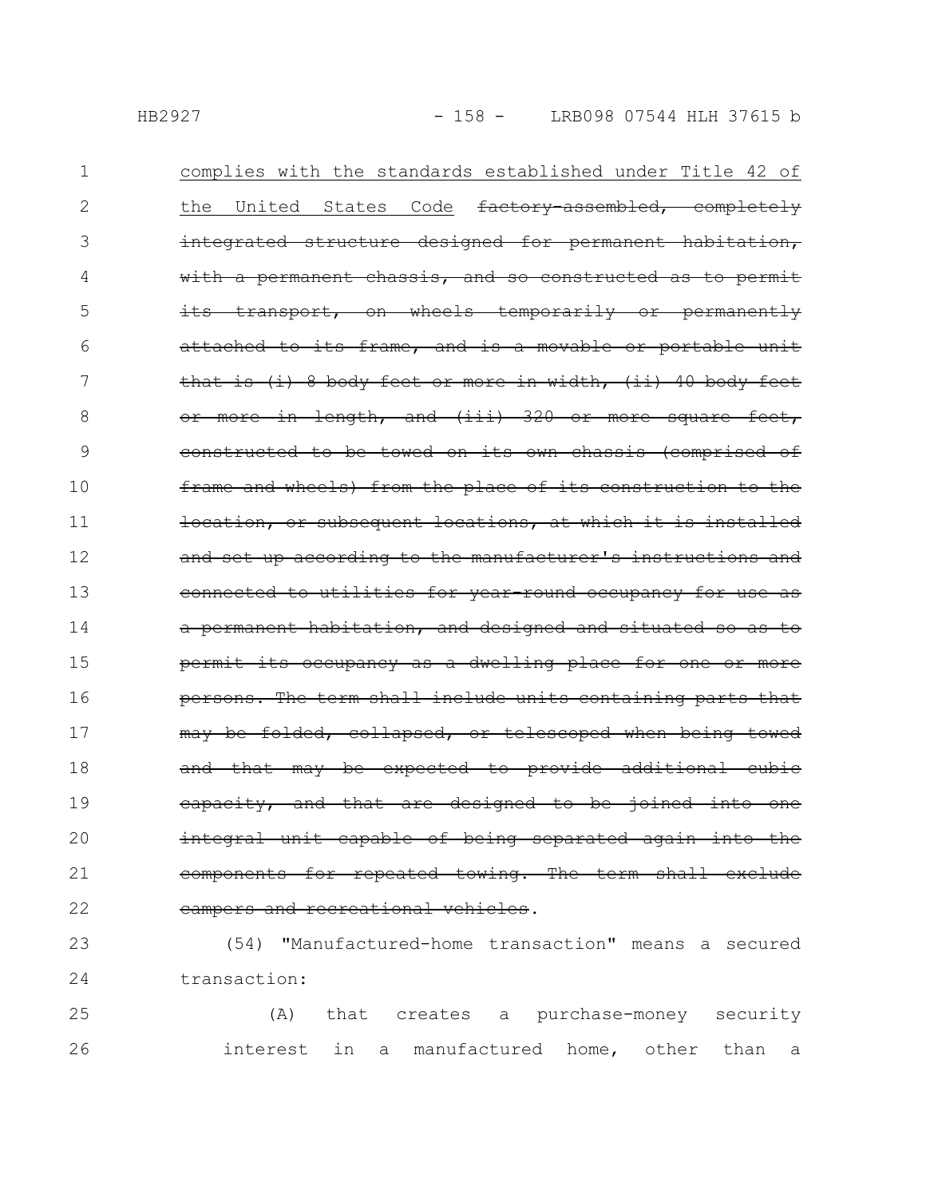<u>complies with the standards established under Title 42 of the United States Code</u> ~~factory-assembled, completely integrated structure designed for permanent habitation, with a permanent chassis, and so constructed as to permit its transport, on wheels temporarily or permanently attached to its frame, and is a movable or portable unit that is (i) 8 body feet or more in width, (ii) 40 body feet or more in length, and (iii) 320 or more square feet, constructed to be towed on its own chassis (comprised of frame and wheels) from the place of its construction to the location, or subsequent locations, at which it is installed and set up according to the manufacturer's instructions and connected to utilities for year-round occupancy for use as a permanent habitation, and designed and situated so as to permit its occupancy as a dwelling place for one or more persons. The term shall include units containing parts that may be folded, collapsed, or telescoped when being towed and that may be expected to provide additional cubic capacity, and that are designed to be joined into one integral unit capable of being separated again into the components for repeated towing. The term shall exclude campers and recreational vehicles~~.

(54) "Manufactured-home transaction" means a secured transaction:

(A) that creates a purchase-money security interest in a manufactured home, other than a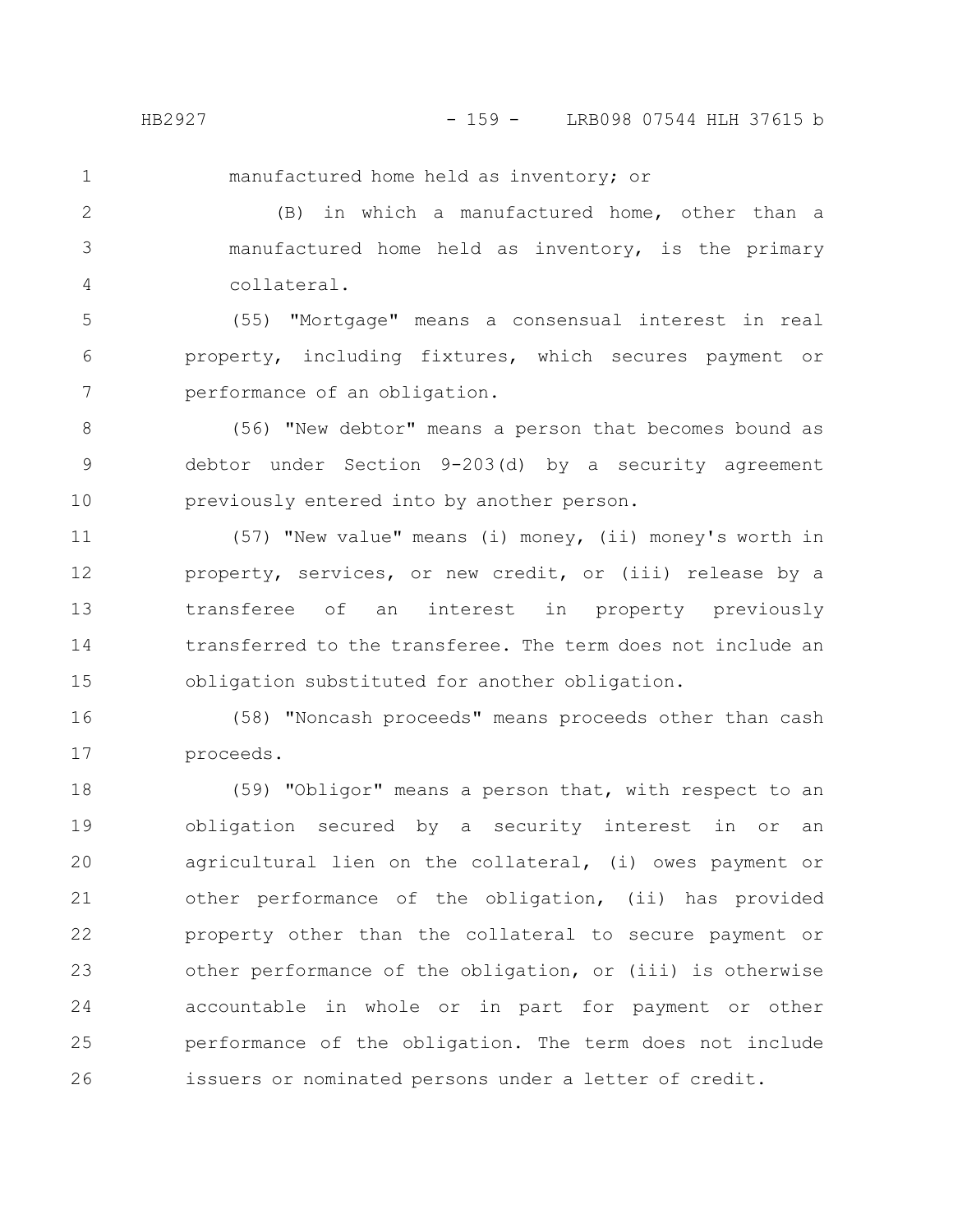manufactured home held as inventory; or

(B) in which a manufactured home, other than a manufactured home held as inventory, is the primary collateral.

(55) "Mortgage" means a consensual interest in real property, including fixtures, which secures payment or performance of an obligation.

(56) "New debtor" means a person that becomes bound as debtor under Section 9-203(d) by a security agreement previously entered into by another person.

(57) "New value" means (i) money, (ii) money's worth in property, services, or new credit, or (iii) release by a transferee of an interest in property previously transferred to the transferee. The term does not include an obligation substituted for another obligation.

(58) "Noncash proceeds" means proceeds other than cash proceeds.

(59) "Obligor" means a person that, with respect to an obligation secured by a security interest in or an agricultural lien on the collateral, (i) owes payment or other performance of the obligation, (ii) has provided property other than the collateral to secure payment or other performance of the obligation, or (iii) is otherwise accountable in whole or in part for payment or other performance of the obligation. The term does not include issuers or nominated persons under a letter of credit.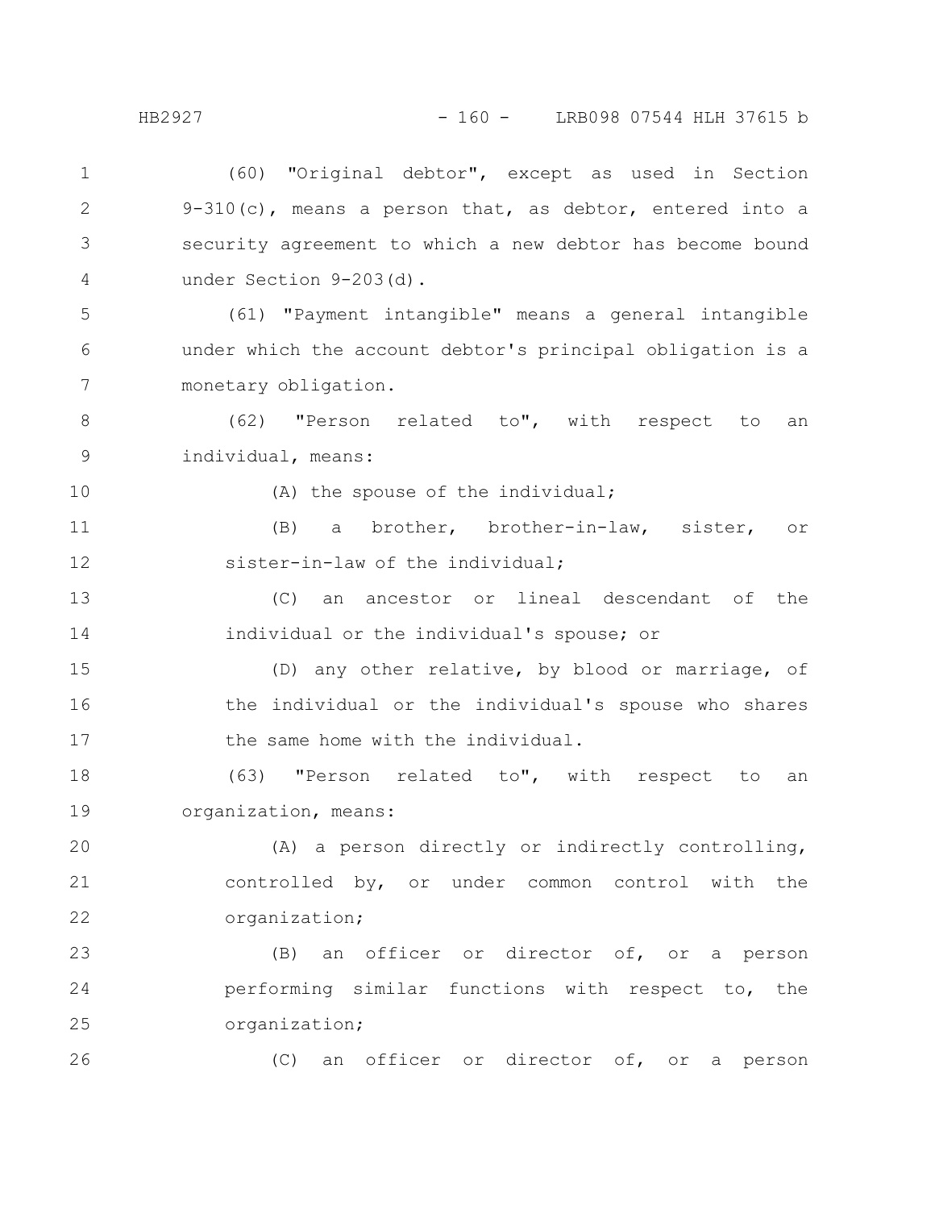(60) "Original debtor", except as used in Section 9-310(c), means a person that, as debtor, entered into a security agreement to which a new debtor has become bound under Section 9-203(d).

(61) "Payment intangible" means a general intangible under which the account debtor's principal obligation is a monetary obligation.

(62) "Person related to", with respect to an individual, means:

(A) the spouse of the individual;

(B) a brother, brother-in-law, sister, or sister-in-law of the individual;

(C) an ancestor or lineal descendant of the individual or the individual's spouse; or

(D) any other relative, by blood or marriage, of the individual or the individual's spouse who shares the same home with the individual.

(63) "Person related to", with respect to an organization, means:

(A) a person directly or indirectly controlling, controlled by, or under common control with the organization;

(B) an officer or director of, or a person performing similar functions with respect to, the organization;

(C) an officer or director of, or a person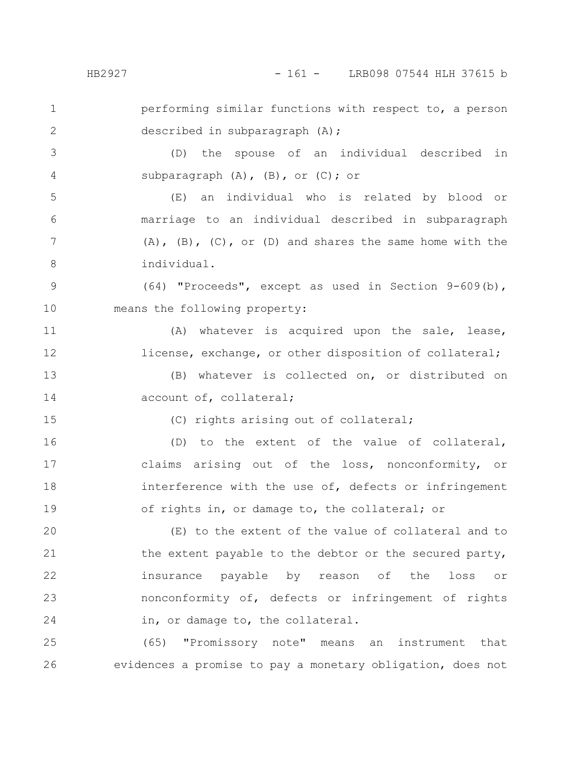performing similar functions with respect to, a person described in subparagraph (A);

(D) the spouse of an individual described in subparagraph (A), (B), or (C); or

(E) an individual who is related by blood or marriage to an individual described in subparagraph (A), (B), (C), or (D) and shares the same home with the individual.

(64) "Proceeds", except as used in Section 9-609(b), means the following property:

(A) whatever is acquired upon the sale, lease, license, exchange, or other disposition of collateral;

(B) whatever is collected on, or distributed on account of, collateral;

(C) rights arising out of collateral;

(D) to the extent of the value of collateral, claims arising out of the loss, nonconformity, or interference with the use of, defects or infringement of rights in, or damage to, the collateral; or

(E) to the extent of the value of collateral and to the extent payable to the debtor or the secured party, insurance payable by reason of the loss or nonconformity of, defects or infringement of rights in, or damage to, the collateral.

(65) "Promissory note" means an instrument that evidences a promise to pay a monetary obligation, does not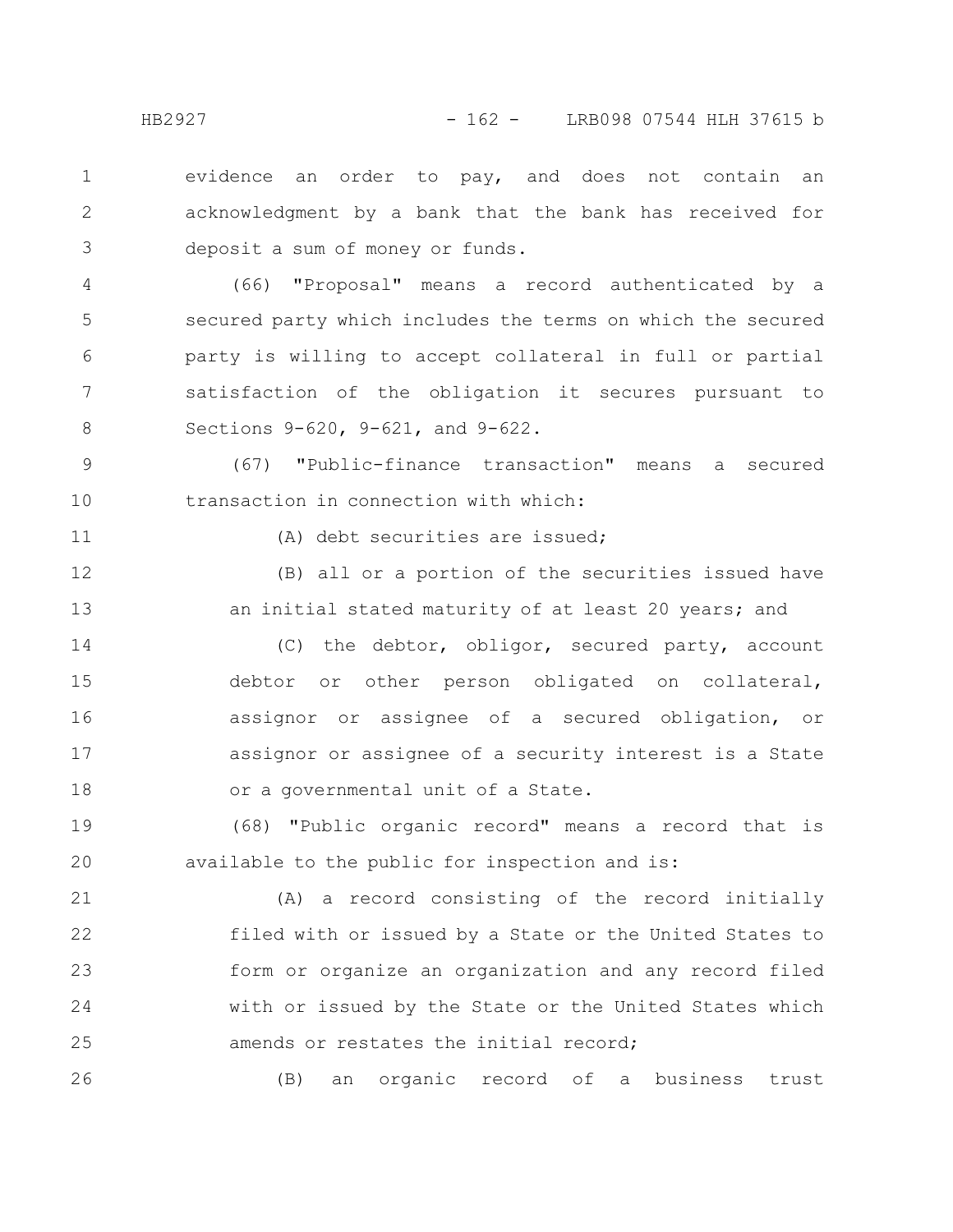evidence an order to pay, and does not contain an acknowledgment by a bank that the bank has received for deposit a sum of money or funds.

(66) "Proposal" means a record authenticated by a secured party which includes the terms on which the secured party is willing to accept collateral in full or partial satisfaction of the obligation it secures pursuant to Sections 9-620, 9-621, and 9-622.

(67) "Public-finance transaction" means a secured transaction in connection with which:

(A) debt securities are issued;

(B) all or a portion of the securities issued have an initial stated maturity of at least 20 years; and

(C) the debtor, obligor, secured party, account debtor or other person obligated on collateral, assignor or assignee of a secured obligation, or assignor or assignee of a security interest is a State or a governmental unit of a State.

(68) "Public organic record" means a record that is available to the public for inspection and is:

(A) a record consisting of the record initially filed with or issued by a State or the United States to form or organize an organization and any record filed with or issued by the State or the United States which amends or restates the initial record;

(B) an organic record of a business trust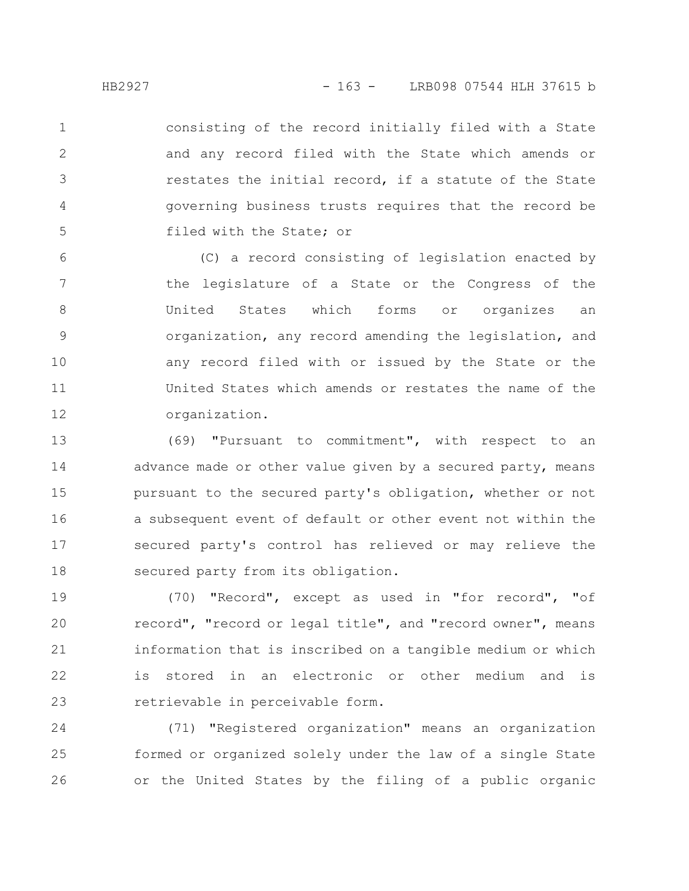consisting of the record initially filed with a State and any record filed with the State which amends or restates the initial record, if a statute of the State governing business trusts requires that the record be filed with the State; or

(C) a record consisting of legislation enacted by the legislature of a State or the Congress of the United States which forms or organizes an organization, any record amending the legislation, and any record filed with or issued by the State or the United States which amends or restates the name of the organization.

(69) "Pursuant to commitment", with respect to an advance made or other value given by a secured party, means pursuant to the secured party's obligation, whether or not a subsequent event of default or other event not within the secured party's control has relieved or may relieve the secured party from its obligation.

(70) "Record", except as used in "for record", "of record", "record or legal title", and "record owner", means information that is inscribed on a tangible medium or which is stored in an electronic or other medium and is retrievable in perceivable form.

(71) "Registered organization" means an organization formed or organized solely under the law of a single State or the United States by the filing of a public organic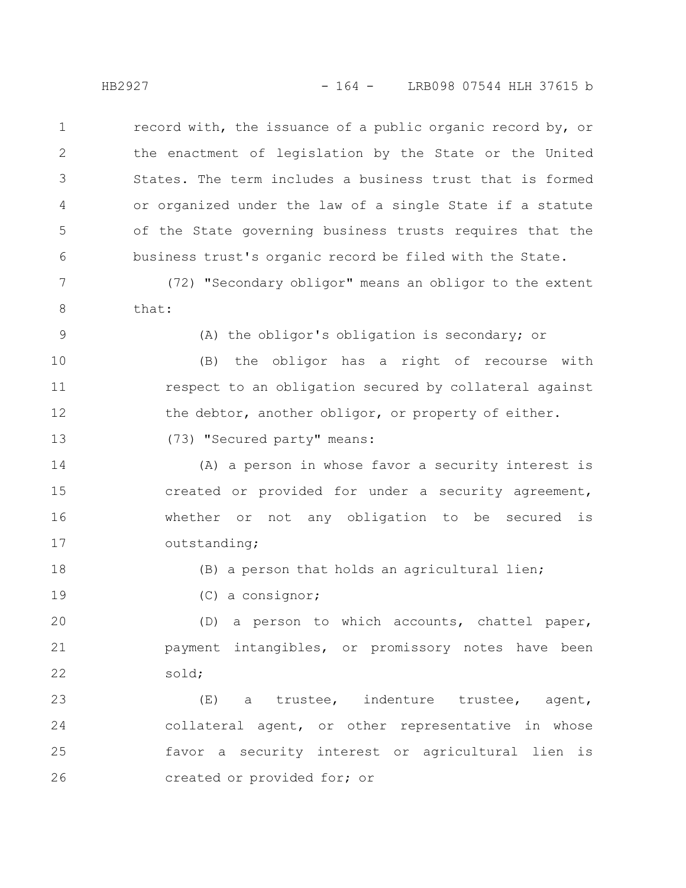record with, the issuance of a public organic record by, or the enactment of legislation by the State or the United States. The term includes a business trust that is formed or organized under the law of a single State if a statute of the State governing business trusts requires that the business trust's organic record be filed with the State.

(72) "Secondary obligor" means an obligor to the extent that:

(A) the obligor's obligation is secondary; or

(B) the obligor has a right of recourse with respect to an obligation secured by collateral against the debtor, another obligor, or property of either.

(73) "Secured party" means:

(A) a person in whose favor a security interest is created or provided for under a security agreement, whether or not any obligation to be secured is outstanding;

(B) a person that holds an agricultural lien;

(C) a consignor;

(D) a person to which accounts, chattel paper, payment intangibles, or promissory notes have been sold;

(E) a trustee, indenture trustee, agent, collateral agent, or other representative in whose favor a security interest or agricultural lien is created or provided for; or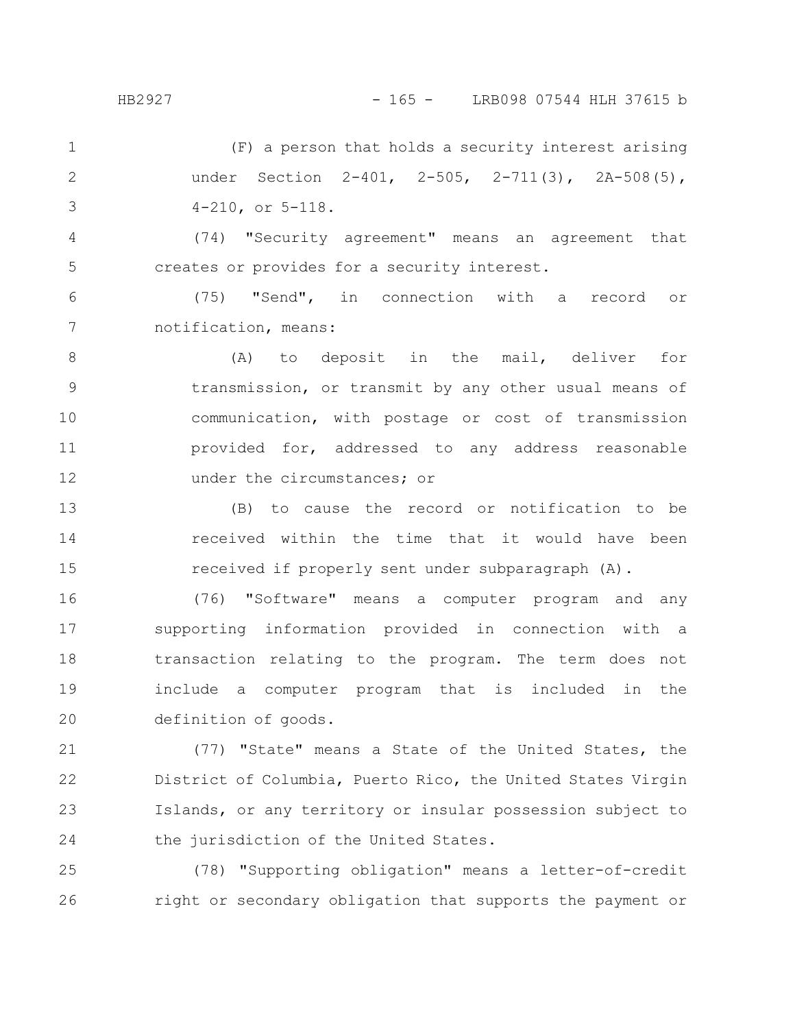(F) a person that holds a security interest arising under Section 2-401, 2-505, 2-711(3), 2A-508(5), 4-210, or 5-118.

(74) "Security agreement" means an agreement that creates or provides for a security interest.

(75) "Send", in connection with a record or notification, means:

(A) to deposit in the mail, deliver for transmission, or transmit by any other usual means of communication, with postage or cost of transmission provided for, addressed to any address reasonable under the circumstances; or

(B) to cause the record or notification to be received within the time that it would have been received if properly sent under subparagraph (A).

(76) "Software" means a computer program and any supporting information provided in connection with a transaction relating to the program. The term does not include a computer program that is included in the definition of goods.

(77) "State" means a State of the United States, the District of Columbia, Puerto Rico, the United States Virgin Islands, or any territory or insular possession subject to the jurisdiction of the United States.

(78) "Supporting obligation" means a letter-of-credit right or secondary obligation that supports the payment or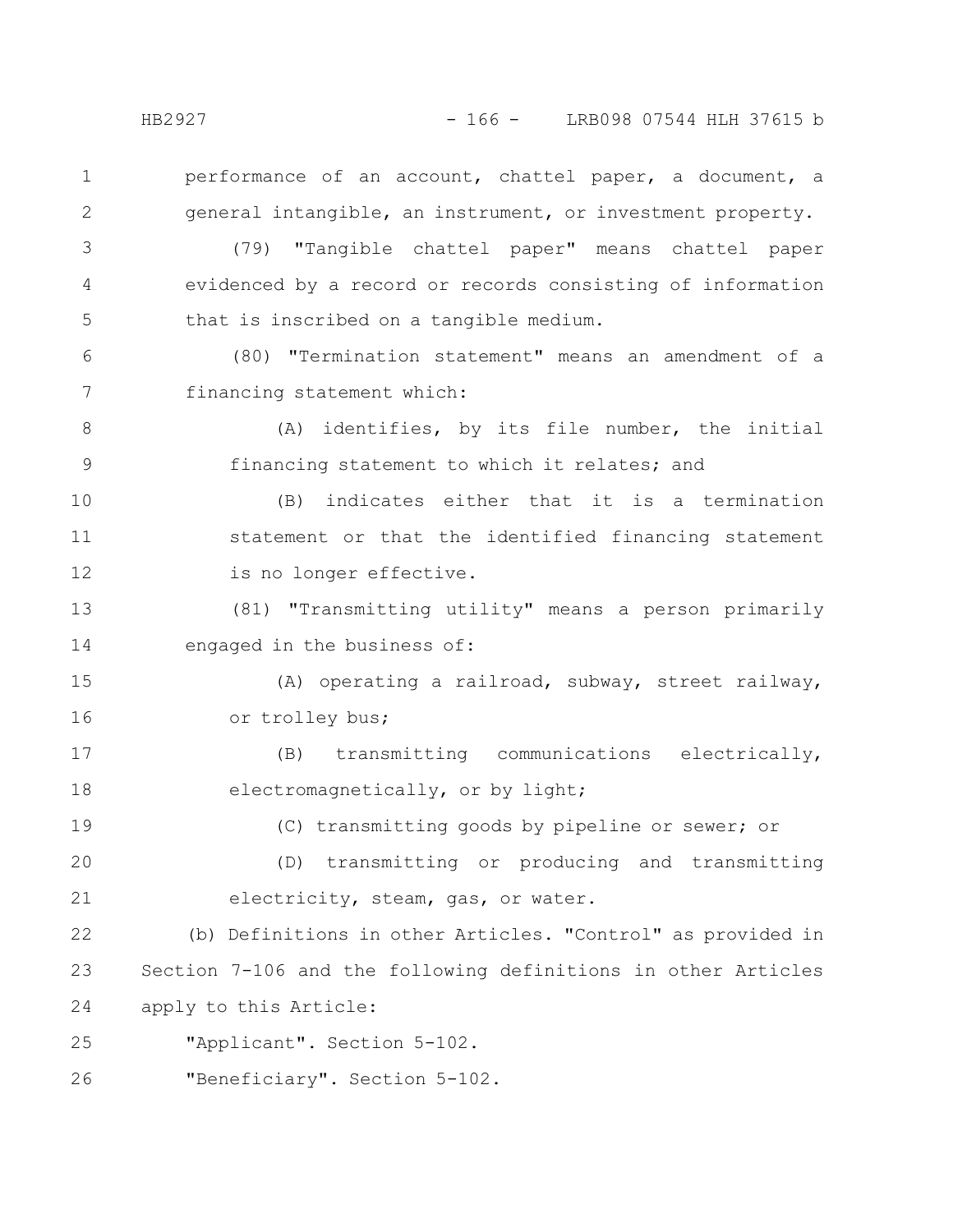performance of an account, chattel paper, a document, a general intangible, an instrument, or investment property.

(79) "Tangible chattel paper" means chattel paper evidenced by a record or records consisting of information that is inscribed on a tangible medium.

(80) "Termination statement" means an amendment of a financing statement which:

(A) identifies, by its file number, the initial financing statement to which it relates; and

(B) indicates either that it is a termination statement or that the identified financing statement is no longer effective.

(81) "Transmitting utility" means a person primarily engaged in the business of:

(A) operating a railroad, subway, street railway, or trolley bus;

(B) transmitting communications electrically, electromagnetically, or by light;

(C) transmitting goods by pipeline or sewer; or

(D) transmitting or producing and transmitting electricity, steam, gas, or water.

(b) Definitions in other Articles. "Control" as provided in Section 7-106 and the following definitions in other Articles apply to this Article:

"Applicant". Section 5-102.

"Beneficiary". Section 5-102.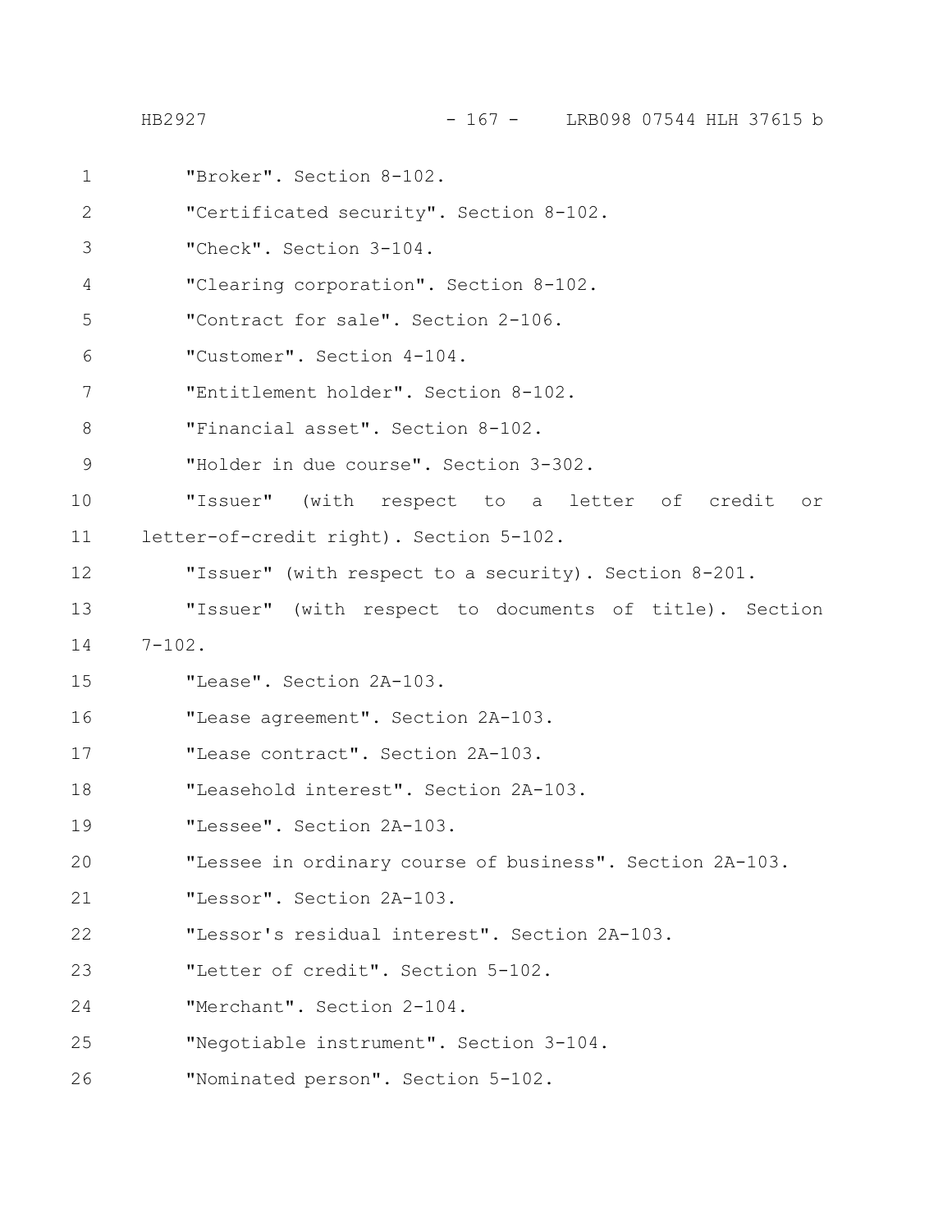"Broker". Section 8-102.

"Certificated security". Section 8-102.

"Check". Section 3-104.

"Clearing corporation". Section 8-102.

"Contract for sale". Section 2-106.

"Customer". Section 4-104.

"Entitlement holder". Section 8-102.

"Financial asset". Section 8-102.

"Holder in due course". Section 3-302.

"Issuer" (with respect to a letter of credit or letter-of-credit right). Section 5-102.

"Issuer" (with respect to a security). Section 8-201.

"Issuer" (with respect to documents of title). Section 7-102.

"Lease". Section 2A-103.

"Lease agreement". Section 2A-103.

"Lease contract". Section 2A-103.

"Leasehold interest". Section 2A-103.

"Lessee". Section 2A-103.

"Lessee in ordinary course of business". Section 2A-103.

"Lessor". Section 2A-103.

"Lessor's residual interest". Section 2A-103.

"Letter of credit". Section 5-102.

"Merchant". Section 2-104.

"Negotiable instrument". Section 3-104.

"Nominated person". Section 5-102.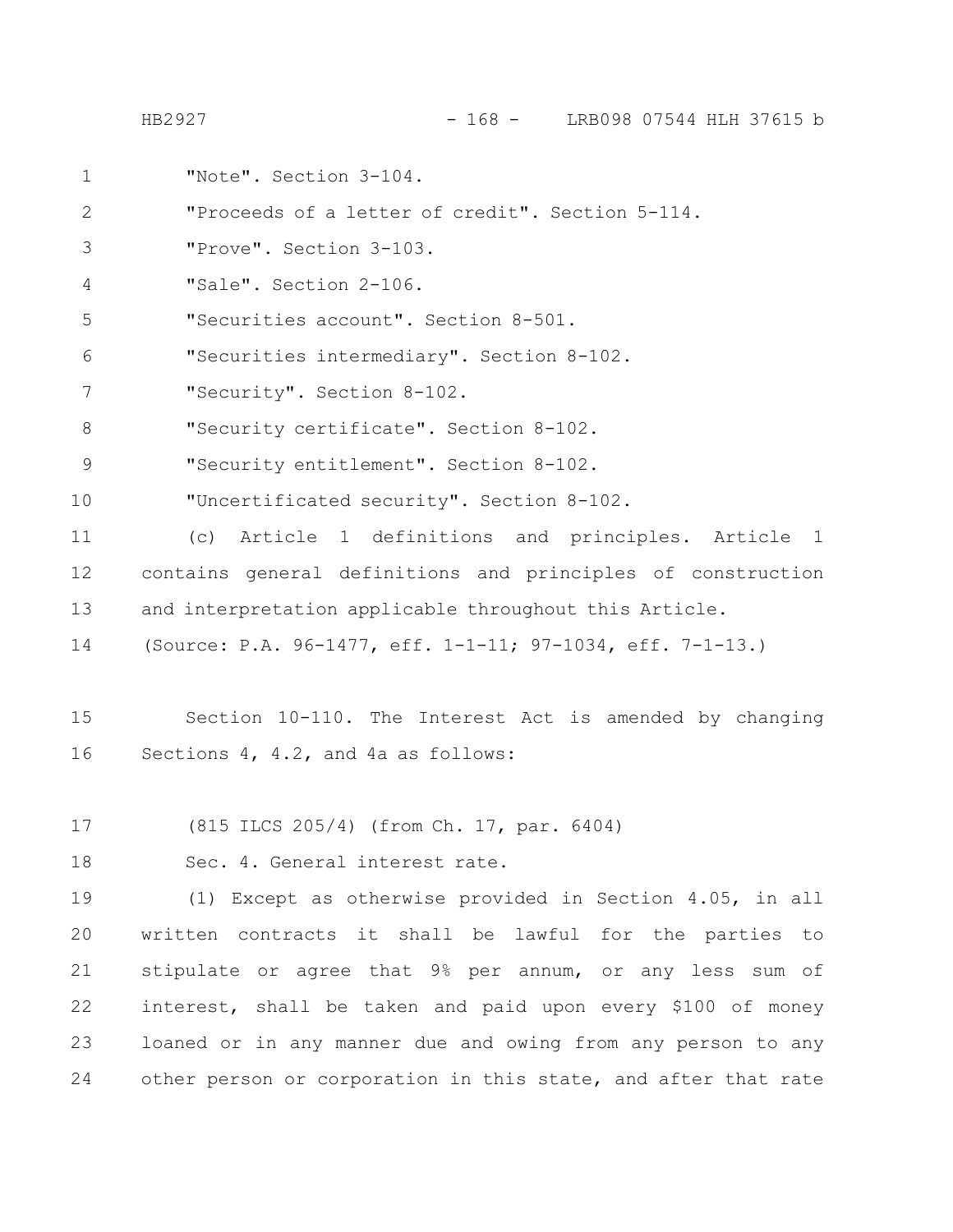"Note". Section 3-104.

"Proceeds of a letter of credit". Section 5-114.

"Prove". Section 3-103.

"Sale". Section 2-106.

"Securities account". Section 8-501.

"Securities intermediary". Section 8-102.

"Security". Section 8-102.

"Security certificate". Section 8-102.

"Security entitlement". Section 8-102.

"Uncertificated security". Section 8-102.

(c) Article 1 definitions and principles. Article 1 contains general definitions and principles of construction and interpretation applicable throughout this Article.

(Source: P.A. 96-1477, eff. 1-1-11; 97-1034, eff. 7-1-13.)

Section 10-110. The Interest Act is amended by changing Sections 4, 4.2, and 4a as follows:

(815 ILCS 205/4) (from Ch. 17, par. 6404)

Sec. 4. General interest rate.

(1) Except as otherwise provided in Section 4.05, in all written contracts it shall be lawful for the parties to stipulate or agree that 9% per annum, or any less sum of interest, shall be taken and paid upon every $100 of money loaned or in any manner due and owing from any person to any other person or corporation in this state, and after that rate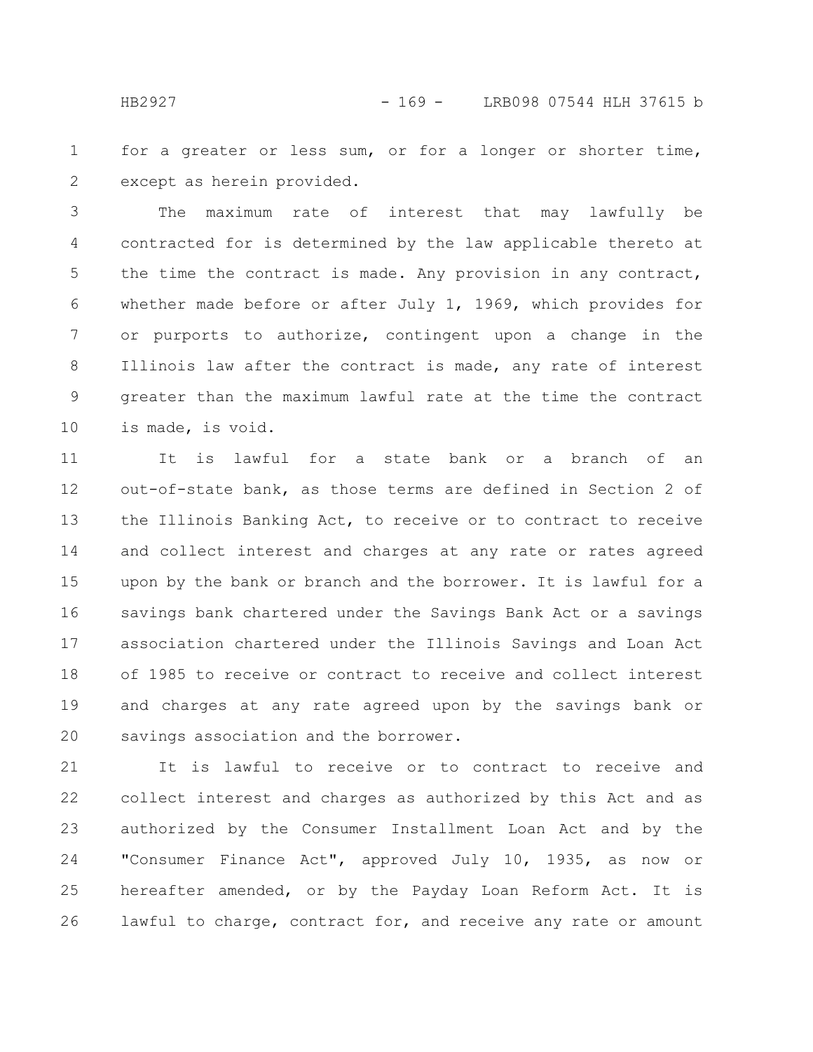for a greater or less sum, or for a longer or shorter time, except as herein provided.

The maximum rate of interest that may lawfully be contracted for is determined by the law applicable thereto at the time the contract is made. Any provision in any contract, whether made before or after July 1, 1969, which provides for or purports to authorize, contingent upon a change in the Illinois law after the contract is made, any rate of interest greater than the maximum lawful rate at the time the contract is made, is void.

It is lawful for a state bank or a branch of an out-of-state bank, as those terms are defined in Section 2 of the Illinois Banking Act, to receive or to contract to receive and collect interest and charges at any rate or rates agreed upon by the bank or branch and the borrower. It is lawful for a savings bank chartered under the Savings Bank Act or a savings association chartered under the Illinois Savings and Loan Act of 1985 to receive or contract to receive and collect interest and charges at any rate agreed upon by the savings bank or savings association and the borrower.

It is lawful to receive or to contract to receive and collect interest and charges as authorized by this Act and as authorized by the Consumer Installment Loan Act and by the "Consumer Finance Act", approved July 10, 1935, as now or hereafter amended, or by the Payday Loan Reform Act. It is lawful to charge, contract for, and receive any rate or amount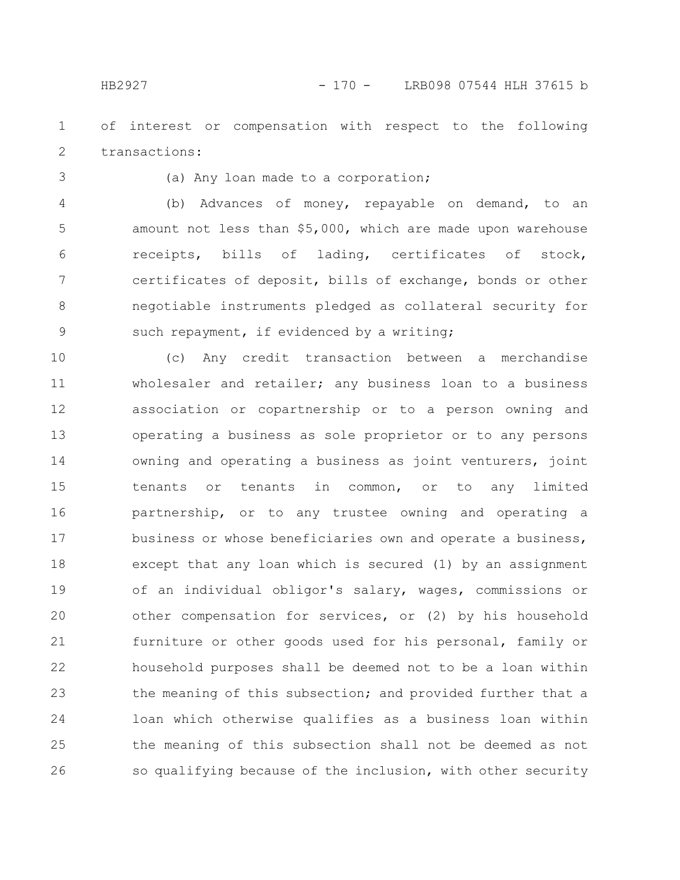of interest or compensation with respect to the following transactions:

(a) Any loan made to a corporation;

(b) Advances of money, repayable on demand, to an amount not less than $5,000, which are made upon warehouse receipts, bills of lading, certificates of stock, certificates of deposit, bills of exchange, bonds or other negotiable instruments pledged as collateral security for such repayment, if evidenced by a writing;

(c) Any credit transaction between a merchandise wholesaler and retailer; any business loan to a business association or copartnership or to a person owning and operating a business as sole proprietor or to any persons owning and operating a business as joint venturers, joint tenants or tenants in common, or to any limited partnership, or to any trustee owning and operating a business or whose beneficiaries own and operate a business, except that any loan which is secured (1) by an assignment of an individual obligor's salary, wages, commissions or other compensation for services, or (2) by his household furniture or other goods used for his personal, family or household purposes shall be deemed not to be a loan within the meaning of this subsection; and provided further that a loan which otherwise qualifies as a business loan within the meaning of this subsection shall not be deemed as not so qualifying because of the inclusion, with other security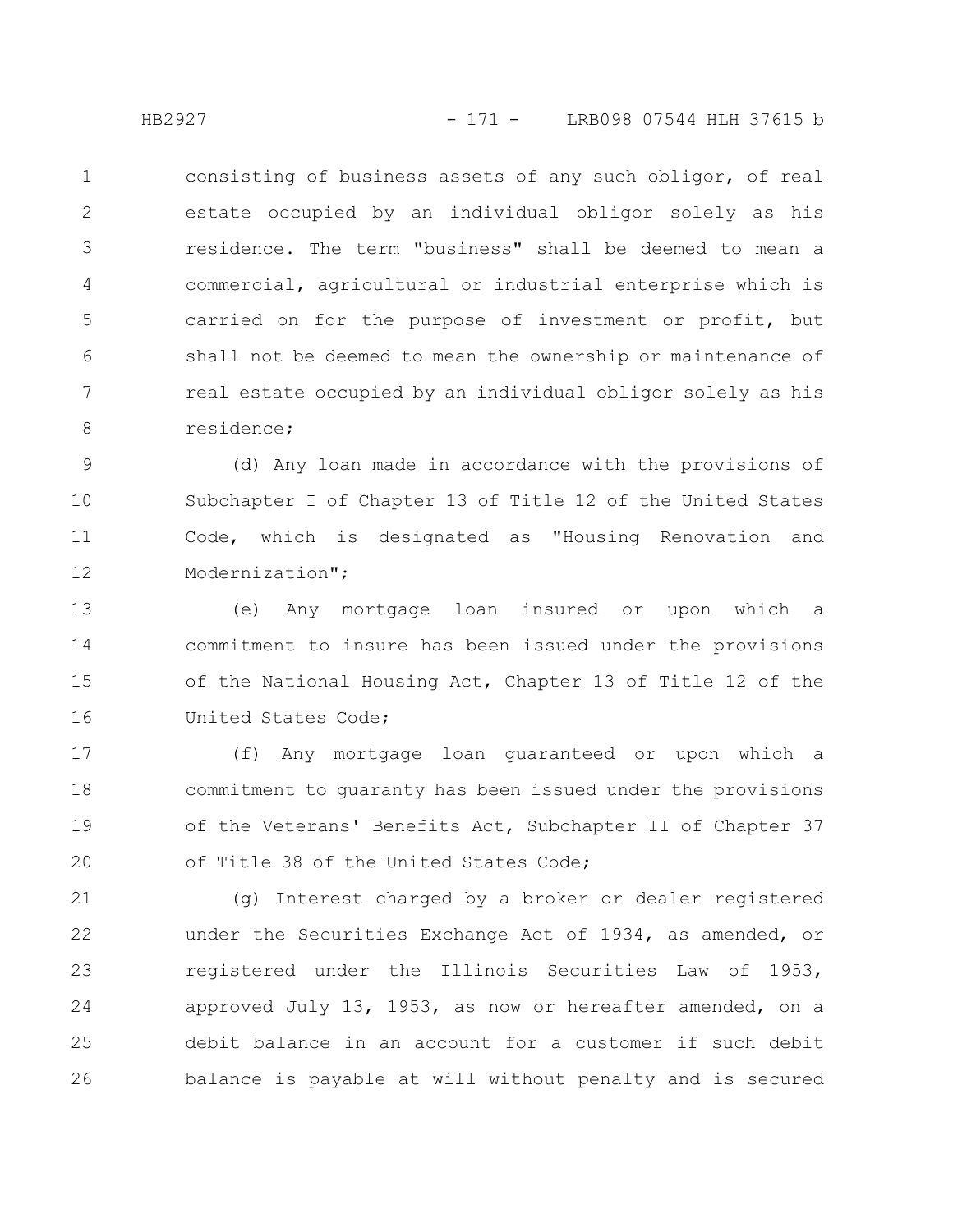consisting of business assets of any such obligor, of real estate occupied by an individual obligor solely as his residence. The term "business" shall be deemed to mean a commercial, agricultural or industrial enterprise which is carried on for the purpose of investment or profit, but shall not be deemed to mean the ownership or maintenance of real estate occupied by an individual obligor solely as his residence;

(d) Any loan made in accordance with the provisions of Subchapter I of Chapter 13 of Title 12 of the United States Code, which is designated as "Housing Renovation and Modernization";

(e) Any mortgage loan insured or upon which a commitment to insure has been issued under the provisions of the National Housing Act, Chapter 13 of Title 12 of the United States Code;

(f) Any mortgage loan guaranteed or upon which a commitment to guaranty has been issued under the provisions of the Veterans' Benefits Act, Subchapter II of Chapter 37 of Title 38 of the United States Code;

(g) Interest charged by a broker or dealer registered under the Securities Exchange Act of 1934, as amended, or registered under the Illinois Securities Law of 1953, approved July 13, 1953, as now or hereafter amended, on a debit balance in an account for a customer if such debit balance is payable at will without penalty and is secured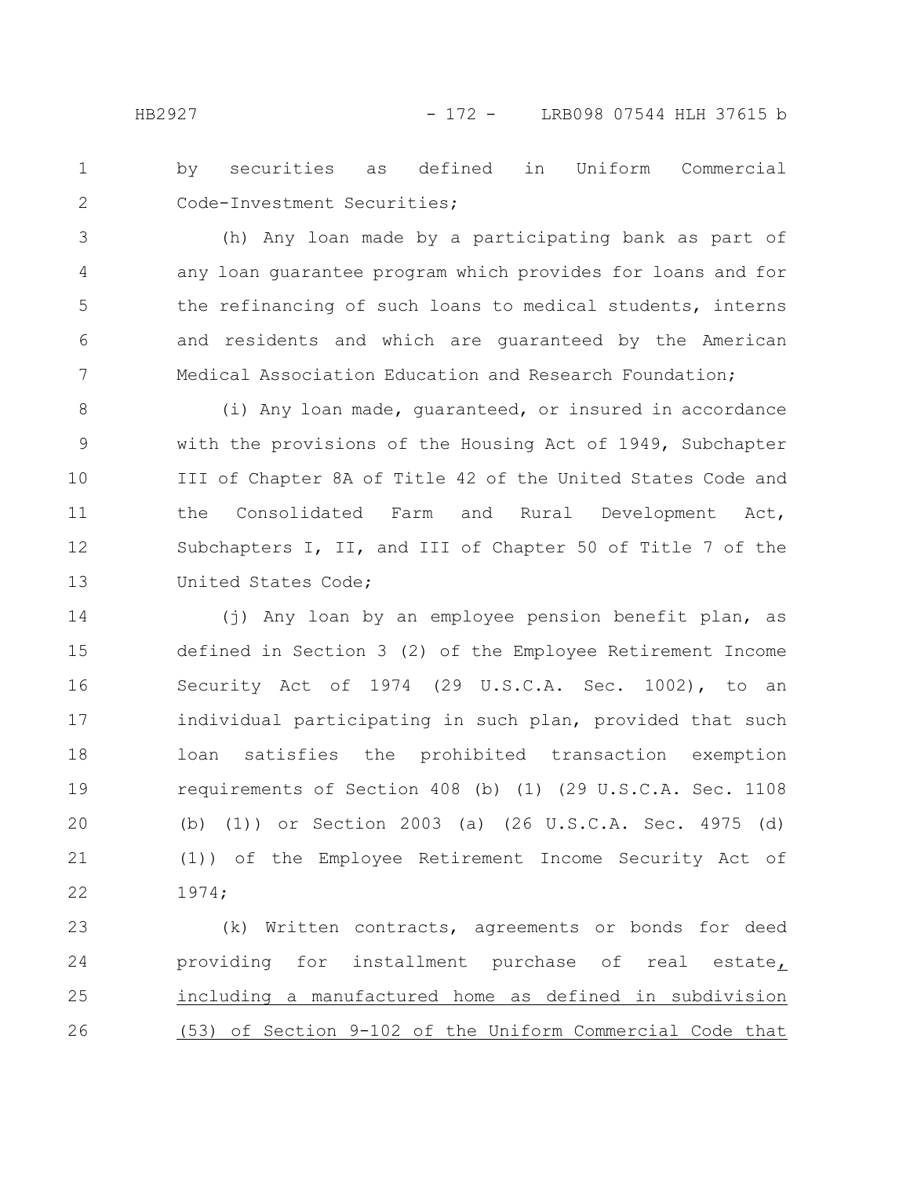by securities as defined in Uniform Commercial Code-Investment Securities;

(h) Any loan made by a participating bank as part of any loan guarantee program which provides for loans and for the refinancing of such loans to medical students, interns and residents and which are guaranteed by the American Medical Association Education and Research Foundation;

(i) Any loan made, guaranteed, or insured in accordance with the provisions of the Housing Act of 1949, Subchapter III of Chapter 8A of Title 42 of the United States Code and the Consolidated Farm and Rural Development Act, Subchapters I, II, and III of Chapter 50 of Title 7 of the United States Code;

(j) Any loan by an employee pension benefit plan, as defined in Section 3 (2) of the Employee Retirement Income Security Act of 1974 (29 U.S.C.A. Sec. 1002), to an individual participating in such plan, provided that such loan satisfies the prohibited transaction exemption requirements of Section 408 (b) (1) (29 U.S.C.A. Sec. 1108 (b) (1)) or Section 2003 (a) (26 U.S.C.A. Sec. 4975 (d) (1)) of the Employee Retirement Income Security Act of 1974;

(k) Written contracts, agreements or bonds for deed providing for installment purchase of real estate, including a manufactured home as defined in subdivision (53) of Section 9-102 of the Uniform Commercial Code that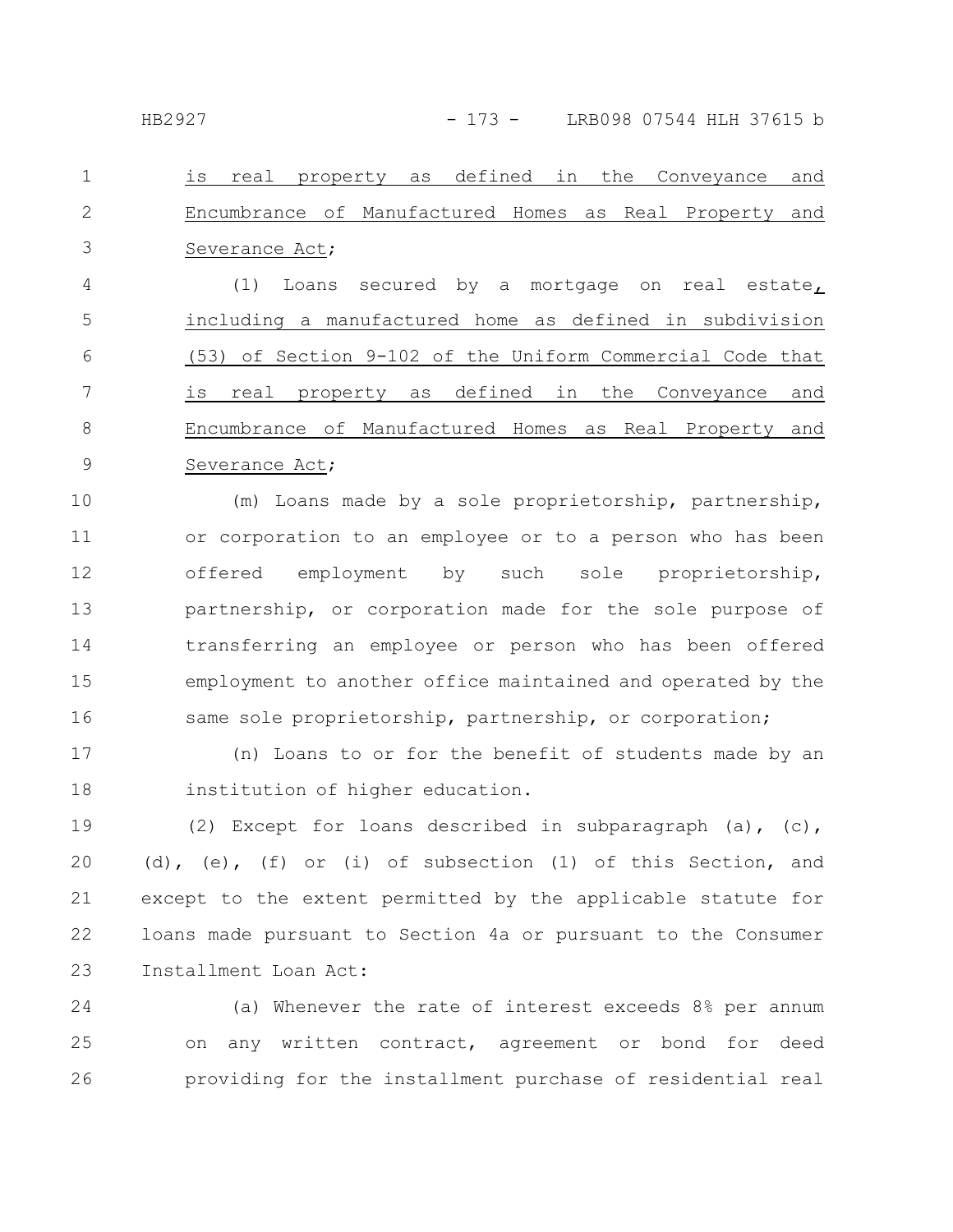is real property as defined in the Conveyance and Encumbrance of Manufactured Homes as Real Property and Severance Act;

(l) Loans secured by a mortgage on real estate, including a manufactured home as defined in subdivision (53) of Section 9-102 of the Uniform Commercial Code that is real property as defined in the Conveyance and Encumbrance of Manufactured Homes as Real Property and Severance Act;

(m) Loans made by a sole proprietorship, partnership, or corporation to an employee or to a person who has been offered employment by such sole proprietorship, partnership, or corporation made for the sole purpose of transferring an employee or person who has been offered employment to another office maintained and operated by the same sole proprietorship, partnership, or corporation;

(n) Loans to or for the benefit of students made by an institution of higher education.

(2) Except for loans described in subparagraph (a), (c), (d), (e), (f) or (i) of subsection (1) of this Section, and except to the extent permitted by the applicable statute for loans made pursuant to Section 4a or pursuant to the Consumer Installment Loan Act:

(a) Whenever the rate of interest exceeds 8% per annum on any written contract, agreement or bond for deed providing for the installment purchase of residential real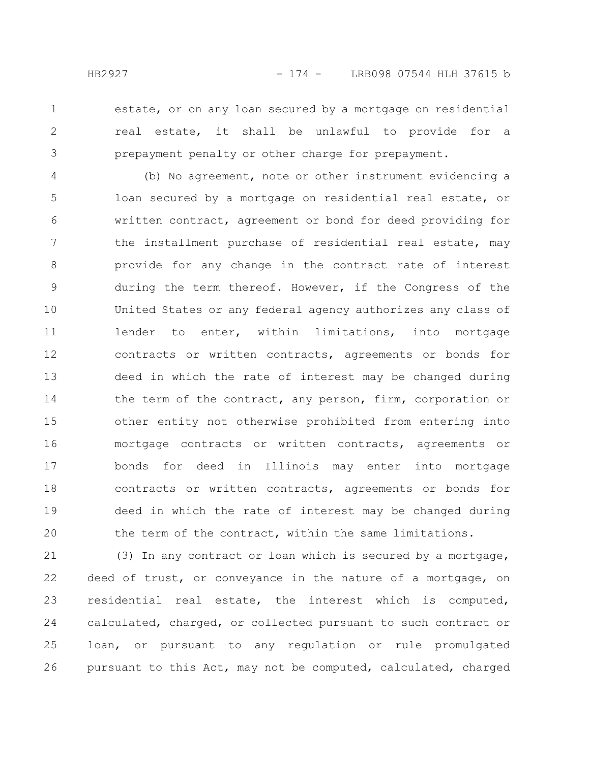estate, or on any loan secured by a mortgage on residential real estate, it shall be unlawful to provide for a prepayment penalty or other charge for prepayment.

(b) No agreement, note or other instrument evidencing a loan secured by a mortgage on residential real estate, or written contract, agreement or bond for deed providing for the installment purchase of residential real estate, may provide for any change in the contract rate of interest during the term thereof. However, if the Congress of the United States or any federal agency authorizes any class of lender to enter, within limitations, into mortgage contracts or written contracts, agreements or bonds for deed in which the rate of interest may be changed during the term of the contract, any person, firm, corporation or other entity not otherwise prohibited from entering into mortgage contracts or written contracts, agreements or bonds for deed in Illinois may enter into mortgage contracts or written contracts, agreements or bonds for deed in which the rate of interest may be changed during the term of the contract, within the same limitations.

(3) In any contract or loan which is secured by a mortgage, deed of trust, or conveyance in the nature of a mortgage, on residential real estate, the interest which is computed, calculated, charged, or collected pursuant to such contract or loan, or pursuant to any regulation or rule promulgated pursuant to this Act, may not be computed, calculated, charged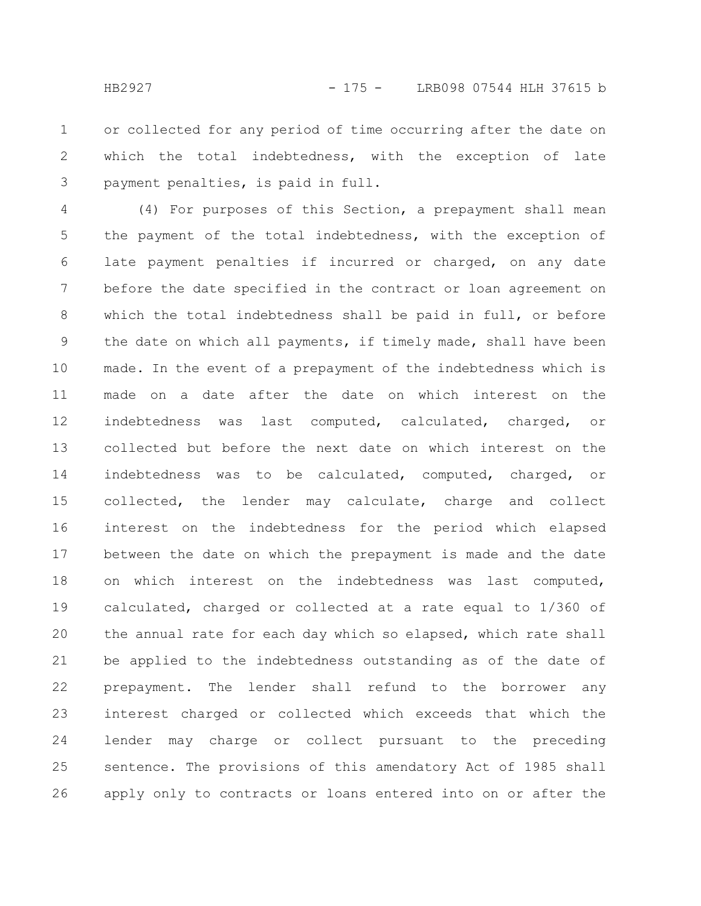or collected for any period of time occurring after the date on which the total indebtedness, with the exception of late payment penalties, is paid in full.

(4) For purposes of this Section, a prepayment shall mean the payment of the total indebtedness, with the exception of late payment penalties if incurred or charged, on any date before the date specified in the contract or loan agreement on which the total indebtedness shall be paid in full, or before the date on which all payments, if timely made, shall have been made. In the event of a prepayment of the indebtedness which is made on a date after the date on which interest on the indebtedness was last computed, calculated, charged, or collected but before the next date on which interest on the indebtedness was to be calculated, computed, charged, or collected, the lender may calculate, charge and collect interest on the indebtedness for the period which elapsed between the date on which the prepayment is made and the date on which interest on the indebtedness was last computed, calculated, charged or collected at a rate equal to 1/360 of the annual rate for each day which so elapsed, which rate shall be applied to the indebtedness outstanding as of the date of prepayment. The lender shall refund to the borrower any interest charged or collected which exceeds that which the lender may charge or collect pursuant to the preceding sentence. The provisions of this amendatory Act of 1985 shall apply only to contracts or loans entered into on or after the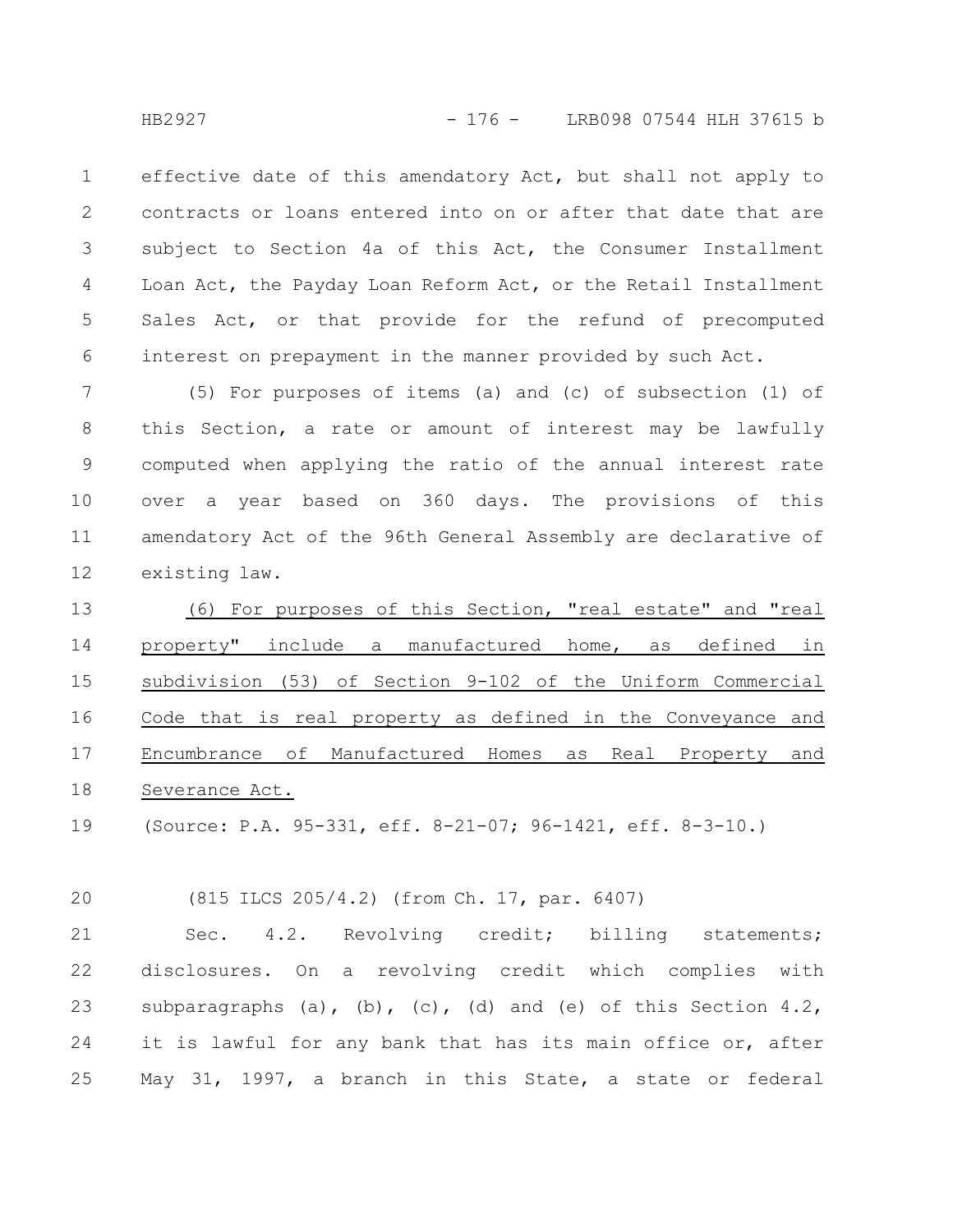effective date of this amendatory Act, but shall not apply to contracts or loans entered into on or after that date that are subject to Section 4a of this Act, the Consumer Installment Loan Act, the Payday Loan Reform Act, or the Retail Installment Sales Act, or that provide for the refund of precomputed interest on prepayment in the manner provided by such Act.

(5) For purposes of items (a) and (c) of subsection (1) of this Section, a rate or amount of interest may be lawfully computed when applying the ratio of the annual interest rate over a year based on 360 days. The provisions of this amendatory Act of the 96th General Assembly are declarative of existing law.

(6) For purposes of this Section, "real estate" and "real property" include a manufactured home, as defined in subdivision (53) of Section 9-102 of the Uniform Commercial Code that is real property as defined in the Conveyance and Encumbrance of Manufactured Homes as Real Property and Severance Act.

(Source: P.A. 95-331, eff. 8-21-07; 96-1421, eff. 8-3-10.)

(815 ILCS 205/4.2) (from Ch. 17, par. 6407)

Sec. 4.2. Revolving credit; billing statements; disclosures. On a revolving credit which complies with subparagraphs (a), (b), (c), (d) and (e) of this Section 4.2, it is lawful for any bank that has its main office or, after May 31, 1997, a branch in this State, a state or federal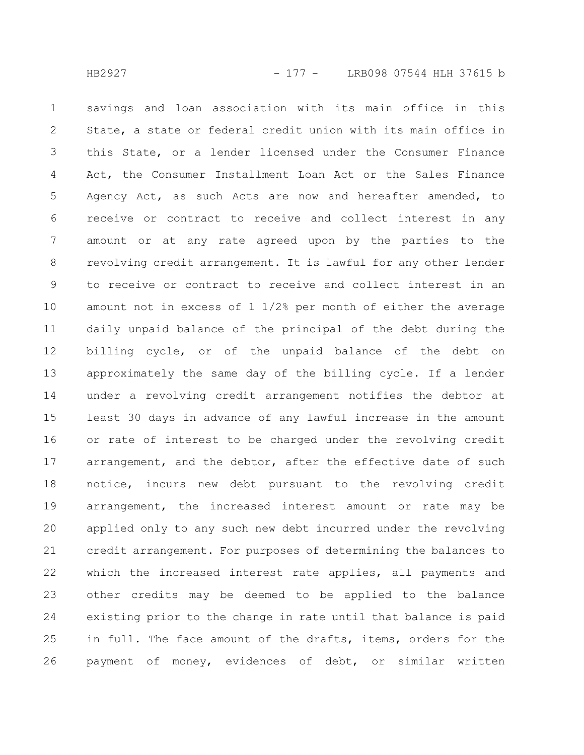savings and loan association with its main office in this State, a state or federal credit union with its main office in this State, or a lender licensed under the Consumer Finance Act, the Consumer Installment Loan Act or the Sales Finance Agency Act, as such Acts are now and hereafter amended, to receive or contract to receive and collect interest in any amount or at any rate agreed upon by the parties to the revolving credit arrangement. It is lawful for any other lender to receive or contract to receive and collect interest in an amount not in excess of 1 1/2% per month of either the average daily unpaid balance of the principal of the debt during the billing cycle, or of the unpaid balance of the debt on approximately the same day of the billing cycle. If a lender under a revolving credit arrangement notifies the debtor at least 30 days in advance of any lawful increase in the amount or rate of interest to be charged under the revolving credit arrangement, and the debtor, after the effective date of such notice, incurs new debt pursuant to the revolving credit arrangement, the increased interest amount or rate may be applied only to any such new debt incurred under the revolving credit arrangement. For purposes of determining the balances to which the increased interest rate applies, all payments and other credits may be deemed to be applied to the balance existing prior to the change in rate until that balance is paid in full. The face amount of the drafts, items, orders for the payment of money, evidences of debt, or similar written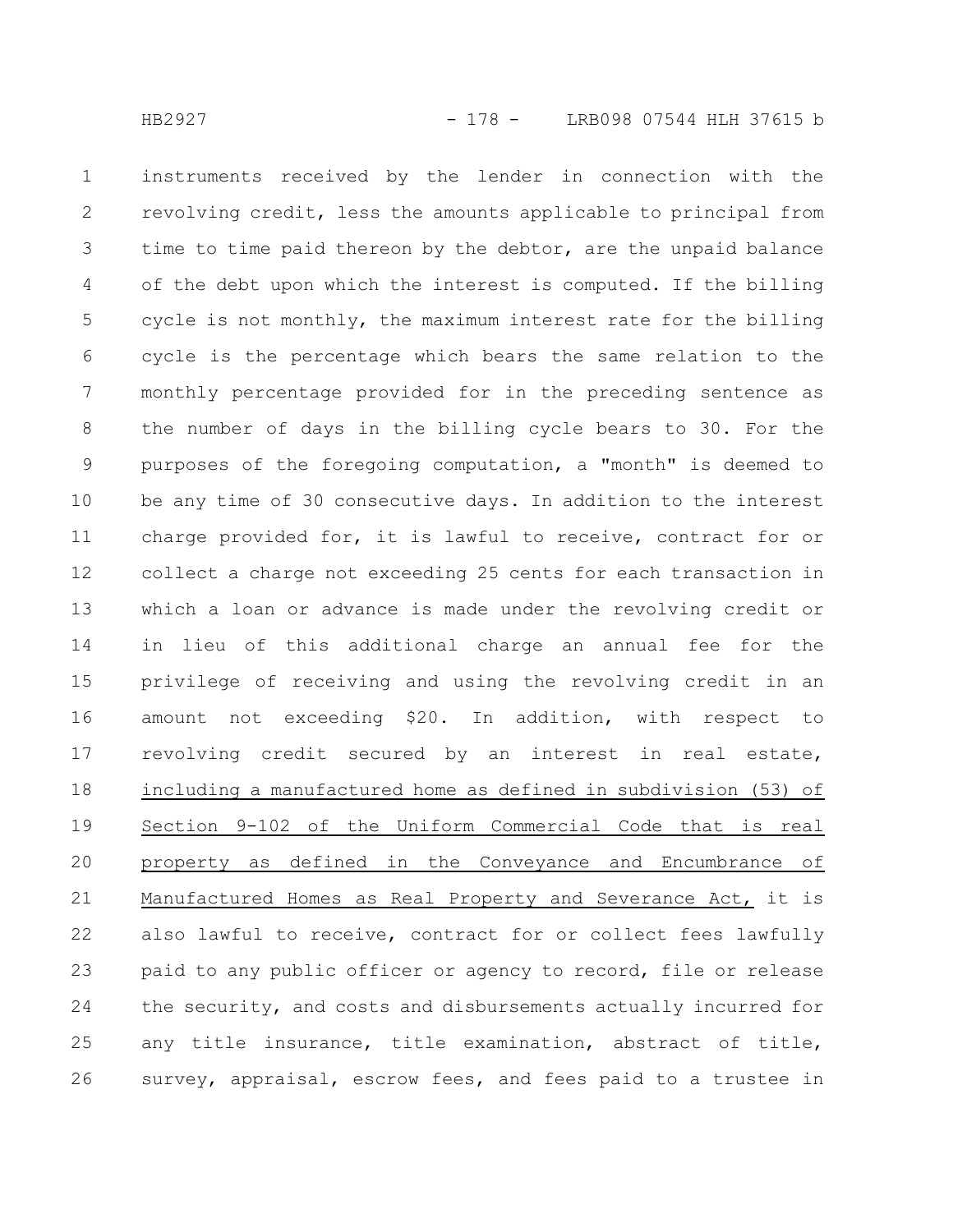instruments received by the lender in connection with the revolving credit, less the amounts applicable to principal from time to time paid thereon by the debtor, are the unpaid balance of the debt upon which the interest is computed. If the billing cycle is not monthly, the maximum interest rate for the billing cycle is the percentage which bears the same relation to the monthly percentage provided for in the preceding sentence as the number of days in the billing cycle bears to 30. For the purposes of the foregoing computation, a "month" is deemed to be any time of 30 consecutive days. In addition to the interest charge provided for, it is lawful to receive, contract for or collect a charge not exceeding 25 cents for each transaction in which a loan or advance is made under the revolving credit or in lieu of this additional charge an annual fee for the privilege of receiving and using the revolving credit in an amount not exceeding $20. In addition, with respect to revolving credit secured by an interest in real estate, including a manufactured home as defined in subdivision (53) of Section 9-102 of the Uniform Commercial Code that is real property as defined in the Conveyance and Encumbrance of Manufactured Homes as Real Property and Severance Act, it is also lawful to receive, contract for or collect fees lawfully paid to any public officer or agency to record, file or release the security, and costs and disbursements actually incurred for any title insurance, title examination, abstract of title, survey, appraisal, escrow fees, and fees paid to a trustee in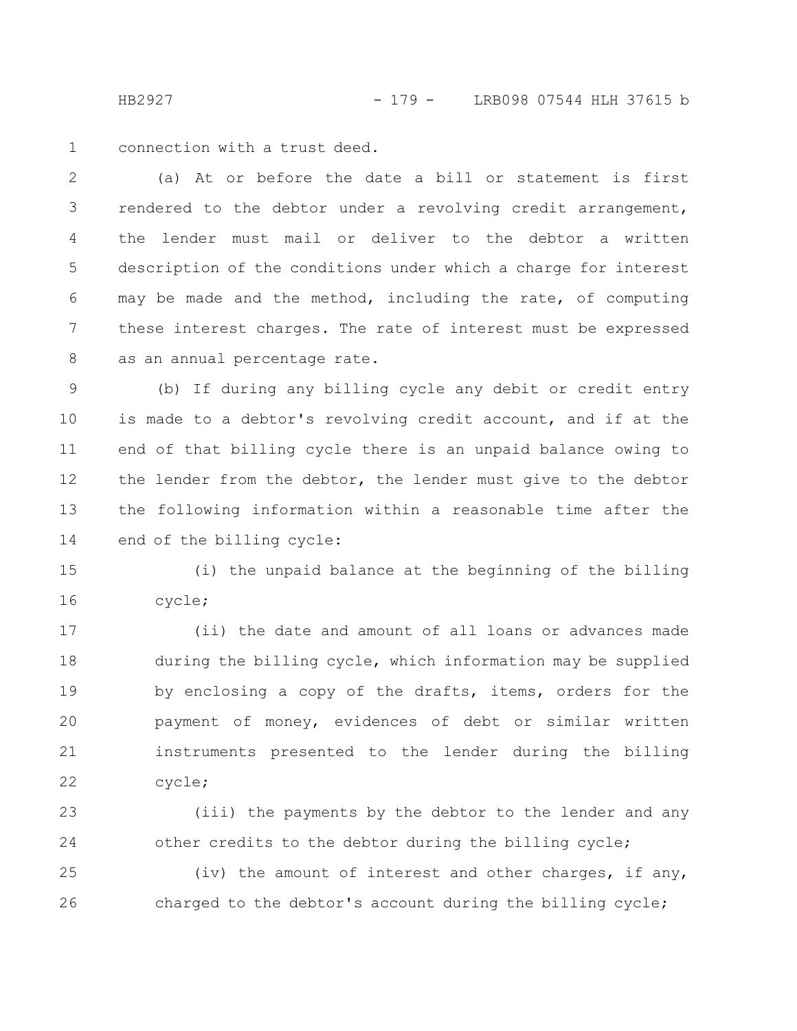connection with a trust deed.

(a) At or before the date a bill or statement is first rendered to the debtor under a revolving credit arrangement, the lender must mail or deliver to the debtor a written description of the conditions under which a charge for interest may be made and the method, including the rate, of computing these interest charges. The rate of interest must be expressed as an annual percentage rate.

(b) If during any billing cycle any debit or credit entry is made to a debtor's revolving credit account, and if at the end of that billing cycle there is an unpaid balance owing to the lender from the debtor, the lender must give to the debtor the following information within a reasonable time after the end of the billing cycle:

(i) the unpaid balance at the beginning of the billing cycle;

(ii) the date and amount of all loans or advances made during the billing cycle, which information may be supplied by enclosing a copy of the drafts, items, orders for the payment of money, evidences of debt or similar written instruments presented to the lender during the billing cycle;

(iii) the payments by the debtor to the lender and any other credits to the debtor during the billing cycle;

(iv) the amount of interest and other charges, if any, charged to the debtor's account during the billing cycle;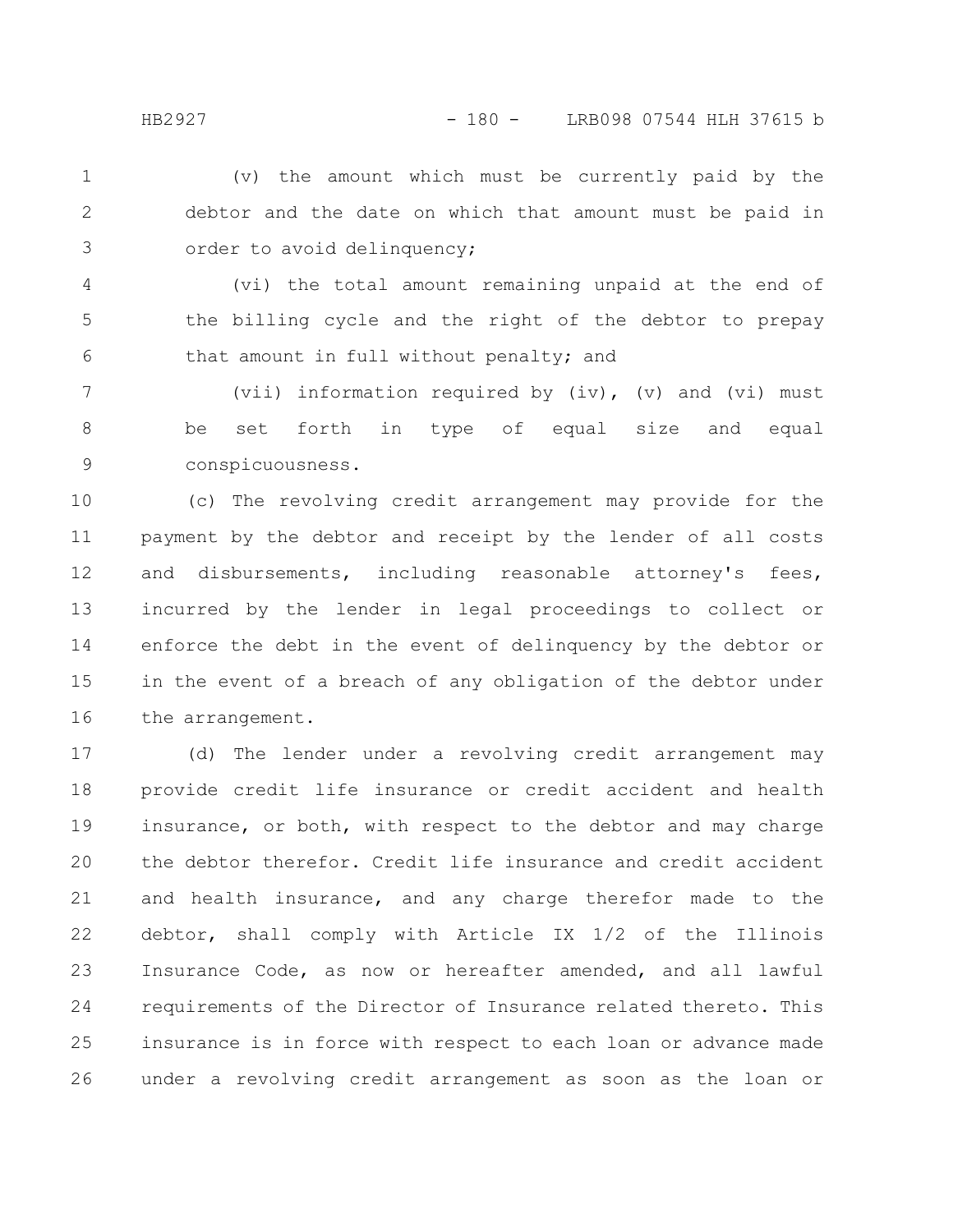(v) the amount which must be currently paid by the debtor and the date on which that amount must be paid in order to avoid delinquency;

(vi) the total amount remaining unpaid at the end of the billing cycle and the right of the debtor to prepay that amount in full without penalty; and

(vii) information required by (iv), (v) and (vi) must be set forth in type of equal size and equal conspicuousness.

(c) The revolving credit arrangement may provide for the payment by the debtor and receipt by the lender of all costs and disbursements, including reasonable attorney's fees, incurred by the lender in legal proceedings to collect or enforce the debt in the event of delinquency by the debtor or in the event of a breach of any obligation of the debtor under the arrangement.

(d) The lender under a revolving credit arrangement may provide credit life insurance or credit accident and health insurance, or both, with respect to the debtor and may charge the debtor therefor. Credit life insurance and credit accident and health insurance, and any charge therefor made to the debtor, shall comply with Article IX 1/2 of the Illinois Insurance Code, as now or hereafter amended, and all lawful requirements of the Director of Insurance related thereto. This insurance is in force with respect to each loan or advance made under a revolving credit arrangement as soon as the loan or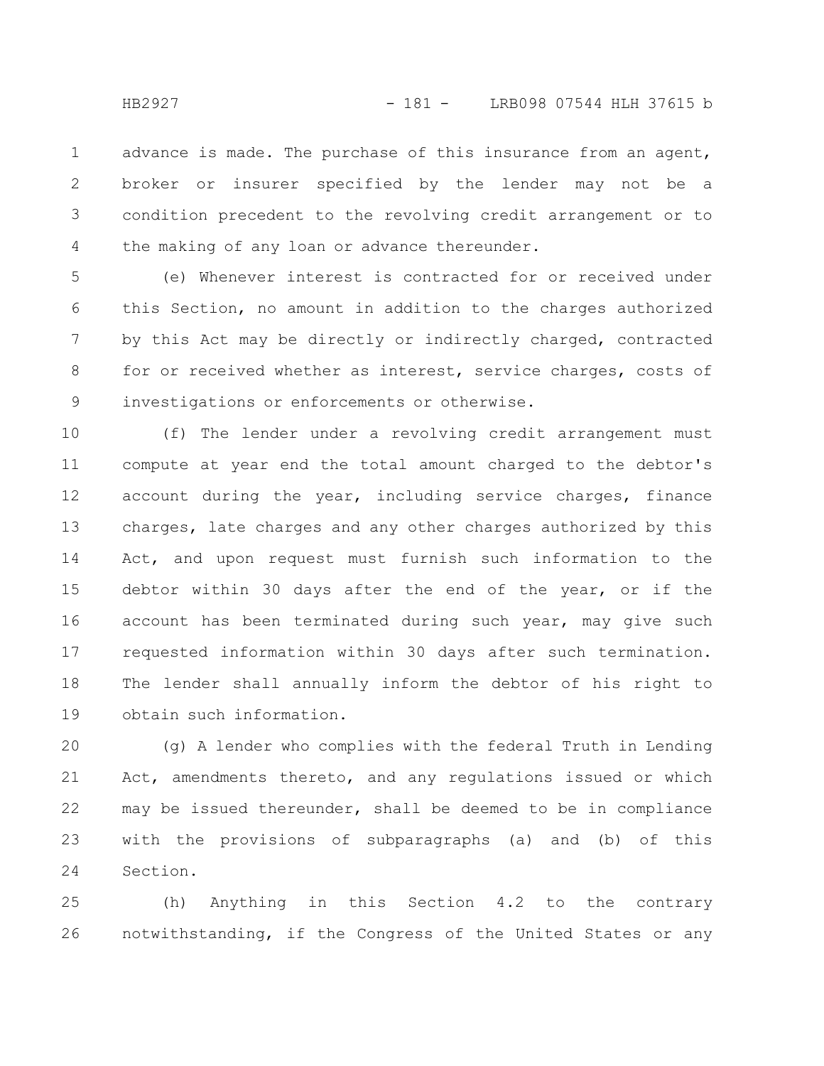advance is made. The purchase of this insurance from an agent, broker or insurer specified by the lender may not be a condition precedent to the revolving credit arrangement or to the making of any loan or advance thereunder.

(e) Whenever interest is contracted for or received under this Section, no amount in addition to the charges authorized by this Act may be directly or indirectly charged, contracted for or received whether as interest, service charges, costs of investigations or enforcements or otherwise.

(f) The lender under a revolving credit arrangement must compute at year end the total amount charged to the debtor's account during the year, including service charges, finance charges, late charges and any other charges authorized by this Act, and upon request must furnish such information to the debtor within 30 days after the end of the year, or if the account has been terminated during such year, may give such requested information within 30 days after such termination. The lender shall annually inform the debtor of his right to obtain such information.

(g) A lender who complies with the federal Truth in Lending Act, amendments thereto, and any regulations issued or which may be issued thereunder, shall be deemed to be in compliance with the provisions of subparagraphs (a) and (b) of this Section.

(h) Anything in this Section 4.2 to the contrary notwithstanding, if the Congress of the United States or any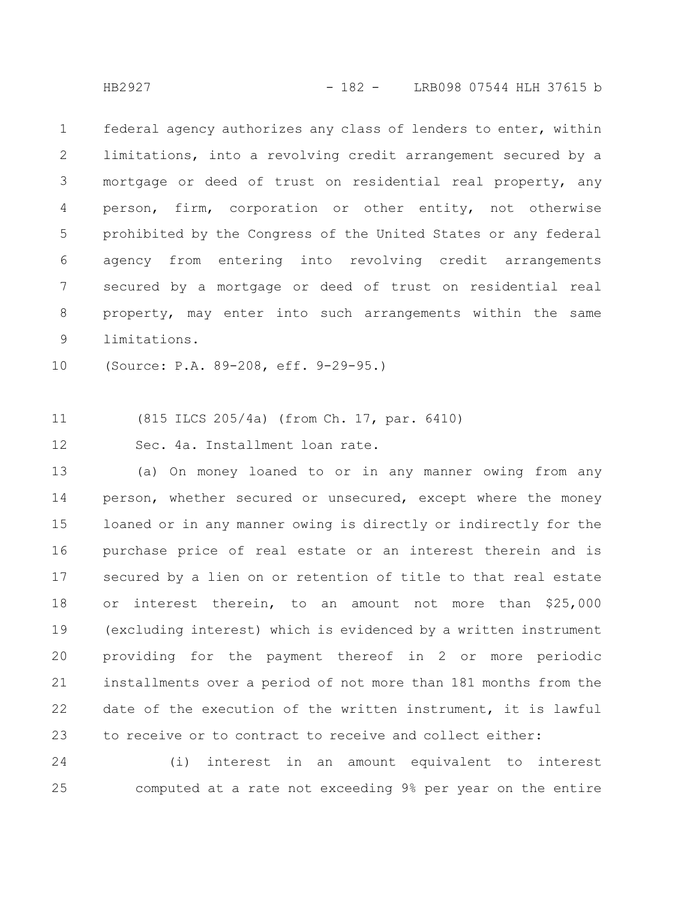federal agency authorizes any class of lenders to enter, within limitations, into a revolving credit arrangement secured by a mortgage or deed of trust on residential real property, any person, firm, corporation or other entity, not otherwise prohibited by the Congress of the United States or any federal agency from entering into revolving credit arrangements secured by a mortgage or deed of trust on residential real property, may enter into such arrangements within the same limitations.

(Source: P.A. 89-208, eff. 9-29-95.)

(815 ILCS 205/4a) (from Ch. 17, par. 6410)

Sec. 4a. Installment loan rate.

(a) On money loaned to or in any manner owing from any person, whether secured or unsecured, except where the money loaned or in any manner owing is directly or indirectly for the purchase price of real estate or an interest therein and is secured by a lien on or retention of title to that real estate or interest therein, to an amount not more than $25,000 (excluding interest) which is evidenced by a written instrument providing for the payment thereof in 2 or more periodic installments over a period of not more than 181 months from the date of the execution of the written instrument, it is lawful to receive or to contract to receive and collect either:

(i) interest in an amount equivalent to interest computed at a rate not exceeding 9% per year on the entire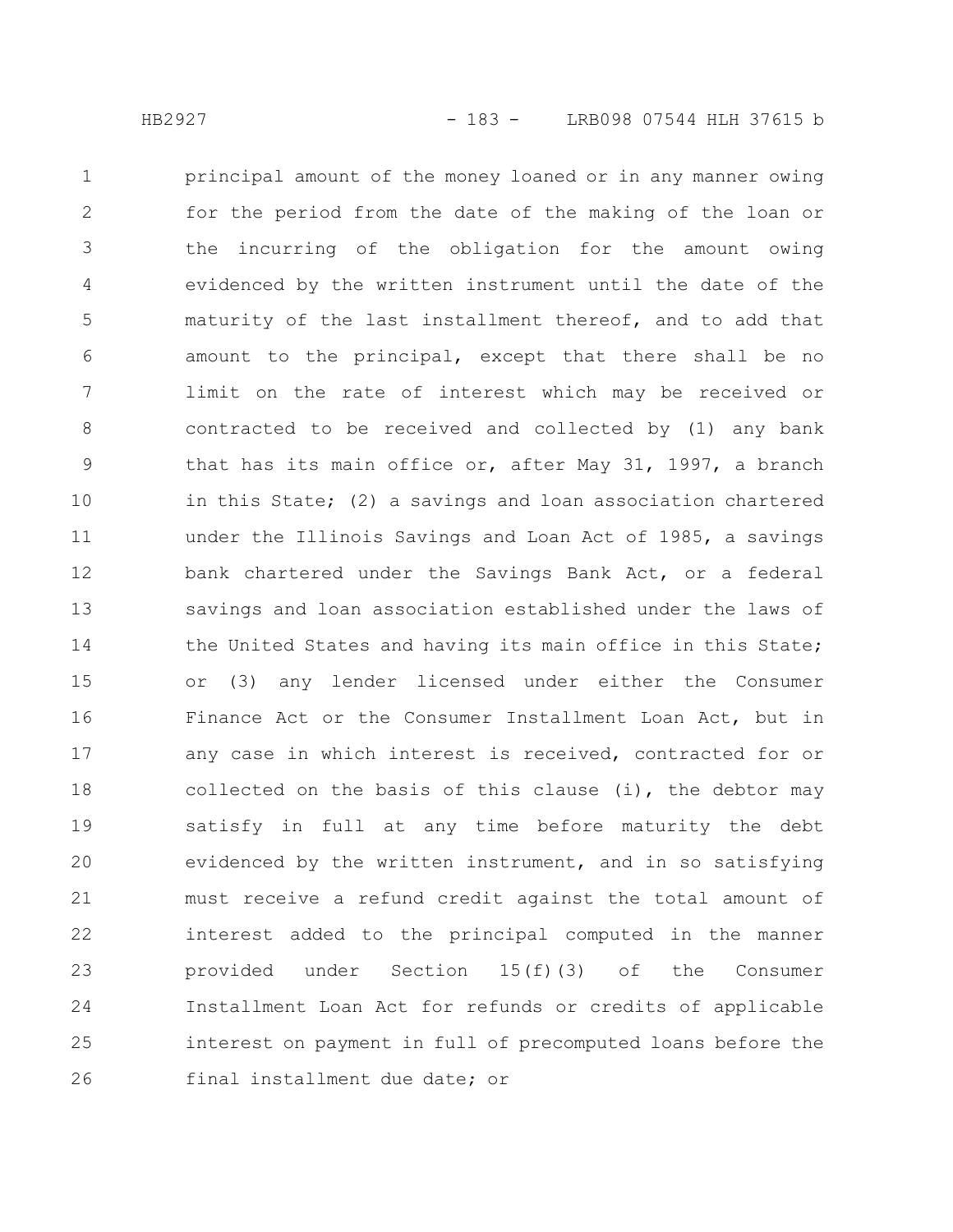principal amount of the money loaned or in any manner owing for the period from the date of the making of the loan or the incurring of the obligation for the amount owing evidenced by the written instrument until the date of the maturity of the last installment thereof, and to add that amount to the principal, except that there shall be no limit on the rate of interest which may be received or contracted to be received and collected by (1) any bank that has its main office or, after May 31, 1997, a branch in this State; (2) a savings and loan association chartered under the Illinois Savings and Loan Act of 1985, a savings bank chartered under the Savings Bank Act, or a federal savings and loan association established under the laws of the United States and having its main office in this State; or (3) any lender licensed under either the Consumer Finance Act or the Consumer Installment Loan Act, but in any case in which interest is received, contracted for or collected on the basis of this clause (i), the debtor may satisfy in full at any time before maturity the debt evidenced by the written instrument, and in so satisfying must receive a refund credit against the total amount of interest added to the principal computed in the manner provided under Section 15(f)(3) of the Consumer Installment Loan Act for refunds or credits of applicable interest on payment in full of precomputed loans before the final installment due date; or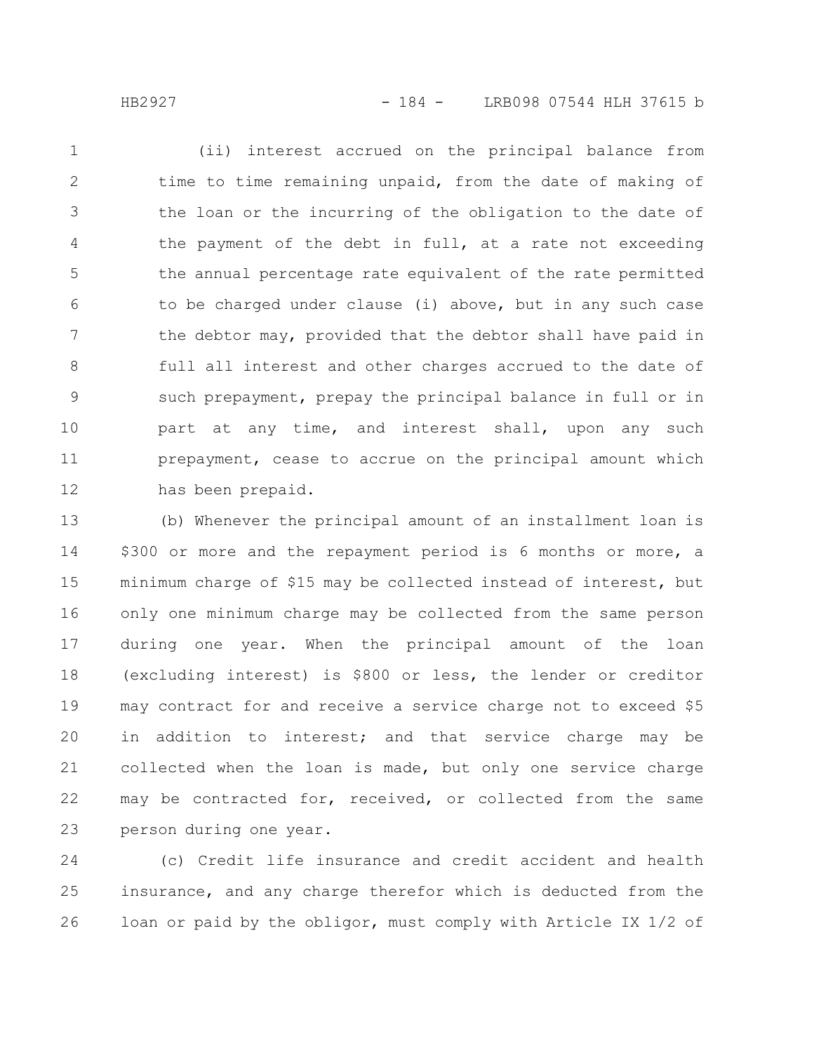(ii) interest accrued on the principal balance from time to time remaining unpaid, from the date of making of the loan or the incurring of the obligation to the date of the payment of the debt in full, at a rate not exceeding the annual percentage rate equivalent of the rate permitted to be charged under clause (i) above, but in any such case the debtor may, provided that the debtor shall have paid in full all interest and other charges accrued to the date of such prepayment, prepay the principal balance in full or in part at any time, and interest shall, upon any such prepayment, cease to accrue on the principal amount which has been prepaid.

(b) Whenever the principal amount of an installment loan is $300 or more and the repayment period is 6 months or more, a minimum charge of $15 may be collected instead of interest, but only one minimum charge may be collected from the same person during one year. When the principal amount of the loan (excluding interest) is $800 or less, the lender or creditor may contract for and receive a service charge not to exceed $5 in addition to interest; and that service charge may be collected when the loan is made, but only one service charge may be contracted for, received, or collected from the same person during one year.

(c) Credit life insurance and credit accident and health insurance, and any charge therefor which is deducted from the loan or paid by the obligor, must comply with Article IX 1/2 of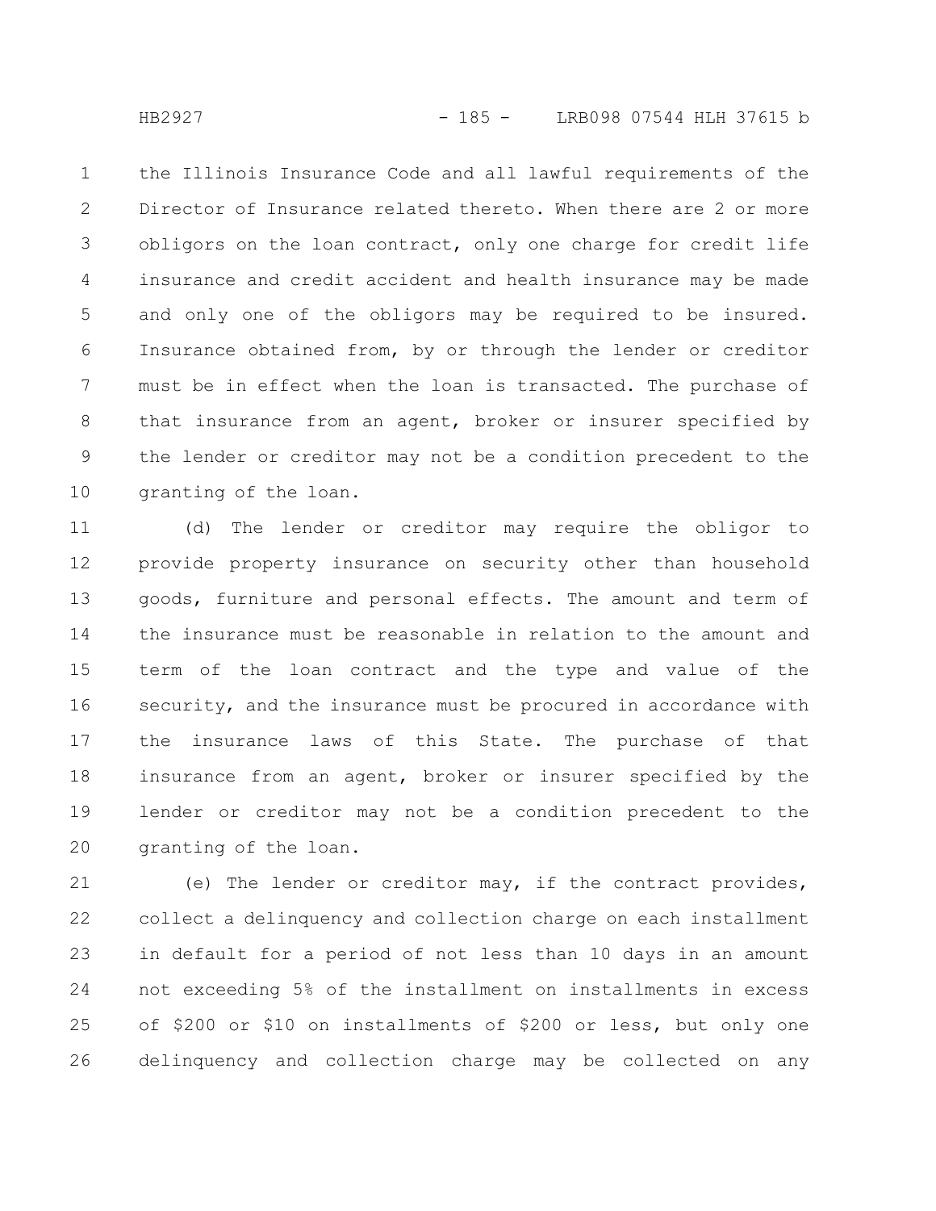the Illinois Insurance Code and all lawful requirements of the Director of Insurance related thereto. When there are 2 or more obligors on the loan contract, only one charge for credit life insurance and credit accident and health insurance may be made and only one of the obligors may be required to be insured. Insurance obtained from, by or through the lender or creditor must be in effect when the loan is transacted. The purchase of that insurance from an agent, broker or insurer specified by the lender or creditor may not be a condition precedent to the granting of the loan.

(d) The lender or creditor may require the obligor to provide property insurance on security other than household goods, furniture and personal effects. The amount and term of the insurance must be reasonable in relation to the amount and term of the loan contract and the type and value of the security, and the insurance must be procured in accordance with the insurance laws of this State. The purchase of that insurance from an agent, broker or insurer specified by the lender or creditor may not be a condition precedent to the granting of the loan.

(e) The lender or creditor may, if the contract provides, collect a delinquency and collection charge on each installment in default for a period of not less than 10 days in an amount not exceeding 5% of the installment on installments in excess of $200 or $10 on installments of $200 or less, but only one delinquency and collection charge may be collected on any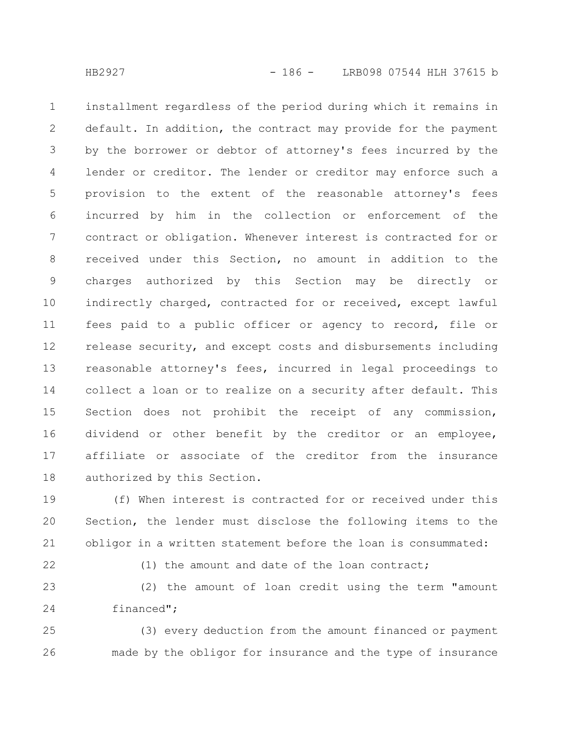installment regardless of the period during which it remains in default. In addition, the contract may provide for the payment by the borrower or debtor of attorney's fees incurred by the lender or creditor. The lender or creditor may enforce such a provision to the extent of the reasonable attorney's fees incurred by him in the collection or enforcement of the contract or obligation. Whenever interest is contracted for or received under this Section, no amount in addition to the charges authorized by this Section may be directly or indirectly charged, contracted for or received, except lawful fees paid to a public officer or agency to record, file or release security, and except costs and disbursements including reasonable attorney's fees, incurred in legal proceedings to collect a loan or to realize on a security after default. This Section does not prohibit the receipt of any commission, dividend or other benefit by the creditor or an employee, affiliate or associate of the creditor from the insurance authorized by this Section.

(f) When interest is contracted for or received under this Section, the lender must disclose the following items to the obligor in a written statement before the loan is consummated:

(1) the amount and date of the loan contract;

(2) the amount of loan credit using the term "amount financed";

(3) every deduction from the amount financed or payment made by the obligor for insurance and the type of insurance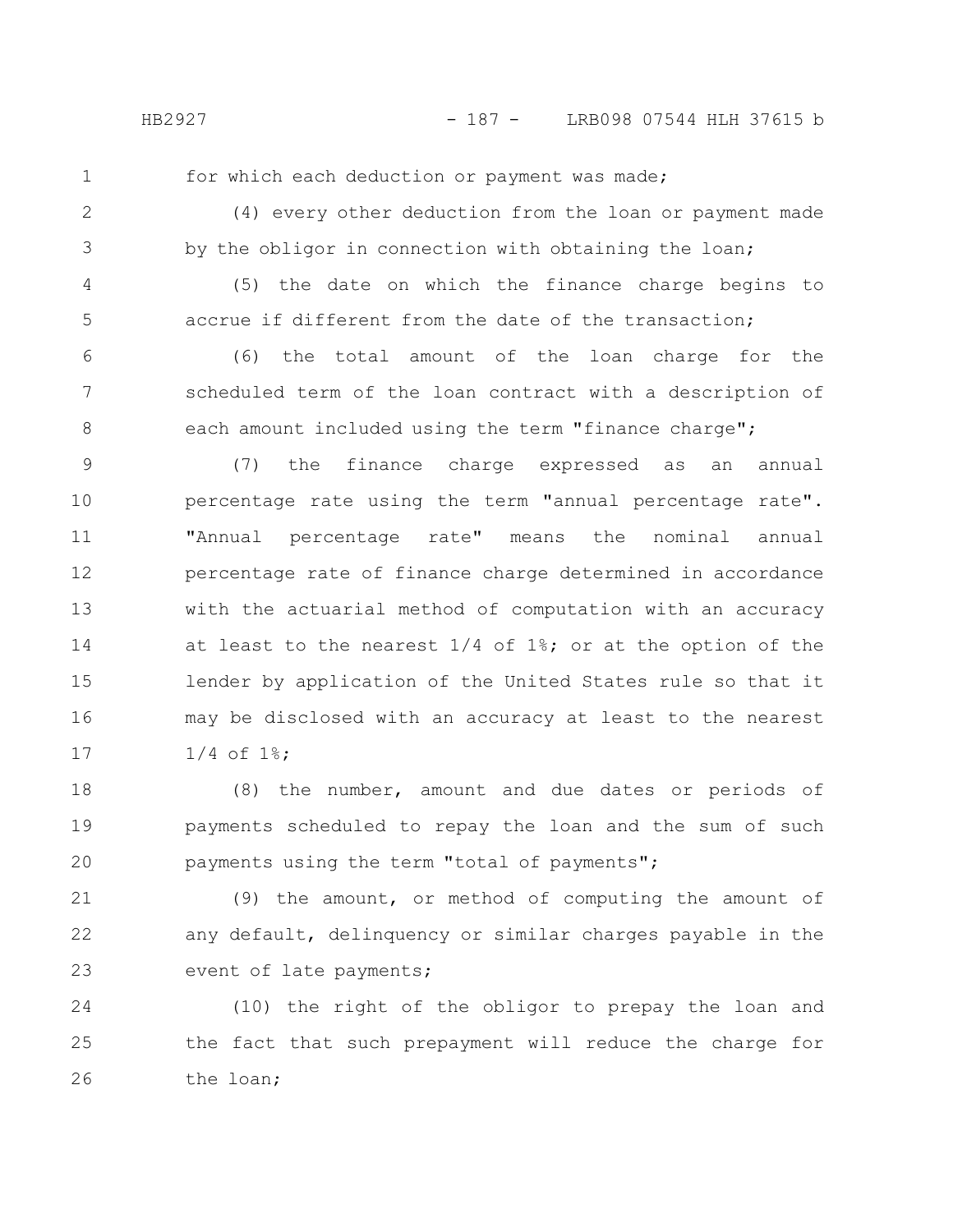for which each deduction or payment was made;

(4) every other deduction from the loan or payment made by the obligor in connection with obtaining the loan;

(5) the date on which the finance charge begins to accrue if different from the date of the transaction;

(6) the total amount of the loan charge for the scheduled term of the loan contract with a description of each amount included using the term "finance charge";

(7) the finance charge expressed as an annual percentage rate using the term "annual percentage rate". "Annual percentage rate" means the nominal annual percentage rate of finance charge determined in accordance with the actuarial method of computation with an accuracy at least to the nearest 1/4 of 1%; or at the option of the lender by application of the United States rule so that it may be disclosed with an accuracy at least to the nearest 1/4 of 1%;

(8) the number, amount and due dates or periods of payments scheduled to repay the loan and the sum of such payments using the term "total of payments";

(9) the amount, or method of computing the amount of any default, delinquency or similar charges payable in the event of late payments;

(10) the right of the obligor to prepay the loan and the fact that such prepayment will reduce the charge for the loan;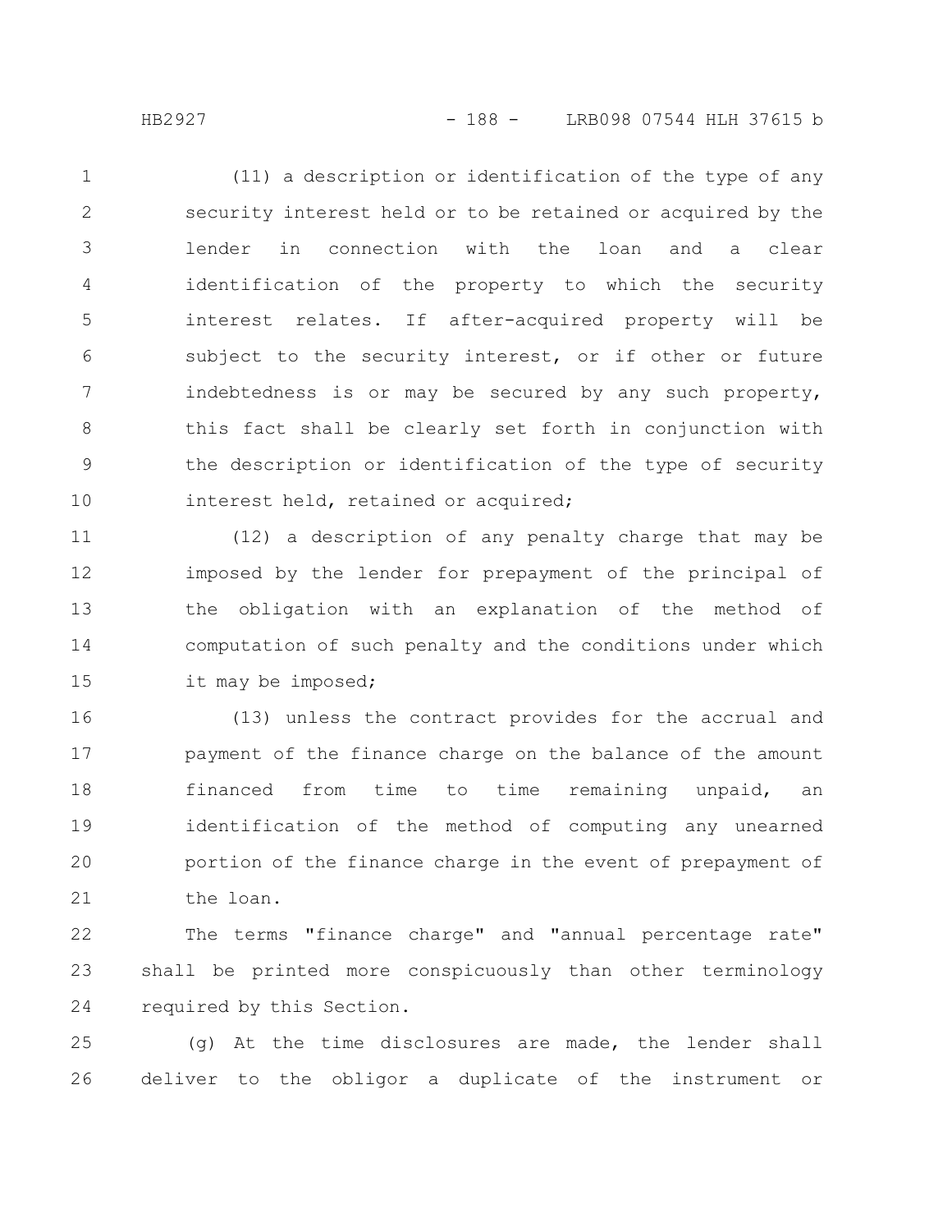(11) a description or identification of the type of any security interest held or to be retained or acquired by the lender in connection with the loan and a clear identification of the property to which the security interest relates. If after-acquired property will be subject to the security interest, or if other or future indebtedness is or may be secured by any such property, this fact shall be clearly set forth in conjunction with the description or identification of the type of security interest held, retained or acquired;

(12) a description of any penalty charge that may be imposed by the lender for prepayment of the principal of the obligation with an explanation of the method of computation of such penalty and the conditions under which it may be imposed;

(13) unless the contract provides for the accrual and payment of the finance charge on the balance of the amount financed from time to time remaining unpaid, an identification of the method of computing any unearned portion of the finance charge in the event of prepayment of the loan.

The terms "finance charge" and "annual percentage rate" shall be printed more conspicuously than other terminology required by this Section.

(g) At the time disclosures are made, the lender shall deliver to the obligor a duplicate of the instrument or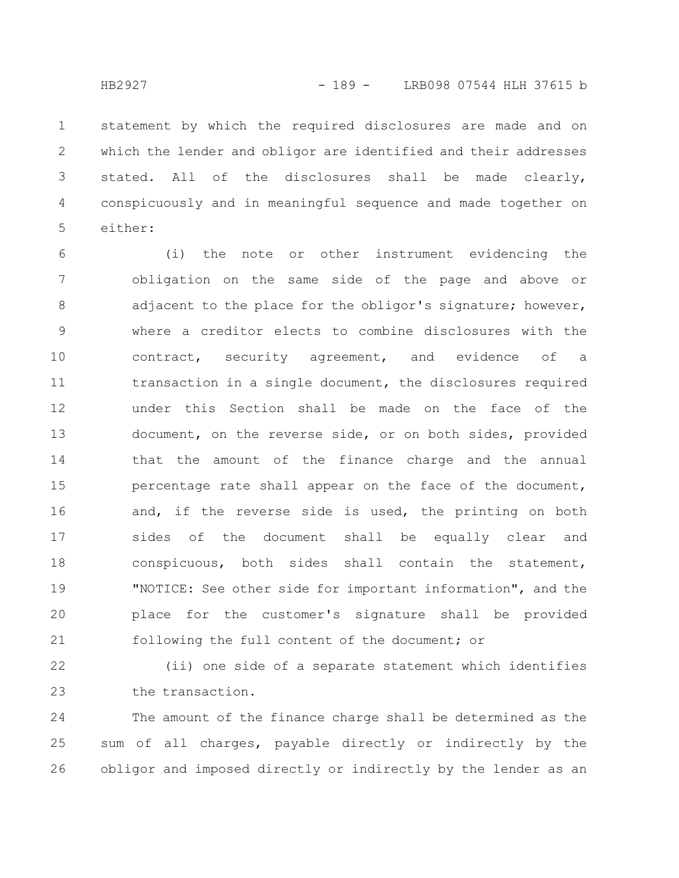statement by which the required disclosures are made and on which the lender and obligor are identified and their addresses stated. All of the disclosures shall be made clearly, conspicuously and in meaningful sequence and made together on either:

(i) the note or other instrument evidencing the obligation on the same side of the page and above or adjacent to the place for the obligor's signature; however, where a creditor elects to combine disclosures with the contract, security agreement, and evidence of a transaction in a single document, the disclosures required under this Section shall be made on the face of the document, on the reverse side, or on both sides, provided that the amount of the finance charge and the annual percentage rate shall appear on the face of the document, and, if the reverse side is used, the printing on both sides of the document shall be equally clear and conspicuous, both sides shall contain the statement, "NOTICE: See other side for important information", and the place for the customer's signature shall be provided following the full content of the document; or

(ii) one side of a separate statement which identifies the transaction.

The amount of the finance charge shall be determined as the sum of all charges, payable directly or indirectly by the obligor and imposed directly or indirectly by the lender as an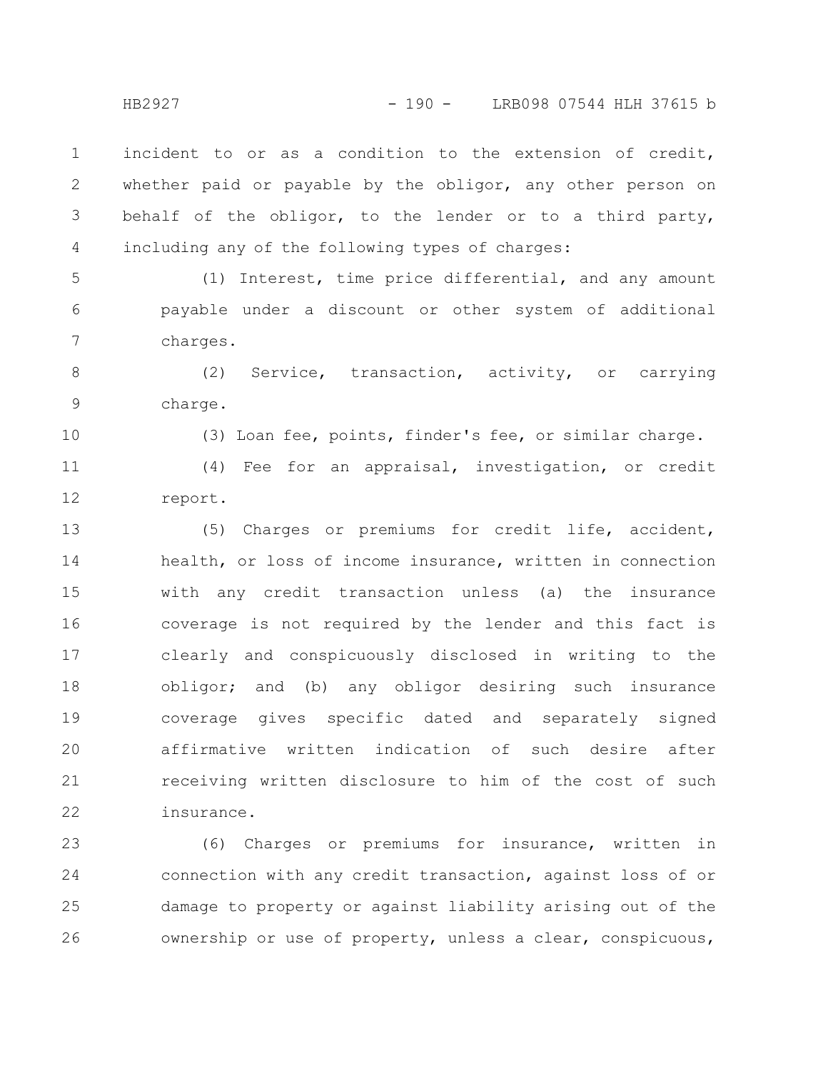incident to or as a condition to the extension of credit, whether paid or payable by the obligor, any other person on behalf of the obligor, to the lender or to a third party, including any of the following types of charges:

(1) Interest, time price differential, and any amount payable under a discount or other system of additional charges.

(2) Service, transaction, activity, or carrying charge.

(3) Loan fee, points, finder's fee, or similar charge.

(4) Fee for an appraisal, investigation, or credit report.

(5) Charges or premiums for credit life, accident, health, or loss of income insurance, written in connection with any credit transaction unless (a) the insurance coverage is not required by the lender and this fact is clearly and conspicuously disclosed in writing to the obligor; and (b) any obligor desiring such insurance coverage gives specific dated and separately signed affirmative written indication of such desire after receiving written disclosure to him of the cost of such insurance.

(6) Charges or premiums for insurance, written in connection with any credit transaction, against loss of or damage to property or against liability arising out of the ownership or use of property, unless a clear, conspicuous,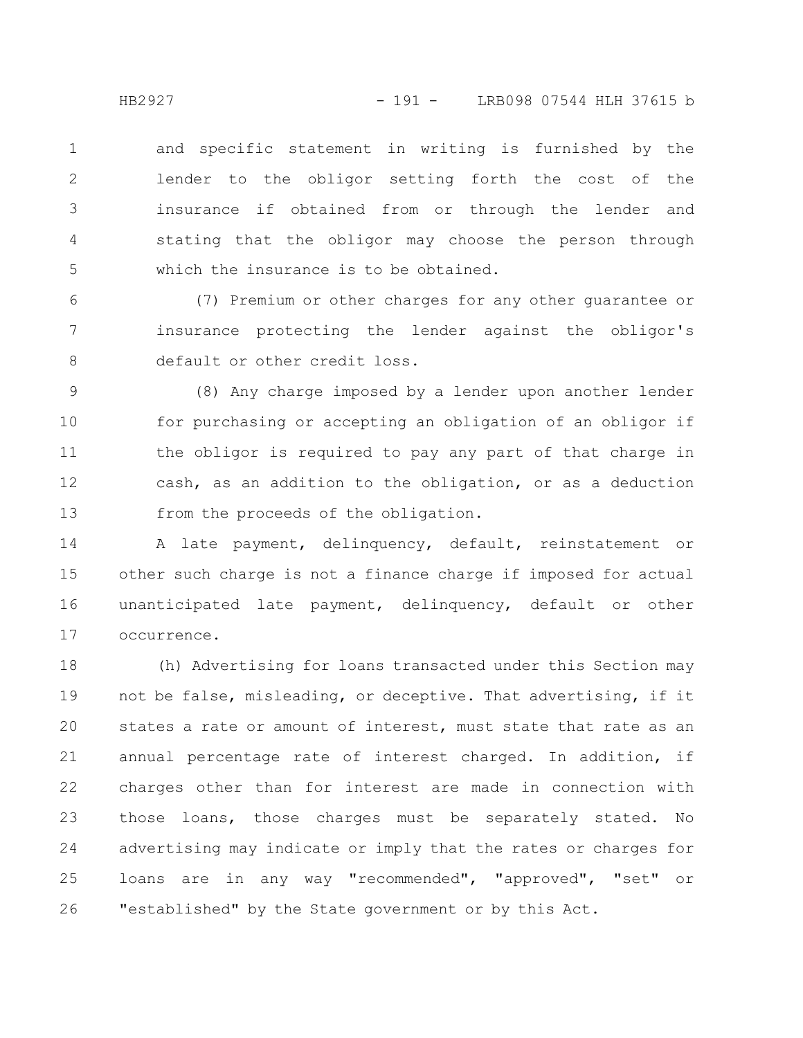and specific statement in writing is furnished by the lender to the obligor setting forth the cost of the insurance if obtained from or through the lender and stating that the obligor may choose the person through which the insurance is to be obtained.

(7) Premium or other charges for any other guarantee or insurance protecting the lender against the obligor's default or other credit loss.

(8) Any charge imposed by a lender upon another lender for purchasing or accepting an obligation of an obligor if the obligor is required to pay any part of that charge in cash, as an addition to the obligation, or as a deduction from the proceeds of the obligation.

A late payment, delinquency, default, reinstatement or other such charge is not a finance charge if imposed for actual unanticipated late payment, delinquency, default or other occurrence.

(h) Advertising for loans transacted under this Section may not be false, misleading, or deceptive. That advertising, if it states a rate or amount of interest, must state that rate as an annual percentage rate of interest charged. In addition, if charges other than for interest are made in connection with those loans, those charges must be separately stated. No advertising may indicate or imply that the rates or charges for loans are in any way "recommended", "approved", "set" or "established" by the State government or by this Act.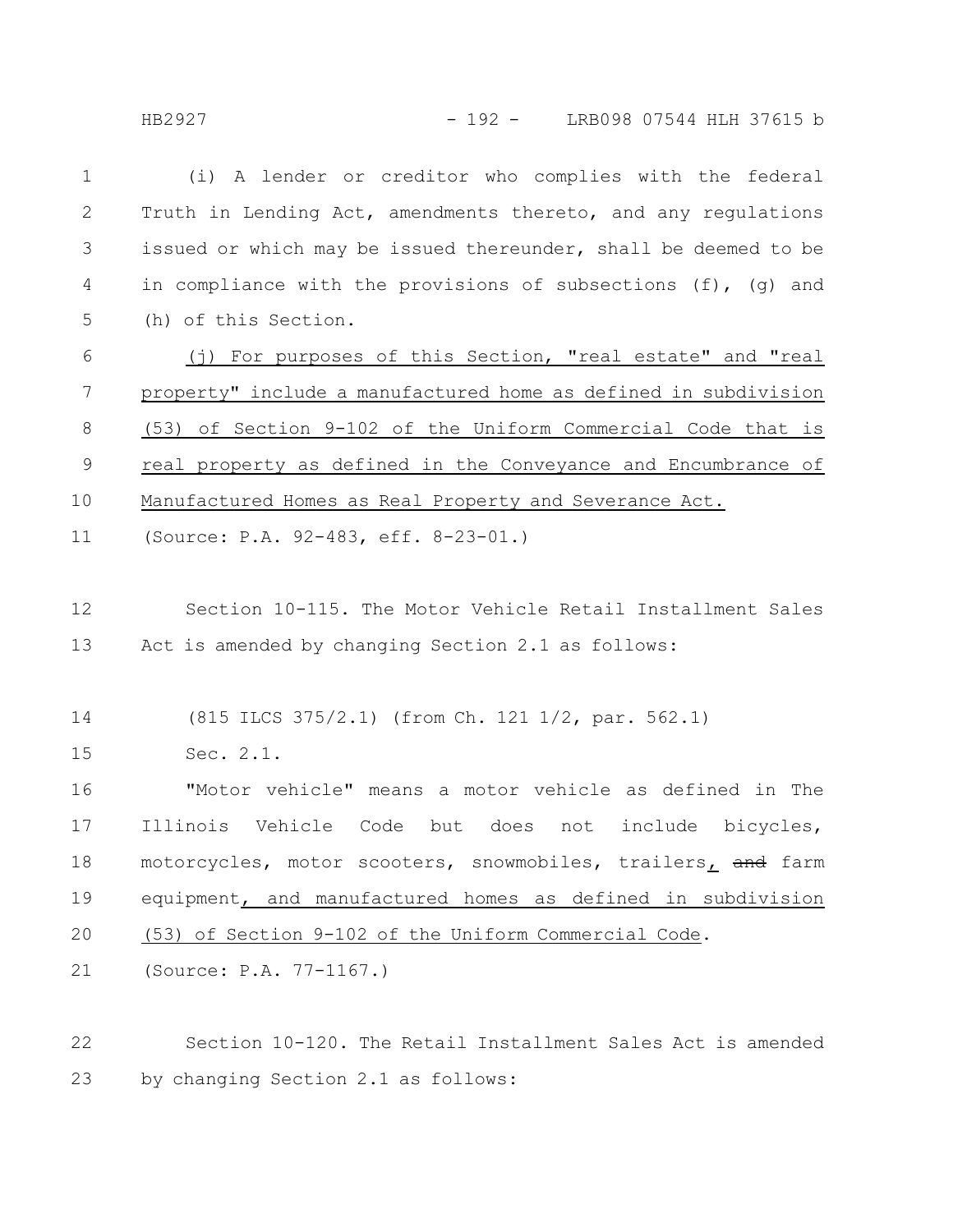(i) A lender or creditor who complies with the federal Truth in Lending Act, amendments thereto, and any regulations issued or which may be issued thereunder, shall be deemed to be in compliance with the provisions of subsections (f), (g) and (h) of this Section.

(j) For purposes of this Section, "real estate" and "real property" include a manufactured home as defined in subdivision (53) of Section 9-102 of the Uniform Commercial Code that is real property as defined in the Conveyance and Encumbrance of Manufactured Homes as Real Property and Severance Act.

(Source: P.A. 92-483, eff. 8-23-01.)

Section 10-115. The Motor Vehicle Retail Installment Sales Act is amended by changing Section 2.1 as follows:

(815 ILCS 375/2.1) (from Ch. 121 1/2, par. 562.1)

Sec. 2.1.

"Motor vehicle" means a motor vehicle as defined in The Illinois Vehicle Code but does not include bicycles, motorcycles, motor scooters, snowmobiles, trailers, ~~and~~ farm equipment, and manufactured homes as defined in subdivision (53) of Section 9-102 of the Uniform Commercial Code.

(Source: P.A. 77-1167.)

Section 10-120. The Retail Installment Sales Act is amended by changing Section 2.1 as follows: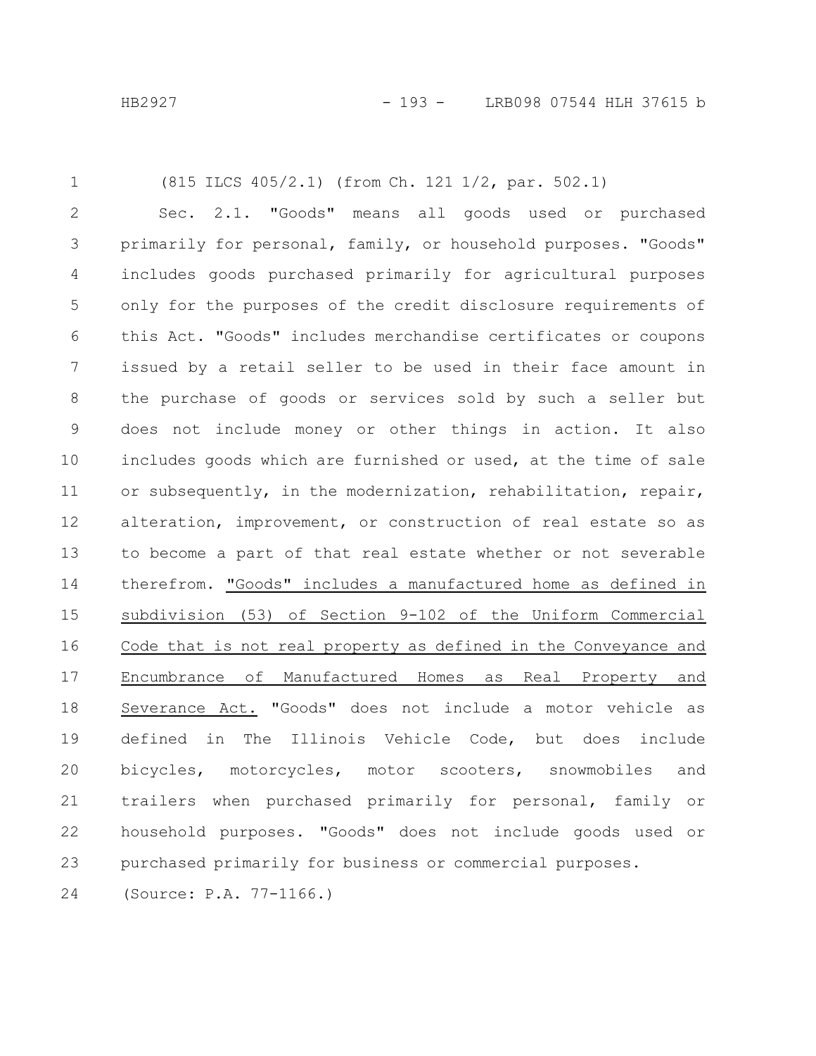(815 ILCS 405/2.1) (from Ch. 121 1/2, par. 502.1)

Sec. 2.1. "Goods" means all goods used or purchased primarily for personal, family, or household purposes. "Goods" includes goods purchased primarily for agricultural purposes only for the purposes of the credit disclosure requirements of this Act. "Goods" includes merchandise certificates or coupons issued by a retail seller to be used in their face amount in the purchase of goods or services sold by such a seller but does not include money or other things in action. It also includes goods which are furnished or used, at the time of sale or subsequently, in the modernization, rehabilitation, repair, alteration, improvement, or construction of real estate so as to become a part of that real estate whether or not severable therefrom. "Goods" includes a manufactured home as defined in subdivision (53) of Section 9-102 of the Uniform Commercial Code that is not real property as defined in the Conveyance and Encumbrance of Manufactured Homes as Real Property and Severance Act. "Goods" does not include a motor vehicle as defined in The Illinois Vehicle Code, but does include bicycles, motorcycles, motor scooters, snowmobiles and trailers when purchased primarily for personal, family or household purposes. "Goods" does not include goods used or purchased primarily for business or commercial purposes.

(Source: P.A. 77-1166.)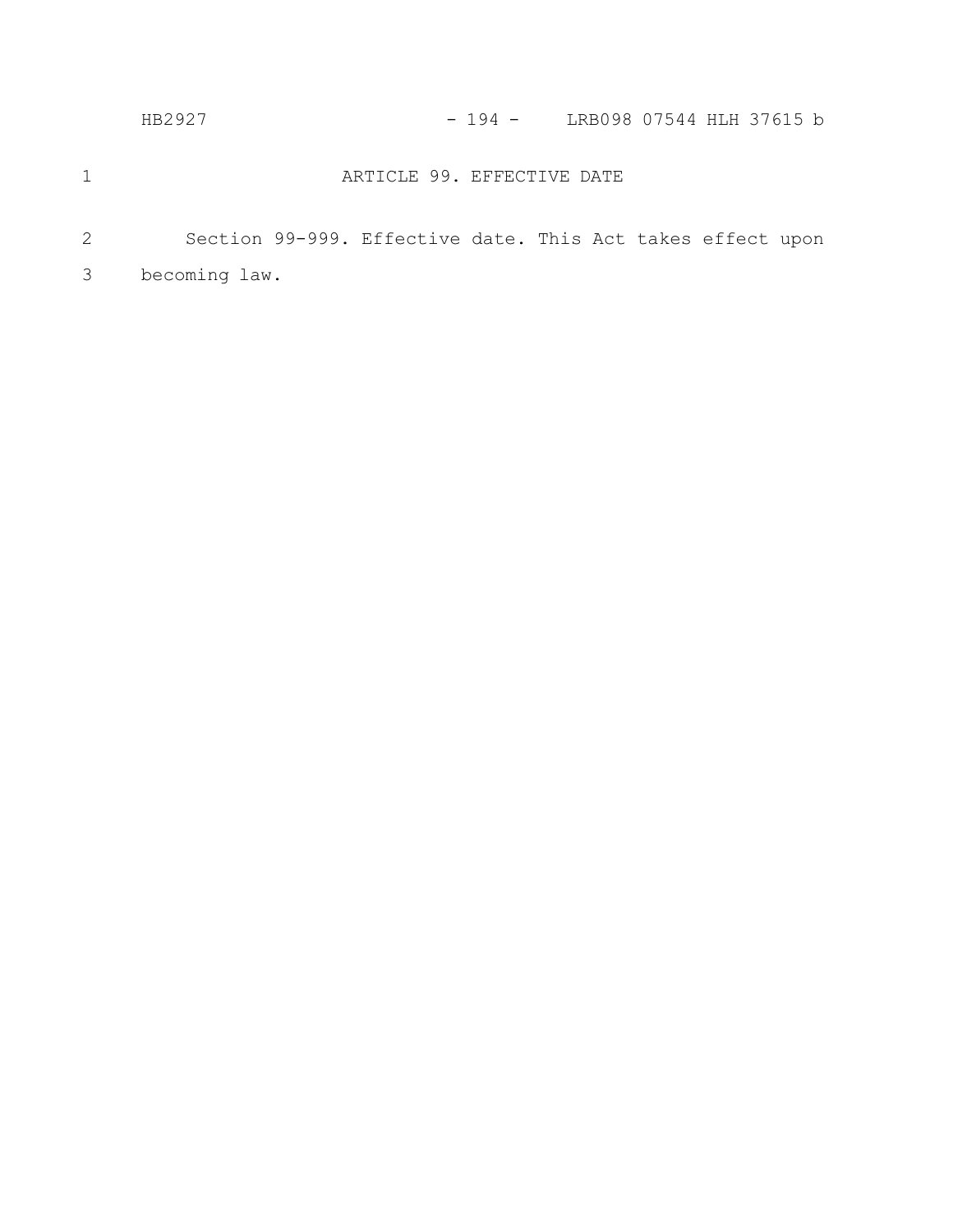## ARTICLE 99. EFFECTIVE DATE

Section 99-999. Effective date. This Act takes effect upon becoming law.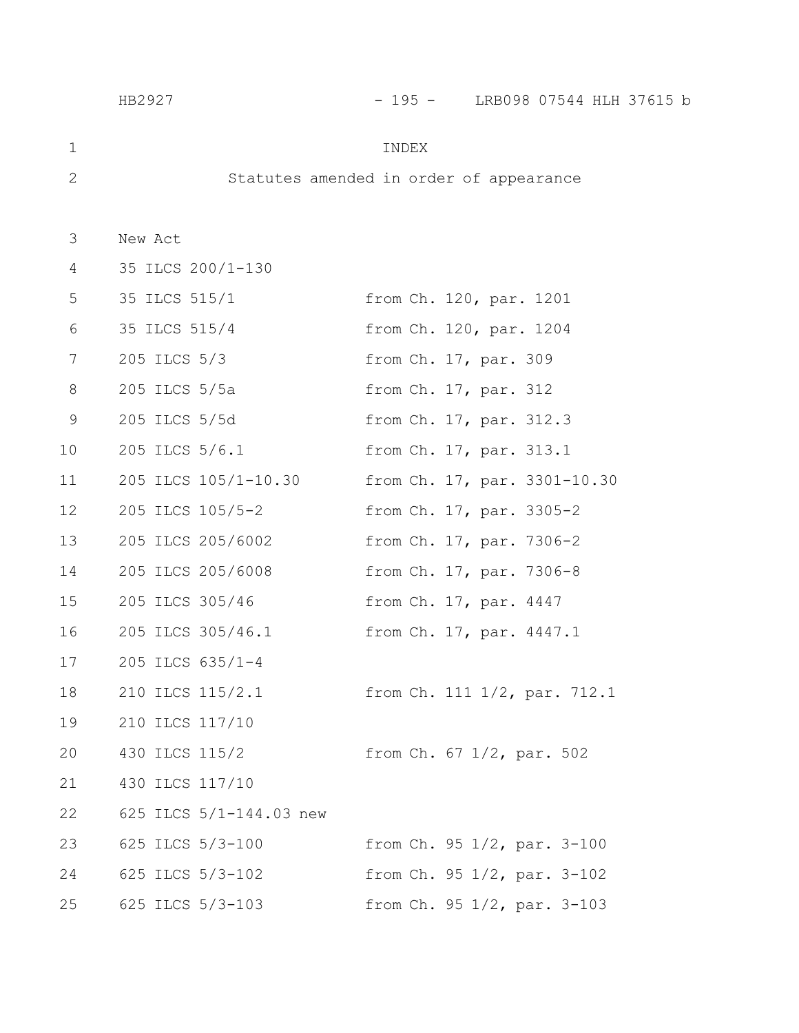# INDEX

## Statutes amended in order of appearance

| | |
|---|---|
| New Act | |
| 35 ILCS 200/1-130 | |
| 35 ILCS 515/1 | from Ch. 120, par. 1201 |
| 35 ILCS 515/4 | from Ch. 120, par. 1204 |
| 205 ILCS 5/3 | from Ch. 17, par. 309 |
| 205 ILCS 5/5a | from Ch. 17, par. 312 |
| 205 ILCS 5/5d | from Ch. 17, par. 312.3 |
| 205 ILCS 5/6.1 | from Ch. 17, par. 313.1 |
| 205 ILCS 105/1-10.30 | from Ch. 17, par. 3301-10.30 |
| 205 ILCS 105/5-2 | from Ch. 17, par. 3305-2 |
| 205 ILCS 205/6002 | from Ch. 17, par. 7306-2 |
| 205 ILCS 205/6008 | from Ch. 17, par. 7306-8 |
| 205 ILCS 305/46 | from Ch. 17, par. 4447 |
| 205 ILCS 305/46.1 | from Ch. 17, par. 4447.1 |
| 205 ILCS 635/1-4 | |
| 210 ILCS 115/2.1 | from Ch. 111 1/2, par. 712.1 |
| 210 ILCS 117/10 | |
| 430 ILCS 115/2 | from Ch. 67 1/2, par. 502 |
| 430 ILCS 117/10 | |
| 625 ILCS 5/1-144.03 new | |
| 625 ILCS 5/3-100 | from Ch. 95 1/2, par. 3-100 |
| 625 ILCS 5/3-102 | from Ch. 95 1/2, par. 3-102 |
| 625 ILCS 5/3-103 | from Ch. 95 1/2, par. 3-103 |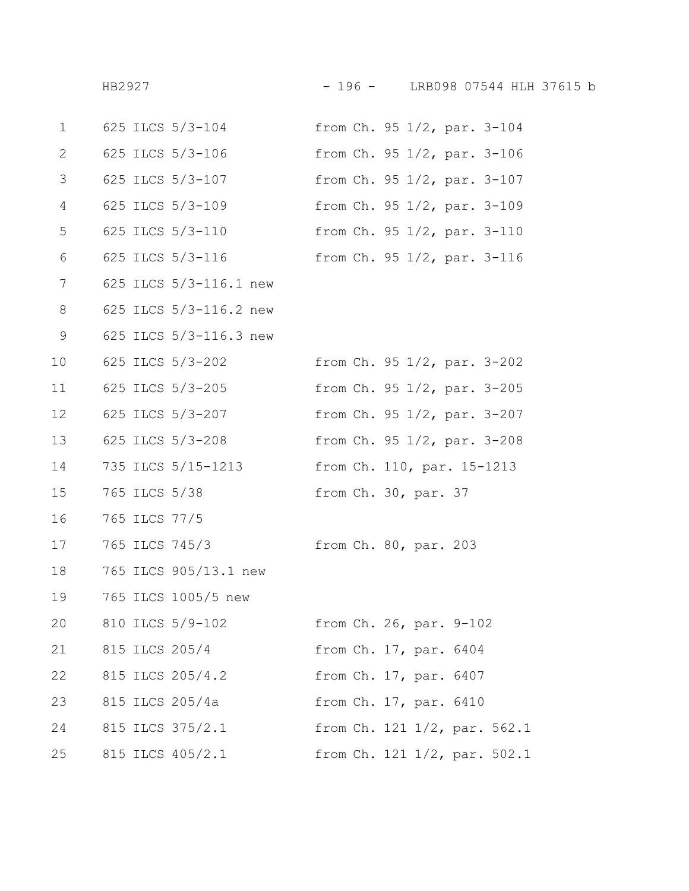| | |
|---|---|
| 625 ILCS 5/3-104 | from Ch. 95 1/2, par. 3-104 |
| 625 ILCS 5/3-106 | from Ch. 95 1/2, par. 3-106 |
| 625 ILCS 5/3-107 | from Ch. 95 1/2, par. 3-107 |
| 625 ILCS 5/3-109 | from Ch. 95 1/2, par. 3-109 |
| 625 ILCS 5/3-110 | from Ch. 95 1/2, par. 3-110 |
| 625 ILCS 5/3-116 | from Ch. 95 1/2, par. 3-116 |
| 625 ILCS 5/3-116.1 new | |
| 625 ILCS 5/3-116.2 new | |
| 625 ILCS 5/3-116.3 new | |
| 625 ILCS 5/3-202 | from Ch. 95 1/2, par. 3-202 |
| 625 ILCS 5/3-205 | from Ch. 95 1/2, par. 3-205 |
| 625 ILCS 5/3-207 | from Ch. 95 1/2, par. 3-207 |
| 625 ILCS 5/3-208 | from Ch. 95 1/2, par. 3-208 |
| 735 ILCS 5/15-1213 | from Ch. 110, par. 15-1213 |
| 765 ILCS 5/38 | from Ch. 30, par. 37 |
| 765 ILCS 77/5 | |
| 765 ILCS 745/3 | from Ch. 80, par. 203 |
| 765 ILCS 905/13.1 new | |
| 765 ILCS 1005/5 new | |
| 810 ILCS 5/9-102 | from Ch. 26, par. 9-102 |
| 815 ILCS 205/4 | from Ch. 17, par. 6404 |
| 815 ILCS 205/4.2 | from Ch. 17, par. 6407 |
| 815 ILCS 205/4a | from Ch. 17, par. 6410 |
| 815 ILCS 375/2.1 | from Ch. 121 1/2, par. 562.1 |
| 815 ILCS 405/2.1 | from Ch. 121 1/2, par. 502.1 |